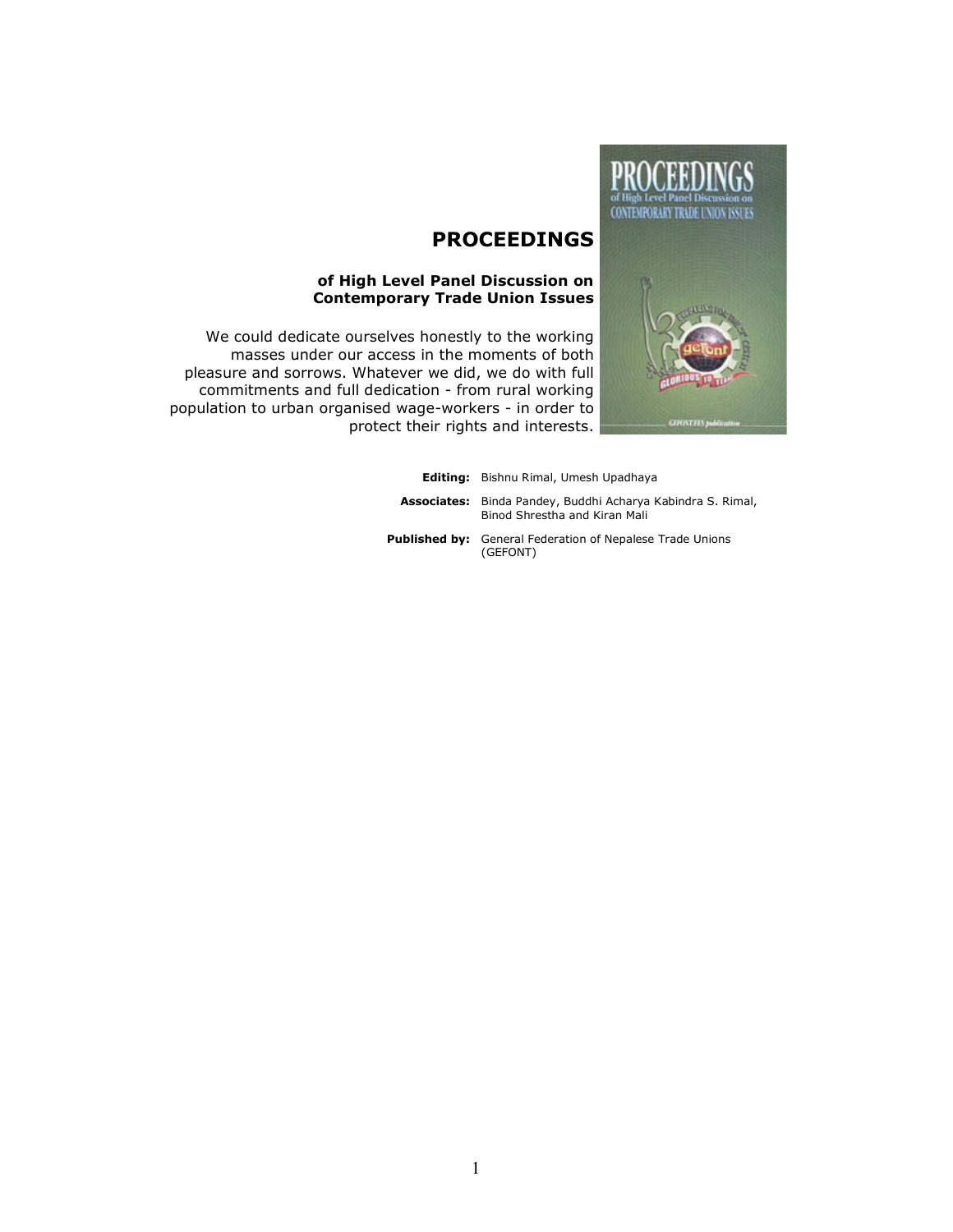# PROCEEDINGS

**of High Level Panel Discussion on Contemporary Trade Union Issues**

We could dedicate ourselves honestly to the working masses under our access in the moments of both pleasure and sorrows. Whatever we did, we do with full commitments and full dedication - from rural working population to urban organised wage-workers - in order to protect their rights and interests.

**Editing:** Bishnu Rimal, Umesh Upadhaya

**Associates:** Binda Pandey, Buddhi Acharya Kabindra S. Rimal, Binod Shrestha and Kiran Mali

**Published by:** General Federation of Nepalese Trade Unions (GEFONT)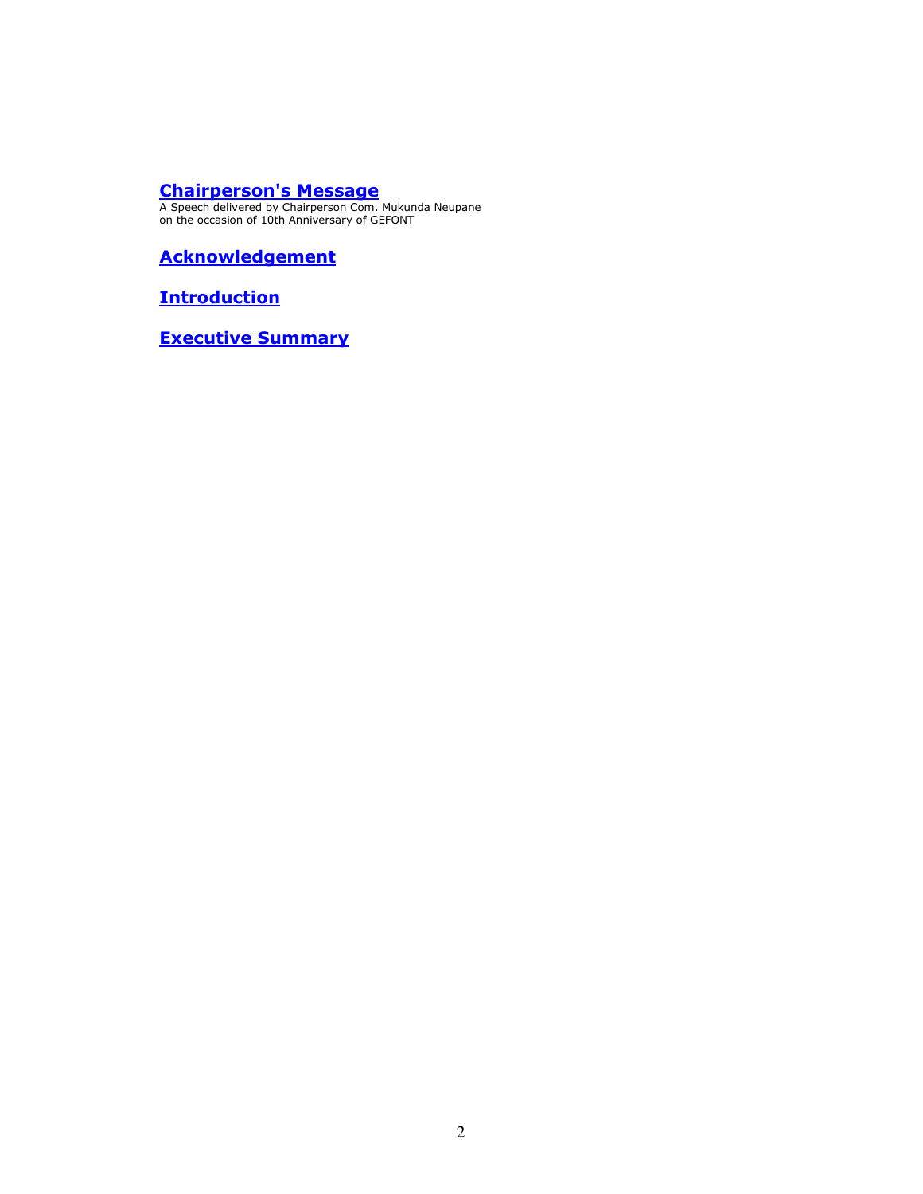## Chairperson's Message

A Speech delivered by Chairperson Com. Mukunda Neupane
on the occasion of 10th Anniversary of GEFONT

## Acknowledgement

## Introduction

## Executive Summary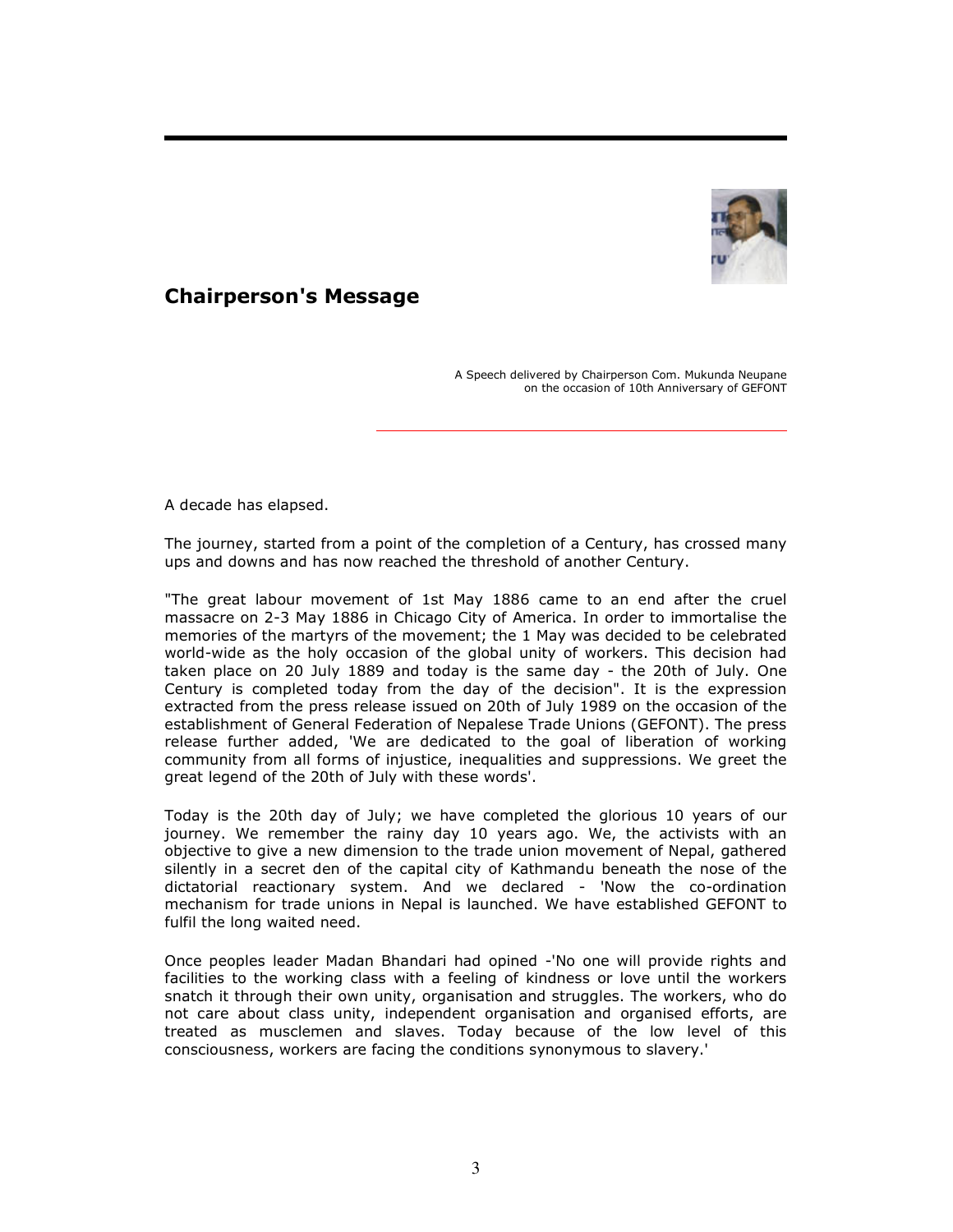## Chairperson's Message

A Speech delivered by Chairperson Com. Mukunda Neupane
on the occasion of 10th Anniversary of GEFONT

A decade has elapsed.

The journey, started from a point of the completion of a Century, has crossed many ups and downs and has now reached the threshold of another Century.

"The great labour movement of 1st May 1886 came to an end after the cruel massacre on 2-3 May 1886 in Chicago City of America. In order to immortalise the memories of the martyrs of the movement; the 1 May was decided to be celebrated world-wide as the holy occasion of the global unity of workers. This decision had taken place on 20 July 1889 and today is the same day - the 20th of July. One Century is completed today from the day of the decision". It is the expression extracted from the press release issued on 20th of July 1989 on the occasion of the establishment of General Federation of Nepalese Trade Unions (GEFONT). The press release further added, 'We are dedicated to the goal of liberation of working community from all forms of injustice, inequalities and suppressions. We greet the great legend of the 20th of July with these words'.

Today is the 20th day of July; we have completed the glorious 10 years of our journey. We remember the rainy day 10 years ago. We, the activists with an objective to give a new dimension to the trade union movement of Nepal, gathered silently in a secret den of the capital city of Kathmandu beneath the nose of the dictatorial reactionary system. And we declared - 'Now the co-ordination mechanism for trade unions in Nepal is launched. We have established GEFONT to fulfil the long waited need.

Once peoples leader Madan Bhandari had opined -'No one will provide rights and facilities to the working class with a feeling of kindness or love until the workers snatch it through their own unity, organisation and struggles. The workers, who do not care about class unity, independent organisation and organised efforts, are treated as musclemen and slaves. Today because of the low level of this consciousness, workers are facing the conditions synonymous to slavery.'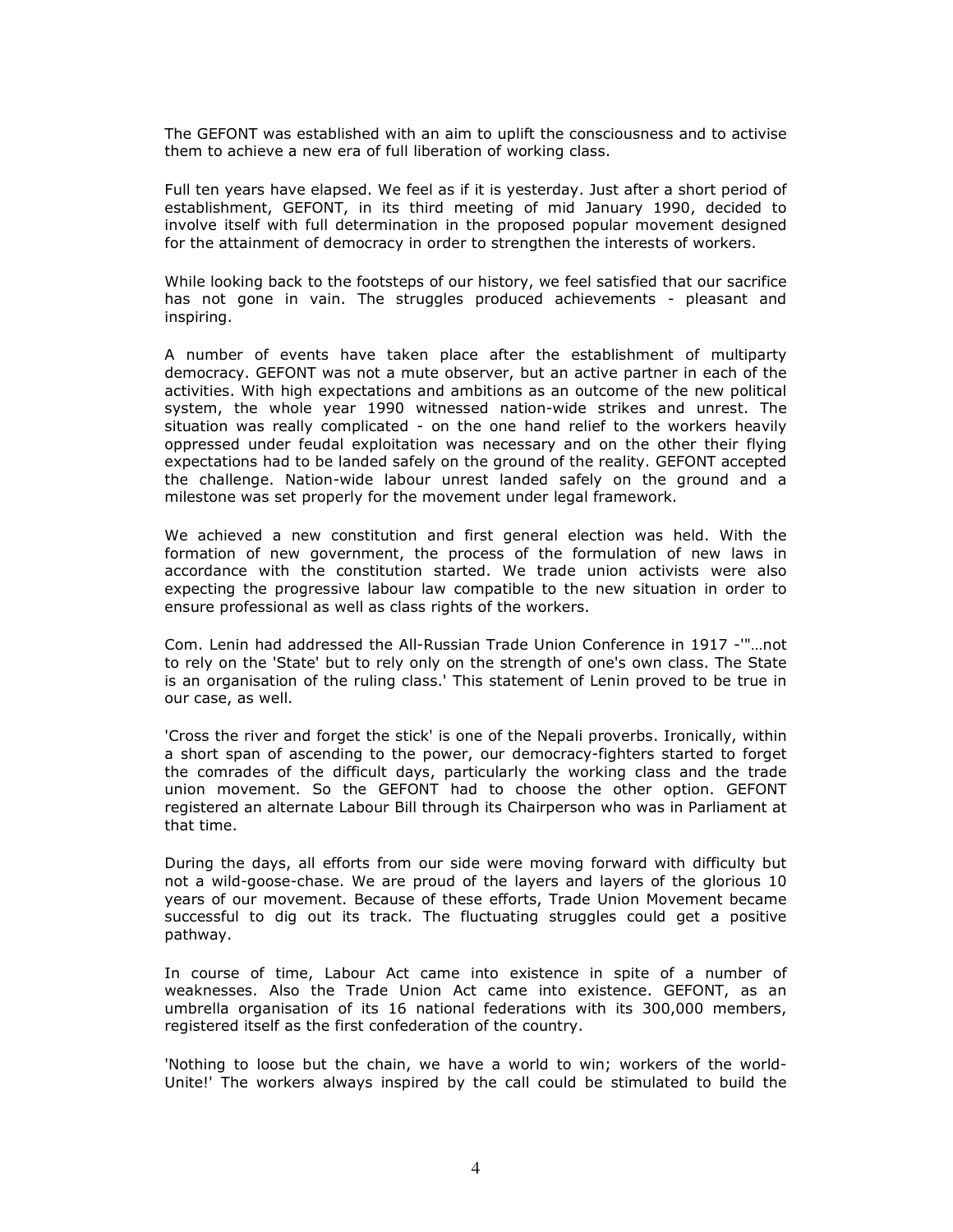The GEFONT was established with an aim to uplift the consciousness and to activise them to achieve a new era of full liberation of working class.

Full ten years have elapsed. We feel as if it is yesterday. Just after a short period of establishment, GEFONT, in its third meeting of mid January 1990, decided to involve itself with full determination in the proposed popular movement designed for the attainment of democracy in order to strengthen the interests of workers.

While looking back to the footsteps of our history, we feel satisfied that our sacrifice has not gone in vain. The struggles produced achievements - pleasant and inspiring.

A number of events have taken place after the establishment of multiparty democracy. GEFONT was not a mute observer, but an active partner in each of the activities. With high expectations and ambitions as an outcome of the new political system, the whole year 1990 witnessed nation-wide strikes and unrest. The situation was really complicated - on the one hand relief to the workers heavily oppressed under feudal exploitation was necessary and on the other their flying expectations had to be landed safely on the ground of the reality. GEFONT accepted the challenge. Nation-wide labour unrest landed safely on the ground and a milestone was set properly for the movement under legal framework.

We achieved a new constitution and first general election was held. With the formation of new government, the process of the formulation of new laws in accordance with the constitution started. We trade union activists were also expecting the progressive labour law compatible to the new situation in order to ensure professional as well as class rights of the workers.

Com. Lenin had addressed the All-Russian Trade Union Conference in 1917 -'"…not to rely on the 'State' but to rely only on the strength of one's own class. The State is an organisation of the ruling class.' This statement of Lenin proved to be true in our case, as well.

'Cross the river and forget the stick' is one of the Nepali proverbs. Ironically, within a short span of ascending to the power, our democracy-fighters started to forget the comrades of the difficult days, particularly the working class and the trade union movement. So the GEFONT had to choose the other option. GEFONT registered an alternate Labour Bill through its Chairperson who was in Parliament at that time.

During the days, all efforts from our side were moving forward with difficulty but not a wild-goose-chase. We are proud of the layers and layers of the glorious 10 years of our movement. Because of these efforts, Trade Union Movement became successful to dig out its track. The fluctuating struggles could get a positive pathway.

In course of time, Labour Act came into existence in spite of a number of weaknesses. Also the Trade Union Act came into existence. GEFONT, as an umbrella organisation of its 16 national federations with its 300,000 members, registered itself as the first confederation of the country.

'Nothing to loose but the chain, we have a world to win; workers of the world-Unite!' The workers always inspired by the call could be stimulated to build the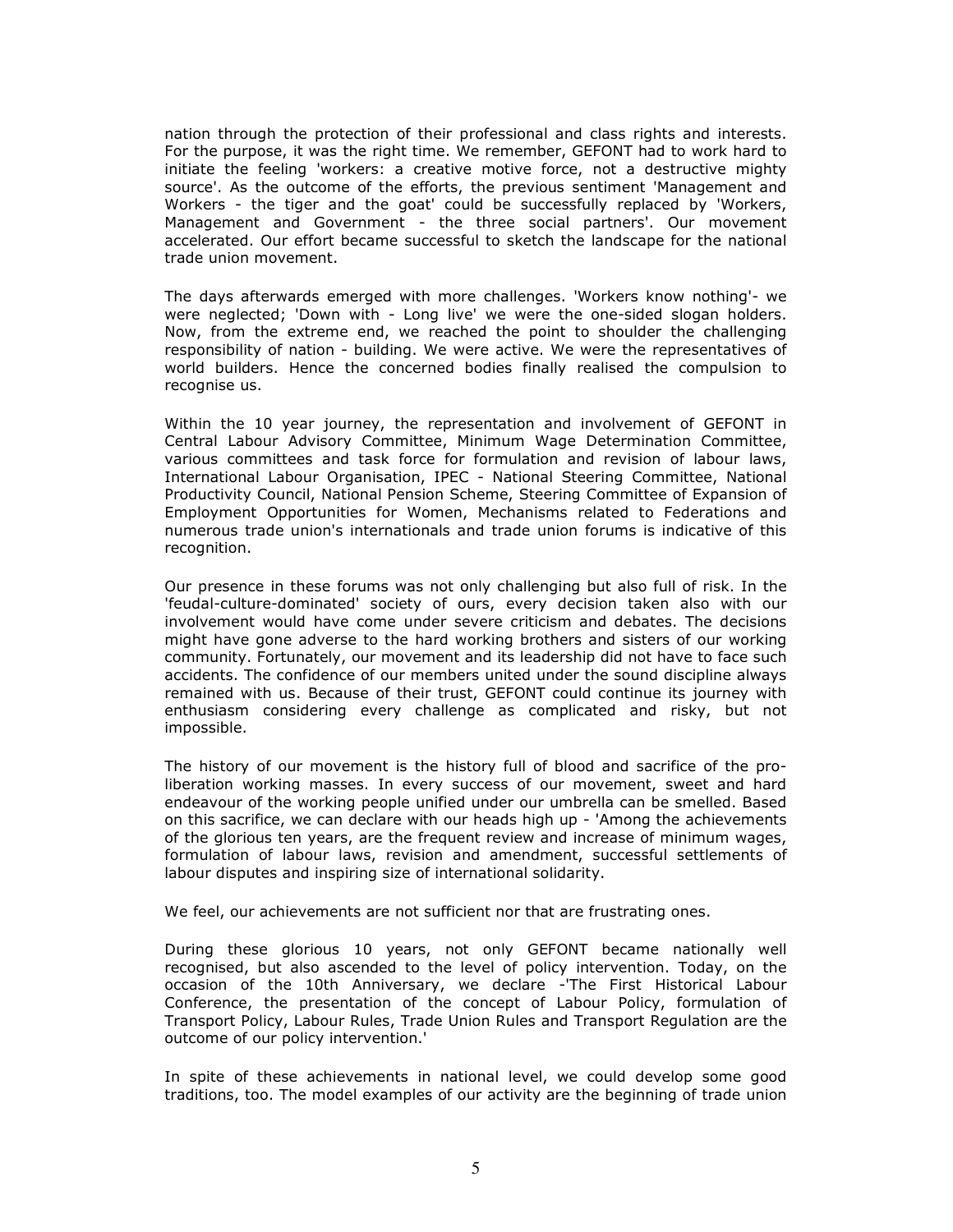nation through the protection of their professional and class rights and interests. For the purpose, it was the right time. We remember, GEFONT had to work hard to initiate the feeling 'workers: a creative motive force, not a destructive mighty source'. As the outcome of the efforts, the previous sentiment 'Management and Workers - the tiger and the goat' could be successfully replaced by 'Workers, Management and Government - the three social partners'. Our movement accelerated. Our effort became successful to sketch the landscape for the national trade union movement.

The days afterwards emerged with more challenges. 'Workers know nothing'- we were neglected; 'Down with - Long live' we were the one-sided slogan holders. Now, from the extreme end, we reached the point to shoulder the challenging responsibility of nation - building. We were active. We were the representatives of world builders. Hence the concerned bodies finally realised the compulsion to recognise us.

Within the 10 year journey, the representation and involvement of GEFONT in Central Labour Advisory Committee, Minimum Wage Determination Committee, various committees and task force for formulation and revision of labour laws, International Labour Organisation, IPEC - National Steering Committee, National Productivity Council, National Pension Scheme, Steering Committee of Expansion of Employment Opportunities for Women, Mechanisms related to Federations and numerous trade union's internationals and trade union forums is indicative of this recognition.

Our presence in these forums was not only challenging but also full of risk. In the 'feudal-culture-dominated' society of ours, every decision taken also with our involvement would have come under severe criticism and debates. The decisions might have gone adverse to the hard working brothers and sisters of our working community. Fortunately, our movement and its leadership did not have to face such accidents. The confidence of our members united under the sound discipline always remained with us. Because of their trust, GEFONT could continue its journey with enthusiasm considering every challenge as complicated and risky, but not impossible.

The history of our movement is the history full of blood and sacrifice of the pro-liberation working masses. In every success of our movement, sweet and hard endeavour of the working people unified under our umbrella can be smelled. Based on this sacrifice, we can declare with our heads high up - 'Among the achievements of the glorious ten years, are the frequent review and increase of minimum wages, formulation of labour laws, revision and amendment, successful settlements of labour disputes and inspiring size of international solidarity.

We feel, our achievements are not sufficient nor that are frustrating ones.

During these glorious 10 years, not only GEFONT became nationally well recognised, but also ascended to the level of policy intervention. Today, on the occasion of the 10th Anniversary, we declare -'The First Historical Labour Conference, the presentation of the concept of Labour Policy, formulation of Transport Policy, Labour Rules, Trade Union Rules and Transport Regulation are the outcome of our policy intervention.'

In spite of these achievements in national level, we could develop some good traditions, too. The model examples of our activity are the beginning of trade union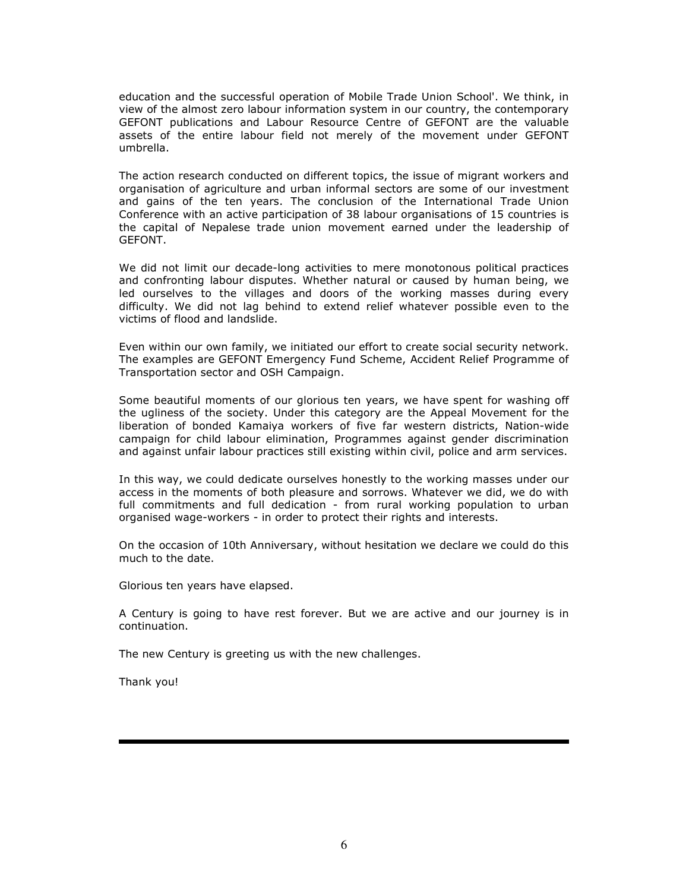education and the successful operation of Mobile Trade Union School'. We think, in view of the almost zero labour information system in our country, the contemporary GEFONT publications and Labour Resource Centre of GEFONT are the valuable assets of the entire labour field not merely of the movement under GEFONT umbrella.

The action research conducted on different topics, the issue of migrant workers and organisation of agriculture and urban informal sectors are some of our investment and gains of the ten years. The conclusion of the International Trade Union Conference with an active participation of 38 labour organisations of 15 countries is the capital of Nepalese trade union movement earned under the leadership of GEFONT.

We did not limit our decade-long activities to mere monotonous political practices and confronting labour disputes. Whether natural or caused by human being, we led ourselves to the villages and doors of the working masses during every difficulty. We did not lag behind to extend relief whatever possible even to the victims of flood and landslide.

Even within our own family, we initiated our effort to create social security network. The examples are GEFONT Emergency Fund Scheme, Accident Relief Programme of Transportation sector and OSH Campaign.

Some beautiful moments of our glorious ten years, we have spent for washing off the ugliness of the society. Under this category are the Appeal Movement for the liberation of bonded Kamaiya workers of five far western districts, Nation-wide campaign for child labour elimination, Programmes against gender discrimination and against unfair labour practices still existing within civil, police and arm services.

In this way, we could dedicate ourselves honestly to the working masses under our access in the moments of both pleasure and sorrows. Whatever we did, we do with full commitments and full dedication - from rural working population to urban organised wage-workers - in order to protect their rights and interests.

On the occasion of 10th Anniversary, without hesitation we declare we could do this much to the date.

Glorious ten years have elapsed.

A Century is going to have rest forever. But we are active and our journey is in continuation.

The new Century is greeting us with the new challenges.

Thank you!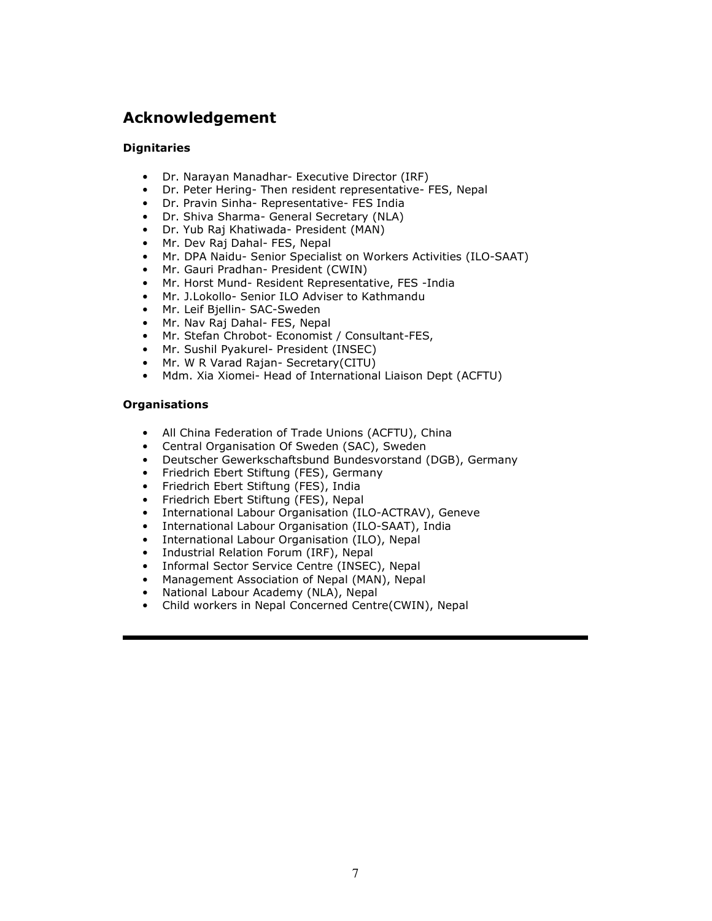## Acknowledgement

**Dignitaries**

- Dr. Narayan Manadhar- Executive Director (IRF)
- Dr. Peter Hering- Then resident representative- FES, Nepal
- Dr. Pravin Sinha- Representative- FES India
- Dr. Shiva Sharma- General Secretary (NLA)
- Dr. Yub Raj Khatiwada- President (MAN)
- Mr. Dev Raj Dahal- FES, Nepal
- Mr. DPA Naidu- Senior Specialist on Workers Activities (ILO-SAAT)
- Mr. Gauri Pradhan- President (CWIN)
- Mr. Horst Mund- Resident Representative, FES -India
- Mr. J.Lokollo- Senior ILO Adviser to Kathmandu
- Mr. Leif Bjellin- SAC-Sweden
- Mr. Nav Raj Dahal- FES, Nepal
- Mr. Stefan Chrobot- Economist / Consultant-FES,
- Mr. Sushil Pyakurel- President (INSEC)
- Mr. W R Varad Rajan- Secretary(CITU)
- Mdm. Xia Xiomei- Head of International Liaison Dept (ACFTU)

**Organisations**

- All China Federation of Trade Unions (ACFTU), China
- Central Organisation Of Sweden (SAC), Sweden
- Deutscher Gewerkschaftsbund Bundesvorstand (DGB), Germany
- Friedrich Ebert Stiftung (FES), Germany
- Friedrich Ebert Stiftung (FES), India
- Friedrich Ebert Stiftung (FES), Nepal
- International Labour Organisation (ILO-ACTRAV), Geneve
- International Labour Organisation (ILO-SAAT), India
- International Labour Organisation (ILO), Nepal
- Industrial Relation Forum (IRF), Nepal
- Informal Sector Service Centre (INSEC), Nepal
- Management Association of Nepal (MAN), Nepal
- National Labour Academy (NLA), Nepal
- Child workers in Nepal Concerned Centre(CWIN), Nepal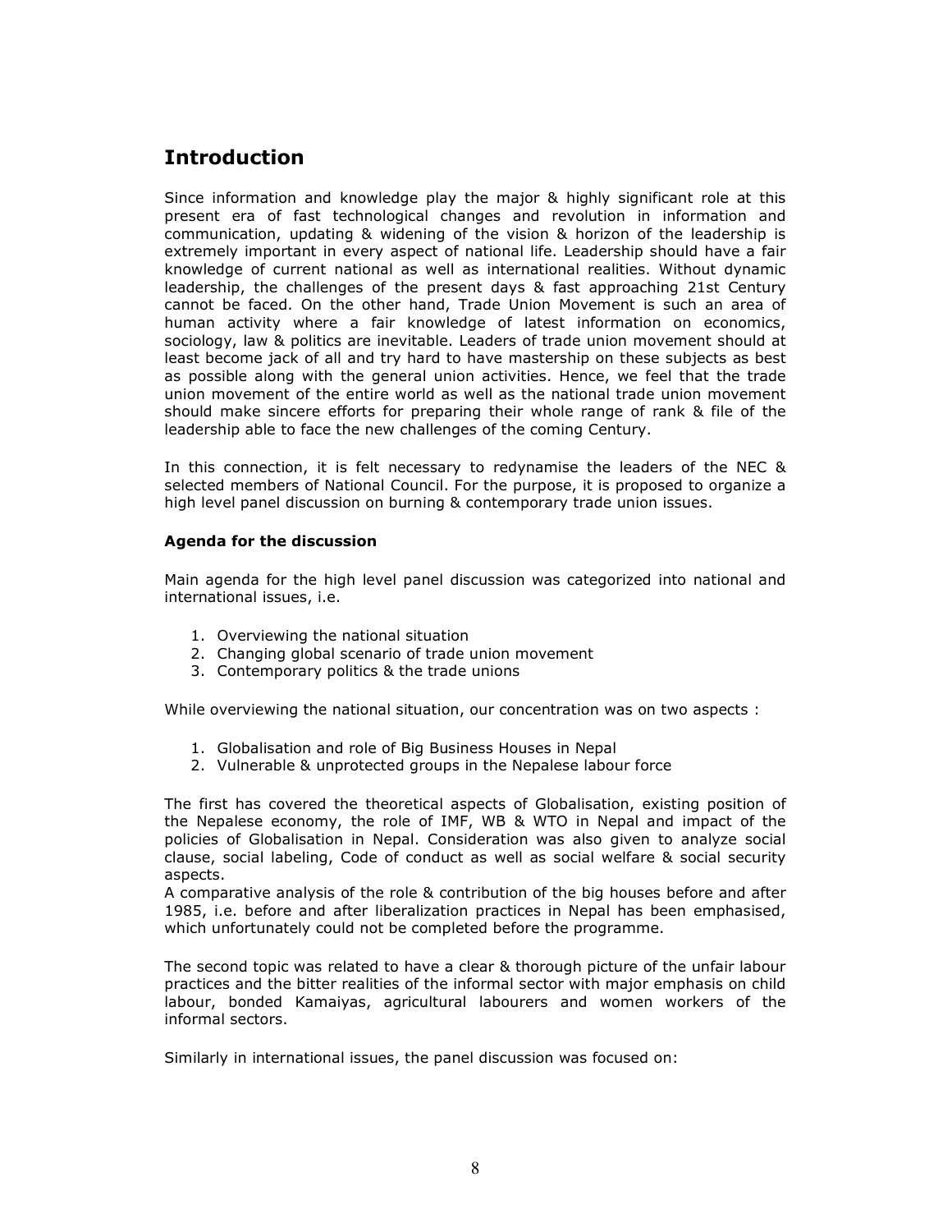## Introduction

Since information and knowledge play the major & highly significant role at this present era of fast technological changes and revolution in information and communication, updating & widening of the vision & horizon of the leadership is extremely important in every aspect of national life. Leadership should have a fair knowledge of current national as well as international realities. Without dynamic leadership, the challenges of the present days & fast approaching 21st Century cannot be faced. On the other hand, Trade Union Movement is such an area of human activity where a fair knowledge of latest information on economics, sociology, law & politics are inevitable. Leaders of trade union movement should at least become jack of all and try hard to have mastership on these subjects as best as possible along with the general union activities. Hence, we feel that the trade union movement of the entire world as well as the national trade union movement should make sincere efforts for preparing their whole range of rank & file of the leadership able to face the new challenges of the coming Century.

In this connection, it is felt necessary to redynamise the leaders of the NEC & selected members of National Council. For the purpose, it is proposed to organize a high level panel discussion on burning & contemporary trade union issues.

### Agenda for the discussion

Main agenda for the high level panel discussion was categorized into national and international issues, i.e.

1. Overviewing the national situation
2. Changing global scenario of trade union movement
3. Contemporary politics & the trade unions

While overviewing the national situation, our concentration was on two aspects :

1. Globalisation and role of Big Business Houses in Nepal
2. Vulnerable & unprotected groups in the Nepalese labour force

The first has covered the theoretical aspects of Globalisation, existing position of the Nepalese economy, the role of IMF, WB & WTO in Nepal and impact of the policies of Globalisation in Nepal. Consideration was also given to analyze social clause, social labeling, Code of conduct as well as social welfare & social security aspects.

A comparative analysis of the role & contribution of the big houses before and after 1985, i.e. before and after liberalization practices in Nepal has been emphasised, which unfortunately could not be completed before the programme.

The second topic was related to have a clear & thorough picture of the unfair labour practices and the bitter realities of the informal sector with major emphasis on child labour, bonded Kamaiyas, agricultural labourers and women workers of the informal sectors.

Similarly in international issues, the panel discussion was focused on: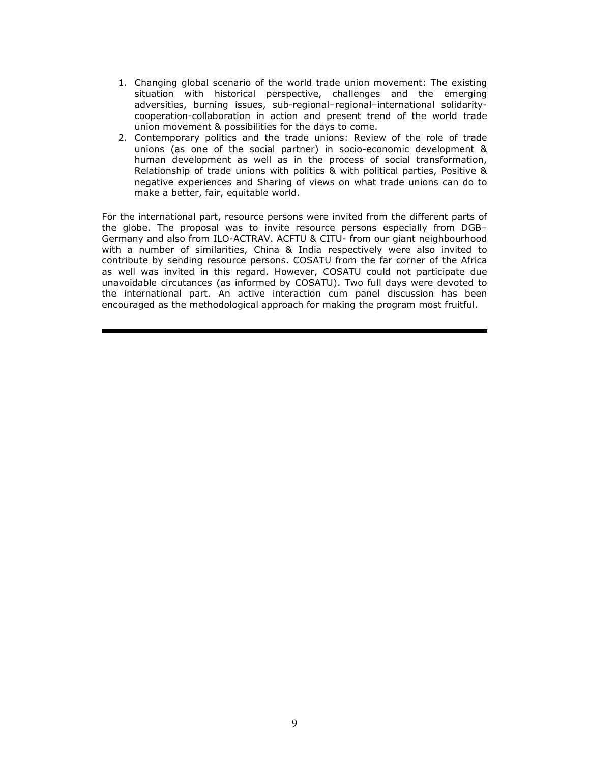1. Changing global scenario of the world trade union movement: The existing situation with historical perspective, challenges and the emerging adversities, burning issues, sub-regional–regional–international solidarity-cooperation-collaboration in action and present trend of the world trade union movement & possibilities for the days to come.
2. Contemporary politics and the trade unions: Review of the role of trade unions (as one of the social partner) in socio-economic development & human development as well as in the process of social transformation, Relationship of trade unions with politics & with political parties, Positive & negative experiences and Sharing of views on what trade unions can do to make a better, fair, equitable world.

For the international part, resource persons were invited from the different parts of the globe. The proposal was to invite resource persons especially from DGB–Germany and also from ILO-ACTRAV. ACFTU & CITU- from our giant neighbourhood with a number of similarities, China & India respectively were also invited to contribute by sending resource persons. COSATU from the far corner of the Africa as well was invited in this regard. However, COSATU could not participate due unavoidable circutances (as informed by COSATU). Two full days were devoted to the international part. An active interaction cum panel discussion has been encouraged as the methodological approach for making the program most fruitful.

---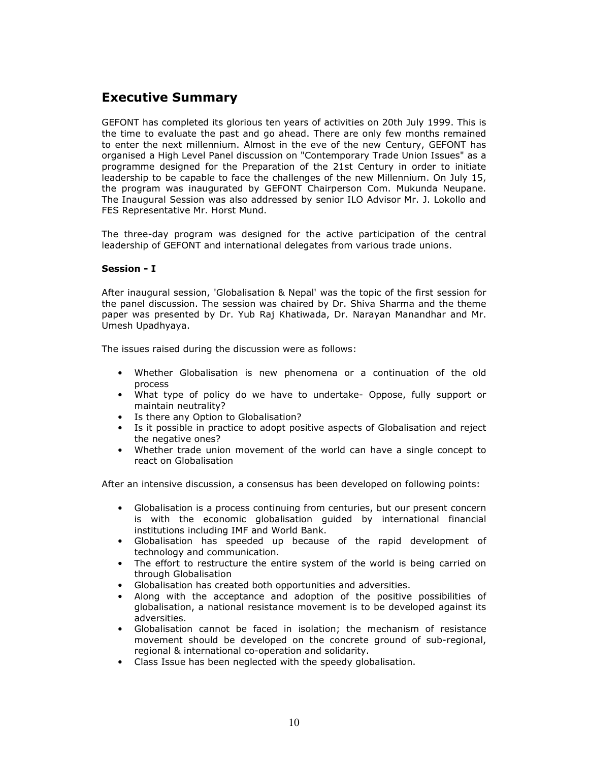## Executive Summary

GEFONT has completed its glorious ten years of activities on 20th July 1999. This is the time to evaluate the past and go ahead. There are only few months remained to enter the next millennium. Almost in the eve of the new Century, GEFONT has organised a High Level Panel discussion on "Contemporary Trade Union Issues" as a programme designed for the Preparation of the 21st Century in order to initiate leadership to be capable to face the challenges of the new Millennium. On July 15, the program was inaugurated by GEFONT Chairperson Com. Mukunda Neupane. The Inaugural Session was also addressed by senior ILO Advisor Mr. J. Lokollo and FES Representative Mr. Horst Mund.

The three-day program was designed for the active participation of the central leadership of GEFONT and international delegates from various trade unions.

**Session - I**

After inaugural session, 'Globalisation & Nepal' was the topic of the first session for the panel discussion. The session was chaired by Dr. Shiva Sharma and the theme paper was presented by Dr. Yub Raj Khatiwada, Dr. Narayan Manandhar and Mr. Umesh Upadhyaya.

The issues raised during the discussion were as follows:

- Whether Globalisation is new phenomena or a continuation of the old process
- What type of policy do we have to undertake- Oppose, fully support or maintain neutrality?
- Is there any Option to Globalisation?
- Is it possible in practice to adopt positive aspects of Globalisation and reject the negative ones?
- Whether trade union movement of the world can have a single concept to react on Globalisation

After an intensive discussion, a consensus has been developed on following points:

- Globalisation is a process continuing from centuries, but our present concern is with the economic globalisation guided by international financial institutions including IMF and World Bank.
- Globalisation has speeded up because of the rapid development of technology and communication.
- The effort to restructure the entire system of the world is being carried on through Globalisation
- Globalisation has created both opportunities and adversities.
- Along with the acceptance and adoption of the positive possibilities of globalisation, a national resistance movement is to be developed against its adversities.
- Globalisation cannot be faced in isolation; the mechanism of resistance movement should be developed on the concrete ground of sub-regional, regional & international co-operation and solidarity.
- Class Issue has been neglected with the speedy globalisation.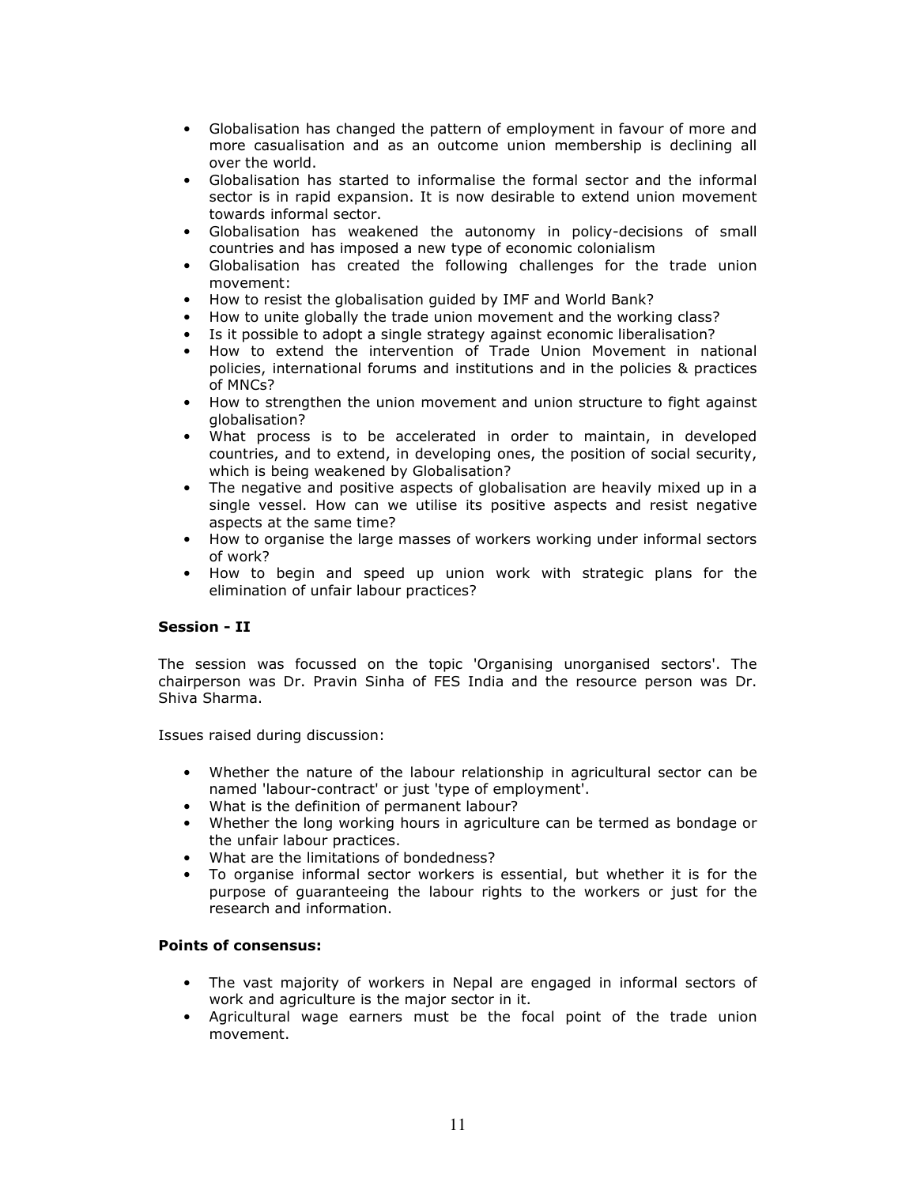- Globalisation has changed the pattern of employment in favour of more and more casualisation and as an outcome union membership is declining all over the world.
- Globalisation has started to informalise the formal sector and the informal sector is in rapid expansion. It is now desirable to extend union movement towards informal sector.
- Globalisation has weakened the autonomy in policy-decisions of small countries and has imposed a new type of economic colonialism
- Globalisation has created the following challenges for the trade union movement:
- How to resist the globalisation guided by IMF and World Bank?
- How to unite globally the trade union movement and the working class?
- Is it possible to adopt a single strategy against economic liberalisation?
- How to extend the intervention of Trade Union Movement in national policies, international forums and institutions and in the policies & practices of MNCs?
- How to strengthen the union movement and union structure to fight against globalisation?
- What process is to be accelerated in order to maintain, in developed countries, and to extend, in developing ones, the position of social security, which is being weakened by Globalisation?
- The negative and positive aspects of globalisation are heavily mixed up in a single vessel. How can we utilise its positive aspects and resist negative aspects at the same time?
- How to organise the large masses of workers working under informal sectors of work?
- How to begin and speed up union work with strategic plans for the elimination of unfair labour practices?

**Session - II**

The session was focussed on the topic 'Organising unorganised sectors'. The chairperson was Dr. Pravin Sinha of FES India and the resource person was Dr. Shiva Sharma.

Issues raised during discussion:

- Whether the nature of the labour relationship in agricultural sector can be named 'labour-contract' or just 'type of employment'.
- What is the definition of permanent labour?
- Whether the long working hours in agriculture can be termed as bondage or the unfair labour practices.
- What are the limitations of bondedness?
- To organise informal sector workers is essential, but whether it is for the purpose of guaranteeing the labour rights to the workers or just for the research and information.

**Points of consensus:**

- The vast majority of workers in Nepal are engaged in informal sectors of work and agriculture is the major sector in it.
- Agricultural wage earners must be the focal point of the trade union movement.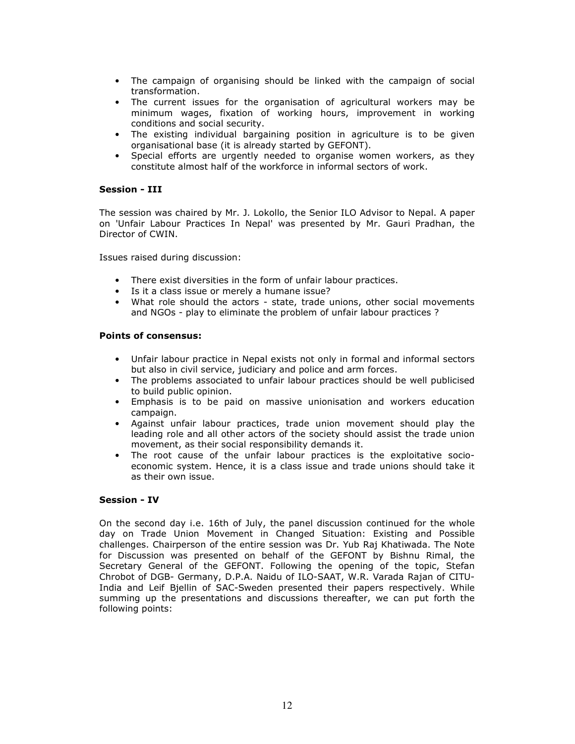- The campaign of organising should be linked with the campaign of social transformation.
- The current issues for the organisation of agricultural workers may be minimum wages, fixation of working hours, improvement in working conditions and social security.
- The existing individual bargaining position in agriculture is to be given organisational base (it is already started by GEFONT).
- Special efforts are urgently needed to organise women workers, as they constitute almost half of the workforce in informal sectors of work.

**Session - III**

The session was chaired by Mr. J. Lokollo, the Senior ILO Advisor to Nepal. A paper on 'Unfair Labour Practices In Nepal' was presented by Mr. Gauri Pradhan, the Director of CWIN.

Issues raised during discussion:

- There exist diversities in the form of unfair labour practices.
- Is it a class issue or merely a humane issue?
- What role should the actors - state, trade unions, other social movements and NGOs - play to eliminate the problem of unfair labour practices ?

**Points of consensus:**

- Unfair labour practice in Nepal exists not only in formal and informal sectors but also in civil service, judiciary and police and arm forces.
- The problems associated to unfair labour practices should be well publicised to build public opinion.
- Emphasis is to be paid on massive unionisation and workers education campaign.
- Against unfair labour practices, trade union movement should play the leading role and all other actors of the society should assist the trade union movement, as their social responsibility demands it.
- The root cause of the unfair labour practices is the exploitative socio-economic system. Hence, it is a class issue and trade unions should take it as their own issue.

**Session - IV**

On the second day i.e. 16th of July, the panel discussion continued for the whole day on Trade Union Movement in Changed Situation: Existing and Possible challenges. Chairperson of the entire session was Dr. Yub Raj Khatiwada. The Note for Discussion was presented on behalf of the GEFONT by Bishnu Rimal, the Secretary General of the GEFONT. Following the opening of the topic, Stefan Chrobot of DGB- Germany, D.P.A. Naidu of ILO-SAAT, W.R. Varada Rajan of CITU-India and Leif Bjellin of SAC-Sweden presented their papers respectively. While summing up the presentations and discussions thereafter, we can put forth the following points: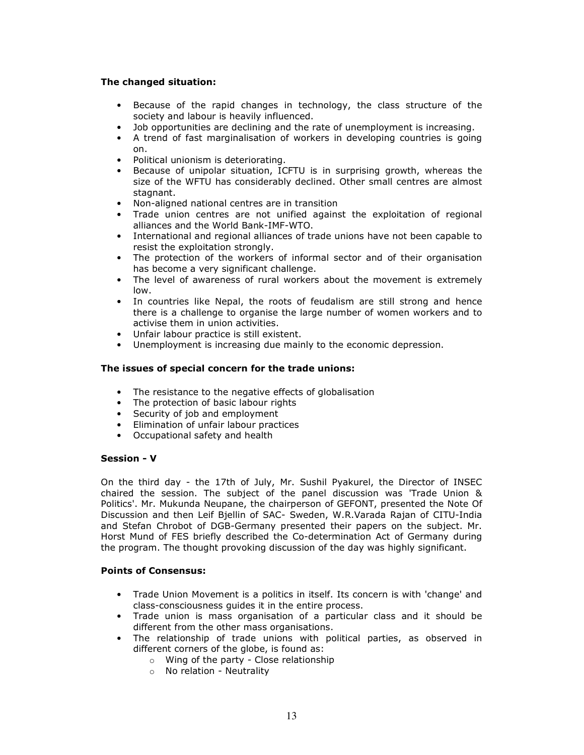**The changed situation:**

- Because of the rapid changes in technology, the class structure of the society and labour is heavily influenced.
- Job opportunities are declining and the rate of unemployment is increasing.
- A trend of fast marginalisation of workers in developing countries is going on.
- Political unionism is deteriorating.
- Because of unipolar situation, ICFTU is in surprising growth, whereas the size of the WFTU has considerably declined. Other small centres are almost stagnant.
- Non-aligned national centres are in transition
- Trade union centres are not unified against the exploitation of regional alliances and the World Bank-IMF-WTO.
- International and regional alliances of trade unions have not been capable to resist the exploitation strongly.
- The protection of the workers of informal sector and of their organisation has become a very significant challenge.
- The level of awareness of rural workers about the movement is extremely low.
- In countries like Nepal, the roots of feudalism are still strong and hence there is a challenge to organise the large number of women workers and to activise them in union activities.
- Unfair labour practice is still existent.
- Unemployment is increasing due mainly to the economic depression.

**The issues of special concern for the trade unions:**

- The resistance to the negative effects of globalisation
- The protection of basic labour rights
- Security of job and employment
- Elimination of unfair labour practices
- Occupational safety and health

**Session - V**

On the third day - the 17th of July, Mr. Sushil Pyakurel, the Director of INSEC chaired the session. The subject of the panel discussion was 'Trade Union & Politics'. Mr. Mukunda Neupane, the chairperson of GEFONT, presented the Note Of Discussion and then Leif Bjellin of SAC- Sweden, W.R.Varada Rajan of CITU-India and Stefan Chrobot of DGB-Germany presented their papers on the subject. Mr. Horst Mund of FES briefly described the Co-determination Act of Germany during the program. The thought provoking discussion of the day was highly significant.

**Points of Consensus:**

- Trade Union Movement is a politics in itself. Its concern is with 'change' and class-consciousness guides it in the entire process.
- Trade union is mass organisation of a particular class and it should be different from the other mass organisations.
- The relationship of trade unions with political parties, as observed in different corners of the globe, is found as:
  - Wing of the party - Close relationship
  - No relation - Neutrality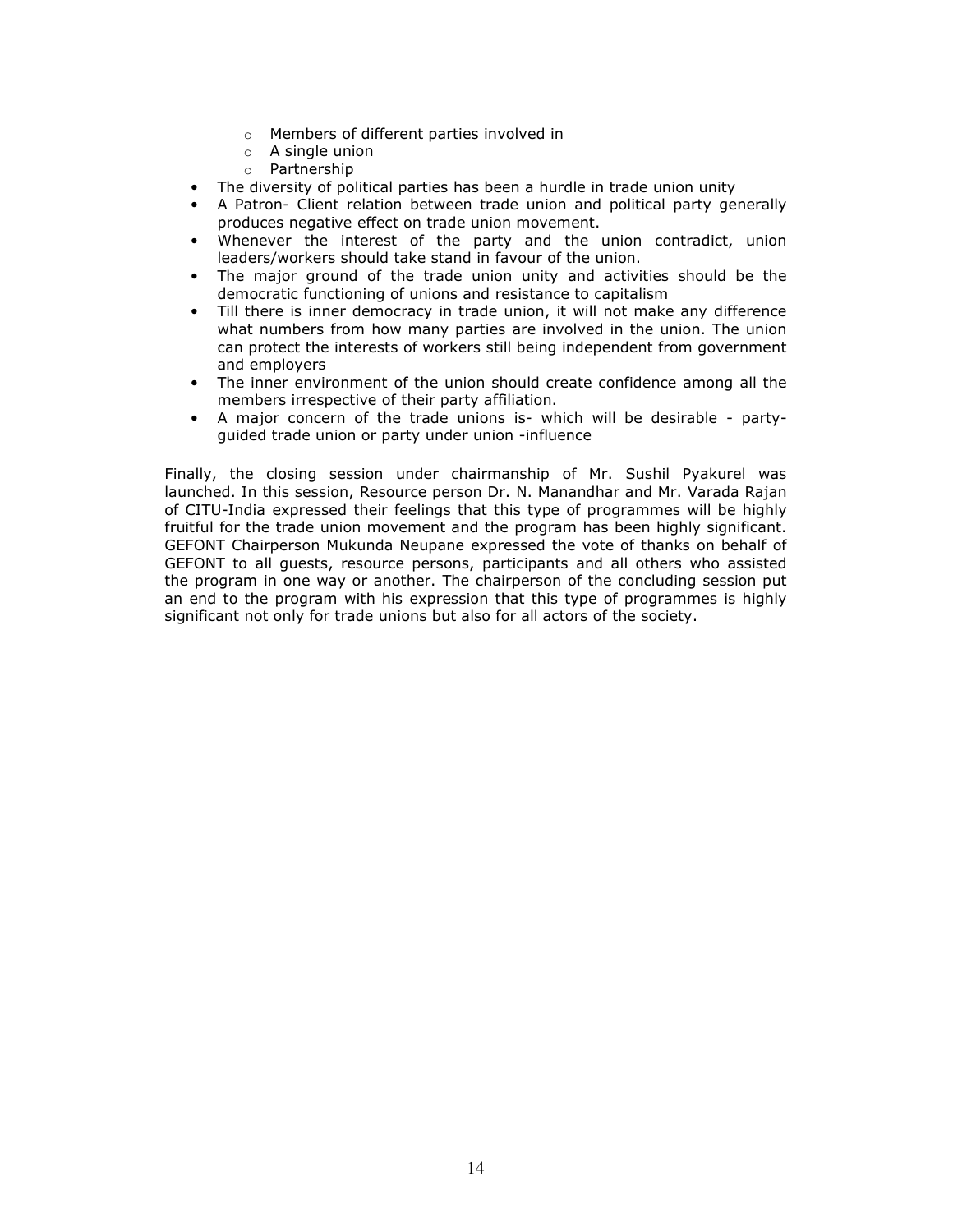- Members of different parties involved in
    - A single union
    - Partnership
- The diversity of political parties has been a hurdle in trade union unity
- A Patron- Client relation between trade union and political party generally produces negative effect on trade union movement.
- Whenever the interest of the party and the union contradict, union leaders/workers should take stand in favour of the union.
- The major ground of the trade union unity and activities should be the democratic functioning of unions and resistance to capitalism
- Till there is inner democracy in trade union, it will not make any difference what numbers from how many parties are involved in the union. The union can protect the interests of workers still being independent from government and employers
- The inner environment of the union should create confidence among all the members irrespective of their party affiliation.
- A major concern of the trade unions is- which will be desirable - party-guided trade union or party under union -influence

Finally, the closing session under chairmanship of Mr. Sushil Pyakurel was launched. In this session, Resource person Dr. N. Manandhar and Mr. Varada Rajan of CITU-India expressed their feelings that this type of programmes will be highly fruitful for the trade union movement and the program has been highly significant. GEFONT Chairperson Mukunda Neupane expressed the vote of thanks on behalf of GEFONT to all guests, resource persons, participants and all others who assisted the program in one way or another. The chairperson of the concluding session put an end to the program with his expression that this type of programmes is highly significant not only for trade unions but also for all actors of the society.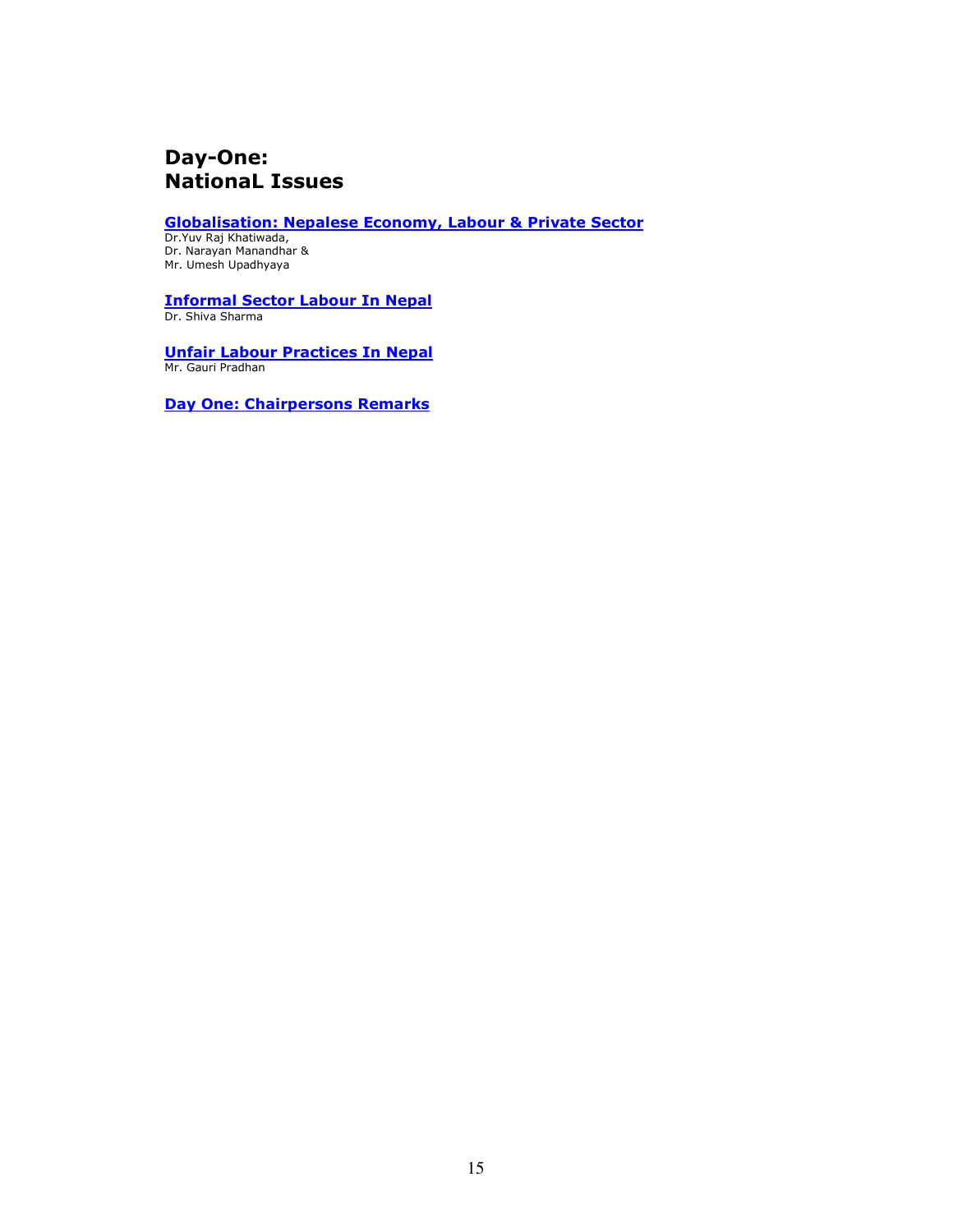# Day-One:
# NationaL Issues

**Globalisation: Nepalese Economy, Labour & Private Sector**

Dr.Yuv Raj Khatiwada,
Dr. Narayan Manandhar &
Mr. Umesh Upadhyaya

**Informal Sector Labour In Nepal**

Dr. Shiva Sharma

**Unfair Labour Practices In Nepal**

Mr. Gauri Pradhan

**Day One: Chairpersons Remarks**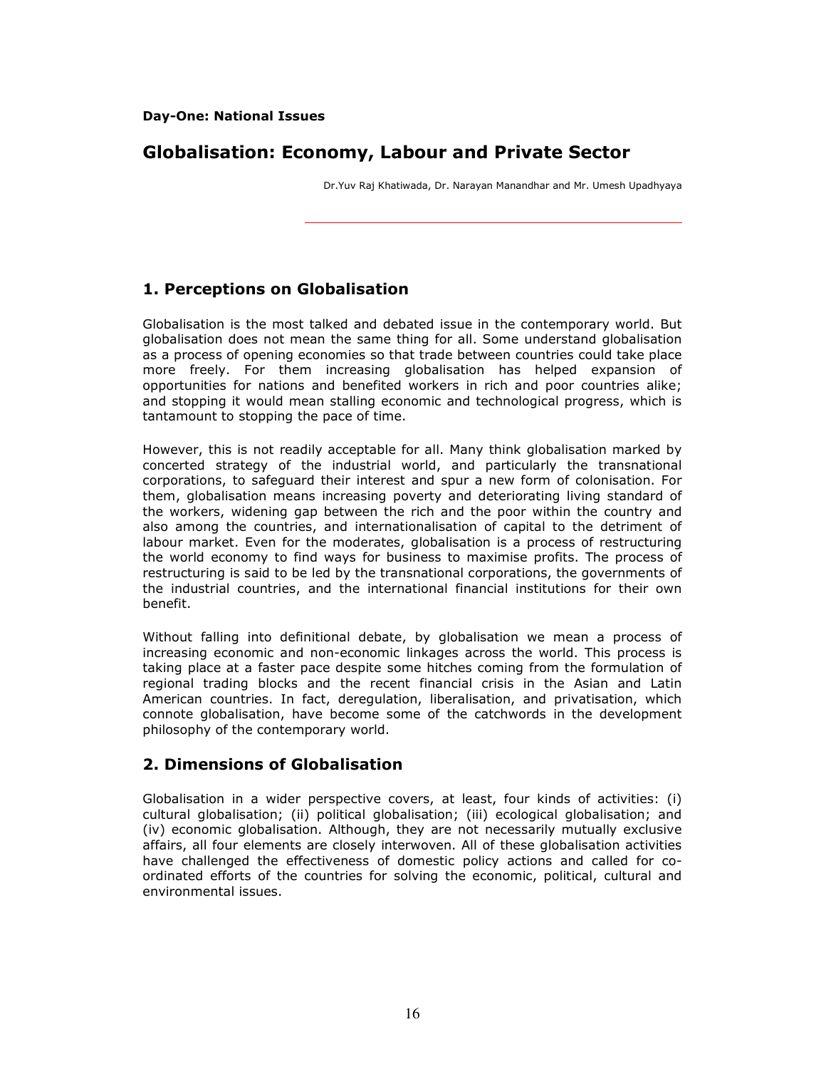**Day-One: National Issues**

# Globalisation: Economy, Labour and Private Sector

Dr.Yuv Raj Khatiwada, Dr. Narayan Manandhar and Mr. Umesh Upadhyaya

## 1. Perceptions on Globalisation

Globalisation is the most talked and debated issue in the contemporary world. But globalisation does not mean the same thing for all. Some understand globalisation as a process of opening economies so that trade between countries could take place more freely. For them increasing globalisation has helped expansion of opportunities for nations and benefited workers in rich and poor countries alike; and stopping it would mean stalling economic and technological progress, which is tantamount to stopping the pace of time.

However, this is not readily acceptable for all. Many think globalisation marked by concerted strategy of the industrial world, and particularly the transnational corporations, to safeguard their interest and spur a new form of colonisation. For them, globalisation means increasing poverty and deteriorating living standard of the workers, widening gap between the rich and the poor within the country and also among the countries, and internationalisation of capital to the detriment of labour market. Even for the moderates, globalisation is a process of restructuring the world economy to find ways for business to maximise profits. The process of restructuring is said to be led by the transnational corporations, the governments of the industrial countries, and the international financial institutions for their own benefit.

Without falling into definitional debate, by globalisation we mean a process of increasing economic and non-economic linkages across the world. This process is taking place at a faster pace despite some hitches coming from the formulation of regional trading blocks and the recent financial crisis in the Asian and Latin American countries. In fact, deregulation, liberalisation, and privatisation, which connote globalisation, have become some of the catchwords in the development philosophy of the contemporary world.

## 2. Dimensions of Globalisation

Globalisation in a wider perspective covers, at least, four kinds of activities: (i) cultural globalisation; (ii) political globalisation; (iii) ecological globalisation; and (iv) economic globalisation. Although, they are not necessarily mutually exclusive affairs, all four elements are closely interwoven. All of these globalisation activities have challenged the effectiveness of domestic policy actions and called for co-ordinated efforts of the countries for solving the economic, political, cultural and environmental issues.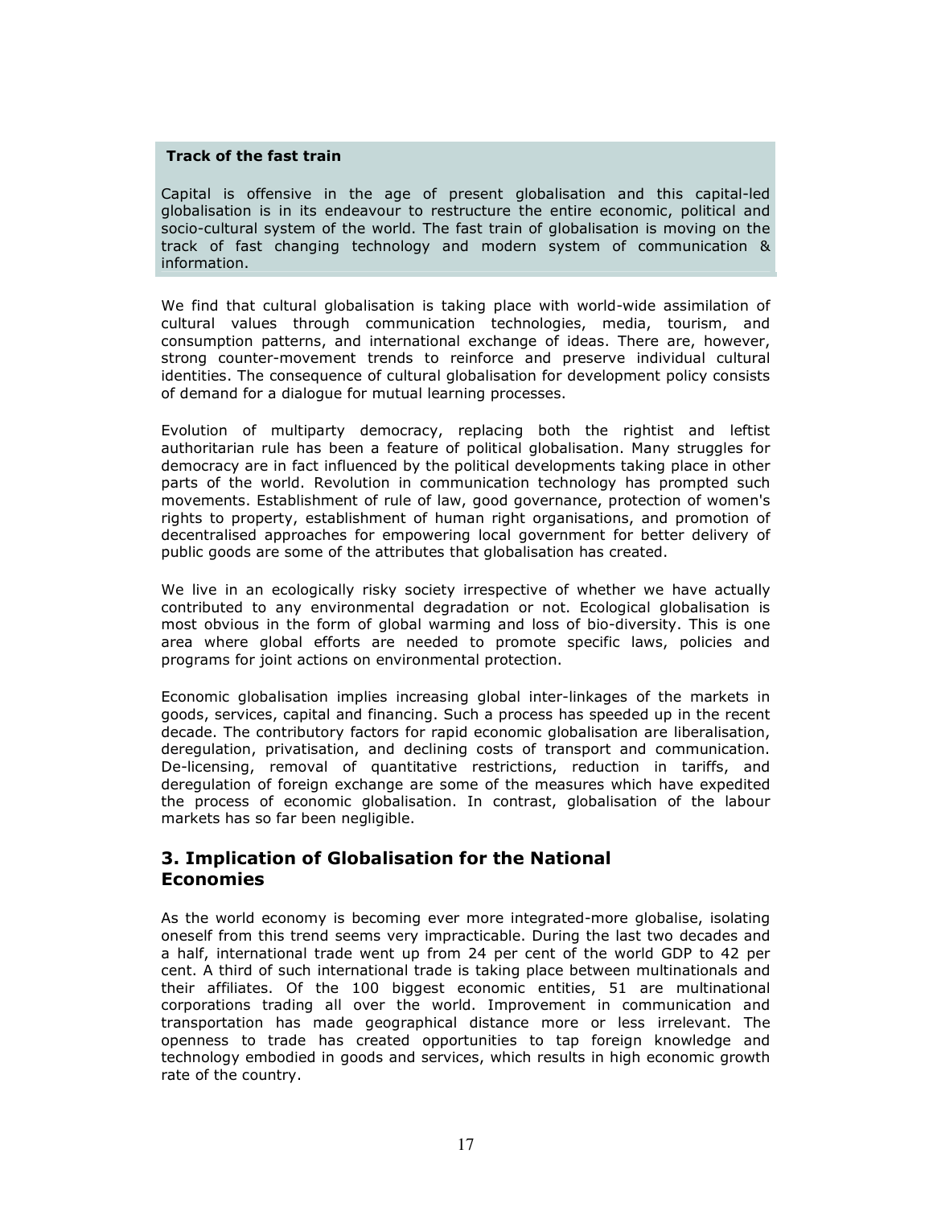**Track of the fast train**

Capital is offensive in the age of present globalisation and this capital-led globalisation is in its endeavour to restructure the entire economic, political and socio-cultural system of the world. The fast train of globalisation is moving on the track of fast changing technology and modern system of communication & information.

We find that cultural globalisation is taking place with world-wide assimilation of cultural values through communication technologies, media, tourism, and consumption patterns, and international exchange of ideas. There are, however, strong counter-movement trends to reinforce and preserve individual cultural identities. The consequence of cultural globalisation for development policy consists of demand for a dialogue for mutual learning processes.

Evolution of multiparty democracy, replacing both the rightist and leftist authoritarian rule has been a feature of political globalisation. Many struggles for democracy are in fact influenced by the political developments taking place in other parts of the world. Revolution in communication technology has prompted such movements. Establishment of rule of law, good governance, protection of women's rights to property, establishment of human right organisations, and promotion of decentralised approaches for empowering local government for better delivery of public goods are some of the attributes that globalisation has created.

We live in an ecologically risky society irrespective of whether we have actually contributed to any environmental degradation or not. Ecological globalisation is most obvious in the form of global warming and loss of bio-diversity. This is one area where global efforts are needed to promote specific laws, policies and programs for joint actions on environmental protection.

Economic globalisation implies increasing global inter-linkages of the markets in goods, services, capital and financing. Such a process has speeded up in the recent decade. The contributory factors for rapid economic globalisation are liberalisation, deregulation, privatisation, and declining costs of transport and communication. De-licensing, removal of quantitative restrictions, reduction in tariffs, and deregulation of foreign exchange are some of the measures which have expedited the process of economic globalisation. In contrast, globalisation of the labour markets has so far been negligible.

## 3. Implication of Globalisation for the National Economies

As the world economy is becoming ever more integrated-more globalise, isolating oneself from this trend seems very impracticable. During the last two decades and a half, international trade went up from 24 per cent of the world GDP to 42 per cent. A third of such international trade is taking place between multinationals and their affiliates. Of the 100 biggest economic entities, 51 are multinational corporations trading all over the world. Improvement in communication and transportation has made geographical distance more or less irrelevant. The openness to trade has created opportunities to tap foreign knowledge and technology embodied in goods and services, which results in high economic growth rate of the country.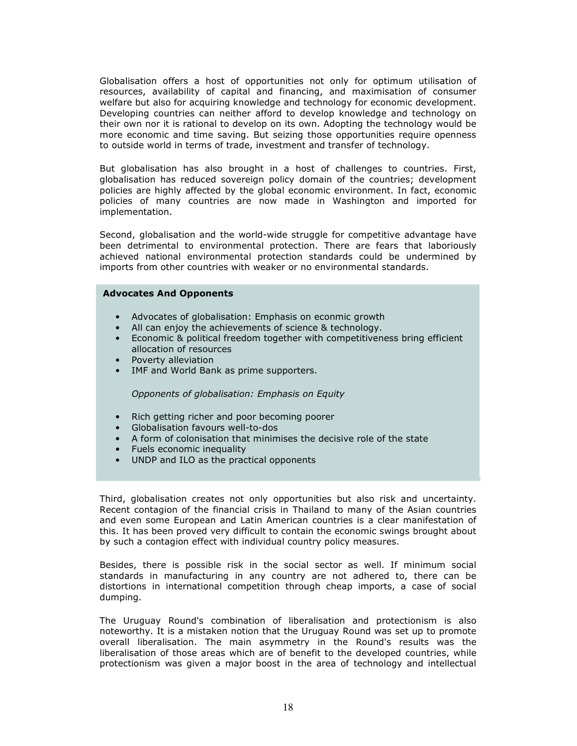Globalisation offers a host of opportunities not only for optimum utilisation of resources, availability of capital and financing, and maximisation of consumer welfare but also for acquiring knowledge and technology for economic development. Developing countries can neither afford to develop knowledge and technology on their own nor it is rational to develop on its own. Adopting the technology would be more economic and time saving. But seizing those opportunities require openness to outside world in terms of trade, investment and transfer of technology.

But globalisation has also brought in a host of challenges to countries. First, globalisation has reduced sovereign policy domain of the countries; development policies are highly affected by the global economic environment. In fact, economic policies of many countries are now made in Washington and imported for implementation.

Second, globalisation and the world-wide struggle for competitive advantage have been detrimental to environmental protection. There are fears that laboriously achieved national environmental protection standards could be undermined by imports from other countries with weaker or no environmental standards.

**Advocates And Opponents**

- Advocates of globalisation: Emphasis on econmic growth
- All can enjoy the achievements of science & technology.
- Economic & political freedom together with competitiveness bring efficient allocation of resources
- Poverty alleviation
- IMF and World Bank as prime supporters.

*Opponents of globalisation: Emphasis on Equity*

- Rich getting richer and poor becoming poorer
- Globalisation favours well-to-dos
- A form of colonisation that minimises the decisive role of the state
- Fuels economic inequality
- UNDP and ILO as the practical opponents

Third, globalisation creates not only opportunities but also risk and uncertainty. Recent contagion of the financial crisis in Thailand to many of the Asian countries and even some European and Latin American countries is a clear manifestation of this. It has been proved very difficult to contain the economic swings brought about by such a contagion effect with individual country policy measures.

Besides, there is possible risk in the social sector as well. If minimum social standards in manufacturing in any country are not adhered to, there can be distortions in international competition through cheap imports, a case of social dumping.

The Uruguay Round's combination of liberalisation and protectionism is also noteworthy. It is a mistaken notion that the Uruguay Round was set up to promote overall liberalisation. The main asymmetry in the Round's results was the liberalisation of those areas which are of benefit to the developed countries, while protectionism was given a major boost in the area of technology and intellectual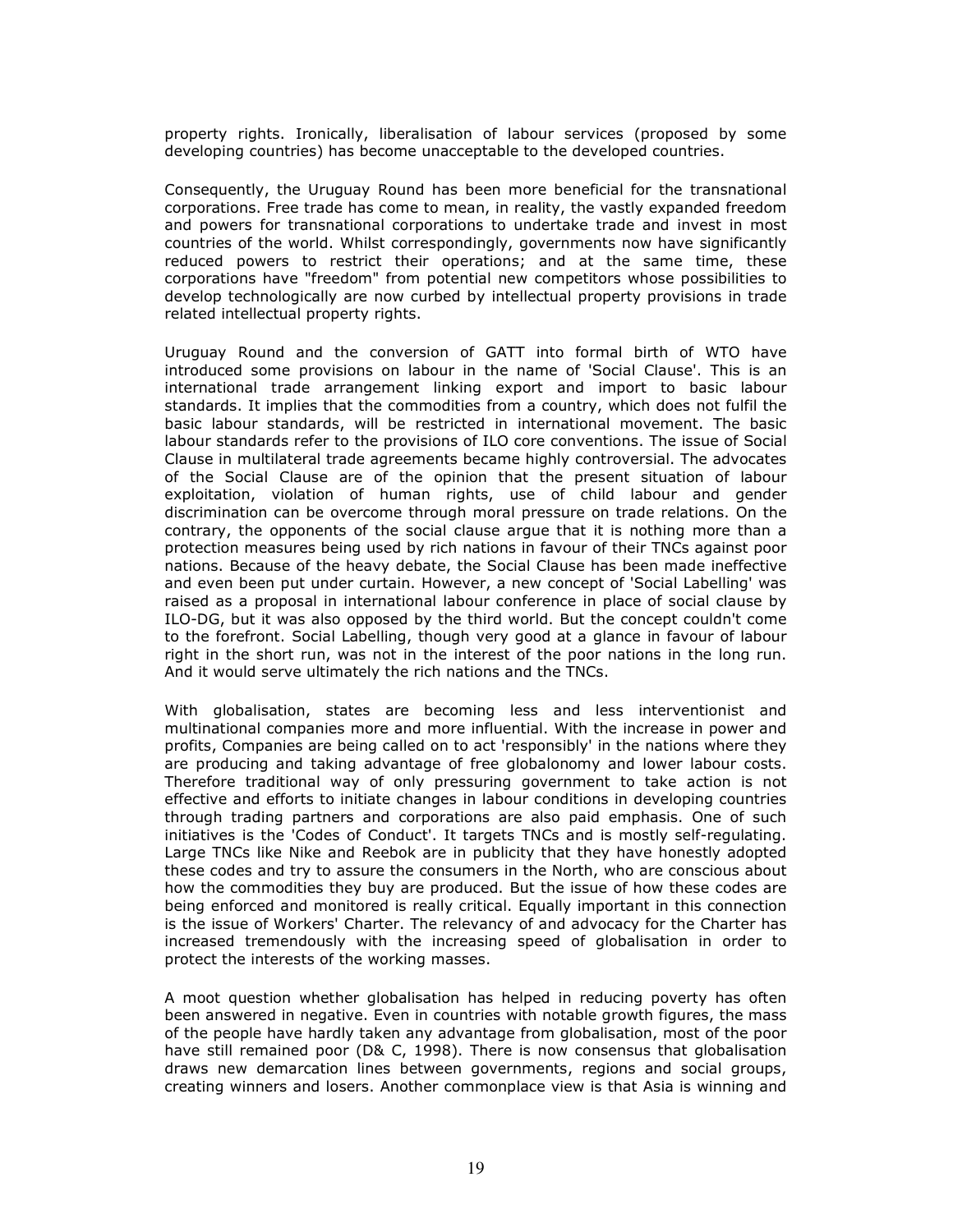property rights. Ironically, liberalisation of labour services (proposed by some developing countries) has become unacceptable to the developed countries.

Consequently, the Uruguay Round has been more beneficial for the transnational corporations. Free trade has come to mean, in reality, the vastly expanded freedom and powers for transnational corporations to undertake trade and invest in most countries of the world. Whilst correspondingly, governments now have significantly reduced powers to restrict their operations; and at the same time, these corporations have "freedom" from potential new competitors whose possibilities to develop technologically are now curbed by intellectual property provisions in trade related intellectual property rights.

Uruguay Round and the conversion of GATT into formal birth of WTO have introduced some provisions on labour in the name of 'Social Clause'. This is an international trade arrangement linking export and import to basic labour standards. It implies that the commodities from a country, which does not fulfil the basic labour standards, will be restricted in international movement. The basic labour standards refer to the provisions of ILO core conventions. The issue of Social Clause in multilateral trade agreements became highly controversial. The advocates of the Social Clause are of the opinion that the present situation of labour exploitation, violation of human rights, use of child labour and gender discrimination can be overcome through moral pressure on trade relations. On the contrary, the opponents of the social clause argue that it is nothing more than a protection measures being used by rich nations in favour of their TNCs against poor nations. Because of the heavy debate, the Social Clause has been made ineffective and even been put under curtain. However, a new concept of 'Social Labelling' was raised as a proposal in international labour conference in place of social clause by ILO-DG, but it was also opposed by the third world. But the concept couldn't come to the forefront. Social Labelling, though very good at a glance in favour of labour right in the short run, was not in the interest of the poor nations in the long run. And it would serve ultimately the rich nations and the TNCs.

With globalisation, states are becoming less and less interventionist and multinational companies more and more influential. With the increase in power and profits, Companies are being called on to act 'responsibly' in the nations where they are producing and taking advantage of free globalonomy and lower labour costs. Therefore traditional way of only pressuring government to take action is not effective and efforts to initiate changes in labour conditions in developing countries through trading partners and corporations are also paid emphasis. One of such initiatives is the 'Codes of Conduct'. It targets TNCs and is mostly self-regulating. Large TNCs like Nike and Reebok are in publicity that they have honestly adopted these codes and try to assure the consumers in the North, who are conscious about how the commodities they buy are produced. But the issue of how these codes are being enforced and monitored is really critical. Equally important in this connection is the issue of Workers' Charter. The relevancy of and advocacy for the Charter has increased tremendously with the increasing speed of globalisation in order to protect the interests of the working masses.

A moot question whether globalisation has helped in reducing poverty has often been answered in negative. Even in countries with notable growth figures, the mass of the people have hardly taken any advantage from globalisation, most of the poor have still remained poor (D& C, 1998). There is now consensus that globalisation draws new demarcation lines between governments, regions and social groups, creating winners and losers. Another commonplace view is that Asia is winning and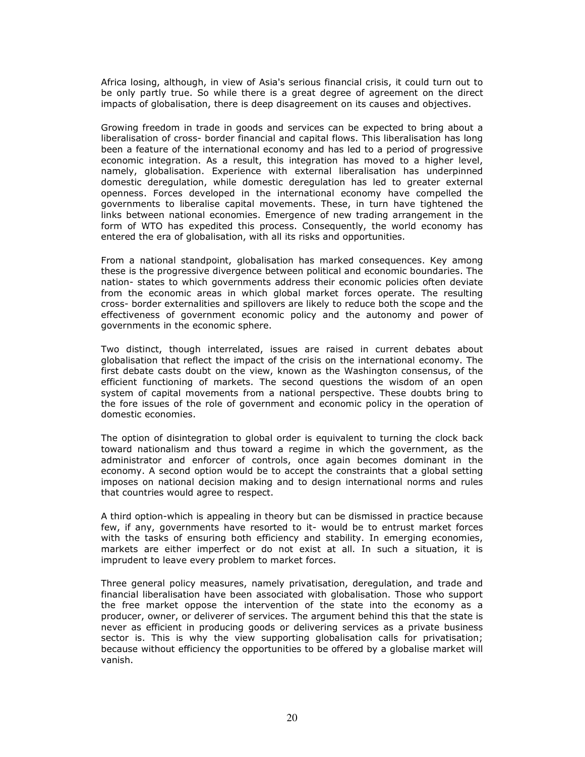Africa losing, although, in view of Asia's serious financial crisis, it could turn out to be only partly true. So while there is a great degree of agreement on the direct impacts of globalisation, there is deep disagreement on its causes and objectives.

Growing freedom in trade in goods and services can be expected to bring about a liberalisation of cross- border financial and capital flows. This liberalisation has long been a feature of the international economy and has led to a period of progressive economic integration. As a result, this integration has moved to a higher level, namely, globalisation. Experience with external liberalisation has underpinned domestic deregulation, while domestic deregulation has led to greater external openness. Forces developed in the international economy have compelled the governments to liberalise capital movements. These, in turn have tightened the links between national economies. Emergence of new trading arrangement in the form of WTO has expedited this process. Consequently, the world economy has entered the era of globalisation, with all its risks and opportunities.

From a national standpoint, globalisation has marked consequences. Key among these is the progressive divergence between political and economic boundaries. The nation- states to which governments address their economic policies often deviate from the economic areas in which global market forces operate. The resulting cross- border externalities and spillovers are likely to reduce both the scope and the effectiveness of government economic policy and the autonomy and power of governments in the economic sphere.

Two distinct, though interrelated, issues are raised in current debates about globalisation that reflect the impact of the crisis on the international economy. The first debate casts doubt on the view, known as the Washington consensus, of the efficient functioning of markets. The second questions the wisdom of an open system of capital movements from a national perspective. These doubts bring to the fore issues of the role of government and economic policy in the operation of domestic economies.

The option of disintegration to global order is equivalent to turning the clock back toward nationalism and thus toward a regime in which the government, as the administrator and enforcer of controls, once again becomes dominant in the economy. A second option would be to accept the constraints that a global setting imposes on national decision making and to design international norms and rules that countries would agree to respect.

A third option-which is appealing in theory but can be dismissed in practice because few, if any, governments have resorted to it- would be to entrust market forces with the tasks of ensuring both efficiency and stability. In emerging economies, markets are either imperfect or do not exist at all. In such a situation, it is imprudent to leave every problem to market forces.

Three general policy measures, namely privatisation, deregulation, and trade and financial liberalisation have been associated with globalisation. Those who support the free market oppose the intervention of the state into the economy as a producer, owner, or deliverer of services. The argument behind this that the state is never as efficient in producing goods or delivering services as a private business sector is. This is why the view supporting globalisation calls for privatisation; because without efficiency the opportunities to be offered by a globalise market will vanish.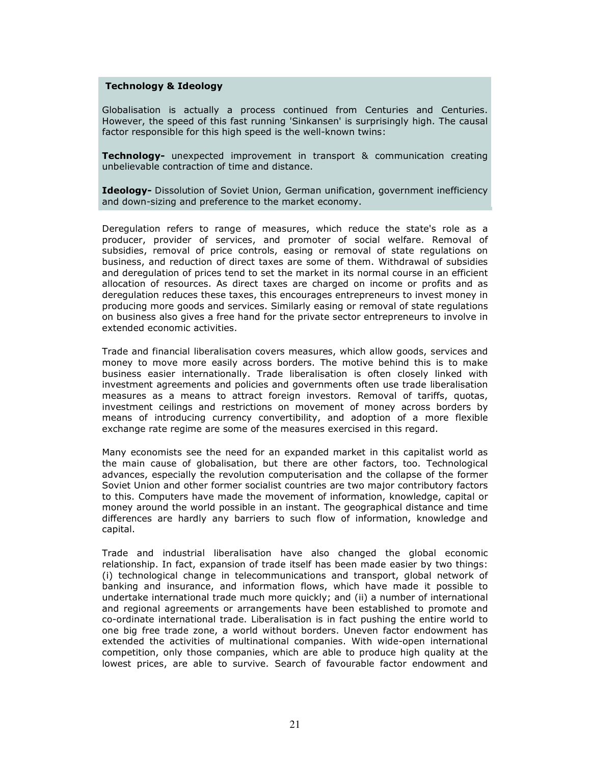**Technology & Ideology**

Globalisation is actually a process continued from Centuries and Centuries. However, the speed of this fast running 'Sinkansen' is surprisingly high. The causal factor responsible for this high speed is the well-known twins:

**Technology-** unexpected improvement in transport & communication creating unbelievable contraction of time and distance.

**Ideology-** Dissolution of Soviet Union, German unification, government inefficiency and down-sizing and preference to the market economy.

Deregulation refers to range of measures, which reduce the state's role as a producer, provider of services, and promoter of social welfare. Removal of subsidies, removal of price controls, easing or removal of state regulations on business, and reduction of direct taxes are some of them. Withdrawal of subsidies and deregulation of prices tend to set the market in its normal course in an efficient allocation of resources. As direct taxes are charged on income or profits and as deregulation reduces these taxes, this encourages entrepreneurs to invest money in producing more goods and services. Similarly easing or removal of state regulations on business also gives a free hand for the private sector entrepreneurs to involve in extended economic activities.

Trade and financial liberalisation covers measures, which allow goods, services and money to move more easily across borders. The motive behind this is to make business easier internationally. Trade liberalisation is often closely linked with investment agreements and policies and governments often use trade liberalisation measures as a means to attract foreign investors. Removal of tariffs, quotas, investment ceilings and restrictions on movement of money across borders by means of introducing currency convertibility, and adoption of a more flexible exchange rate regime are some of the measures exercised in this regard.

Many economists see the need for an expanded market in this capitalist world as the main cause of globalisation, but there are other factors, too. Technological advances, especially the revolution computerisation and the collapse of the former Soviet Union and other former socialist countries are two major contributory factors to this. Computers have made the movement of information, knowledge, capital or money around the world possible in an instant. The geographical distance and time differences are hardly any barriers to such flow of information, knowledge and capital.

Trade and industrial liberalisation have also changed the global economic relationship. In fact, expansion of trade itself has been made easier by two things: (i) technological change in telecommunications and transport, global network of banking and insurance, and information flows, which have made it possible to undertake international trade much more quickly; and (ii) a number of international and regional agreements or arrangements have been established to promote and co-ordinate international trade. Liberalisation is in fact pushing the entire world to one big free trade zone, a world without borders. Uneven factor endowment has extended the activities of multinational companies. With wide-open international competition, only those companies, which are able to produce high quality at the lowest prices, are able to survive. Search of favourable factor endowment and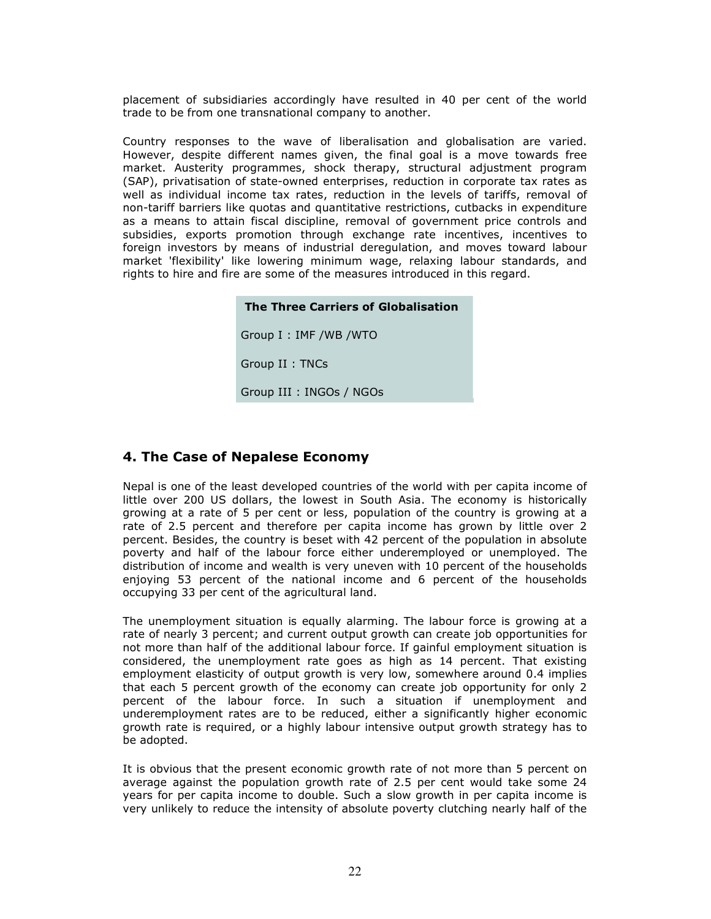placement of subsidiaries accordingly have resulted in 40 per cent of the world trade to be from one transnational company to another.

Country responses to the wave of liberalisation and globalisation are varied. However, despite different names given, the final goal is a move towards free market. Austerity programmes, shock therapy, structural adjustment program (SAP), privatisation of state-owned enterprises, reduction in corporate tax rates as well as individual income tax rates, reduction in the levels of tariffs, removal of non-tariff barriers like quotas and quantitative restrictions, cutbacks in expenditure as a means to attain fiscal discipline, removal of government price controls and subsidies, exports promotion through exchange rate incentives, incentives to foreign investors by means of industrial deregulation, and moves toward labour market 'flexibility' like lowering minimum wage, relaxing labour standards, and rights to hire and fire are some of the measures introduced in this regard.

| **The Three Carriers of Globalisation** |
|---|
| Group I : IMF /WB /WTO |
| Group II : TNCs |
| Group III : INGOs / NGOs |

## 4. The Case of Nepalese Economy

Nepal is one of the least developed countries of the world with per capita income of little over 200 US dollars, the lowest in South Asia. The economy is historically growing at a rate of 5 per cent or less, population of the country is growing at a rate of 2.5 percent and therefore per capita income has grown by little over 2 percent. Besides, the country is beset with 42 percent of the population in absolute poverty and half of the labour force either underemployed or unemployed. The distribution of income and wealth is very uneven with 10 percent of the households enjoying 53 percent of the national income and 6 percent of the households occupying 33 per cent of the agricultural land.

The unemployment situation is equally alarming. The labour force is growing at a rate of nearly 3 percent; and current output growth can create job opportunities for not more than half of the additional labour force. If gainful employment situation is considered, the unemployment rate goes as high as 14 percent. That existing employment elasticity of output growth is very low, somewhere around 0.4 implies that each 5 percent growth of the economy can create job opportunity for only 2 percent of the labour force. In such a situation if unemployment and underemployment rates are to be reduced, either a significantly higher economic growth rate is required, or a highly labour intensive output growth strategy has to be adopted.

It is obvious that the present economic growth rate of not more than 5 percent on average against the population growth rate of 2.5 per cent would take some 24 years for per capita income to double. Such a slow growth in per capita income is very unlikely to reduce the intensity of absolute poverty clutching nearly half of the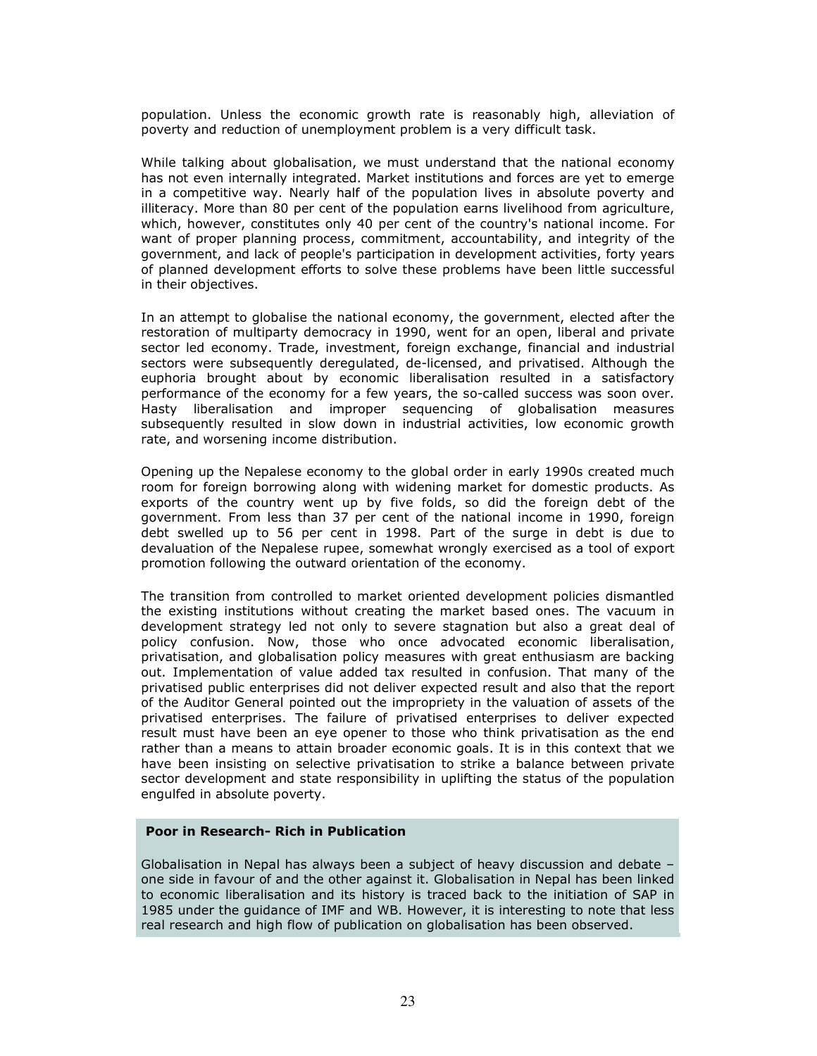population. Unless the economic growth rate is reasonably high, alleviation of poverty and reduction of unemployment problem is a very difficult task.

While talking about globalisation, we must understand that the national economy has not even internally integrated. Market institutions and forces are yet to emerge in a competitive way. Nearly half of the population lives in absolute poverty and illiteracy. More than 80 per cent of the population earns livelihood from agriculture, which, however, constitutes only 40 per cent of the country's national income. For want of proper planning process, commitment, accountability, and integrity of the government, and lack of people's participation in development activities, forty years of planned development efforts to solve these problems have been little successful in their objectives.

In an attempt to globalise the national economy, the government, elected after the restoration of multiparty democracy in 1990, went for an open, liberal and private sector led economy. Trade, investment, foreign exchange, financial and industrial sectors were subsequently deregulated, de-licensed, and privatised. Although the euphoria brought about by economic liberalisation resulted in a satisfactory performance of the economy for a few years, the so-called success was soon over. Hasty liberalisation and improper sequencing of globalisation measures subsequently resulted in slow down in industrial activities, low economic growth rate, and worsening income distribution.

Opening up the Nepalese economy to the global order in early 1990s created much room for foreign borrowing along with widening market for domestic products. As exports of the country went up by five folds, so did the foreign debt of the government. From less than 37 per cent of the national income in 1990, foreign debt swelled up to 56 per cent in 1998. Part of the surge in debt is due to devaluation of the Nepalese rupee, somewhat wrongly exercised as a tool of export promotion following the outward orientation of the economy.

The transition from controlled to market oriented development policies dismantled the existing institutions without creating the market based ones. The vacuum in development strategy led not only to severe stagnation but also a great deal of policy confusion. Now, those who once advocated economic liberalisation, privatisation, and globalisation policy measures with great enthusiasm are backing out. Implementation of value added tax resulted in confusion. That many of the privatised public enterprises did not deliver expected result and also that the report of the Auditor General pointed out the impropriety in the valuation of assets of the privatised enterprises. The failure of privatised enterprises to deliver expected result must have been an eye opener to those who think privatisation as the end rather than a means to attain broader economic goals. It is in this context that we have been insisting on selective privatisation to strike a balance between private sector development and state responsibility in uplifting the status of the population engulfed in absolute poverty.

**Poor in Research- Rich in Publication**

Globalisation in Nepal has always been a subject of heavy discussion and debate – one side in favour of and the other against it. Globalisation in Nepal has been linked to economic liberalisation and its history is traced back to the initiation of SAP in 1985 under the guidance of IMF and WB. However, it is interesting to note that less real research and high flow of publication on globalisation has been observed.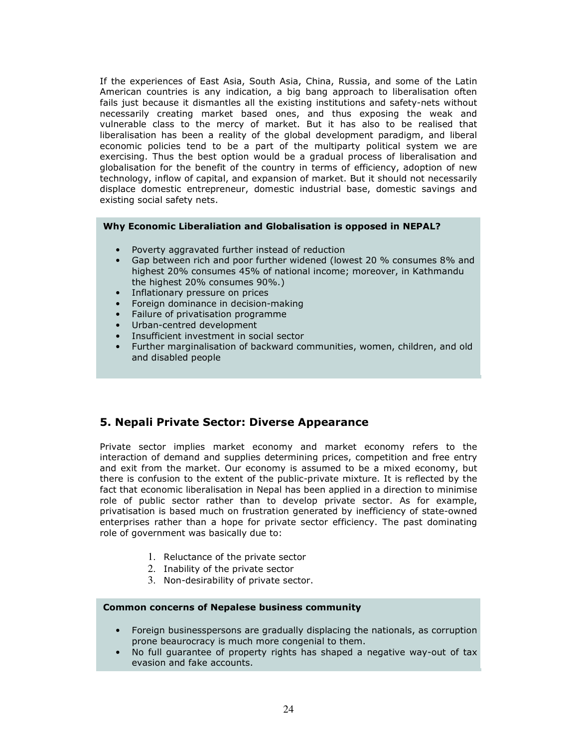If the experiences of East Asia, South Asia, China, Russia, and some of the Latin American countries is any indication, a big bang approach to liberalisation often fails just because it dismantles all the existing institutions and safety-nets without necessarily creating market based ones, and thus exposing the weak and vulnerable class to the mercy of market. But it has also to be realised that liberalisation has been a reality of the global development paradigm, and liberal economic policies tend to be a part of the multiparty political system we are exercising. Thus the best option would be a gradual process of liberalisation and globalisation for the benefit of the country in terms of efficiency, adoption of new technology, inflow of capital, and expansion of market. But it should not necessarily displace domestic entrepreneur, domestic industrial base, domestic savings and existing social safety nets.

**Why Economic Liberaliation and Globalisation is opposed in NEPAL?**

- Poverty aggravated further instead of reduction
- Gap between rich and poor further widened (lowest 20 % consumes 8% and highest 20% consumes 45% of national income; moreover, in Kathmandu the highest 20% consumes 90%.)
- Inflationary pressure on prices
- Foreign dominance in decision-making
- Failure of privatisation programme
- Urban-centred development
- Insufficient investment in social sector
- Further marginalisation of backward communities, women, children, and old and disabled people

## 5. Nepali Private Sector: Diverse Appearance

Private sector implies market economy and market economy refers to the interaction of demand and supplies determining prices, competition and free entry and exit from the market. Our economy is assumed to be a mixed economy, but there is confusion to the extent of the public-private mixture. It is reflected by the fact that economic liberalisation in Nepal has been applied in a direction to minimise role of public sector rather than to develop private sector. As for example, privatisation is based much on frustration generated by inefficiency of state-owned enterprises rather than a hope for private sector efficiency. The past dominating role of government was basically due to:

1. Reluctance of the private sector
2. Inability of the private sector
3. Non-desirability of private sector.

**Common concerns of Nepalese business community**

- Foreign businesspersons are gradually displacing the nationals, as corruption prone beaurocracy is much more congenial to them.
- No full guarantee of property rights has shaped a negative way-out of tax evasion and fake accounts.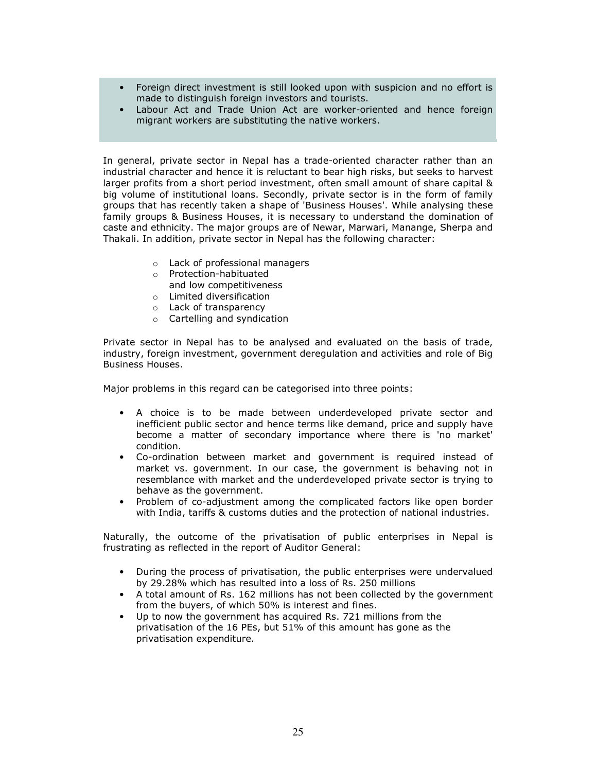- Foreign direct investment is still looked upon with suspicion and no effort is made to distinguish foreign investors and tourists.
- Labour Act and Trade Union Act are worker-oriented and hence foreign migrant workers are substituting the native workers.

In general, private sector in Nepal has a trade-oriented character rather than an industrial character and hence it is reluctant to bear high risks, but seeks to harvest larger profits from a short period investment, often small amount of share capital & big volume of institutional loans. Secondly, private sector is in the form of family groups that has recently taken a shape of 'Business Houses'. While analysing these family groups & Business Houses, it is necessary to understand the domination of caste and ethnicity. The major groups are of Newar, Marwari, Manange, Sherpa and Thakali. In addition, private sector in Nepal has the following character:

- Lack of professional managers
- Protection-habituated and low competitiveness
- Limited diversification
- Lack of transparency
- Cartelling and syndication

Private sector in Nepal has to be analysed and evaluated on the basis of trade, industry, foreign investment, government deregulation and activities and role of Big Business Houses.

Major problems in this regard can be categorised into three points:

- A choice is to be made between underdeveloped private sector and inefficient public sector and hence terms like demand, price and supply have become a matter of secondary importance where there is 'no market' condition.
- Co-ordination between market and government is required instead of market vs. government. In our case, the government is behaving not in resemblance with market and the underdeveloped private sector is trying to behave as the government.
- Problem of co-adjustment among the complicated factors like open border with India, tariffs & customs duties and the protection of national industries.

Naturally, the outcome of the privatisation of public enterprises in Nepal is frustrating as reflected in the report of Auditor General:

- During the process of privatisation, the public enterprises were undervalued by 29.28% which has resulted into a loss of Rs. 250 millions
- A total amount of Rs. 162 millions has not been collected by the government from the buyers, of which 50% is interest and fines.
- Up to now the government has acquired Rs. 721 millions from the privatisation of the 16 PEs, but 51% of this amount has gone as the privatisation expenditure.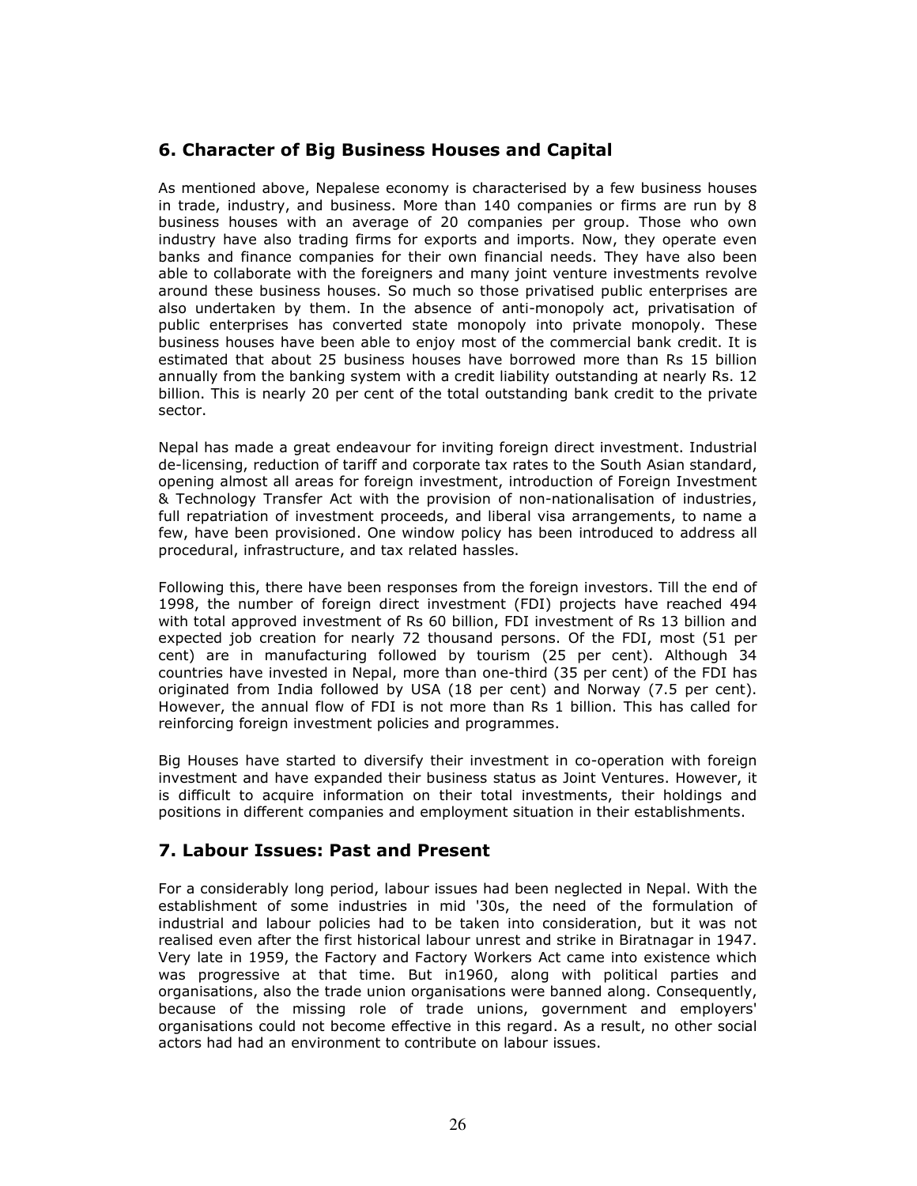## 6. Character of Big Business Houses and Capital

As mentioned above, Nepalese economy is characterised by a few business houses in trade, industry, and business. More than 140 companies or firms are run by 8 business houses with an average of 20 companies per group. Those who own industry have also trading firms for exports and imports. Now, they operate even banks and finance companies for their own financial needs. They have also been able to collaborate with the foreigners and many joint venture investments revolve around these business houses. So much so those privatised public enterprises are also undertaken by them. In the absence of anti-monopoly act, privatisation of public enterprises has converted state monopoly into private monopoly. These business houses have been able to enjoy most of the commercial bank credit. It is estimated that about 25 business houses have borrowed more than Rs 15 billion annually from the banking system with a credit liability outstanding at nearly Rs. 12 billion. This is nearly 20 per cent of the total outstanding bank credit to the private sector.

Nepal has made a great endeavour for inviting foreign direct investment. Industrial de-licensing, reduction of tariff and corporate tax rates to the South Asian standard, opening almost all areas for foreign investment, introduction of Foreign Investment & Technology Transfer Act with the provision of non-nationalisation of industries, full repatriation of investment proceeds, and liberal visa arrangements, to name a few, have been provisioned. One window policy has been introduced to address all procedural, infrastructure, and tax related hassles.

Following this, there have been responses from the foreign investors. Till the end of 1998, the number of foreign direct investment (FDI) projects have reached 494 with total approved investment of Rs 60 billion, FDI investment of Rs 13 billion and expected job creation for nearly 72 thousand persons. Of the FDI, most (51 per cent) are in manufacturing followed by tourism (25 per cent). Although 34 countries have invested in Nepal, more than one-third (35 per cent) of the FDI has originated from India followed by USA (18 per cent) and Norway (7.5 per cent). However, the annual flow of FDI is not more than Rs 1 billion. This has called for reinforcing foreign investment policies and programmes.

Big Houses have started to diversify their investment in co-operation with foreign investment and have expanded their business status as Joint Ventures. However, it is difficult to acquire information on their total investments, their holdings and positions in different companies and employment situation in their establishments.

## 7. Labour Issues: Past and Present

For a considerably long period, labour issues had been neglected in Nepal. With the establishment of some industries in mid '30s, the need of the formulation of industrial and labour policies had to be taken into consideration, but it was not realised even after the first historical labour unrest and strike in Biratnagar in 1947. Very late in 1959, the Factory and Factory Workers Act came into existence which was progressive at that time. But in1960, along with political parties and organisations, also the trade union organisations were banned along. Consequently, because of the missing role of trade unions, government and employers' organisations could not become effective in this regard. As a result, no other social actors had had an environment to contribute on labour issues.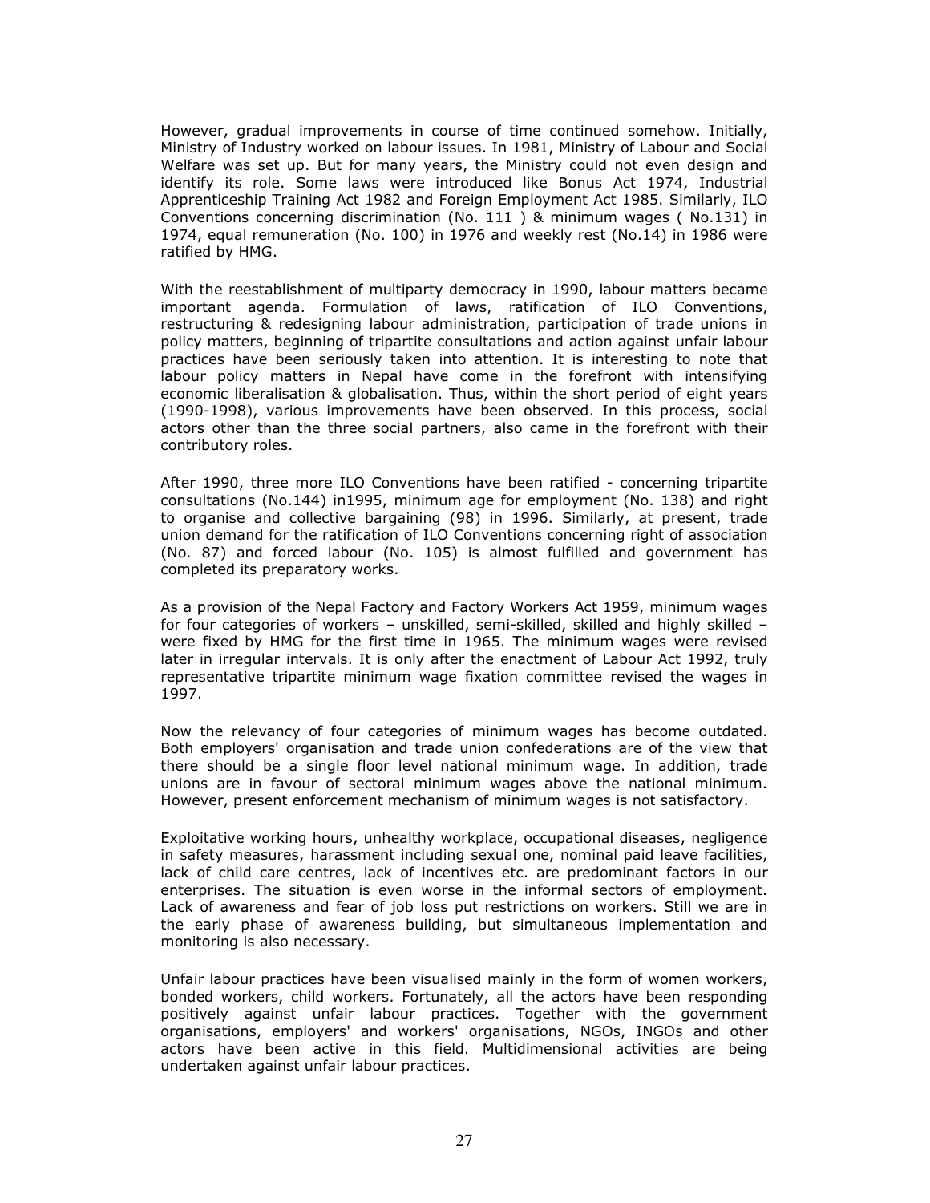However, gradual improvements in course of time continued somehow. Initially, Ministry of Industry worked on labour issues. In 1981, Ministry of Labour and Social Welfare was set up. But for many years, the Ministry could not even design and identify its role. Some laws were introduced like Bonus Act 1974, Industrial Apprenticeship Training Act 1982 and Foreign Employment Act 1985. Similarly, ILO Conventions concerning discrimination (No. 111 ) & minimum wages ( No.131) in 1974, equal remuneration (No. 100) in 1976 and weekly rest (No.14) in 1986 were ratified by HMG.

With the reestablishment of multiparty democracy in 1990, labour matters became important agenda. Formulation of laws, ratification of ILO Conventions, restructuring & redesigning labour administration, participation of trade unions in policy matters, beginning of tripartite consultations and action against unfair labour practices have been seriously taken into attention. It is interesting to note that labour policy matters in Nepal have come in the forefront with intensifying economic liberalisation & globalisation. Thus, within the short period of eight years (1990-1998), various improvements have been observed. In this process, social actors other than the three social partners, also came in the forefront with their contributory roles.

After 1990, three more ILO Conventions have been ratified - concerning tripartite consultations (No.144) in1995, minimum age for employment (No. 138) and right to organise and collective bargaining (98) in 1996. Similarly, at present, trade union demand for the ratification of ILO Conventions concerning right of association (No. 87) and forced labour (No. 105) is almost fulfilled and government has completed its preparatory works.

As a provision of the Nepal Factory and Factory Workers Act 1959, minimum wages for four categories of workers – unskilled, semi-skilled, skilled and highly skilled – were fixed by HMG for the first time in 1965. The minimum wages were revised later in irregular intervals. It is only after the enactment of Labour Act 1992, truly representative tripartite minimum wage fixation committee revised the wages in 1997.

Now the relevancy of four categories of minimum wages has become outdated. Both employers' organisation and trade union confederations are of the view that there should be a single floor level national minimum wage. In addition, trade unions are in favour of sectoral minimum wages above the national minimum. However, present enforcement mechanism of minimum wages is not satisfactory.

Exploitative working hours, unhealthy workplace, occupational diseases, negligence in safety measures, harassment including sexual one, nominal paid leave facilities, lack of child care centres, lack of incentives etc. are predominant factors in our enterprises. The situation is even worse in the informal sectors of employment. Lack of awareness and fear of job loss put restrictions on workers. Still we are in the early phase of awareness building, but simultaneous implementation and monitoring is also necessary.

Unfair labour practices have been visualised mainly in the form of women workers, bonded workers, child workers. Fortunately, all the actors have been responding positively against unfair labour practices. Together with the government organisations, employers' and workers' organisations, NGOs, INGOs and other actors have been active in this field. Multidimensional activities are being undertaken against unfair labour practices.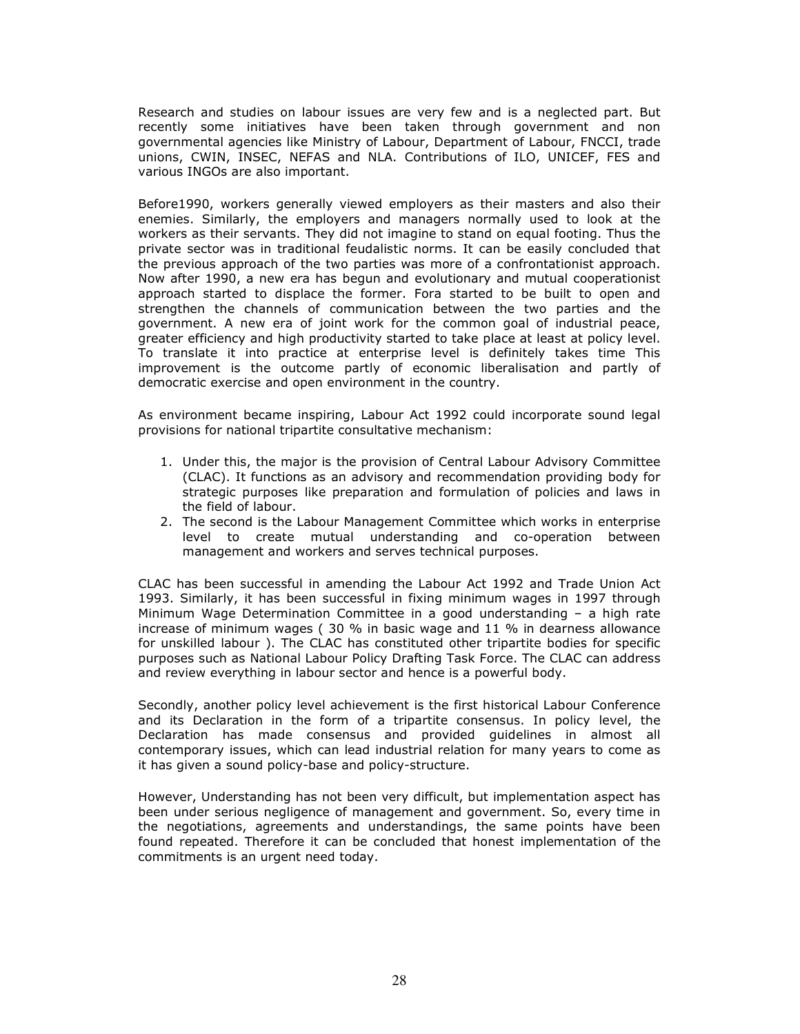Research and studies on labour issues are very few and is a neglected part. But recently some initiatives have been taken through government and non governmental agencies like Ministry of Labour, Department of Labour, FNCCI, trade unions, CWIN, INSEC, NEFAS and NLA. Contributions of ILO, UNICEF, FES and various INGOs are also important.

Before1990, workers generally viewed employers as their masters and also their enemies. Similarly, the employers and managers normally used to look at the workers as their servants. They did not imagine to stand on equal footing. Thus the private sector was in traditional feudalistic norms. It can be easily concluded that the previous approach of the two parties was more of a confrontationist approach. Now after 1990, a new era has begun and evolutionary and mutual cooperationist approach started to displace the former. Fora started to be built to open and strengthen the channels of communication between the two parties and the government. A new era of joint work for the common goal of industrial peace, greater efficiency and high productivity started to take place at least at policy level. To translate it into practice at enterprise level is definitely takes time This improvement is the outcome partly of economic liberalisation and partly of democratic exercise and open environment in the country.

As environment became inspiring, Labour Act 1992 could incorporate sound legal provisions for national tripartite consultative mechanism:

1. Under this, the major is the provision of Central Labour Advisory Committee (CLAC). It functions as an advisory and recommendation providing body for strategic purposes like preparation and formulation of policies and laws in the field of labour.
2. The second is the Labour Management Committee which works in enterprise level to create mutual understanding and co-operation between management and workers and serves technical purposes.

CLAC has been successful in amending the Labour Act 1992 and Trade Union Act 1993. Similarly, it has been successful in fixing minimum wages in 1997 through Minimum Wage Determination Committee in a good understanding – a high rate increase of minimum wages ( 30 % in basic wage and 11 % in dearness allowance for unskilled labour ). The CLAC has constituted other tripartite bodies for specific purposes such as National Labour Policy Drafting Task Force. The CLAC can address and review everything in labour sector and hence is a powerful body.

Secondly, another policy level achievement is the first historical Labour Conference and its Declaration in the form of a tripartite consensus. In policy level, the Declaration has made consensus and provided guidelines in almost all contemporary issues, which can lead industrial relation for many years to come as it has given a sound policy-base and policy-structure.

However, Understanding has not been very difficult, but implementation aspect has been under serious negligence of management and government. So, every time in the negotiations, agreements and understandings, the same points have been found repeated. Therefore it can be concluded that honest implementation of the commitments is an urgent need today.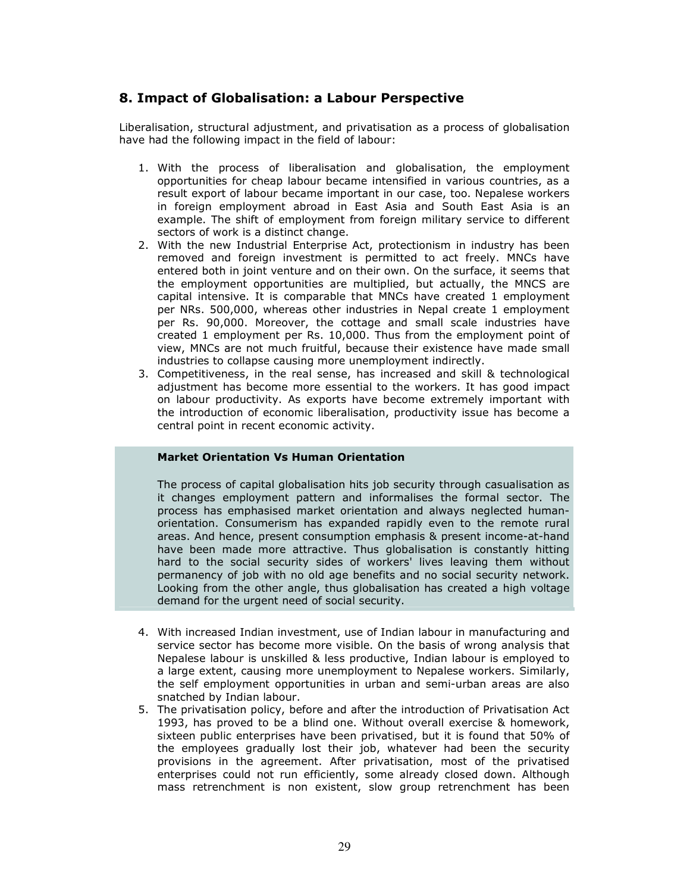## 8. Impact of Globalisation: a Labour Perspective

Liberalisation, structural adjustment, and privatisation as a process of globalisation have had the following impact in the field of labour:

1. With the process of liberalisation and globalisation, the employment opportunities for cheap labour became intensified in various countries, as a result export of labour became important in our case, too. Nepalese workers in foreign employment abroad in East Asia and South East Asia is an example. The shift of employment from foreign military service to different sectors of work is a distinct change.
2. With the new Industrial Enterprise Act, protectionism in industry has been removed and foreign investment is permitted to act freely. MNCs have entered both in joint venture and on their own. On the surface, it seems that the employment opportunities are multiplied, but actually, the MNCS are capital intensive. It is comparable that MNCs have created 1 employment per NRs. 500,000, whereas other industries in Nepal create 1 employment per Rs. 90,000. Moreover, the cottage and small scale industries have created 1 employment per Rs. 10,000. Thus from the employment point of view, MNCs are not much fruitful, because their existence have made small industries to collapse causing more unemployment indirectly.
3. Competitiveness, in the real sense, has increased and skill & technological adjustment has become more essential to the workers. It has good impact on labour productivity. As exports have become extremely important with the introduction of economic liberalisation, productivity issue has become a central point in recent economic activity.

> **Market Orientation Vs Human Orientation**
>
> The process of capital globalisation hits job security through casualisation as it changes employment pattern and informalises the formal sector. The process has emphasised market orientation and always neglected human-orientation. Consumerism has expanded rapidly even to the remote rural areas. And hence, present consumption emphasis & present income-at-hand have been made more attractive. Thus globalisation is constantly hitting hard to the social security sides of workers' lives leaving them without permanency of job with no old age benefits and no social security network. Looking from the other angle, thus globalisation has created a high voltage demand for the urgent need of social security.

4. With increased Indian investment, use of Indian labour in manufacturing and service sector has become more visible. On the basis of wrong analysis that Nepalese labour is unskilled & less productive, Indian labour is employed to a large extent, causing more unemployment to Nepalese workers. Similarly, the self employment opportunities in urban and semi-urban areas are also snatched by Indian labour.
5. The privatisation policy, before and after the introduction of Privatisation Act 1993, has proved to be a blind one. Without overall exercise & homework, sixteen public enterprises have been privatised, but it is found that 50% of the employees gradually lost their job, whatever had been the security provisions in the agreement. After privatisation, most of the privatised enterprises could not run efficiently, some already closed down. Although mass retrenchment is non existent, slow group retrenchment has been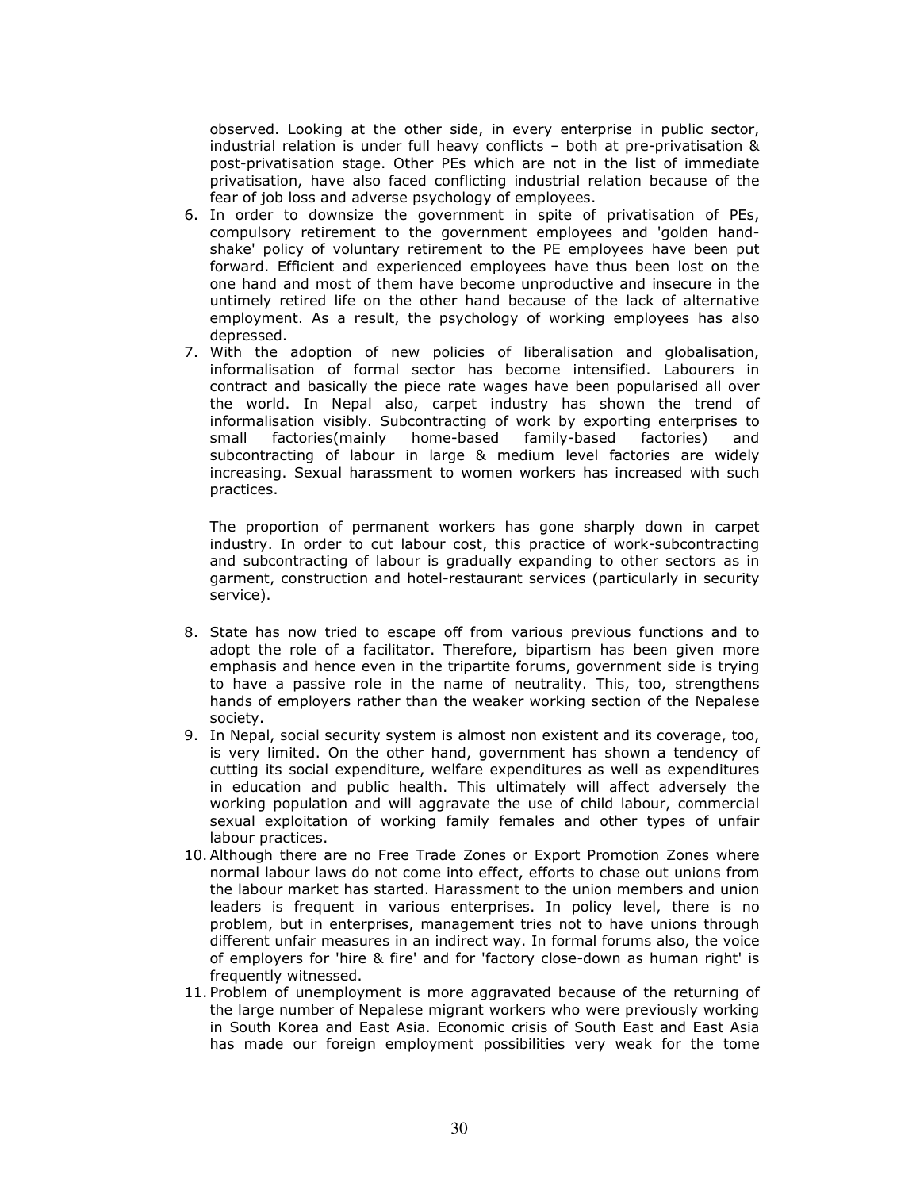observed. Looking at the other side, in every enterprise in public sector, industrial relation is under full heavy conflicts – both at pre-privatisation & post-privatisation stage. Other PEs which are not in the list of immediate privatisation, have also faced conflicting industrial relation because of the fear of job loss and adverse psychology of employees.

6. In order to downsize the government in spite of privatisation of PEs, compulsory retirement to the government employees and 'golden hand-shake' policy of voluntary retirement to the PE employees have been put forward. Efficient and experienced employees have thus been lost on the one hand and most of them have become unproductive and insecure in the untimely retired life on the other hand because of the lack of alternative employment. As a result, the psychology of working employees has also depressed.
7. With the adoption of new policies of liberalisation and globalisation, informalisation of formal sector has become intensified. Labourers in contract and basically the piece rate wages have been popularised all over the world. In Nepal also, carpet industry has shown the trend of informalisation visibly. Subcontracting of work by exporting enterprises to small factories(mainly home-based family-based factories) and subcontracting of labour in large & medium level factories are widely increasing. Sexual harassment to women workers has increased with such practices.

   The proportion of permanent workers has gone sharply down in carpet industry. In order to cut labour cost, this practice of work-subcontracting and subcontracting of labour is gradually expanding to other sectors as in garment, construction and hotel-restaurant services (particularly in security service).

8. State has now tried to escape off from various previous functions and to adopt the role of a facilitator. Therefore, bipartism has been given more emphasis and hence even in the tripartite forums, government side is trying to have a passive role in the name of neutrality. This, too, strengthens hands of employers rather than the weaker working section of the Nepalese society.
9. In Nepal, social security system is almost non existent and its coverage, too, is very limited. On the other hand, government has shown a tendency of cutting its social expenditure, welfare expenditures as well as expenditures in education and public health. This ultimately will affect adversely the working population and will aggravate the use of child labour, commercial sexual exploitation of working family females and other types of unfair labour practices.
10. Although there are no Free Trade Zones or Export Promotion Zones where normal labour laws do not come into effect, efforts to chase out unions from the labour market has started. Harassment to the union members and union leaders is frequent in various enterprises. In policy level, there is no problem, but in enterprises, management tries not to have unions through different unfair measures in an indirect way. In formal forums also, the voice of employers for 'hire & fire' and for 'factory close-down as human right' is frequently witnessed.
11. Problem of unemployment is more aggravated because of the returning of the large number of Nepalese migrant workers who were previously working in South Korea and East Asia. Economic crisis of South East and East Asia has made our foreign employment possibilities very weak for the tome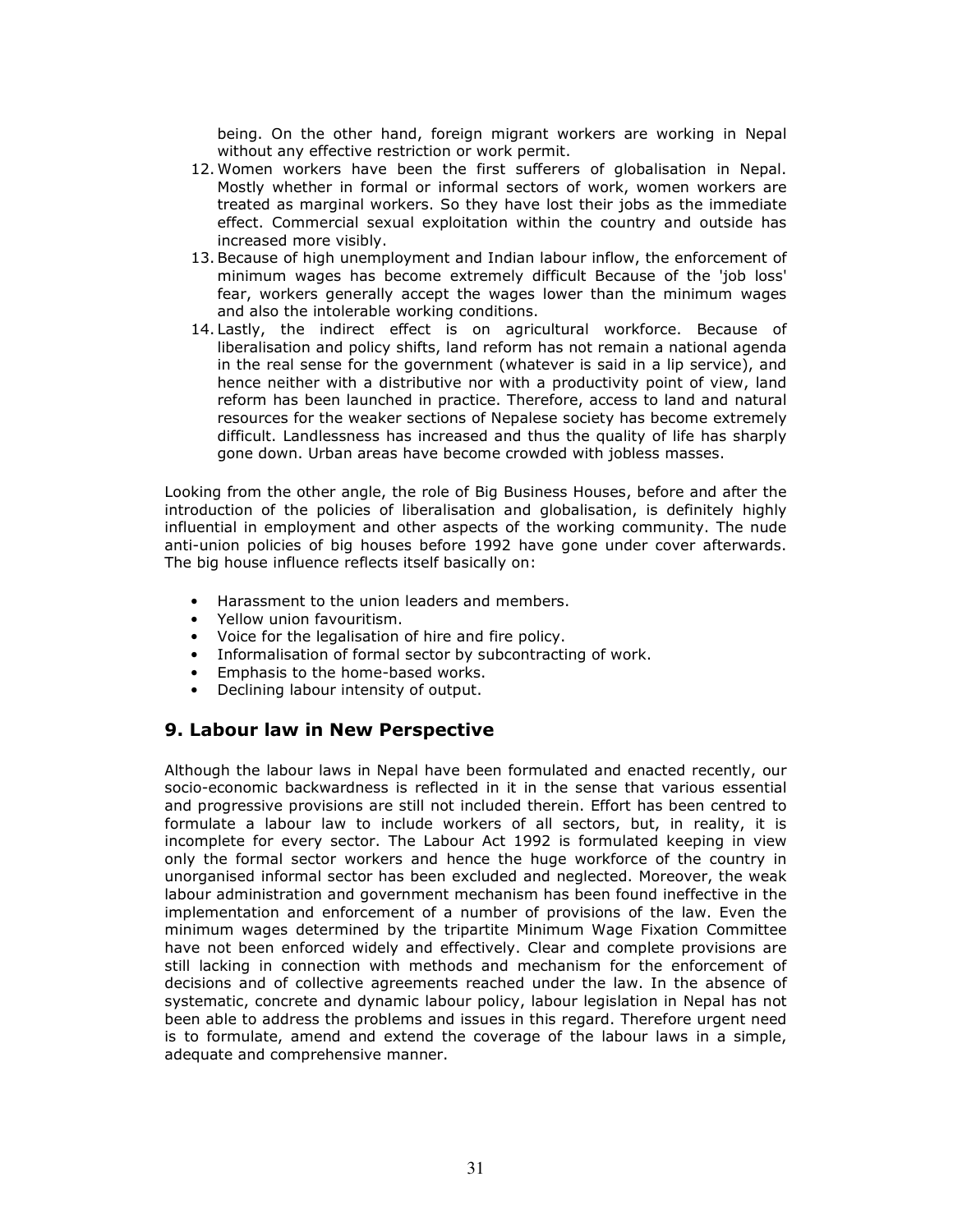being. On the other hand, foreign migrant workers are working in Nepal without any effective restriction or work permit.

12. Women workers have been the first sufferers of globalisation in Nepal. Mostly whether in formal or informal sectors of work, women workers are treated as marginal workers. So they have lost their jobs as the immediate effect. Commercial sexual exploitation within the country and outside has increased more visibly.
13. Because of high unemployment and Indian labour inflow, the enforcement of minimum wages has become extremely difficult Because of the 'job loss' fear, workers generally accept the wages lower than the minimum wages and also the intolerable working conditions.
14. Lastly, the indirect effect is on agricultural workforce. Because of liberalisation and policy shifts, land reform has not remain a national agenda in the real sense for the government (whatever is said in a lip service), and hence neither with a distributive nor with a productivity point of view, land reform has been launched in practice. Therefore, access to land and natural resources for the weaker sections of Nepalese society has become extremely difficult. Landlessness has increased and thus the quality of life has sharply gone down. Urban areas have become crowded with jobless masses.

Looking from the other angle, the role of Big Business Houses, before and after the introduction of the policies of liberalisation and globalisation, is definitely highly influential in employment and other aspects of the working community. The nude anti-union policies of big houses before 1992 have gone under cover afterwards. The big house influence reflects itself basically on:

- Harassment to the union leaders and members.
- Yellow union favouritism.
- Voice for the legalisation of hire and fire policy.
- Informalisation of formal sector by subcontracting of work.
- Emphasis to the home-based works.
- Declining labour intensity of output.

## 9. Labour law in New Perspective

Although the labour laws in Nepal have been formulated and enacted recently, our socio-economic backwardness is reflected in it in the sense that various essential and progressive provisions are still not included therein. Effort has been centred to formulate a labour law to include workers of all sectors, but, in reality, it is incomplete for every sector. The Labour Act 1992 is formulated keeping in view only the formal sector workers and hence the huge workforce of the country in unorganised informal sector has been excluded and neglected. Moreover, the weak labour administration and government mechanism has been found ineffective in the implementation and enforcement of a number of provisions of the law. Even the minimum wages determined by the tripartite Minimum Wage Fixation Committee have not been enforced widely and effectively. Clear and complete provisions are still lacking in connection with methods and mechanism for the enforcement of decisions and of collective agreements reached under the law. In the absence of systematic, concrete and dynamic labour policy, labour legislation in Nepal has not been able to address the problems and issues in this regard. Therefore urgent need is to formulate, amend and extend the coverage of the labour laws in a simple, adequate and comprehensive manner.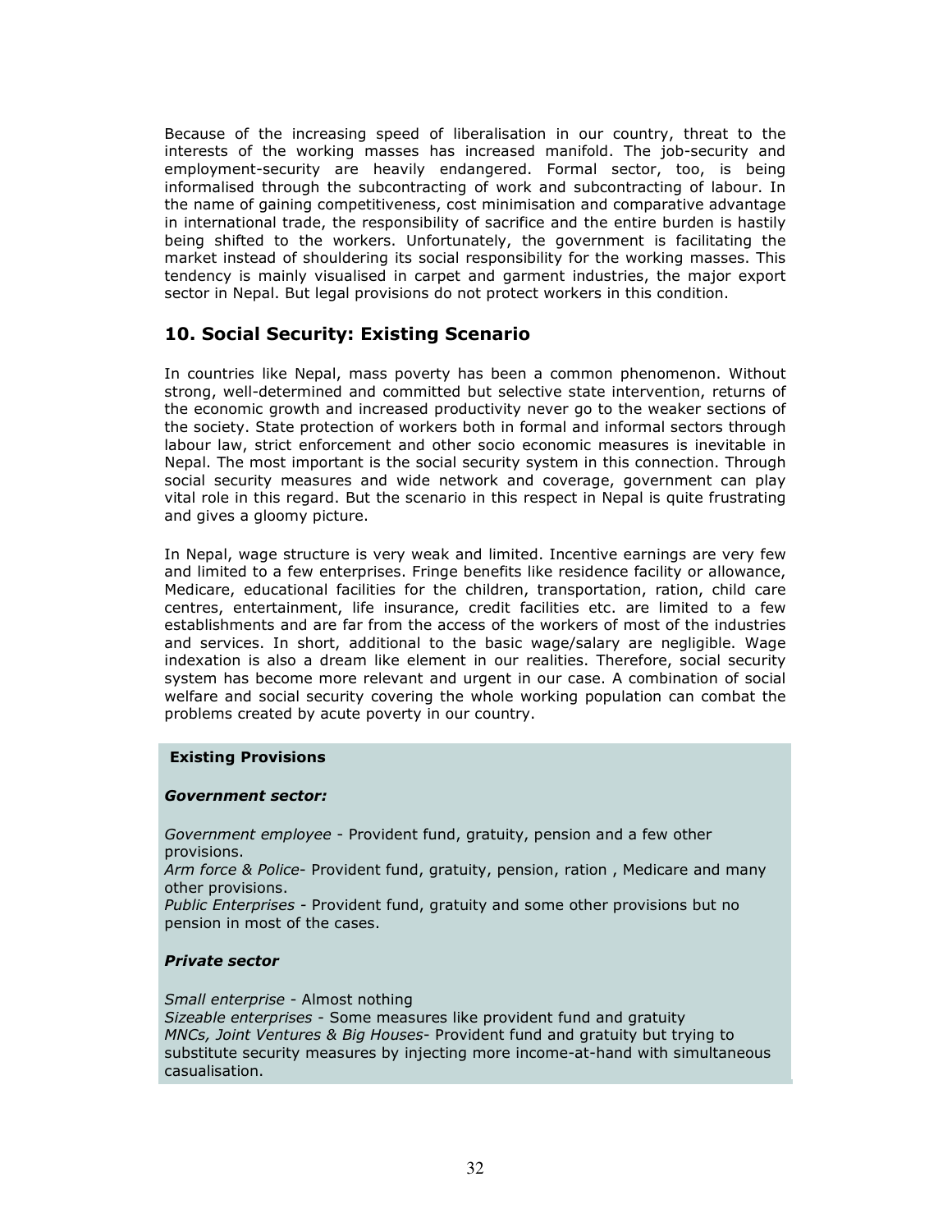Because of the increasing speed of liberalisation in our country, threat to the interests of the working masses has increased manifold. The job-security and employment-security are heavily endangered. Formal sector, too, is being informalised through the subcontracting of work and subcontracting of labour. In the name of gaining competitiveness, cost minimisation and comparative advantage in international trade, the responsibility of sacrifice and the entire burden is hastily being shifted to the workers. Unfortunately, the government is facilitating the market instead of shouldering its social responsibility for the working masses. This tendency is mainly visualised in carpet and garment industries, the major export sector in Nepal. But legal provisions do not protect workers in this condition.

## 10. Social Security: Existing Scenario

In countries like Nepal, mass poverty has been a common phenomenon. Without strong, well-determined and committed but selective state intervention, returns of the economic growth and increased productivity never go to the weaker sections of the society. State protection of workers both in formal and informal sectors through labour law, strict enforcement and other socio economic measures is inevitable in Nepal. The most important is the social security system in this connection. Through social security measures and wide network and coverage, government can play vital role in this regard. But the scenario in this respect in Nepal is quite frustrating and gives a gloomy picture.

In Nepal, wage structure is very weak and limited. Incentive earnings are very few and limited to a few enterprises. Fringe benefits like residence facility or allowance, Medicare, educational facilities for the children, transportation, ration, child care centres, entertainment, life insurance, credit facilities etc. are limited to a few establishments and are far from the access of the workers of most of the industries and services. In short, additional to the basic wage/salary are negligible. Wage indexation is also a dream like element in our realities. Therefore, social security system has become more relevant and urgent in our case. A combination of social welfare and social security covering the whole working population can combat the problems created by acute poverty in our country.

**Existing Provisions**

***Government sector:***

*Government employee* - Provident fund, gratuity, pension and a few other provisions.
*Arm force & Police*- Provident fund, gratuity, pension, ration , Medicare and many other provisions.
*Public Enterprises* - Provident fund, gratuity and some other provisions but no pension in most of the cases.

***Private sector***

*Small enterprise* - Almost nothing
*Sizeable enterprises* - Some measures like provident fund and gratuity
*MNCs, Joint Ventures & Big Houses*- Provident fund and gratuity but trying to substitute security measures by injecting more income-at-hand with simultaneous casualisation.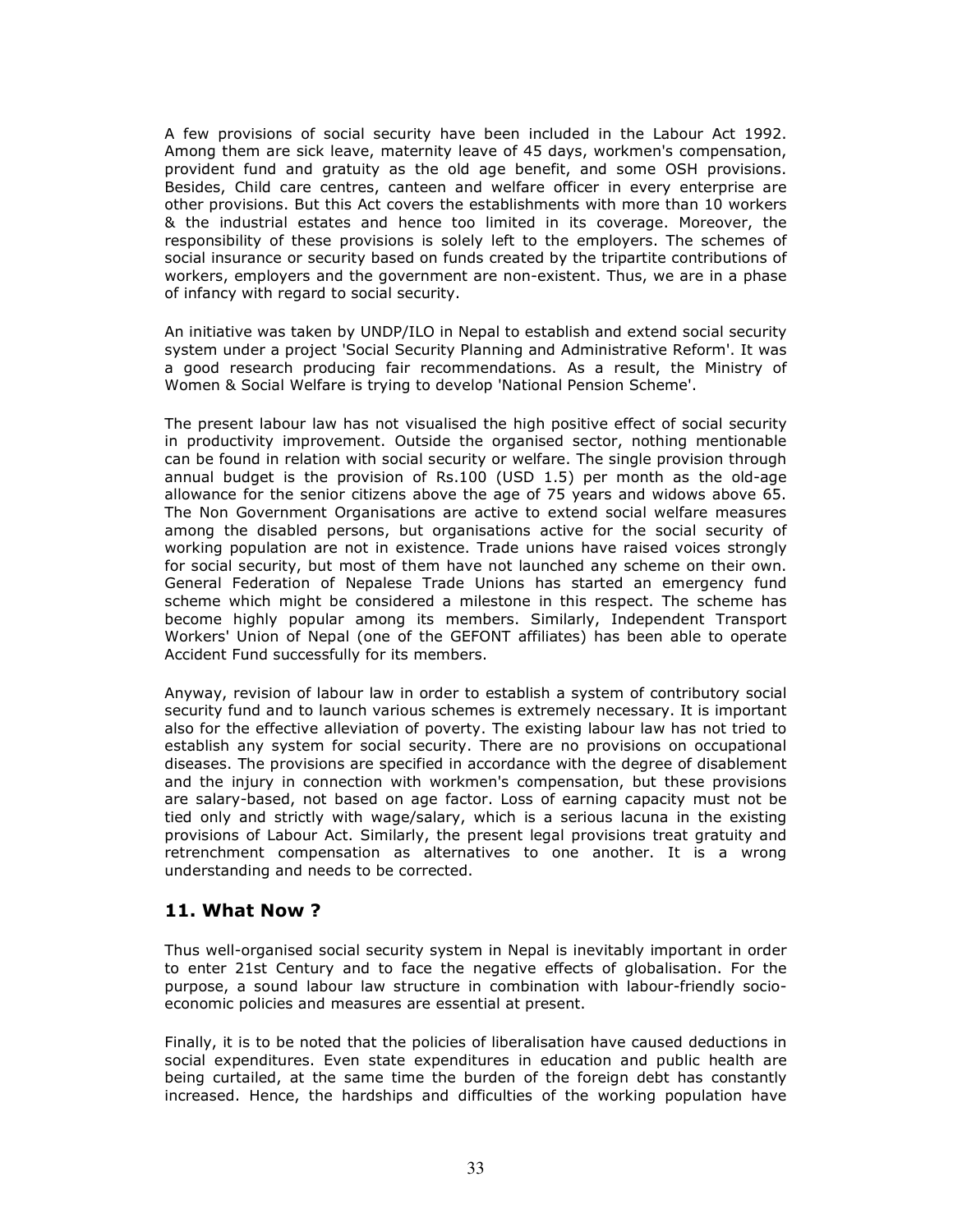A few provisions of social security have been included in the Labour Act 1992. Among them are sick leave, maternity leave of 45 days, workmen's compensation, provident fund and gratuity as the old age benefit, and some OSH provisions. Besides, Child care centres, canteen and welfare officer in every enterprise are other provisions. But this Act covers the establishments with more than 10 workers & the industrial estates and hence too limited in its coverage. Moreover, the responsibility of these provisions is solely left to the employers. The schemes of social insurance or security based on funds created by the tripartite contributions of workers, employers and the government are non-existent. Thus, we are in a phase of infancy with regard to social security.

An initiative was taken by UNDP/ILO in Nepal to establish and extend social security system under a project 'Social Security Planning and Administrative Reform'. It was a good research producing fair recommendations. As a result, the Ministry of Women & Social Welfare is trying to develop 'National Pension Scheme'.

The present labour law has not visualised the high positive effect of social security in productivity improvement. Outside the organised sector, nothing mentionable can be found in relation with social security or welfare. The single provision through annual budget is the provision of Rs.100 (USD 1.5) per month as the old-age allowance for the senior citizens above the age of 75 years and widows above 65. The Non Government Organisations are active to extend social welfare measures among the disabled persons, but organisations active for the social security of working population are not in existence. Trade unions have raised voices strongly for social security, but most of them have not launched any scheme on their own. General Federation of Nepalese Trade Unions has started an emergency fund scheme which might be considered a milestone in this respect. The scheme has become highly popular among its members. Similarly, Independent Transport Workers' Union of Nepal (one of the GEFONT affiliates) has been able to operate Accident Fund successfully for its members.

Anyway, revision of labour law in order to establish a system of contributory social security fund and to launch various schemes is extremely necessary. It is important also for the effective alleviation of poverty. The existing labour law has not tried to establish any system for social security. There are no provisions on occupational diseases. The provisions are specified in accordance with the degree of disablement and the injury in connection with workmen's compensation, but these provisions are salary-based, not based on age factor. Loss of earning capacity must not be tied only and strictly with wage/salary, which is a serious lacuna in the existing provisions of Labour Act. Similarly, the present legal provisions treat gratuity and retrenchment compensation as alternatives to one another. It is a wrong understanding and needs to be corrected.

## 11. What Now ?

Thus well-organised social security system in Nepal is inevitably important in order to enter 21st Century and to face the negative effects of globalisation. For the purpose, a sound labour law structure in combination with labour-friendly socio-economic policies and measures are essential at present.

Finally, it is to be noted that the policies of liberalisation have caused deductions in social expenditures. Even state expenditures in education and public health are being curtailed, at the same time the burden of the foreign debt has constantly increased. Hence, the hardships and difficulties of the working population have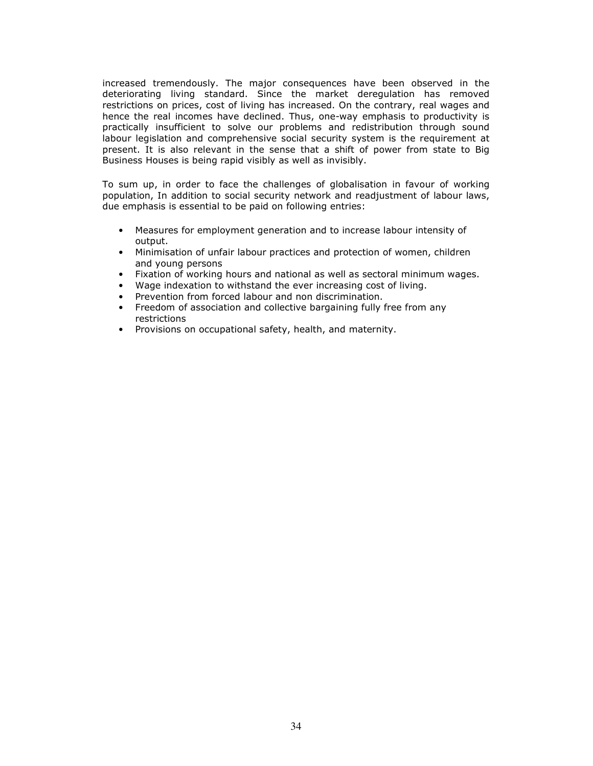increased tremendously. The major consequences have been observed in the deteriorating living standard. Since the market deregulation has removed restrictions on prices, cost of living has increased. On the contrary, real wages and hence the real incomes have declined. Thus, one-way emphasis to productivity is practically insufficient to solve our problems and redistribution through sound labour legislation and comprehensive social security system is the requirement at present. It is also relevant in the sense that a shift of power from state to Big Business Houses is being rapid visibly as well as invisibly.

To sum up, in order to face the challenges of globalisation in favour of working population, In addition to social security network and readjustment of labour laws, due emphasis is essential to be paid on following entries:

- Measures for employment generation and to increase labour intensity of output.
- Minimisation of unfair labour practices and protection of women, children and young persons
- Fixation of working hours and national as well as sectoral minimum wages.
- Wage indexation to withstand the ever increasing cost of living.
- Prevention from forced labour and non discrimination.
- Freedom of association and collective bargaining fully free from any restrictions
- Provisions on occupational safety, health, and maternity.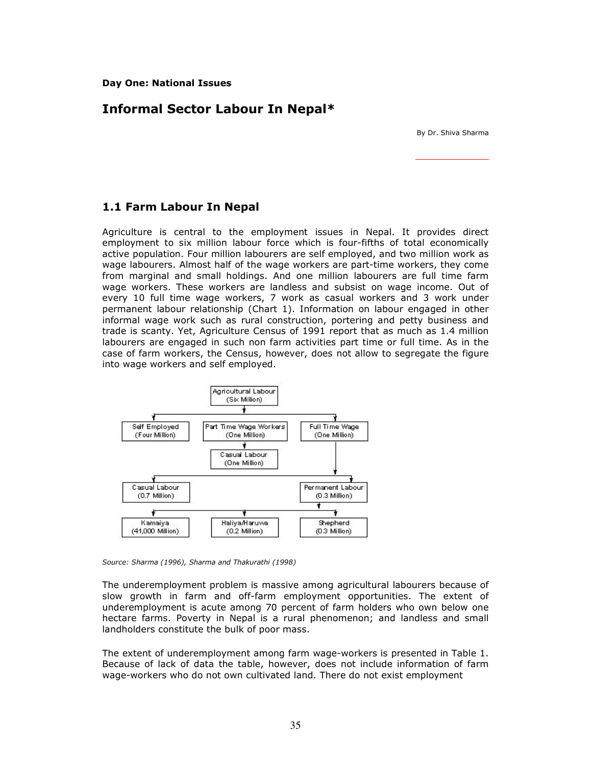**Day One: National Issues**

# Informal Sector Labour In Nepal*

By Dr. Shiva Sharma

## 1.1 Farm Labour In Nepal

Agriculture is central to the employment issues in Nepal. It provides direct employment to six million labour force which is four-fifths of total economically active population. Four million labourers are self employed, and two million work as wage labourers. Almost half of the wage workers are part-time workers, they come from marginal and small holdings. And one million labourers are full time farm wage workers. These workers are landless and subsist on wage income. Out of every 10 full time wage workers, 7 work as casual workers and 3 work under permanent labour relationship (Chart 1). Information on labour engaged in other informal wage work such as rural construction, portering and petty business and trade is scanty. Yet, Agriculture Census of 1991 report that as much as 1.4 million labourers are engaged in such non farm activities part time or full time. As in the case of farm workers, the Census, however, does not allow to segregate the figure into wage workers and self employed.

- Agricultural Labour (Six Million)
  - Self Employed (Four Million)
  - Part Time Wage Workers (One Million)
    - Casual Labour (One Million)
  - Full Time Wage (One Million)
    - Casual Labour (0.7 Million)
    - Permanent Labour (0.3 Million)
      - Kamaiya (41,000 Million)
      - Haliya/Haruwa (0.2 Million)
      - Shepherd (0.3 Million)

*Source: Sharma (1996), Sharma and Thakurathi (1998)*

The underemployment problem is massive among agricultural labourers because of slow growth in farm and off-farm employment opportunities. The extent of underemployment is acute among 70 percent of farm holders who own below one hectare farms. Poverty in Nepal is a rural phenomenon; and landless and small landholders constitute the bulk of poor mass.

The extent of underemployment among farm wage-workers is presented in Table 1. Because of lack of data the table, however, does not include information of farm wage-workers who do not own cultivated land. There do not exist employment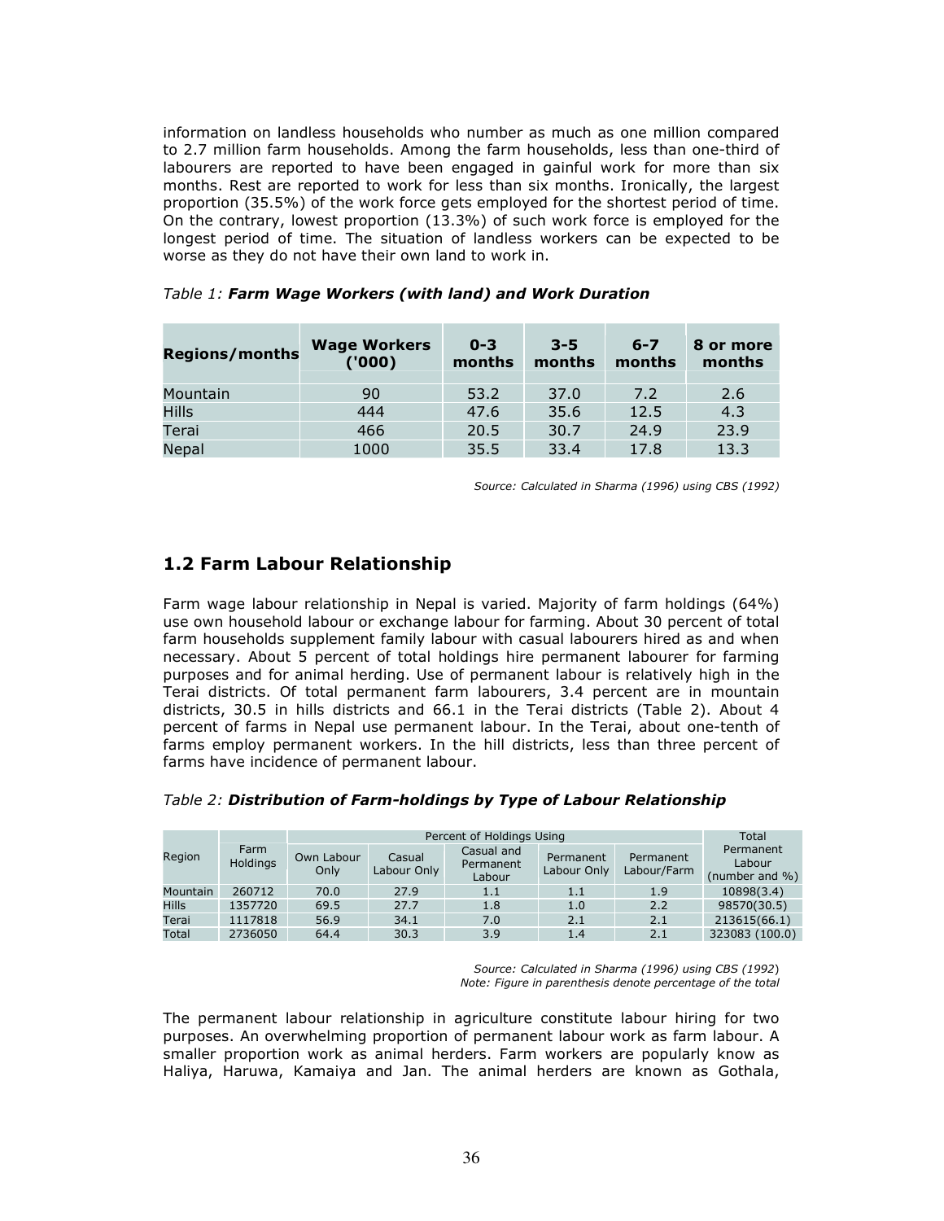information on landless households who number as much as one million compared to 2.7 million farm households. Among the farm households, less than one-third of labourers are reported to have been engaged in gainful work for more than six months. Rest are reported to work for less than six months. Ironically, the largest proportion (35.5%) of the work force gets employed for the shortest period of time. On the contrary, lowest proportion (13.3%) of such work force is employed for the longest period of time. The situation of landless workers can be expected to be worse as they do not have their own land to work in.

*Table 1:* ***Farm Wage Workers (with land) and Work Duration***

| Regions/months | Wage Workers ('000) | 0-3 months | 3-5 months | 6-7 months | 8 or more months |
|---|---|---|---|---|---|
| Mountain | 90 | 53.2 | 37.0 | 7.2 | 2.6 |
| Hills | 444 | 47.6 | 35.6 | 12.5 | 4.3 |
| Terai | 466 | 20.5 | 30.7 | 24.9 | 23.9 |
| Nepal | 1000 | 35.5 | 33.4 | 17.8 | 13.3 |

*Source: Calculated in Sharma (1996) using CBS (1992)*

## 1.2 Farm Labour Relationship

Farm wage labour relationship in Nepal is varied. Majority of farm holdings (64%) use own household labour or exchange labour for farming. About 30 percent of total farm households supplement family labour with casual labourers hired as and when necessary. About 5 percent of total holdings hire permanent labourer for farming purposes and for animal herding. Use of permanent labour is relatively high in the Terai districts. Of total permanent farm labourers, 3.4 percent are in mountain districts, 30.5 in hills districts and 66.1 in the Terai districts (Table 2). About 4 percent of farms in Nepal use permanent labour. In the Terai, about one-tenth of farms employ permanent workers. In the hill districts, less than three percent of farms have incidence of permanent labour.

*Table 2:* ***Distribution of Farm-holdings by Type of Labour Relationship***

| Region | Farm Holdings | Percent of Holdings Using | | | | | Total Permanent Labour (number and %) |
|---|---|---|---|---|---|---|---|
| | | Own Labour Only | Casual Labour Only | Casual and Permanent Labour | Permanent Labour Only | Permanent Labour/Farm | |
| Mountain | 260712 | 70.0 | 27.9 | 1.1 | 1.1 | 1.9 | 10898(3.4) |
| Hills | 1357720 | 69.5 | 27.7 | 1.8 | 1.0 | 2.2 | 98570(30.5) |
| Terai | 1117818 | 56.9 | 34.1 | 7.0 | 2.1 | 2.1 | 213615(66.1) |
| Total | 2736050 | 64.4 | 30.3 | 3.9 | 1.4 | 2.1 | 323083 (100.0) |

*Source: Calculated in Sharma (1996) using CBS (1992)*
*Note: Figure in parenthesis denote percentage of the total*

The permanent labour relationship in agriculture constitute labour hiring for two purposes. An overwhelming proportion of permanent labour work as farm labour. A smaller proportion work as animal herders. Farm workers are popularly know as Haliya, Haruwa, Kamaiya and Jan. The animal herders are known as Gothala,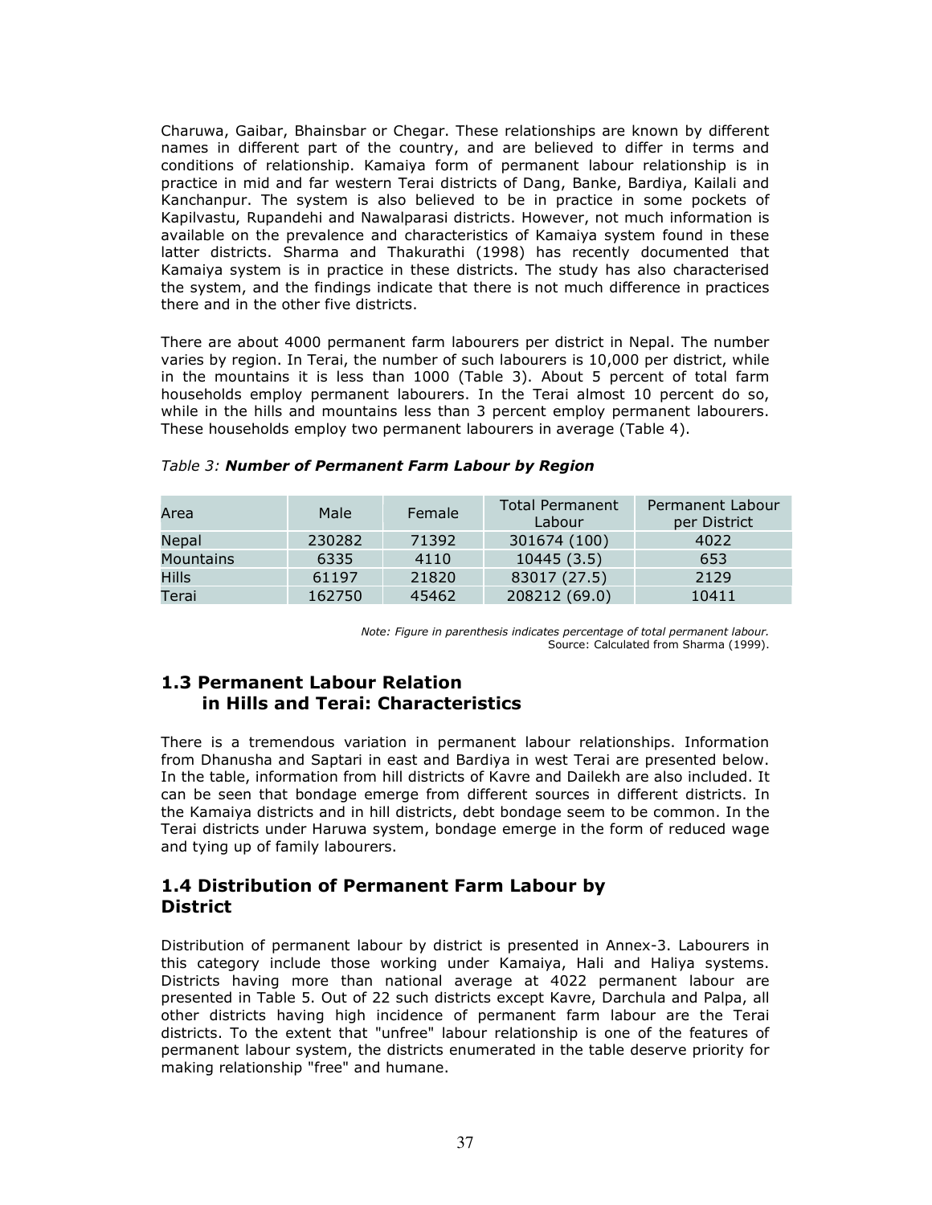Charuwa, Gaibar, Bhainsbar or Chegar. These relationships are known by different names in different part of the country, and are believed to differ in terms and conditions of relationship. Kamaiya form of permanent labour relationship is in practice in mid and far western Terai districts of Dang, Banke, Bardiya, Kailali and Kanchanpur. The system is also believed to be in practice in some pockets of Kapilvastu, Rupandehi and Nawalparasi districts. However, not much information is available on the prevalence and characteristics of Kamaiya system found in these latter districts. Sharma and Thakurathi (1998) has recently documented that Kamaiya system is in practice in these districts. The study has also characterised the system, and the findings indicate that there is not much difference in practices there and in the other five districts.

There are about 4000 permanent farm labourers per district in Nepal. The number varies by region. In Terai, the number of such labourers is 10,000 per district, while in the mountains it is less than 1000 (Table 3). About 5 percent of total farm households employ permanent labourers. In the Terai almost 10 percent do so, while in the hills and mountains less than 3 percent employ permanent labourers. These households employ two permanent labourers in average (Table 4).

*Table 3:* ***Number of Permanent Farm Labour by Region***

| Area | Male | Female | Total Permanent Labour | Permanent Labour per District |
|---|---|---|---|---|
| Nepal | 230282 | 71392 | 301674 (100) | 4022 |
| Mountains | 6335 | 4110 | 10445 (3.5) | 653 |
| Hills | 61197 | 21820 | 83017 (27.5) | 2129 |
| Terai | 162750 | 45462 | 208212 (69.0) | 10411 |

*Note: Figure in parenthesis indicates percentage of total permanent labour.*
Source: Calculated from Sharma (1999).

## 1.3 Permanent Labour Relation in Hills and Terai: Characteristics

There is a tremendous variation in permanent labour relationships. Information from Dhanusha and Saptari in east and Bardiya in west Terai are presented below. In the table, information from hill districts of Kavre and Dailekh are also included. It can be seen that bondage emerge from different sources in different districts. In the Kamaiya districts and in hill districts, debt bondage seem to be common. In the Terai districts under Haruwa system, bondage emerge in the form of reduced wage and tying up of family labourers.

## 1.4 Distribution of Permanent Farm Labour by District

Distribution of permanent labour by district is presented in Annex-3. Labourers in this category include those working under Kamaiya, Hali and Haliya systems. Districts having more than national average at 4022 permanent labour are presented in Table 5. Out of 22 such districts except Kavre, Darchula and Palpa, all other districts having high incidence of permanent farm labour are the Terai districts. To the extent that "unfree" labour relationship is one of the features of permanent labour system, the districts enumerated in the table deserve priority for making relationship "free" and humane.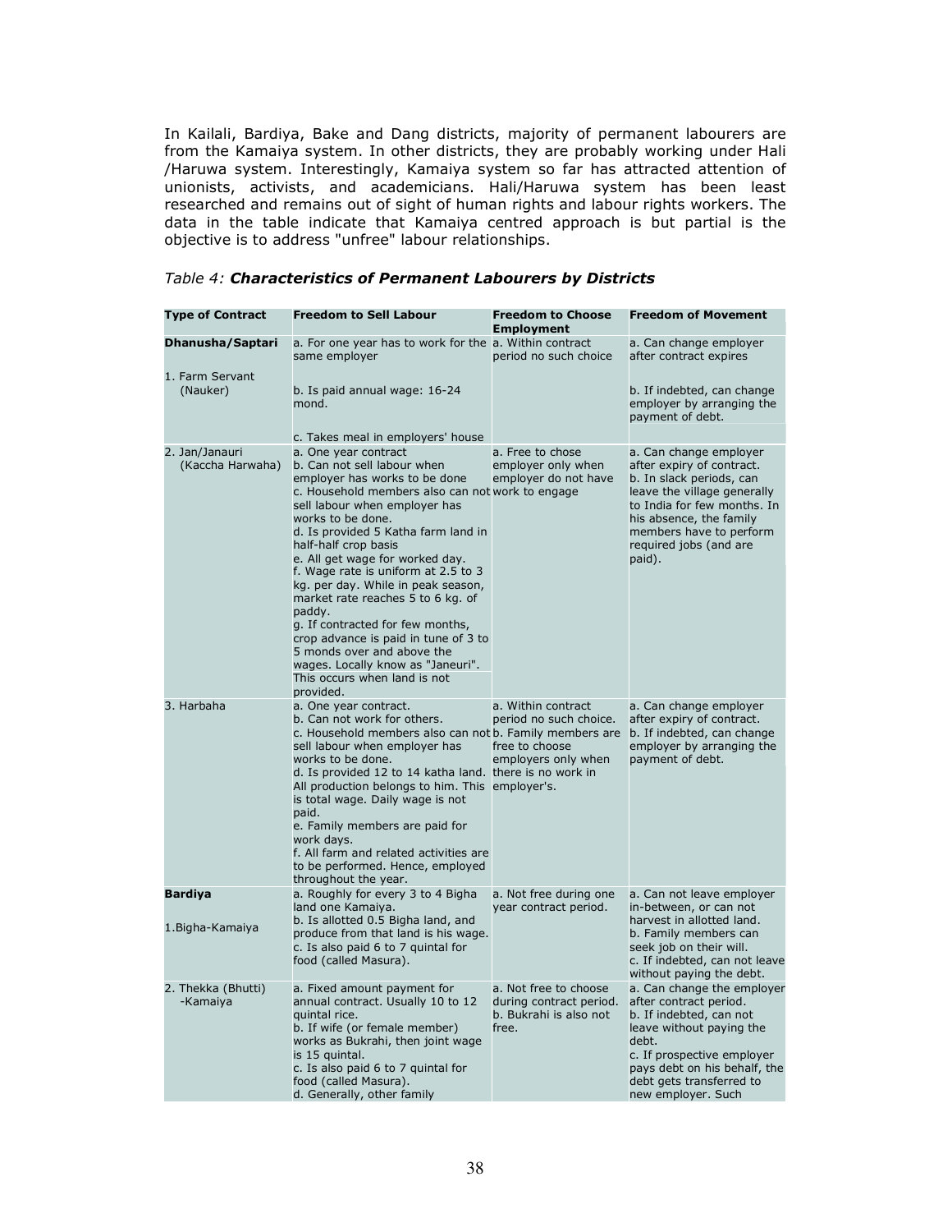In Kailali, Bardiya, Bake and Dang districts, majority of permanent labourers are from the Kamaiya system. In other districts, they are probably working under Hali /Haruwa system. Interestingly, Kamaiya system so far has attracted attention of unionists, activists, and academicians. Hali/Haruwa system has been least researched and remains out of sight of human rights and labour rights workers. The data in the table indicate that Kamaiya centred approach is but partial is the objective is to address "unfree" labour relationships.

*Table 4: **Characteristics of Permanent Labourers by Districts***

| Type of Contract | Freedom to Sell Labour | Freedom to Choose Employment | Freedom of Movement |
|---|---|---|---|
| **Dhanusha/Saptari**<br><br>1. Farm Servant (Nauker) | a. For one year has to work for the same employer<br><br>b. Is paid annual wage: 16-24 mond.<br><br>c. Takes meal in employers' house | a. Within contract period no such choice | a. Can change employer after contract expires<br><br>b. If indebted, can change employer by arranging the payment of debt. |
| 2. Jan/Janauri (Kaccha Harwaha) | a. One year contract<br>b. Can not sell labour when employer has works to be done<br>c. Household members also can not sell labour when employer has works to be done.<br>d. Is provided 5 Katha farm land in half-half crop basis<br>e. All get wage for worked day.<br>f. Wage rate is uniform at 2.5 to 3 kg. per day. While in peak season, market rate reaches 5 to 6 kg. of paddy.<br>g. If contracted for few months, crop advance is paid in tune of 3 to 5 monds over and above the wages. Locally know as "Janeuri". This occurs when land is not provided. | a. Free to chose employer only when employer do not have work to engage | a. Can change employer after expiry of contract.<br>b. In slack periods, can leave the village generally to India for few months. In his absence, the family members have to perform required jobs (and are paid). |
| 3. Harbaha | a. One year contract.<br>b. Can not work for others.<br>c. Household members also can not sell labour when employer has works to be done.<br>d. Is provided 12 to 14 katha land. All production belongs to him. This is total wage. Daily wage is not paid.<br>e. Family members are paid for work days.<br>f. All farm and related activities are to be performed. Hence, employed throughout the year. | a. Within contract period no such choice.<br>b. Family members are free to choose employers only when there is no work in employer's. | a. Can change employer after expiry of contract.<br>b. If indebted, can change employer by arranging the payment of debt. |
| **Bardiya**<br><br>1.Bigha-Kamaiya | a. Roughly for every 3 to 4 Bigha land one Kamaiya.<br>b. Is allotted 0.5 Bigha land, and produce from that land is his wage.<br>c. Is also paid 6 to 7 quintal for food (called Masura). | a. Not free during one year contract period. | a. Can not leave employer in-between, or can not harvest in allotted land.<br>b. Family members can seek job on their will.<br>c. If indebted, can not leave without paying the debt. |
| 2. Thekka (Bhutti) -Kamaiya | a. Fixed amount payment for annual contract. Usually 10 to 12 quintal rice.<br>b. If wife (or female member) works as Bukrahi, then joint wage is 15 quintal.<br>c. Is also paid 6 to 7 quintal for food (called Masura).<br>d. Generally, other family | a. Not free to choose during contract period.<br>b. Bukrahi is also not free. | a. Can change the employer after contract period.<br>b. If indebted, can not leave without paying the debt.<br>c. If prospective employer pays debt on his behalf, the debt gets transferred to new employer. Such |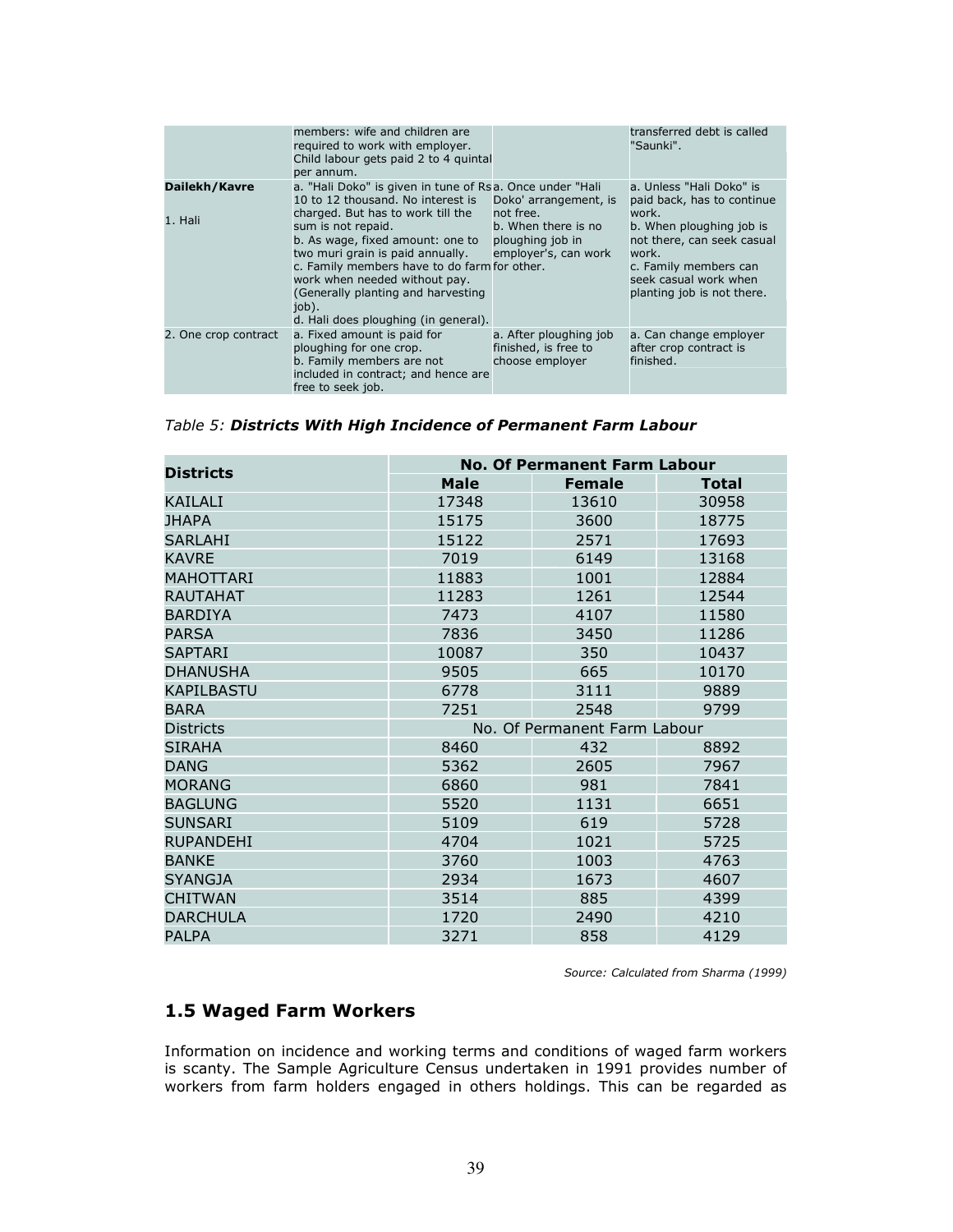| | | | |
|---|---|---|---|
| | members: wife and children are required to work with employer. Child labour gets paid 2 to 4 quintal per annum. | | transferred debt is called "Saunki". |
| **Dailekh/Kavre**<br><br>1. Hali | a. "Hali Doko" is given in tune of Rs 10 to 12 thousand. No interest is charged. But has to work till the sum is not repaid.<br>b. As wage, fixed amount: one to two muri grain is paid annually.<br>c. Family members have to do farm work when needed without pay. (Generally planting and harvesting job).<br>d. Hali does ploughing (in general). | a. Once under "Hali Doko' arrangement, is not free.<br>b. When there is no ploughing job in employer's, can work for other. | a. Unless "Hali Doko" is paid back, has to continue work.<br>b. When ploughing job is not there, can seek casual work.<br>c. Family members can seek casual work when planting job is not there. |
| 2. One crop contract | a. Fixed amount is paid for ploughing for one crop.<br>b. Family members are not included in contract; and hence are free to seek job. | a. After ploughing job finished, is free to choose employer | a. Can change employer after crop contract is finished. |

*Table 5: **Districts With High Incidence of Permanent Farm Labour***

| Districts | No. Of Permanent Farm Labour | | |
|---|---|---|---|
| | **Male** | **Female** | **Total** |
| KAILALI | 17348 | 13610 | 30958 |
| JHAPA | 15175 | 3600 | 18775 |
| SARLAHI | 15122 | 2571 | 17693 |
| KAVRE | 7019 | 6149 | 13168 |
| MAHOTTARI | 11883 | 1001 | 12884 |
| RAUTAHAT | 11283 | 1261 | 12544 |
| BARDIYA | 7473 | 4107 | 11580 |
| PARSA | 7836 | 3450 | 11286 |
| SAPTARI | 10087 | 350 | 10437 |
| DHANUSHA | 9505 | 665 | 10170 |
| KAPILBASTU | 6778 | 3111 | 9889 |
| BARA | 7251 | 2548 | 9799 |
| Districts | No. Of Permanent Farm Labour | | |
| SIRAHA | 8460 | 432 | 8892 |
| DANG | 5362 | 2605 | 7967 |
| MORANG | 6860 | 981 | 7841 |
| BAGLUNG | 5520 | 1131 | 6651 |
| SUNSARI | 5109 | 619 | 5728 |
| RUPANDEHI | 4704 | 1021 | 5725 |
| BANKE | 3760 | 1003 | 4763 |
| SYANGJA | 2934 | 1673 | 4607 |
| CHITWAN | 3514 | 885 | 4399 |
| DARCHULA | 1720 | 2490 | 4210 |
| PALPA | 3271 | 858 | 4129 |

*Source: Calculated from Sharma (1999)*

## 1.5 Waged Farm Workers

Information on incidence and working terms and conditions of waged farm workers is scanty. The Sample Agriculture Census undertaken in 1991 provides number of workers from farm holders engaged in others holdings. This can be regarded as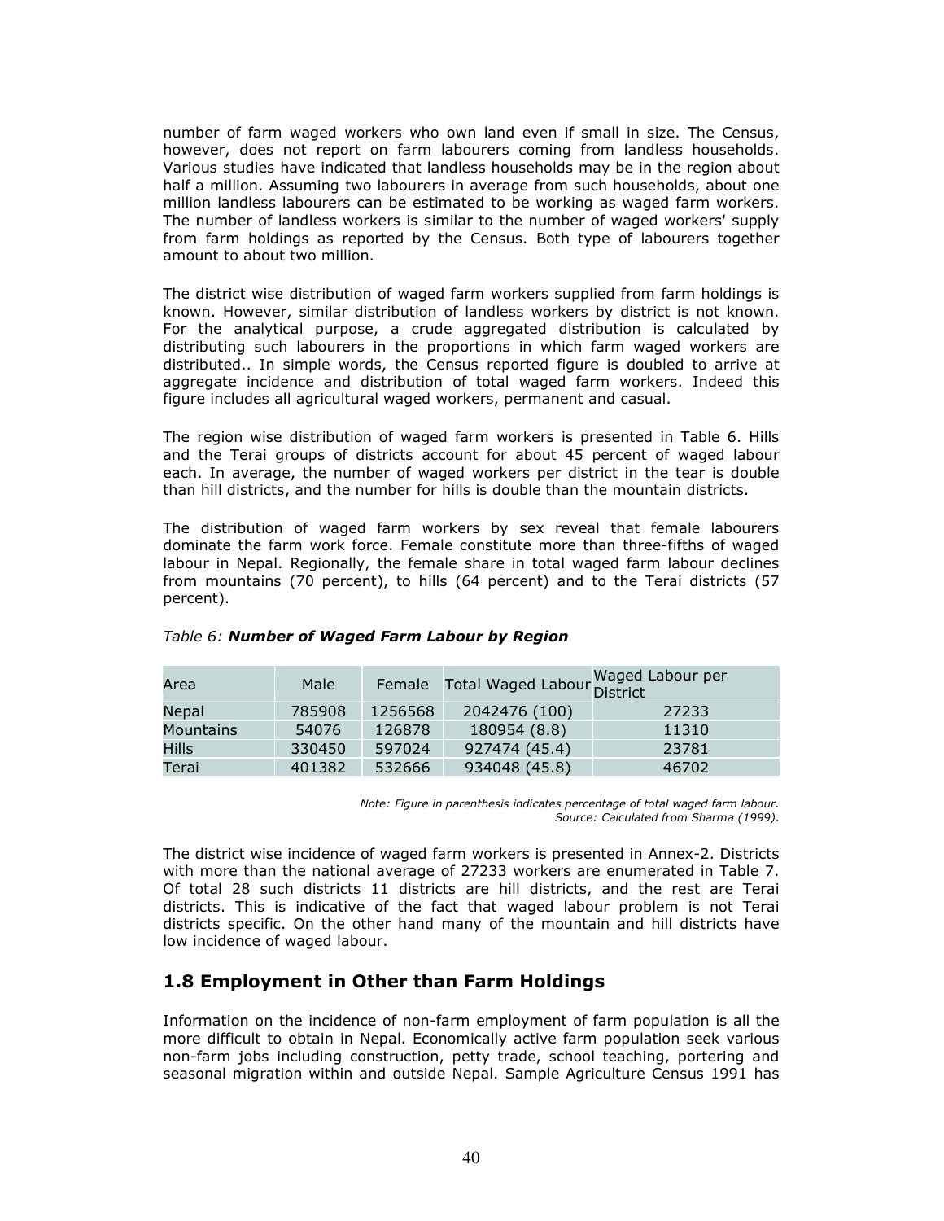number of farm waged workers who own land even if small in size. The Census, however, does not report on farm labourers coming from landless households. Various studies have indicated that landless households may be in the region about half a million. Assuming two labourers in average from such households, about one million landless labourers can be estimated to be working as waged farm workers. The number of landless workers is similar to the number of waged workers' supply from farm holdings as reported by the Census. Both type of labourers together amount to about two million.

The district wise distribution of waged farm workers supplied from farm holdings is known. However, similar distribution of landless workers by district is not known. For the analytical purpose, a crude aggregated distribution is calculated by distributing such labourers in the proportions in which farm waged workers are distributed.. In simple words, the Census reported figure is doubled to arrive at aggregate incidence and distribution of total waged farm workers. Indeed this figure includes all agricultural waged workers, permanent and casual.

The region wise distribution of waged farm workers is presented in Table 6. Hills and the Terai groups of districts account for about 45 percent of waged labour each. In average, the number of waged workers per district in the tear is double than hill districts, and the number for hills is double than the mountain districts.

The distribution of waged farm workers by sex reveal that female labourers dominate the farm work force. Female constitute more than three-fifths of waged labour in Nepal. Regionally, the female share in total waged farm labour declines from mountains (70 percent), to hills (64 percent) and to the Terai districts (57 percent).

*Table 6:* ***Number of Waged Farm Labour by Region***

| Area | Male | Female | Total Waged Labour | Waged Labour per District |
|---|---|---|---|---|
| Nepal | 785908 | 1256568 | 2042476 (100) | 27233 |
| Mountains | 54076 | 126878 | 180954 (8.8) | 11310 |
| Hills | 330450 | 597024 | 927474 (45.4) | 23781 |
| Terai | 401382 | 532666 | 934048 (45.8) | 46702 |

*Note: Figure in parenthesis indicates percentage of total waged farm labour.*
*Source: Calculated from Sharma (1999).*

The district wise incidence of waged farm workers is presented in Annex-2. Districts with more than the national average of 27233 workers are enumerated in Table 7. Of total 28 such districts 11 districts are hill districts, and the rest are Terai districts. This is indicative of the fact that waged labour problem is not Terai districts specific. On the other hand many of the mountain and hill districts have low incidence of waged labour.

## 1.8 Employment in Other than Farm Holdings

Information on the incidence of non-farm employment of farm population is all the more difficult to obtain in Nepal. Economically active farm population seek various non-farm jobs including construction, petty trade, school teaching, portering and seasonal migration within and outside Nepal. Sample Agriculture Census 1991 has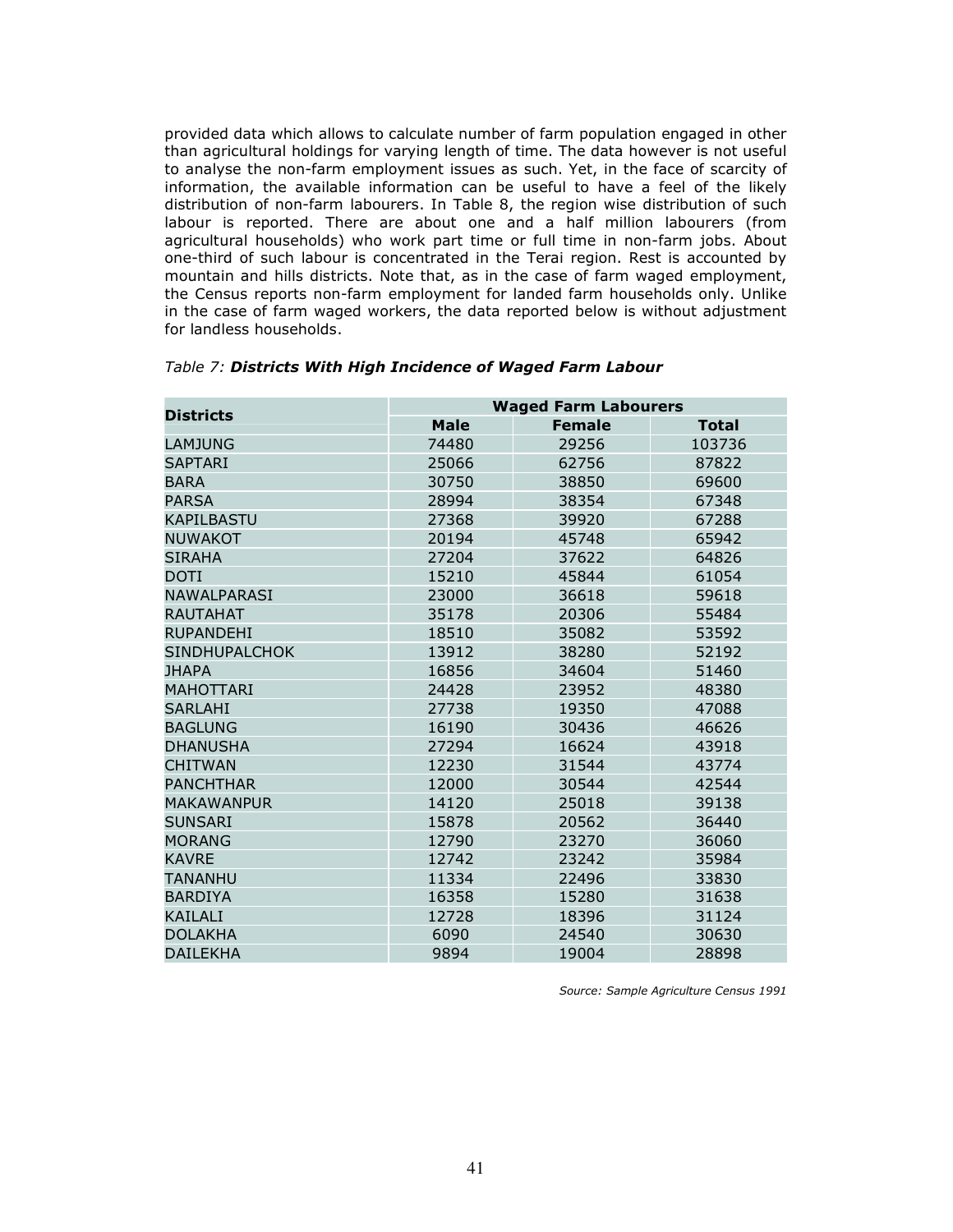provided data which allows to calculate number of farm population engaged in other than agricultural holdings for varying length of time. The data however is not useful to analyse the non-farm employment issues as such. Yet, in the face of scarcity of information, the available information can be useful to have a feel of the likely distribution of non-farm labourers. In Table 8, the region wise distribution of such labour is reported. There are about one and a half million labourers (from agricultural households) who work part time or full time in non-farm jobs. About one-third of such labour is concentrated in the Terai region. Rest is accounted by mountain and hills districts. Note that, as in the case of farm waged employment, the Census reports non-farm employment for landed farm households only. Unlike in the case of farm waged workers, the data reported below is without adjustment for landless households.

*Table 7:* ***Districts With High Incidence of Waged Farm Labour***

| Districts | Waged Farm Labourers | | |
|---|---|---|---|
| | **Male** | **Female** | **Total** |
| LAMJUNG | 74480 | 29256 | 103736 |
| SAPTARI | 25066 | 62756 | 87822 |
| BARA | 30750 | 38850 | 69600 |
| PARSA | 28994 | 38354 | 67348 |
| KAPILBASTU | 27368 | 39920 | 67288 |
| NUWAKOT | 20194 | 45748 | 65942 |
| SIRAHA | 27204 | 37622 | 64826 |
| DOTI | 15210 | 45844 | 61054 |
| NAWALPARASI | 23000 | 36618 | 59618 |
| RAUTAHAT | 35178 | 20306 | 55484 |
| RUPANDEHI | 18510 | 35082 | 53592 |
| SINDHUPALCHOK | 13912 | 38280 | 52192 |
| JHAPA | 16856 | 34604 | 51460 |
| MAHOTTARI | 24428 | 23952 | 48380 |
| SARLAHI | 27738 | 19350 | 47088 |
| BAGLUNG | 16190 | 30436 | 46626 |
| DHANUSHA | 27294 | 16624 | 43918 |
| CHITWAN | 12230 | 31544 | 43774 |
| PANCHTHAR | 12000 | 30544 | 42544 |
| MAKAWANPUR | 14120 | 25018 | 39138 |
| SUNSARI | 15878 | 20562 | 36440 |
| MORANG | 12790 | 23270 | 36060 |
| KAVRE | 12742 | 23242 | 35984 |
| TANANHU | 11334 | 22496 | 33830 |
| BARDIYA | 16358 | 15280 | 31638 |
| KAILALI | 12728 | 18396 | 31124 |
| DOLAKHA | 6090 | 24540 | 30630 |
| DAILEKHA | 9894 | 19004 | 28898 |

*Source: Sample Agriculture Census 1991*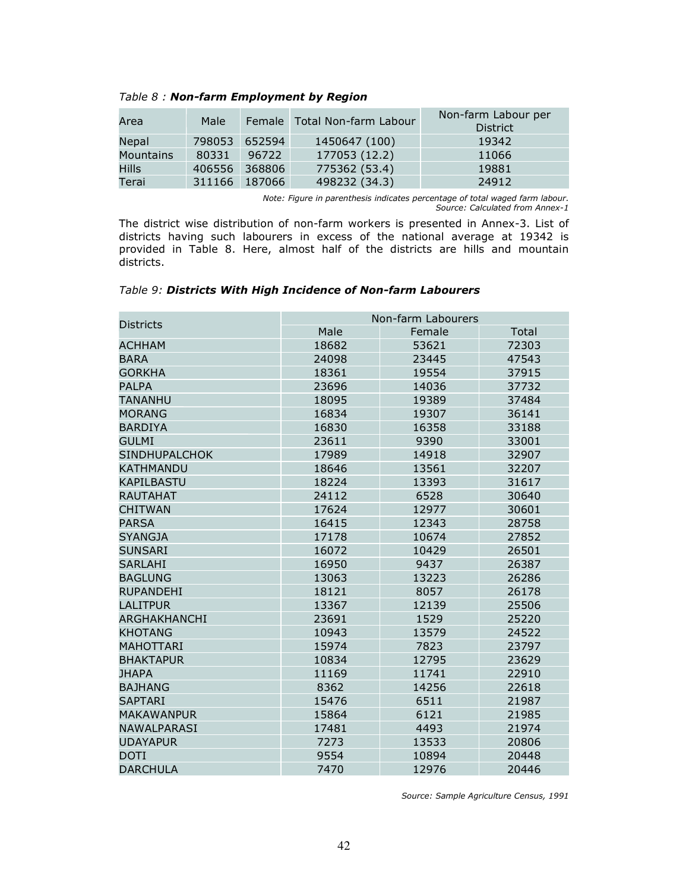*Table 8 :* ***Non-farm Employment by Region***

| Area | Male | Female | Total Non-farm Labour | Non-farm Labour per District |
|---|---|---|---|---|
| Nepal | 798053 | 652594 | 1450647 (100) | 19342 |
| Mountains | 80331 | 96722 | 177053 (12.2) | 11066 |
| Hills | 406556 | 368806 | 775362 (53.4) | 19881 |
| Terai | 311166 | 187066 | 498232 (34.3) | 24912 |

*Note: Figure in parenthesis indicates percentage of total waged farm labour.*
*Source: Calculated from Annex-1*

The district wise distribution of non-farm workers is presented in Annex-3. List of districts having such labourers in excess of the national average at 19342 is provided in Table 8. Here, almost half of the districts are hills and mountain districts.

*Table 9:* ***Districts With High Incidence of Non-farm Labourers***

| Districts | Non-farm Labourers | | |
|---|---|---|---|
| | Male | Female | Total |
| ACHHAM | 18682 | 53621 | 72303 |
| BARA | 24098 | 23445 | 47543 |
| GORKHA | 18361 | 19554 | 37915 |
| PALPA | 23696 | 14036 | 37732 |
| TANANHU | 18095 | 19389 | 37484 |
| MORANG | 16834 | 19307 | 36141 |
| BARDIYA | 16830 | 16358 | 33188 |
| GULMI | 23611 | 9390 | 33001 |
| SINDHUPALCHOK | 17989 | 14918 | 32907 |
| KATHMANDU | 18646 | 13561 | 32207 |
| KAPILBASTU | 18224 | 13393 | 31617 |
| RAUTAHAT | 24112 | 6528 | 30640 |
| CHITWAN | 17624 | 12977 | 30601 |
| PARSA | 16415 | 12343 | 28758 |
| SYANGJA | 17178 | 10674 | 27852 |
| SUNSARI | 16072 | 10429 | 26501 |
| SARLAHI | 16950 | 9437 | 26387 |
| BAGLUNG | 13063 | 13223 | 26286 |
| RUPANDEHI | 18121 | 8057 | 26178 |
| LALITPUR | 13367 | 12139 | 25506 |
| ARGHAKHANCHI | 23691 | 1529 | 25220 |
| KHOTANG | 10943 | 13579 | 24522 |
| MAHOTTARI | 15974 | 7823 | 23797 |
| BHAKTAPUR | 10834 | 12795 | 23629 |
| JHAPA | 11169 | 11741 | 22910 |
| BAJHANG | 8362 | 14256 | 22618 |
| SAPTARI | 15476 | 6511 | 21987 |
| MAKAWANPUR | 15864 | 6121 | 21985 |
| NAWALPARASI | 17481 | 4493 | 21974 |
| UDAYAPUR | 7273 | 13533 | 20806 |
| DOTI | 9554 | 10894 | 20448 |
| DARCHULA | 7470 | 12976 | 20446 |

*Source: Sample Agriculture Census, 1991*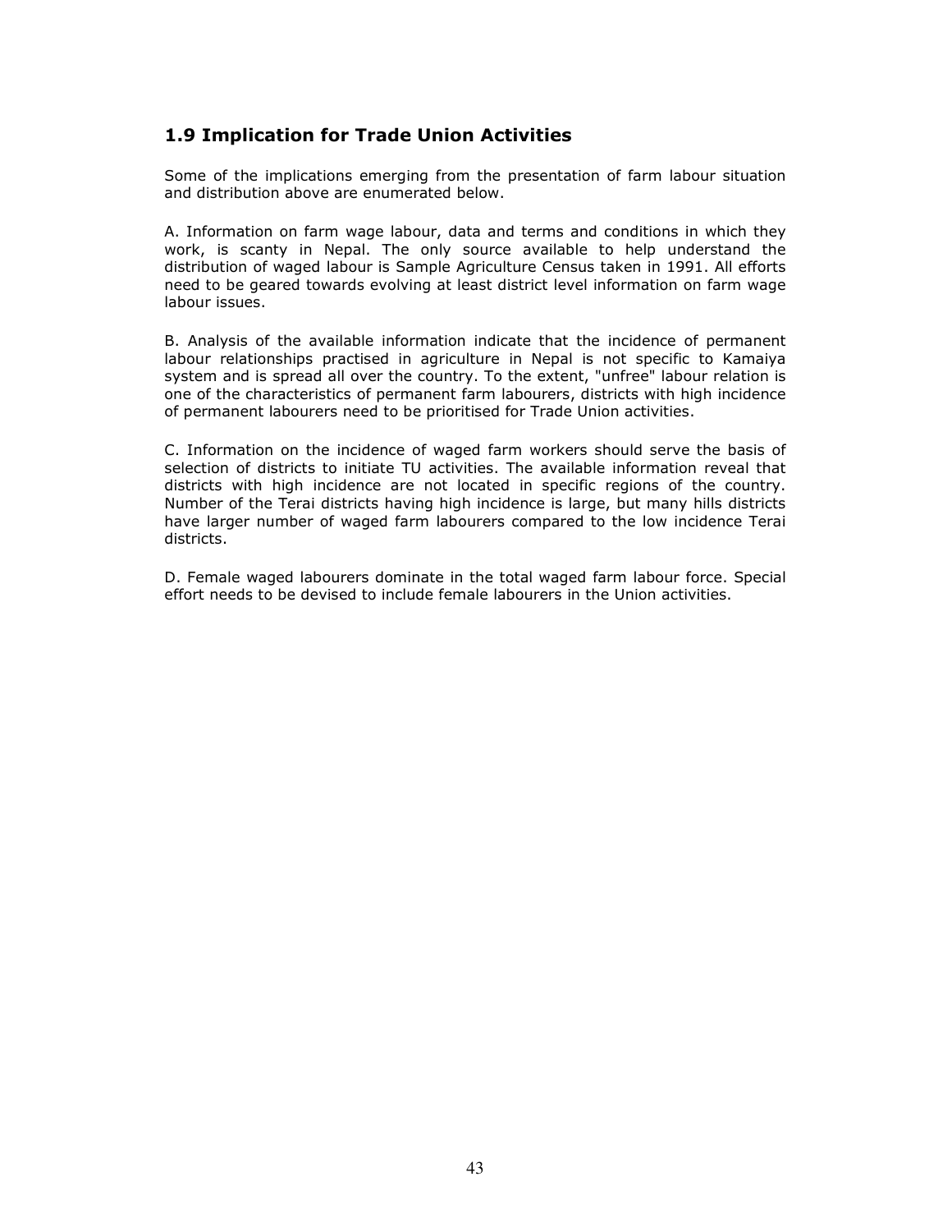## 1.9 Implication for Trade Union Activities

Some of the implications emerging from the presentation of farm labour situation and distribution above are enumerated below.

A. Information on farm wage labour, data and terms and conditions in which they work, is scanty in Nepal. The only source available to help understand the distribution of waged labour is Sample Agriculture Census taken in 1991. All efforts need to be geared towards evolving at least district level information on farm wage labour issues.

B. Analysis of the available information indicate that the incidence of permanent labour relationships practised in agriculture in Nepal is not specific to Kamaiya system and is spread all over the country. To the extent, "unfree" labour relation is one of the characteristics of permanent farm labourers, districts with high incidence of permanent labourers need to be prioritised for Trade Union activities.

C. Information on the incidence of waged farm workers should serve the basis of selection of districts to initiate TU activities. The available information reveal that districts with high incidence are not located in specific regions of the country. Number of the Terai districts having high incidence is large, but many hills districts have larger number of waged farm labourers compared to the low incidence Terai districts.

D. Female waged labourers dominate in the total waged farm labour force. Special effort needs to be devised to include female labourers in the Union activities.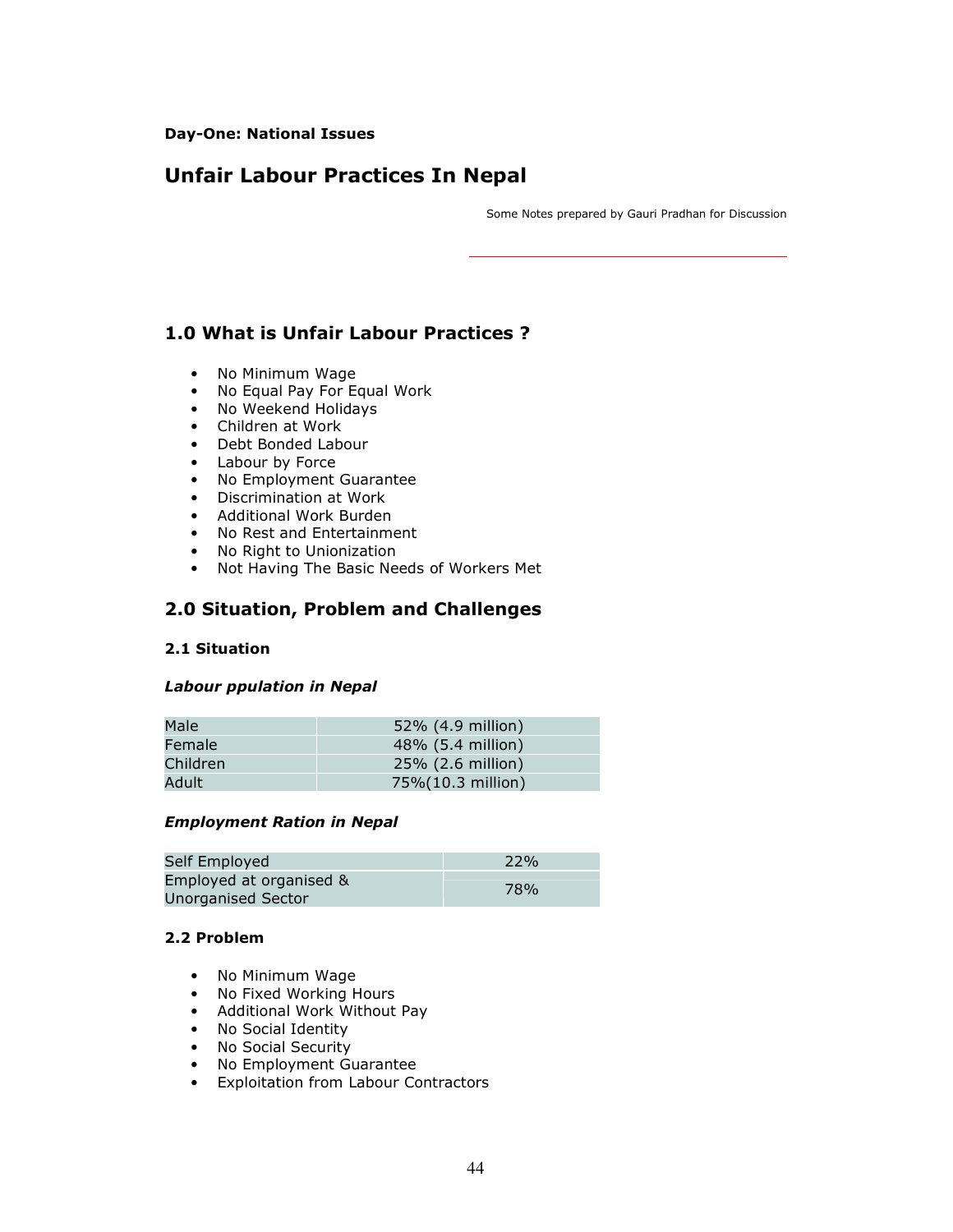**Day-One: National Issues**

# Unfair Labour Practices In Nepal

Some Notes prepared by Gauri Pradhan for Discussion

## 1.0 What is Unfair Labour Practices ?

- No Minimum Wage
- No Equal Pay For Equal Work
- No Weekend Holidays
- Children at Work
- Debt Bonded Labour
- Labour by Force
- No Employment Guarantee
- Discrimination at Work
- Additional Work Burden
- No Rest and Entertainment
- No Right to Unionization
- Not Having The Basic Needs of Workers Met

## 2.0 Situation, Problem and Challenges

### 2.1 Situation

***Labour ppulation in Nepal***

| | |
|---|---|
| Male | 52% (4.9 million) |
| Female | 48% (5.4 million) |
| Children | 25% (2.6 million) |
| Adult | 75%(10.3 million) |

***Employment Ration in Nepal***

| | |
|---|---|
| Self Employed | 22% |
| Employed at organised & Unorganised Sector | 78% |

### 2.2 Problem

- No Minimum Wage
- No Fixed Working Hours
- Additional Work Without Pay
- No Social Identity
- No Social Security
- No Employment Guarantee
- Exploitation from Labour Contractors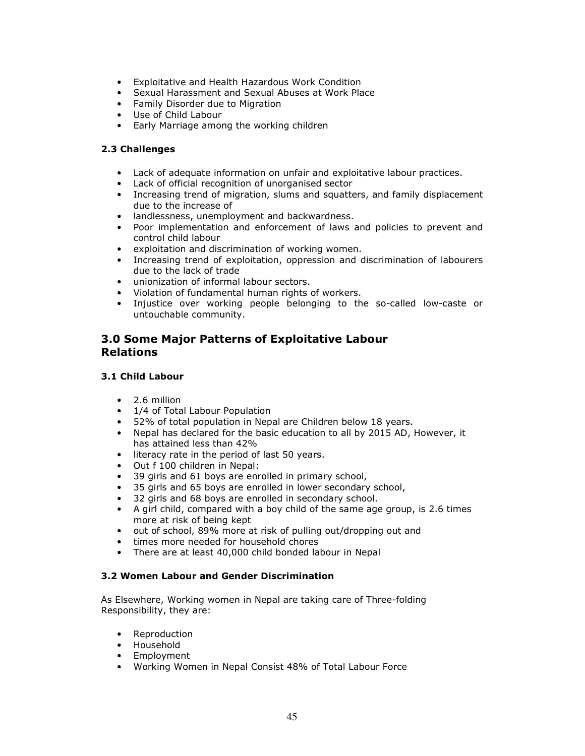- Exploitative and Health Hazardous Work Condition
- Sexual Harassment and Sexual Abuses at Work Place
- Family Disorder due to Migration
- Use of Child Labour
- Early Marriage among the working children

### 2.3 Challenges

- Lack of adequate information on unfair and exploitative labour practices.
- Lack of official recognition of unorganised sector
- Increasing trend of migration, slums and squatters, and family displacement due to the increase of
- landlessness, unemployment and backwardness.
- Poor implementation and enforcement of laws and policies to prevent and control child labour
- exploitation and discrimination of working women.
- Increasing trend of exploitation, oppression and discrimination of labourers due to the lack of trade
- unionization of informal labour sectors.
- Violation of fundamental human rights of workers.
- Injustice over working people belonging to the so-called low-caste or untouchable community.

## 3.0 Some Major Patterns of Exploitative Labour Relations

### 3.1 Child Labour

- 2.6 million
- 1/4 of Total Labour Population
- 52% of total population in Nepal are Children below 18 years.
- Nepal has declared for the basic education to all by 2015 AD, However, it has attained less than 42%
- literacy rate in the period of last 50 years.
- Out f 100 children in Nepal:
- 39 girls and 61 boys are enrolled in primary school,
- 35 girls and 65 boys are enrolled in lower secondary school,
- 32 girls and 68 boys are enrolled in secondary school.
- A girl child, compared with a boy child of the same age group, is 2.6 times more at risk of being kept
- out of school, 89% more at risk of pulling out/dropping out and
- times more needed for household chores
- There are at least 40,000 child bonded labour in Nepal

### 3.2 Women Labour and Gender Discrimination

As Elsewhere, Working women in Nepal are taking care of Three-folding Responsibility, they are:

- Reproduction
- Household
- Employment
- Working Women in Nepal Consist 48% of Total Labour Force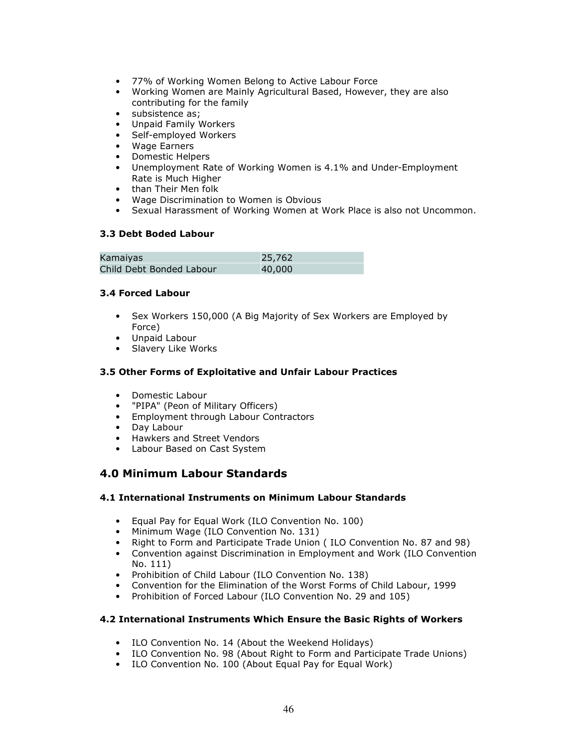- 77% of Working Women Belong to Active Labour Force
- Working Women are Mainly Agricultural Based, However, they are also contributing for the family
- subsistence as;
- Unpaid Family Workers
- Self-employed Workers
- Wage Earners
- Domestic Helpers
- Unemployment Rate of Working Women is 4.1% and Under-Employment Rate is Much Higher
- than Their Men folk
- Wage Discrimination to Women is Obvious
- Sexual Harassment of Working Women at Work Place is also not Uncommon.

### 3.3 Debt Boded Labour

| Kamaiyas | 25,762 |
|---|---|
| Child Debt Bonded Labour | 40,000 |

### 3.4 Forced Labour

- Sex Workers 150,000 (A Big Majority of Sex Workers are Employed by Force)
- Unpaid Labour
- Slavery Like Works

### 3.5 Other Forms of Exploitative and Unfair Labour Practices

- Domestic Labour
- "PIPA" (Peon of Military Officers)
- Employment through Labour Contractors
- Day Labour
- Hawkers and Street Vendors
- Labour Based on Cast System

## 4.0 Minimum Labour Standards

### 4.1 International Instruments on Minimum Labour Standards

- Equal Pay for Equal Work (ILO Convention No. 100)
- Minimum Wage (ILO Convention No. 131)
- Right to Form and Participate Trade Union ( ILO Convention No. 87 and 98)
- Convention against Discrimination in Employment and Work (ILO Convention No. 111)
- Prohibition of Child Labour (ILO Convention No. 138)
- Convention for the Elimination of the Worst Forms of Child Labour, 1999
- Prohibition of Forced Labour (ILO Convention No. 29 and 105)

### 4.2 International Instruments Which Ensure the Basic Rights of Workers

- ILO Convention No. 14 (About the Weekend Holidays)
- ILO Convention No. 98 (About Right to Form and Participate Trade Unions)
- ILO Convention No. 100 (About Equal Pay for Equal Work)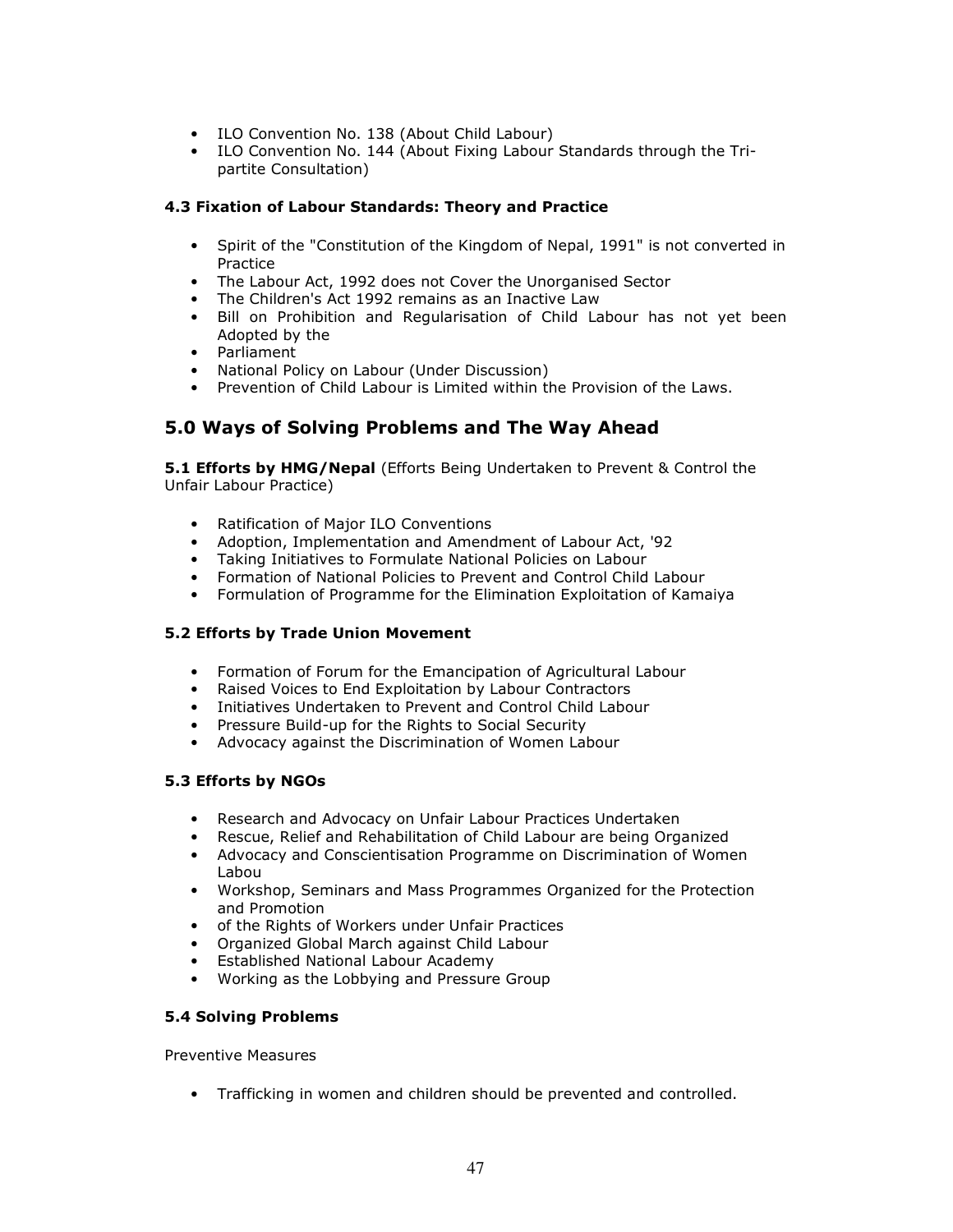- ILO Convention No. 138 (About Child Labour)
- ILO Convention No. 144 (About Fixing Labour Standards through the Tri-partite Consultation)

### 4.3 Fixation of Labour Standards: Theory and Practice

- Spirit of the "Constitution of the Kingdom of Nepal, 1991" is not converted in Practice
- The Labour Act, 1992 does not Cover the Unorganised Sector
- The Children's Act 1992 remains as an Inactive Law
- Bill on Prohibition and Regularisation of Child Labour has not yet been Adopted by the
- Parliament
- National Policy on Labour (Under Discussion)
- Prevention of Child Labour is Limited within the Provision of the Laws.

## 5.0 Ways of Solving Problems and The Way Ahead

**5.1 Efforts by HMG/Nepal** (Efforts Being Undertaken to Prevent & Control the Unfair Labour Practice)

- Ratification of Major ILO Conventions
- Adoption, Implementation and Amendment of Labour Act, '92
- Taking Initiatives to Formulate National Policies on Labour
- Formation of National Policies to Prevent and Control Child Labour
- Formulation of Programme for the Elimination Exploitation of Kamaiya

### 5.2 Efforts by Trade Union Movement

- Formation of Forum for the Emancipation of Agricultural Labour
- Raised Voices to End Exploitation by Labour Contractors
- Initiatives Undertaken to Prevent and Control Child Labour
- Pressure Build-up for the Rights to Social Security
- Advocacy against the Discrimination of Women Labour

### 5.3 Efforts by NGOs

- Research and Advocacy on Unfair Labour Practices Undertaken
- Rescue, Relief and Rehabilitation of Child Labour are being Organized
- Advocacy and Conscientisation Programme on Discrimination of Women Labou
- Workshop, Seminars and Mass Programmes Organized for the Protection and Promotion
- of the Rights of Workers under Unfair Practices
- Organized Global March against Child Labour
- Established National Labour Academy
- Working as the Lobbying and Pressure Group

### 5.4 Solving Problems

Preventive Measures

- Trafficking in women and children should be prevented and controlled.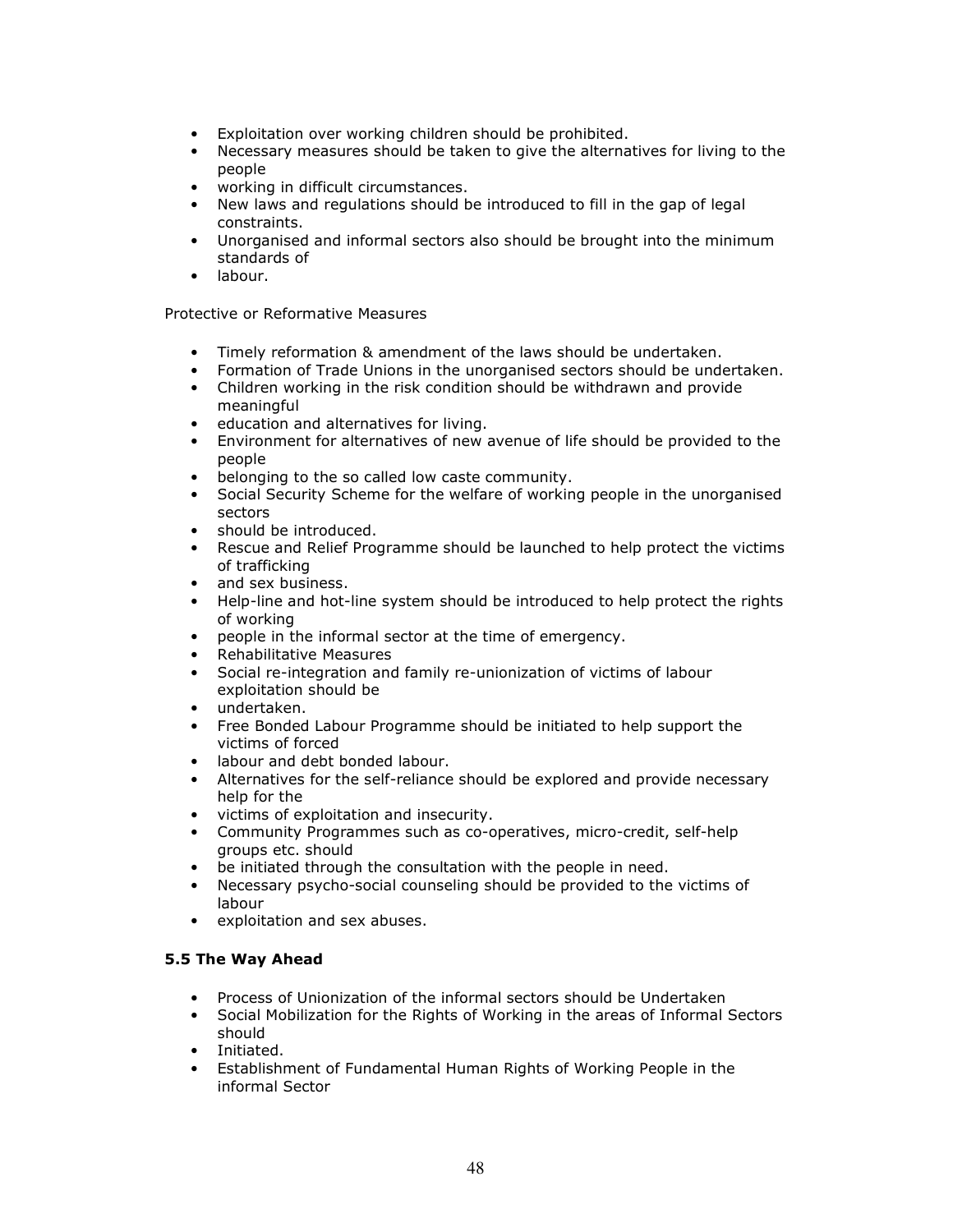- Exploitation over working children should be prohibited.
- Necessary measures should be taken to give the alternatives for living to the people
- working in difficult circumstances.
- New laws and regulations should be introduced to fill in the gap of legal constraints.
- Unorganised and informal sectors also should be brought into the minimum standards of
- labour.

Protective or Reformative Measures

- Timely reformation & amendment of the laws should be undertaken.
- Formation of Trade Unions in the unorganised sectors should be undertaken.
- Children working in the risk condition should be withdrawn and provide meaningful
- education and alternatives for living.
- Environment for alternatives of new avenue of life should be provided to the people
- belonging to the so called low caste community.
- Social Security Scheme for the welfare of working people in the unorganised sectors
- should be introduced.
- Rescue and Relief Programme should be launched to help protect the victims of trafficking
- and sex business.
- Help-line and hot-line system should be introduced to help protect the rights of working
- people in the informal sector at the time of emergency.
- Rehabilitative Measures
- Social re-integration and family re-unionization of victims of labour exploitation should be
- undertaken.
- Free Bonded Labour Programme should be initiated to help support the victims of forced
- labour and debt bonded labour.
- Alternatives for the self-reliance should be explored and provide necessary help for the
- victims of exploitation and insecurity.
- Community Programmes such as co-operatives, micro-credit, self-help groups etc. should
- be initiated through the consultation with the people in need.
- Necessary psycho-social counseling should be provided to the victims of labour
- exploitation and sex abuses.

### 5.5 The Way Ahead

- Process of Unionization of the informal sectors should be Undertaken
- Social Mobilization for the Rights of Working in the areas of Informal Sectors should
- Initiated.
- Establishment of Fundamental Human Rights of Working People in the informal Sector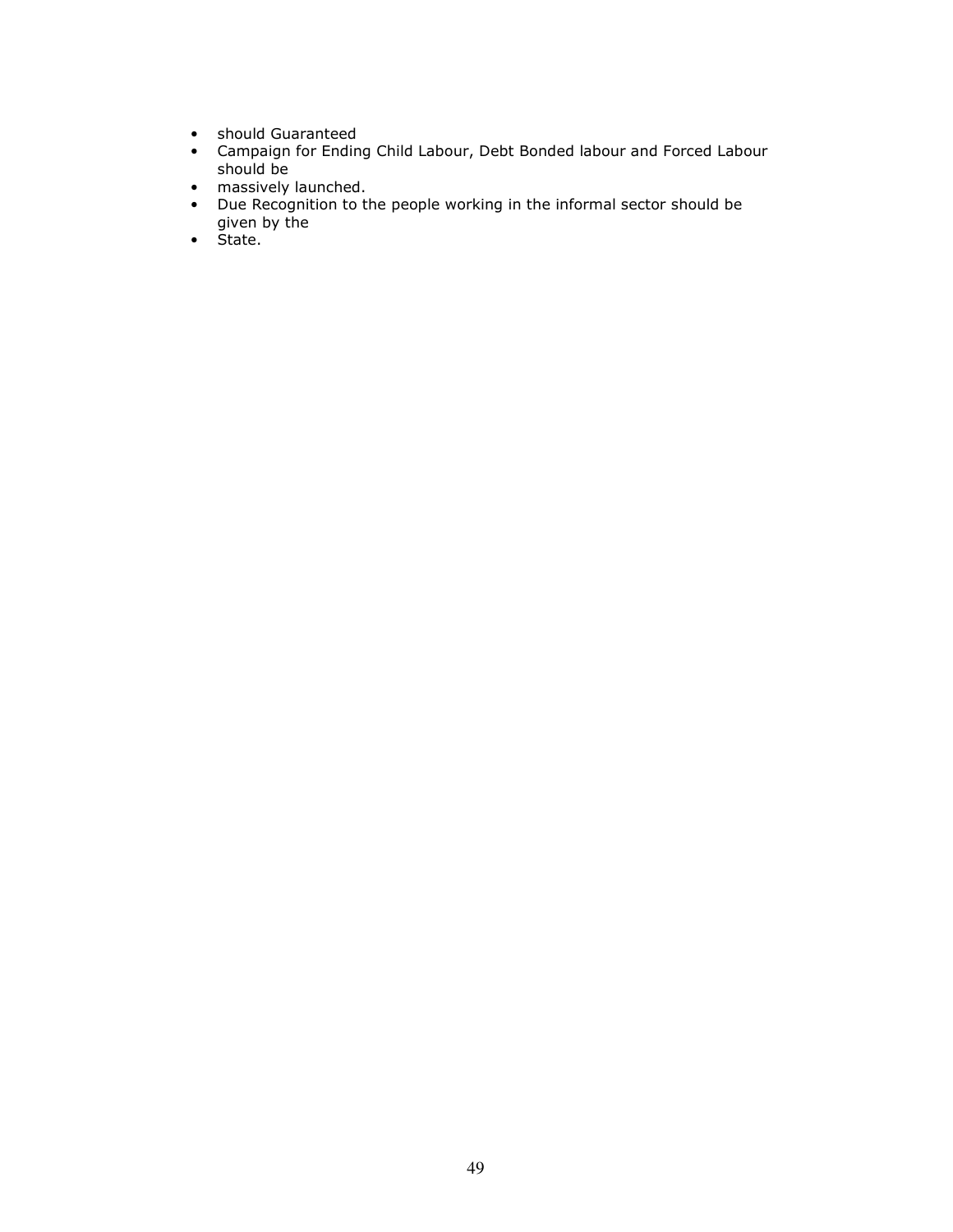- should Guaranteed
- Campaign for Ending Child Labour, Debt Bonded labour and Forced Labour should be
- massively launched.
- Due Recognition to the people working in the informal sector should be given by the
- State.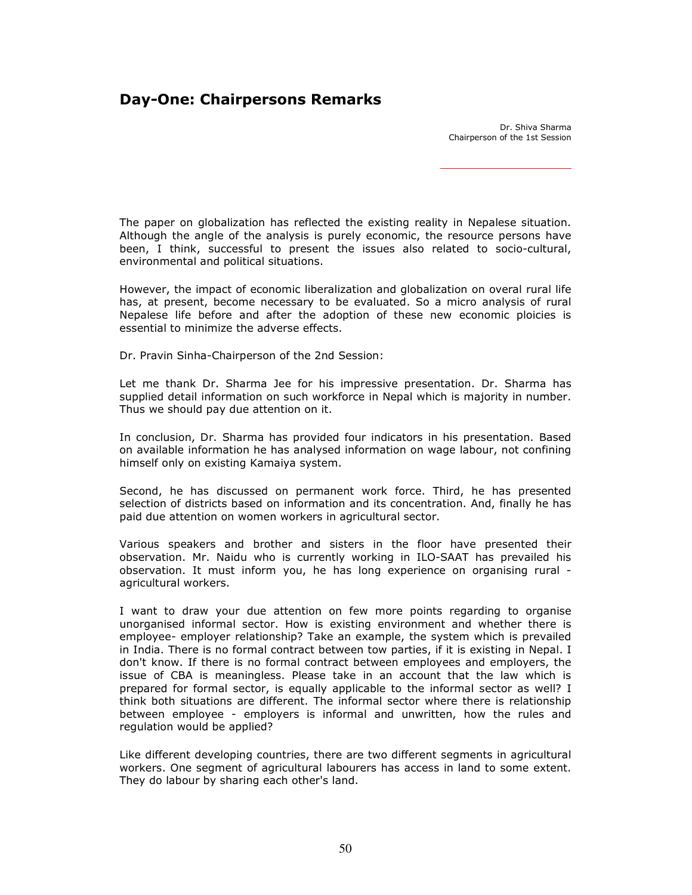## Day-One: Chairpersons Remarks

Dr. Shiva Sharma
Chairperson of the 1st Session

The paper on globalization has reflected the existing reality in Nepalese situation. Although the angle of the analysis is purely economic, the resource persons have been, I think, successful to present the issues also related to socio-cultural, environmental and political situations.

However, the impact of economic liberalization and globalization on overal rural life has, at present, become necessary to be evaluated. So a micro analysis of rural Nepalese life before and after the adoption of these new economic ploicies is essential to minimize the adverse effects.

Dr. Pravin Sinha-Chairperson of the 2nd Session:

Let me thank Dr. Sharma Jee for his impressive presentation. Dr. Sharma has supplied detail information on such workforce in Nepal which is majority in number. Thus we should pay due attention on it.

In conclusion, Dr. Sharma has provided four indicators in his presentation. Based on available information he has analysed information on wage labour, not confining himself only on existing Kamaiya system.

Second, he has discussed on permanent work force. Third, he has presented selection of districts based on information and its concentration. And, finally he has paid due attention on women workers in agricultural sector.

Various speakers and brother and sisters in the floor have presented their observation. Mr. Naidu who is currently working in ILO-SAAT has prevailed his observation. It must inform you, he has long experience on organising rural - agricultural workers.

I want to draw your due attention on few more points regarding to organise unorganised informal sector. How is existing environment and whether there is employee- employer relationship? Take an example, the system which is prevailed in India. There is no formal contract between tow parties, if it is existing in Nepal. I don't know. If there is no formal contract between employees and employers, the issue of CBA is meaningless. Please take in an account that the law which is prepared for formal sector, is equally applicable to the informal sector as well? I think both situations are different. The informal sector where there is relationship between employee - employers is informal and unwritten, how the rules and regulation would be applied?

Like different developing countries, there are two different segments in agricultural workers. One segment of agricultural labourers has access in land to some extent. They do labour by sharing each other's land.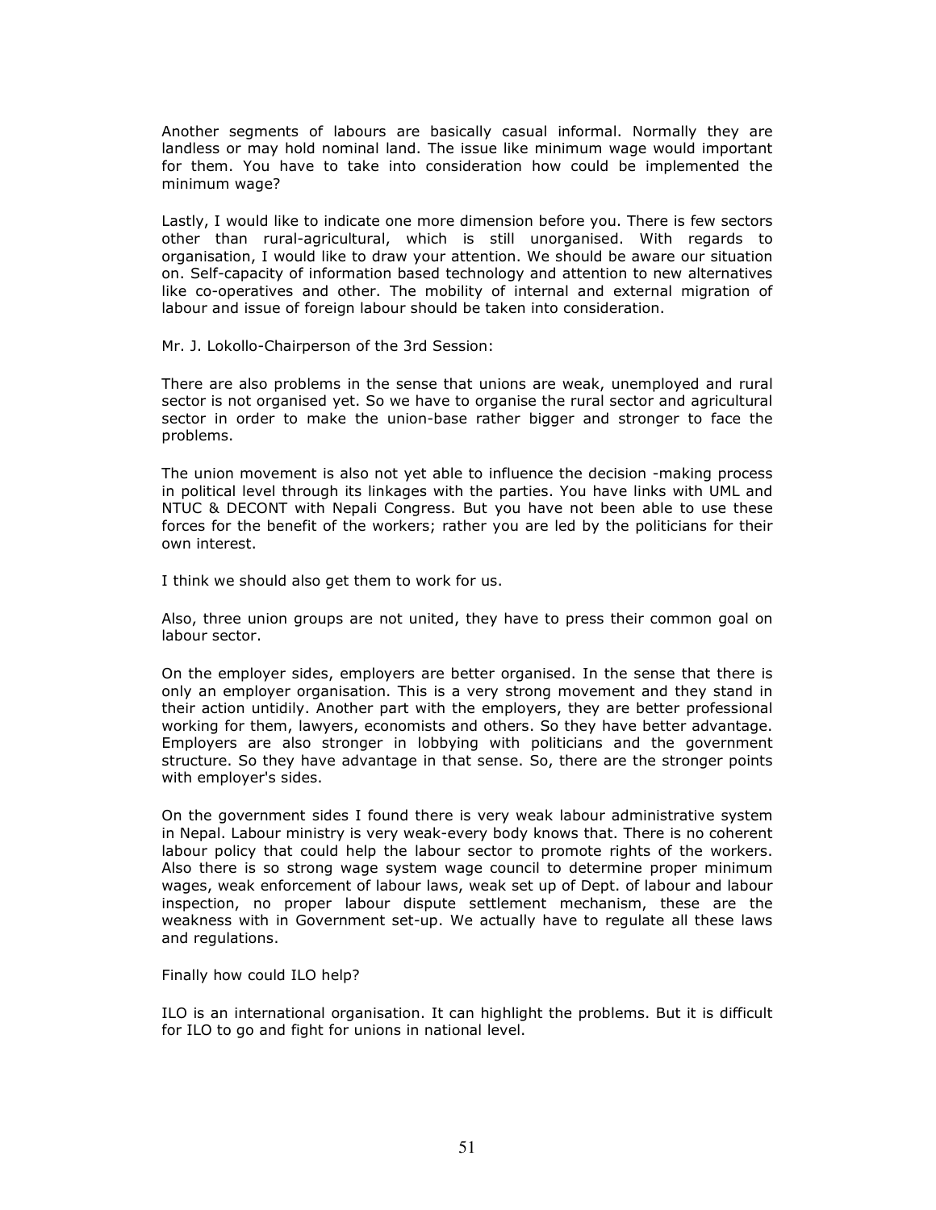Another segments of labours are basically casual informal. Normally they are landless or may hold nominal land. The issue like minimum wage would important for them. You have to take into consideration how could be implemented the minimum wage?

Lastly, I would like to indicate one more dimension before you. There is few sectors other than rural-agricultural, which is still unorganised. With regards to organisation, I would like to draw your attention. We should be aware our situation on. Self-capacity of information based technology and attention to new alternatives like co-operatives and other. The mobility of internal and external migration of labour and issue of foreign labour should be taken into consideration.

Mr. J. Lokollo-Chairperson of the 3rd Session:

There are also problems in the sense that unions are weak, unemployed and rural sector is not organised yet. So we have to organise the rural sector and agricultural sector in order to make the union-base rather bigger and stronger to face the problems.

The union movement is also not yet able to influence the decision -making process in political level through its linkages with the parties. You have links with UML and NTUC & DECONT with Nepali Congress. But you have not been able to use these forces for the benefit of the workers; rather you are led by the politicians for their own interest.

I think we should also get them to work for us.

Also, three union groups are not united, they have to press their common goal on labour sector.

On the employer sides, employers are better organised. In the sense that there is only an employer organisation. This is a very strong movement and they stand in their action untidily. Another part with the employers, they are better professional working for them, lawyers, economists and others. So they have better advantage. Employers are also stronger in lobbying with politicians and the government structure. So they have advantage in that sense. So, there are the stronger points with employer's sides.

On the government sides I found there is very weak labour administrative system in Nepal. Labour ministry is very weak-every body knows that. There is no coherent labour policy that could help the labour sector to promote rights of the workers. Also there is so strong wage system wage council to determine proper minimum wages, weak enforcement of labour laws, weak set up of Dept. of labour and labour inspection, no proper labour dispute settlement mechanism, these are the weakness with in Government set-up. We actually have to regulate all these laws and regulations.

Finally how could ILO help?

ILO is an international organisation. It can highlight the problems. But it is difficult for ILO to go and fight for unions in national level.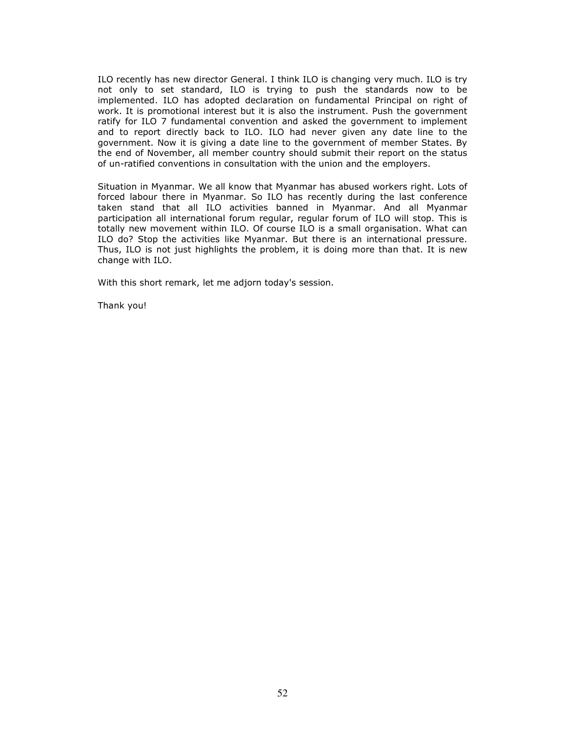ILO recently has new director General. I think ILO is changing very much. ILO is try not only to set standard, ILO is trying to push the standards now to be implemented. ILO has adopted declaration on fundamental Principal on right of work. It is promotional interest but it is also the instrument. Push the government ratify for ILO 7 fundamental convention and asked the government to implement and to report directly back to ILO. ILO had never given any date line to the government. Now it is giving a date line to the government of member States. By the end of November, all member country should submit their report on the status of un-ratified conventions in consultation with the union and the employers.

Situation in Myanmar. We all know that Myanmar has abused workers right. Lots of forced labour there in Myanmar. So ILO has recently during the last conference taken stand that all ILO activities banned in Myanmar. And all Myanmar participation all international forum regular, regular forum of ILO will stop. This is totally new movement within ILO. Of course ILO is a small organisation. What can ILO do? Stop the activities like Myanmar. But there is an international pressure. Thus, ILO is not just highlights the problem, it is doing more than that. It is new change with ILO.

With this short remark, let me adjorn today's session.

Thank you!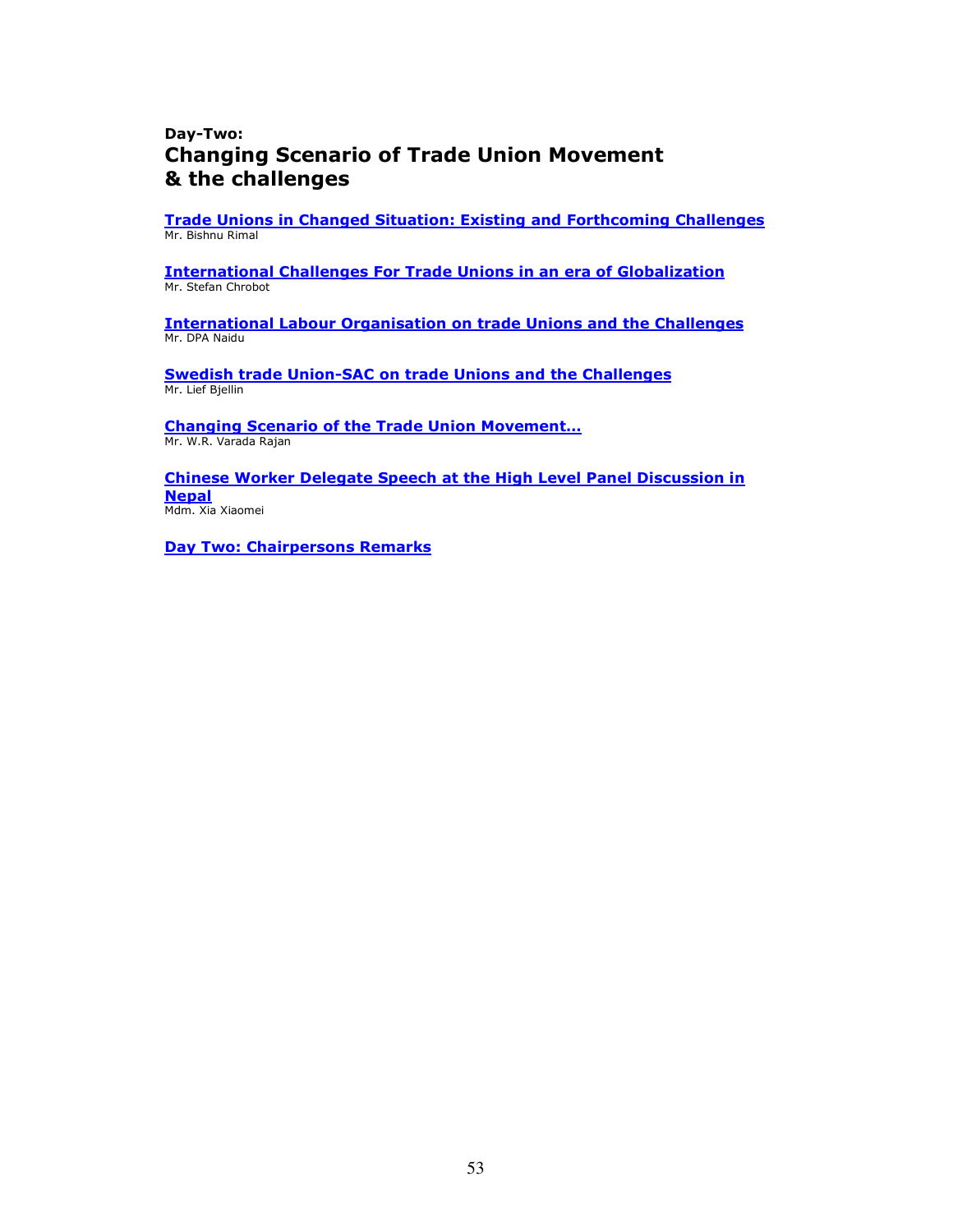**Day-Two:**

# Changing Scenario of Trade Union Movement & the challenges

**Trade Unions in Changed Situation: Existing and Forthcoming Challenges**
Mr. Bishnu Rimal

**International Challenges For Trade Unions in an era of Globalization**
Mr. Stefan Chrobot

**International Labour Organisation on trade Unions and the Challenges**
Mr. DPA Naidu

**Swedish trade Union-SAC on trade Unions and the Challenges**
Mr. Lief Bjellin

**Changing Scenario of the Trade Union Movement…**
Mr. W.R. Varada Rajan

**Chinese Worker Delegate Speech at the High Level Panel Discussion in Nepal**
Mdm. Xia Xiaomei

**Day Two: Chairpersons Remarks**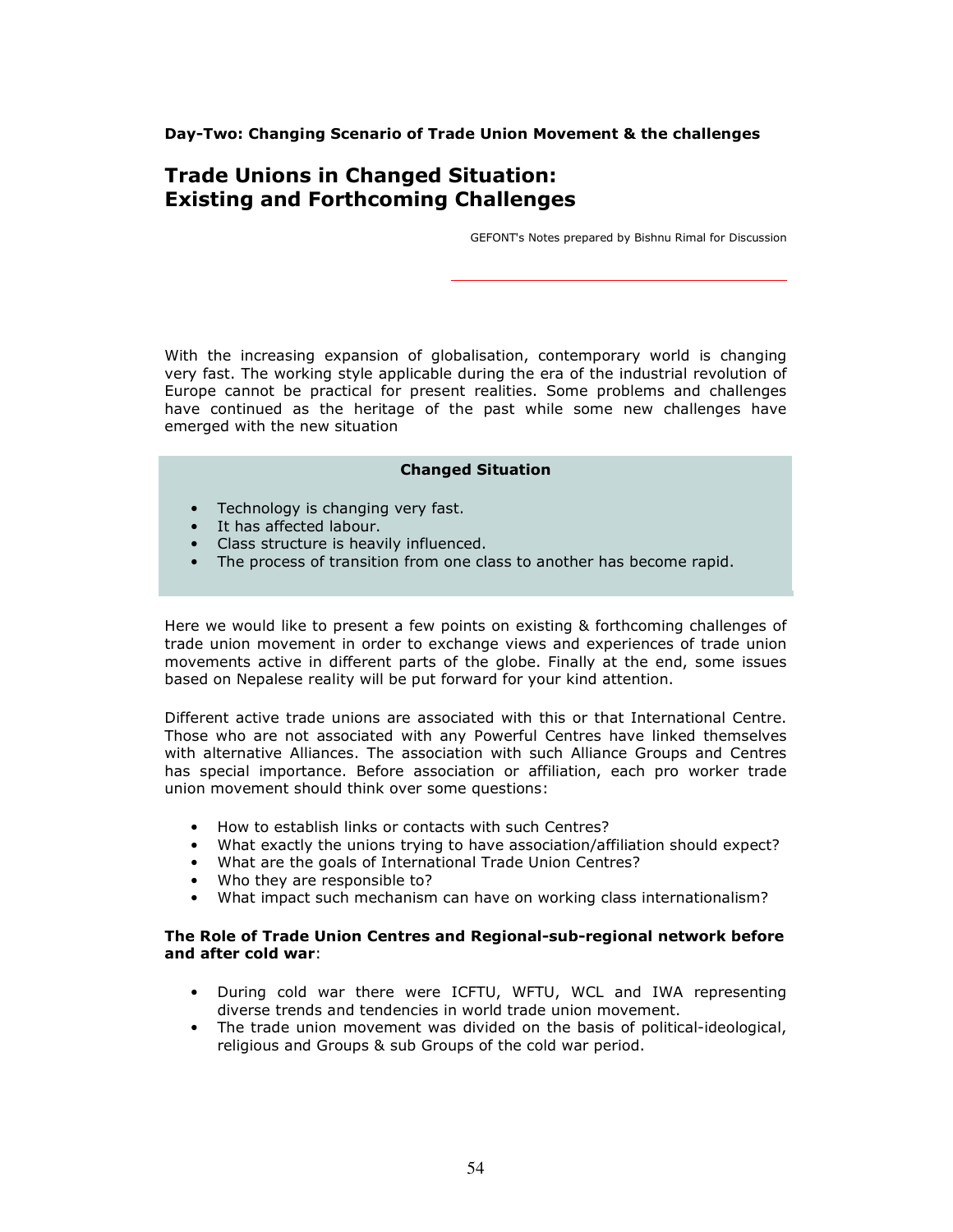**Day-Two: Changing Scenario of Trade Union Movement & the challenges**

# Trade Unions in Changed Situation: Existing and Forthcoming Challenges

GEFONT's Notes prepared by Bishnu Rimal for Discussion

With the increasing expansion of globalisation, contemporary world is changing very fast. The working style applicable during the era of the industrial revolution of Europe cannot be practical for present realities. Some problems and challenges have continued as the heritage of the past while some new challenges have emerged with the new situation

**Changed Situation**

- Technology is changing very fast.
- It has affected labour.
- Class structure is heavily influenced.
- The process of transition from one class to another has become rapid.

Here we would like to present a few points on existing & forthcoming challenges of trade union movement in order to exchange views and experiences of trade union movements active in different parts of the globe. Finally at the end, some issues based on Nepalese reality will be put forward for your kind attention.

Different active trade unions are associated with this or that International Centre. Those who are not associated with any Powerful Centres have linked themselves with alternative Alliances. The association with such Alliance Groups and Centres has special importance. Before association or affiliation, each pro worker trade union movement should think over some questions:

- How to establish links or contacts with such Centres?
- What exactly the unions trying to have association/affiliation should expect?
- What are the goals of International Trade Union Centres?
- Who they are responsible to?
- What impact such mechanism can have on working class internationalism?

**The Role of Trade Union Centres and Regional-sub-regional network before and after cold war**:

- During cold war there were ICFTU, WFTU, WCL and IWA representing diverse trends and tendencies in world trade union movement.
- The trade union movement was divided on the basis of political-ideological, religious and Groups & sub Groups of the cold war period.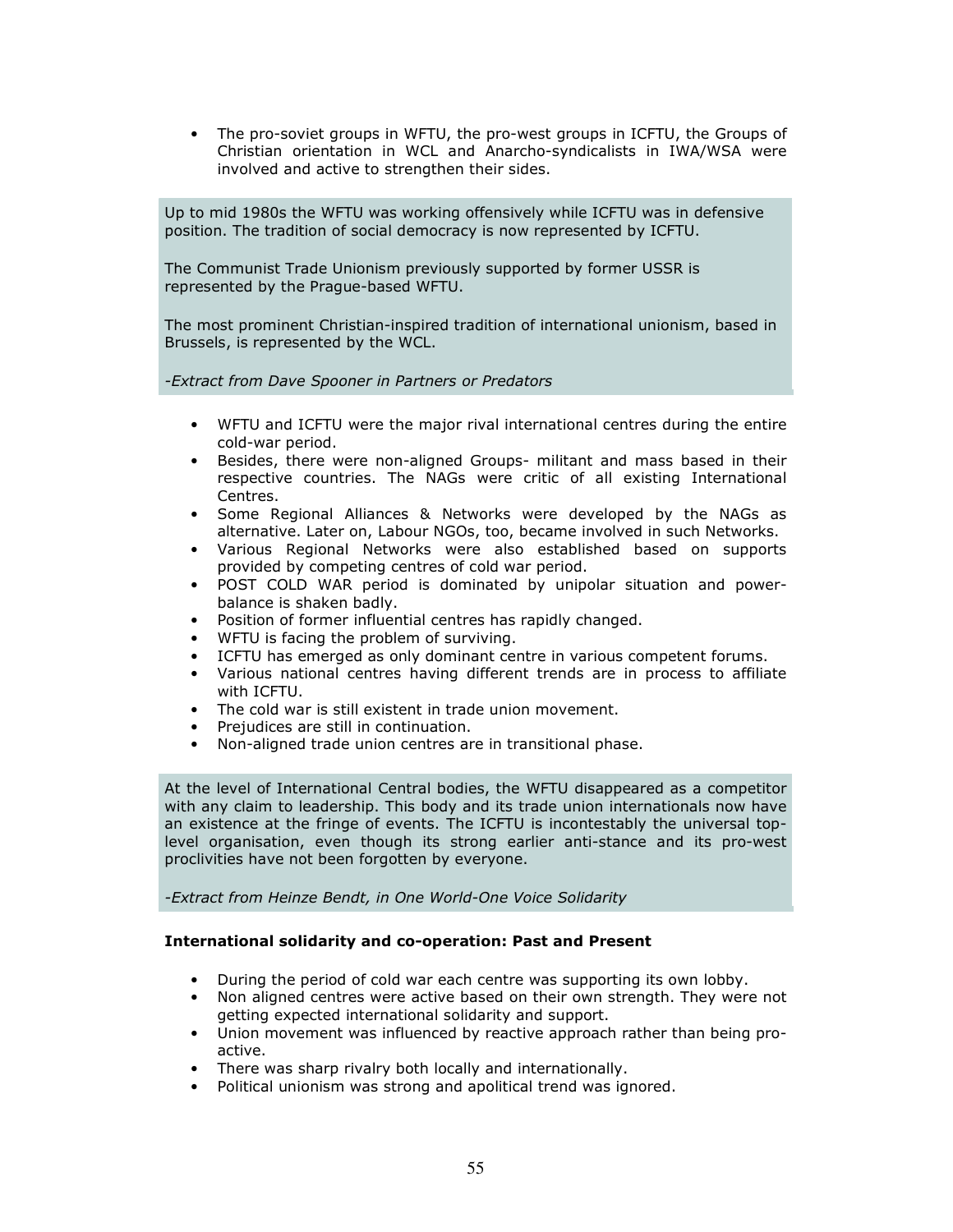- The pro-soviet groups in WFTU, the pro-west groups in ICFTU, the Groups of Christian orientation in WCL and Anarcho-syndicalists in IWA/WSA were involved and active to strengthen their sides.

> Up to mid 1980s the WFTU was working offensively while ICFTU was in defensive position. The tradition of social democracy is now represented by ICFTU.
>
> The Communist Trade Unionism previously supported by former USSR is represented by the Prague-based WFTU.
>
> The most prominent Christian-inspired tradition of international unionism, based in Brussels, is represented by the WCL.
>
> *-Extract from Dave Spooner in Partners or Predators*

- WFTU and ICFTU were the major rival international centres during the entire cold-war period.
- Besides, there were non-aligned Groups- militant and mass based in their respective countries. The NAGs were critic of all existing International Centres.
- Some Regional Alliances & Networks were developed by the NAGs as alternative. Later on, Labour NGOs, too, became involved in such Networks.
- Various Regional Networks were also established based on supports provided by competing centres of cold war period.
- POST COLD WAR period is dominated by unipolar situation and power-balance is shaken badly.
- Position of former influential centres has rapidly changed.
- WFTU is facing the problem of surviving.
- ICFTU has emerged as only dominant centre in various competent forums.
- Various national centres having different trends are in process to affiliate with ICFTU.
- The cold war is still existent in trade union movement.
- Prejudices are still in continuation.
- Non-aligned trade union centres are in transitional phase.

> At the level of International Central bodies, the WFTU disappeared as a competitor with any claim to leadership. This body and its trade union internationals now have an existence at the fringe of events. The ICFTU is incontestably the universal top-level organisation, even though its strong earlier anti-stance and its pro-west proclivities have not been forgotten by everyone.
>
> *-Extract from Heinze Bendt, in One World-One Voice Solidarity*

**International solidarity and co-operation: Past and Present**

- During the period of cold war each centre was supporting its own lobby.
- Non aligned centres were active based on their own strength. They were not getting expected international solidarity and support.
- Union movement was influenced by reactive approach rather than being pro-active.
- There was sharp rivalry both locally and internationally.
- Political unionism was strong and apolitical trend was ignored.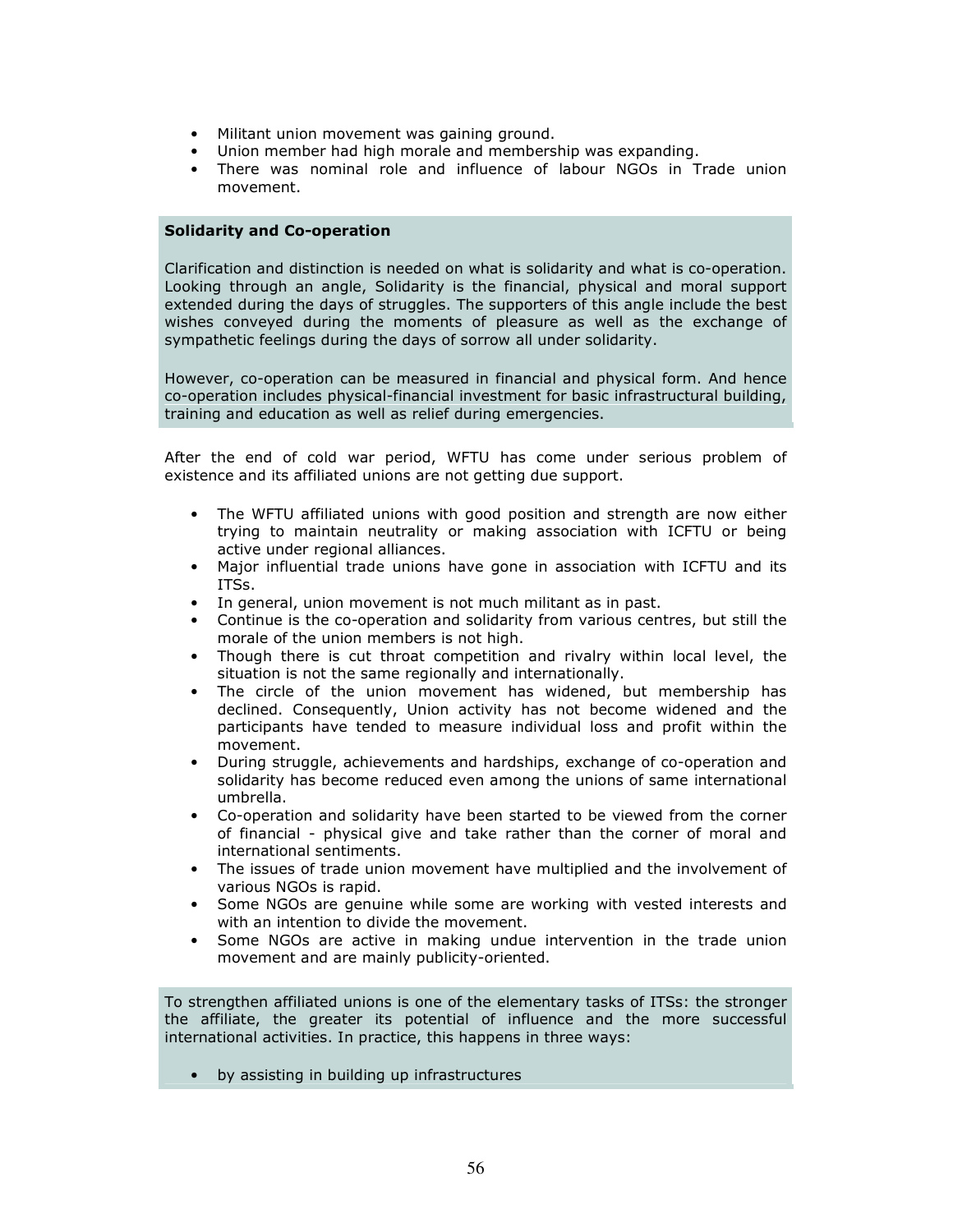- Militant union movement was gaining ground.
- Union member had high morale and membership was expanding.
- There was nominal role and influence of labour NGOs in Trade union movement.

**Solidarity and Co-operation**

Clarification and distinction is needed on what is solidarity and what is co-operation. Looking through an angle, Solidarity is the financial, physical and moral support extended during the days of struggles. The supporters of this angle include the best wishes conveyed during the moments of pleasure as well as the exchange of sympathetic feelings during the days of sorrow all under solidarity.

However, co-operation can be measured in financial and physical form. And hence co-operation includes physical-financial investment for basic infrastructural building, training and education as well as relief during emergencies.

After the end of cold war period, WFTU has come under serious problem of existence and its affiliated unions are not getting due support.

- The WFTU affiliated unions with good position and strength are now either trying to maintain neutrality or making association with ICFTU or being active under regional alliances.
- Major influential trade unions have gone in association with ICFTU and its ITSs.
- In general, union movement is not much militant as in past.
- Continue is the co-operation and solidarity from various centres, but still the morale of the union members is not high.
- Though there is cut throat competition and rivalry within local level, the situation is not the same regionally and internationally.
- The circle of the union movement has widened, but membership has declined. Consequently, Union activity has not become widened and the participants have tended to measure individual loss and profit within the movement.
- During struggle, achievements and hardships, exchange of co-operation and solidarity has become reduced even among the unions of same international umbrella.
- Co-operation and solidarity have been started to be viewed from the corner of financial - physical give and take rather than the corner of moral and international sentiments.
- The issues of trade union movement have multiplied and the involvement of various NGOs is rapid.
- Some NGOs are genuine while some are working with vested interests and with an intention to divide the movement.
- Some NGOs are active in making undue intervention in the trade union movement and are mainly publicity-oriented.

To strengthen affiliated unions is one of the elementary tasks of ITSs: the stronger the affiliate, the greater its potential of influence and the more successful international activities. In practice, this happens in three ways:

- by assisting in building up infrastructures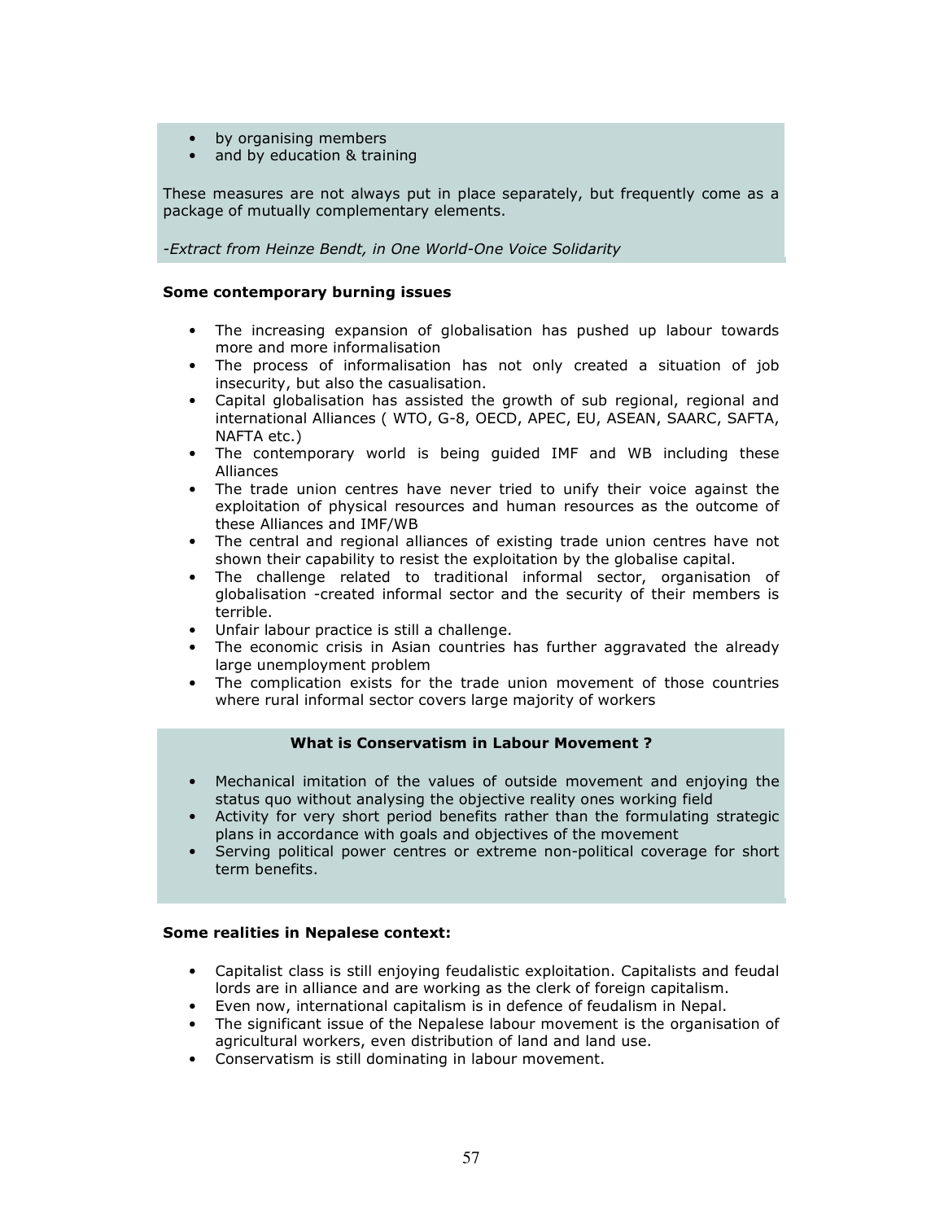- by organising members
- and by education & training

These measures are not always put in place separately, but frequently come as a package of mutually complementary elements.

*-Extract from Heinze Bendt, in One World-One Voice Solidarity*

**Some contemporary burning issues**

- The increasing expansion of globalisation has pushed up labour towards more and more informalisation
- The process of informalisation has not only created a situation of job insecurity, but also the casualisation.
- Capital globalisation has assisted the growth of sub regional, regional and international Alliances ( WTO, G-8, OECD, APEC, EU, ASEAN, SAARC, SAFTA, NAFTA etc.)
- The contemporary world is being guided IMF and WB including these Alliances
- The trade union centres have never tried to unify their voice against the exploitation of physical resources and human resources as the outcome of these Alliances and IMF/WB
- The central and regional alliances of existing trade union centres have not shown their capability to resist the exploitation by the globalise capital.
- The challenge related to traditional informal sector, organisation of globalisation -created informal sector and the security of their members is terrible.
- Unfair labour practice is still a challenge.
- The economic crisis in Asian countries has further aggravated the already large unemployment problem
- The complication exists for the trade union movement of those countries where rural informal sector covers large majority of workers

**What is Conservatism in Labour Movement ?**

- Mechanical imitation of the values of outside movement and enjoying the status quo without analysing the objective reality ones working field
- Activity for very short period benefits rather than the formulating strategic plans in accordance with goals and objectives of the movement
- Serving political power centres or extreme non-political coverage for short term benefits.

**Some realities in Nepalese context:**

- Capitalist class is still enjoying feudalistic exploitation. Capitalists and feudal lords are in alliance and are working as the clerk of foreign capitalism.
- Even now, international capitalism is in defence of feudalism in Nepal.
- The significant issue of the Nepalese labour movement is the organisation of agricultural workers, even distribution of land and land use.
- Conservatism is still dominating in labour movement.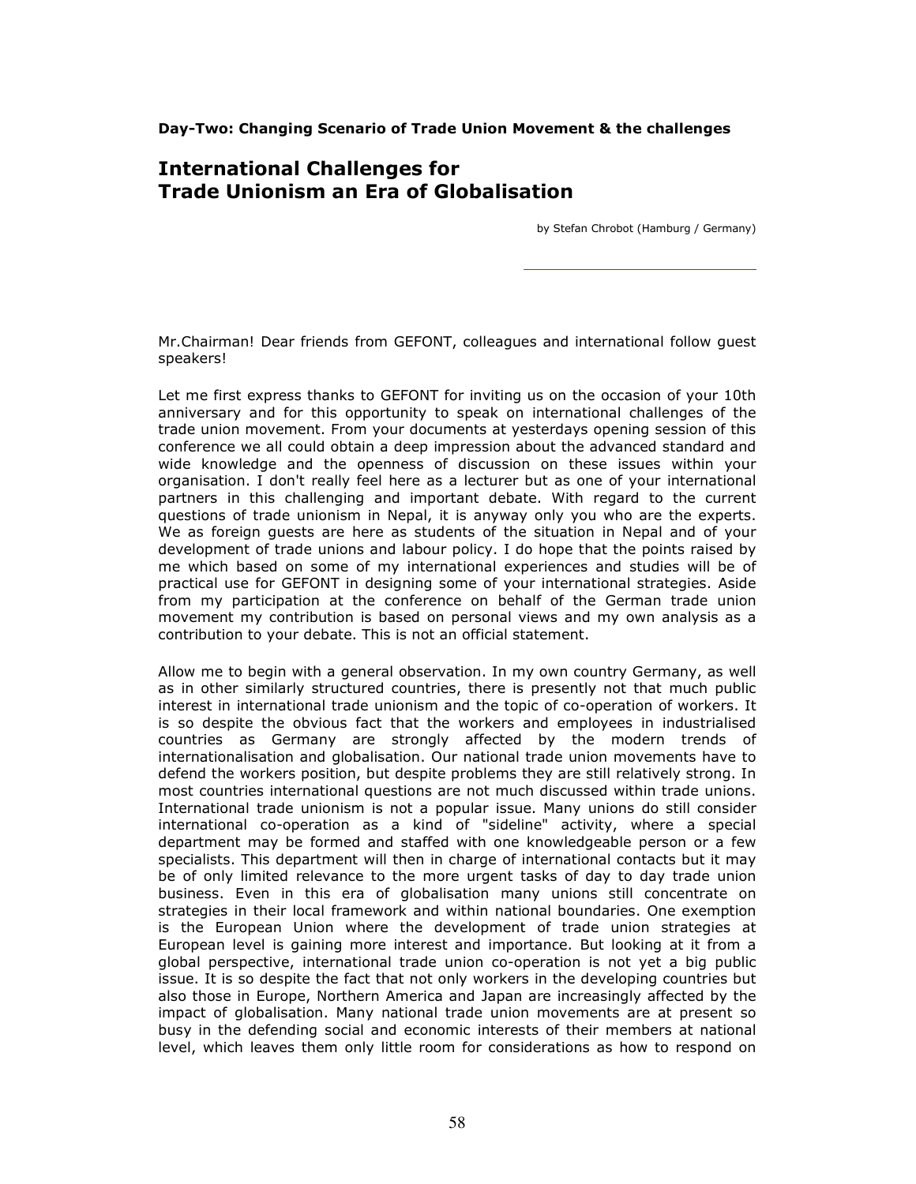**Day-Two: Changing Scenario of Trade Union Movement & the challenges**

## International Challenges for Trade Unionism an Era of Globalisation

by Stefan Chrobot (Hamburg / Germany)

Mr.Chairman! Dear friends from GEFONT, colleagues and international follow guest speakers!

Let me first express thanks to GEFONT for inviting us on the occasion of your 10th anniversary and for this opportunity to speak on international challenges of the trade union movement. From your documents at yesterdays opening session of this conference we all could obtain a deep impression about the advanced standard and wide knowledge and the openness of discussion on these issues within your organisation. I don't really feel here as a lecturer but as one of your international partners in this challenging and important debate. With regard to the current questions of trade unionism in Nepal, it is anyway only you who are the experts. We as foreign guests are here as students of the situation in Nepal and of your development of trade unions and labour policy. I do hope that the points raised by me which based on some of my international experiences and studies will be of practical use for GEFONT in designing some of your international strategies. Aside from my participation at the conference on behalf of the German trade union movement my contribution is based on personal views and my own analysis as a contribution to your debate. This is not an official statement.

Allow me to begin with a general observation. In my own country Germany, as well as in other similarly structured countries, there is presently not that much public interest in international trade unionism and the topic of co-operation of workers. It is so despite the obvious fact that the workers and employees in industrialised countries as Germany are strongly affected by the modern trends of internationalisation and globalisation. Our national trade union movements have to defend the workers position, but despite problems they are still relatively strong. In most countries international questions are not much discussed within trade unions. International trade unionism is not a popular issue. Many unions do still consider international co-operation as a kind of "sideline" activity, where a special department may be formed and staffed with one knowledgeable person or a few specialists. This department will then in charge of international contacts but it may be of only limited relevance to the more urgent tasks of day to day trade union business. Even in this era of globalisation many unions still concentrate on strategies in their local framework and within national boundaries. One exemption is the European Union where the development of trade union strategies at European level is gaining more interest and importance. But looking at it from a global perspective, international trade union co-operation is not yet a big public issue. It is so despite the fact that not only workers in the developing countries but also those in Europe, Northern America and Japan are increasingly affected by the impact of globalisation. Many national trade union movements are at present so busy in the defending social and economic interests of their members at national level, which leaves them only little room for considerations as how to respond on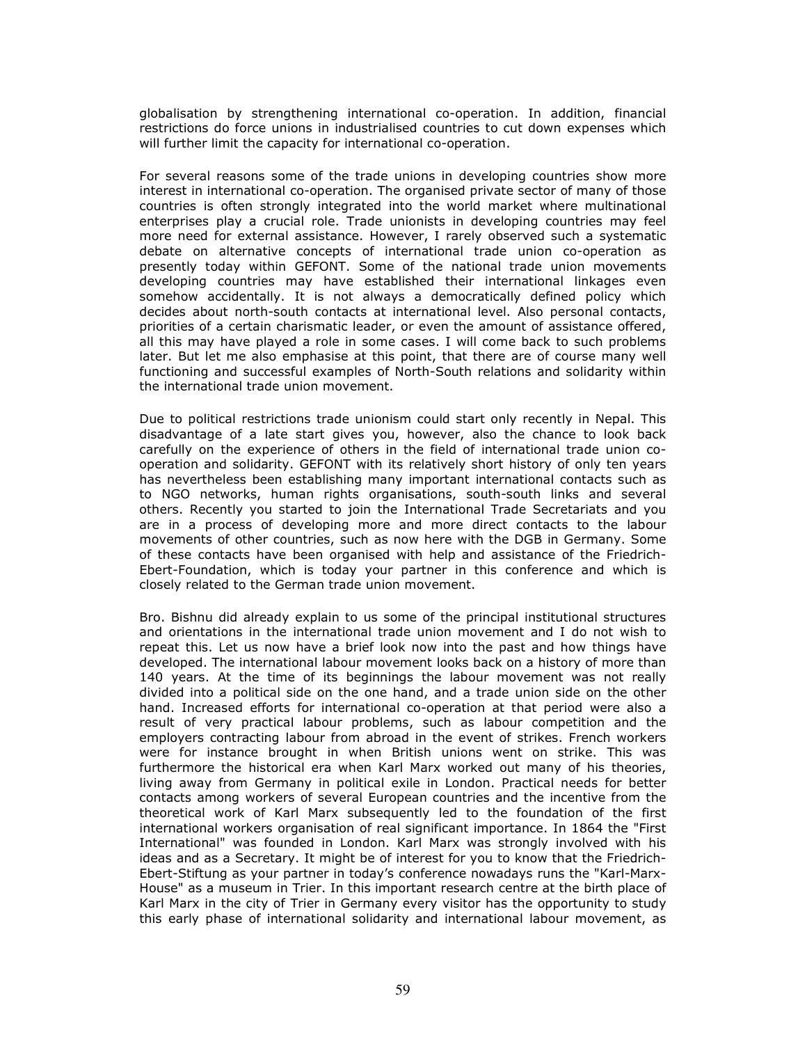globalisation by strengthening international co-operation. In addition, financial restrictions do force unions in industrialised countries to cut down expenses which will further limit the capacity for international co-operation.

For several reasons some of the trade unions in developing countries show more interest in international co-operation. The organised private sector of many of those countries is often strongly integrated into the world market where multinational enterprises play a crucial role. Trade unionists in developing countries may feel more need for external assistance. However, I rarely observed such a systematic debate on alternative concepts of international trade union co-operation as presently today within GEFONT. Some of the national trade union movements developing countries may have established their international linkages even somehow accidentally. It is not always a democratically defined policy which decides about north-south contacts at international level. Also personal contacts, priorities of a certain charismatic leader, or even the amount of assistance offered, all this may have played a role in some cases. I will come back to such problems later. But let me also emphasise at this point, that there are of course many well functioning and successful examples of North-South relations and solidarity within the international trade union movement.

Due to political restrictions trade unionism could start only recently in Nepal. This disadvantage of a late start gives you, however, also the chance to look back carefully on the experience of others in the field of international trade union co-operation and solidarity. GEFONT with its relatively short history of only ten years has nevertheless been establishing many important international contacts such as to NGO networks, human rights organisations, south-south links and several others. Recently you started to join the International Trade Secretariats and you are in a process of developing more and more direct contacts to the labour movements of other countries, such as now here with the DGB in Germany. Some of these contacts have been organised with help and assistance of the Friedrich-Ebert-Foundation, which is today your partner in this conference and which is closely related to the German trade union movement.

Bro. Bishnu did already explain to us some of the principal institutional structures and orientations in the international trade union movement and I do not wish to repeat this. Let us now have a brief look now into the past and how things have developed. The international labour movement looks back on a history of more than 140 years. At the time of its beginnings the labour movement was not really divided into a political side on the one hand, and a trade union side on the other hand. Increased efforts for international co-operation at that period were also a result of very practical labour problems, such as labour competition and the employers contracting labour from abroad in the event of strikes. French workers were for instance brought in when British unions went on strike. This was furthermore the historical era when Karl Marx worked out many of his theories, living away from Germany in political exile in London. Practical needs for better contacts among workers of several European countries and the incentive from the theoretical work of Karl Marx subsequently led to the foundation of the first international workers organisation of real significant importance. In 1864 the "First International" was founded in London. Karl Marx was strongly involved with his ideas and as a Secretary. It might be of interest for you to know that the Friedrich-Ebert-Stiftung as your partner in today's conference nowadays runs the "Karl-Marx-House" as a museum in Trier. In this important research centre at the birth place of Karl Marx in the city of Trier in Germany every visitor has the opportunity to study this early phase of international solidarity and international labour movement, as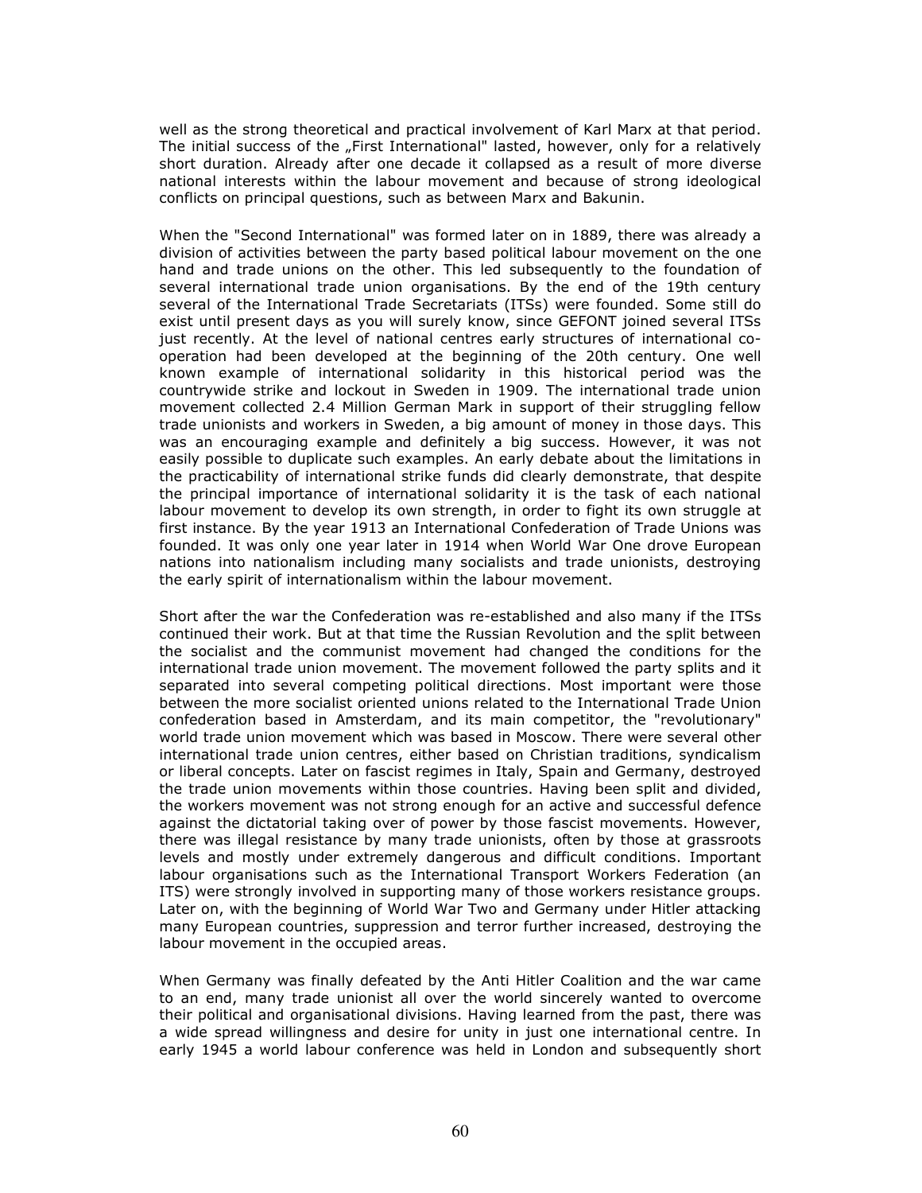well as the strong theoretical and practical involvement of Karl Marx at that period. The initial success of the „First International" lasted, however, only for a relatively short duration. Already after one decade it collapsed as a result of more diverse national interests within the labour movement and because of strong ideological conflicts on principal questions, such as between Marx and Bakunin.

When the "Second International" was formed later on in 1889, there was already a division of activities between the party based political labour movement on the one hand and trade unions on the other. This led subsequently to the foundation of several international trade union organisations. By the end of the 19th century several of the International Trade Secretariats (ITSs) were founded. Some still do exist until present days as you will surely know, since GEFONT joined several ITSs just recently. At the level of national centres early structures of international co-operation had been developed at the beginning of the 20th century. One well known example of international solidarity in this historical period was the countrywide strike and lockout in Sweden in 1909. The international trade union movement collected 2.4 Million German Mark in support of their struggling fellow trade unionists and workers in Sweden, a big amount of money in those days. This was an encouraging example and definitely a big success. However, it was not easily possible to duplicate such examples. An early debate about the limitations in the practicability of international strike funds did clearly demonstrate, that despite the principal importance of international solidarity it is the task of each national labour movement to develop its own strength, in order to fight its own struggle at first instance. By the year 1913 an International Confederation of Trade Unions was founded. It was only one year later in 1914 when World War One drove European nations into nationalism including many socialists and trade unionists, destroying the early spirit of internationalism within the labour movement.

Short after the war the Confederation was re-established and also many if the ITSs continued their work. But at that time the Russian Revolution and the split between the socialist and the communist movement had changed the conditions for the international trade union movement. The movement followed the party splits and it separated into several competing political directions. Most important were those between the more socialist oriented unions related to the International Trade Union confederation based in Amsterdam, and its main competitor, the "revolutionary" world trade union movement which was based in Moscow. There were several other international trade union centres, either based on Christian traditions, syndicalism or liberal concepts. Later on fascist regimes in Italy, Spain and Germany, destroyed the trade union movements within those countries. Having been split and divided, the workers movement was not strong enough for an active and successful defence against the dictatorial taking over of power by those fascist movements. However, there was illegal resistance by many trade unionists, often by those at grassroots levels and mostly under extremely dangerous and difficult conditions. Important labour organisations such as the International Transport Workers Federation (an ITS) were strongly involved in supporting many of those workers resistance groups. Later on, with the beginning of World War Two and Germany under Hitler attacking many European countries, suppression and terror further increased, destroying the labour movement in the occupied areas.

When Germany was finally defeated by the Anti Hitler Coalition and the war came to an end, many trade unionist all over the world sincerely wanted to overcome their political and organisational divisions. Having learned from the past, there was a wide spread willingness and desire for unity in just one international centre. In early 1945 a world labour conference was held in London and subsequently short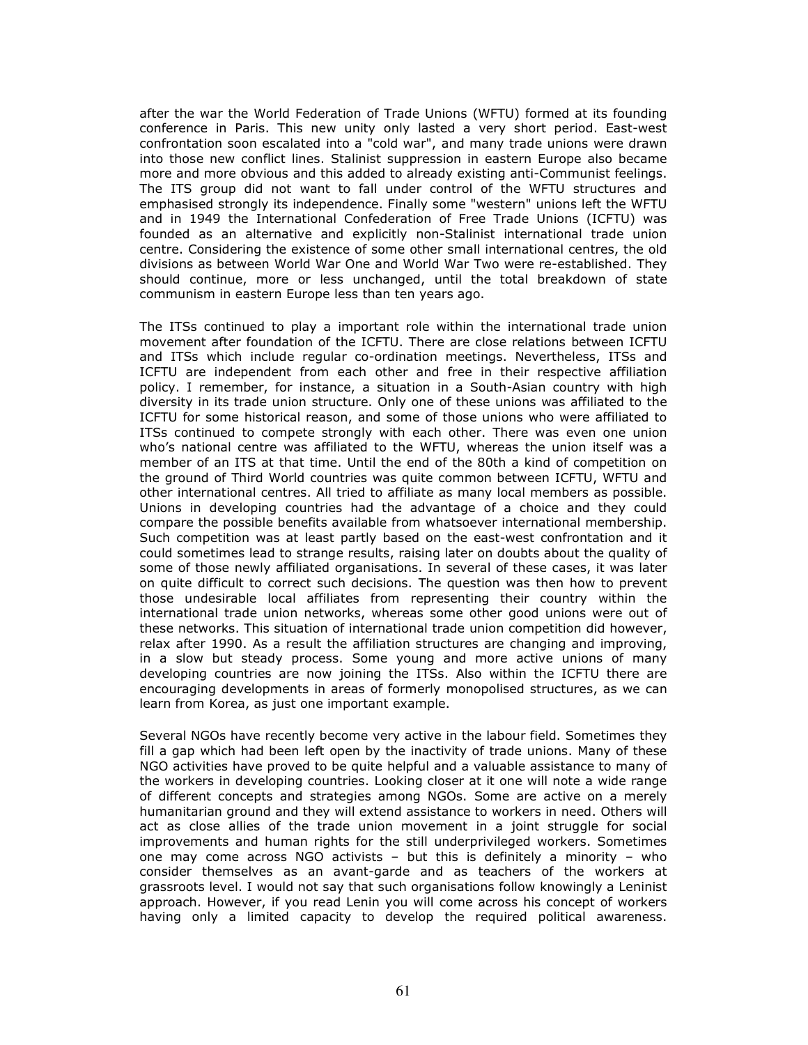after the war the World Federation of Trade Unions (WFTU) formed at its founding conference in Paris. This new unity only lasted a very short period. East-west confrontation soon escalated into a "cold war", and many trade unions were drawn into those new conflict lines. Stalinist suppression in eastern Europe also became more and more obvious and this added to already existing anti-Communist feelings. The ITS group did not want to fall under control of the WFTU structures and emphasised strongly its independence. Finally some "western" unions left the WFTU and in 1949 the International Confederation of Free Trade Unions (ICFTU) was founded as an alternative and explicitly non-Stalinist international trade union centre. Considering the existence of some other small international centres, the old divisions as between World War One and World War Two were re-established. They should continue, more or less unchanged, until the total breakdown of state communism in eastern Europe less than ten years ago.

The ITSs continued to play a important role within the international trade union movement after foundation of the ICFTU. There are close relations between ICFTU and ITSs which include regular co-ordination meetings. Nevertheless, ITSs and ICFTU are independent from each other and free in their respective affiliation policy. I remember, for instance, a situation in a South-Asian country with high diversity in its trade union structure. Only one of these unions was affiliated to the ICFTU for some historical reason, and some of those unions who were affiliated to ITSs continued to compete strongly with each other. There was even one union who's national centre was affiliated to the WFTU, whereas the union itself was a member of an ITS at that time. Until the end of the 80th a kind of competition on the ground of Third World countries was quite common between ICFTU, WFTU and other international centres. All tried to affiliate as many local members as possible. Unions in developing countries had the advantage of a choice and they could compare the possible benefits available from whatsoever international membership. Such competition was at least partly based on the east-west confrontation and it could sometimes lead to strange results, raising later on doubts about the quality of some of those newly affiliated organisations. In several of these cases, it was later on quite difficult to correct such decisions. The question was then how to prevent those undesirable local affiliates from representing their country within the international trade union networks, whereas some other good unions were out of these networks. This situation of international trade union competition did however, relax after 1990. As a result the affiliation structures are changing and improving, in a slow but steady process. Some young and more active unions of many developing countries are now joining the ITSs. Also within the ICFTU there are encouraging developments in areas of formerly monopolised structures, as we can learn from Korea, as just one important example.

Several NGOs have recently become very active in the labour field. Sometimes they fill a gap which had been left open by the inactivity of trade unions. Many of these NGO activities have proved to be quite helpful and a valuable assistance to many of the workers in developing countries. Looking closer at it one will note a wide range of different concepts and strategies among NGOs. Some are active on a merely humanitarian ground and they will extend assistance to workers in need. Others will act as close allies of the trade union movement in a joint struggle for social improvements and human rights for the still underprivileged workers. Sometimes one may come across NGO activists – but this is definitely a minority – who consider themselves as an avant-garde and as teachers of the workers at grassroots level. I would not say that such organisations follow knowingly a Leninist approach. However, if you read Lenin you will come across his concept of workers having only a limited capacity to develop the required political awareness.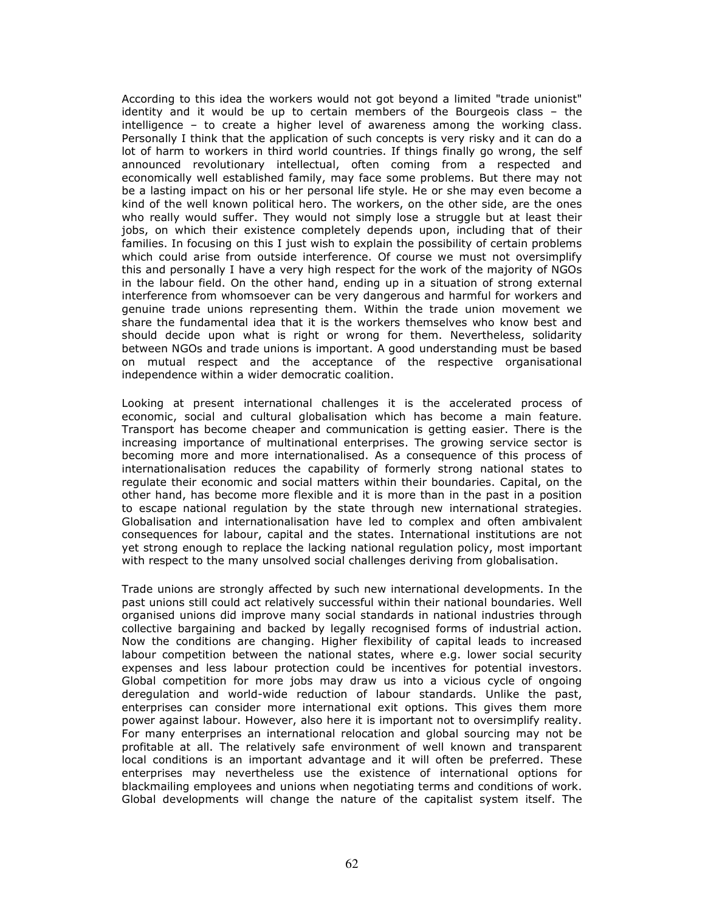According to this idea the workers would not got beyond a limited "trade unionist" identity and it would be up to certain members of the Bourgeois class – the intelligence – to create a higher level of awareness among the working class. Personally I think that the application of such concepts is very risky and it can do a lot of harm to workers in third world countries. If things finally go wrong, the self announced revolutionary intellectual, often coming from a respected and economically well established family, may face some problems. But there may not be a lasting impact on his or her personal life style. He or she may even become a kind of the well known political hero. The workers, on the other side, are the ones who really would suffer. They would not simply lose a struggle but at least their jobs, on which their existence completely depends upon, including that of their families. In focusing on this I just wish to explain the possibility of certain problems which could arise from outside interference. Of course we must not oversimplify this and personally I have a very high respect for the work of the majority of NGOs in the labour field. On the other hand, ending up in a situation of strong external interference from whomsoever can be very dangerous and harmful for workers and genuine trade unions representing them. Within the trade union movement we share the fundamental idea that it is the workers themselves who know best and should decide upon what is right or wrong for them. Nevertheless, solidarity between NGOs and trade unions is important. A good understanding must be based on mutual respect and the acceptance of the respective organisational independence within a wider democratic coalition.

Looking at present international challenges it is the accelerated process of economic, social and cultural globalisation which has become a main feature. Transport has become cheaper and communication is getting easier. There is the increasing importance of multinational enterprises. The growing service sector is becoming more and more internationalised. As a consequence of this process of internationalisation reduces the capability of formerly strong national states to regulate their economic and social matters within their boundaries. Capital, on the other hand, has become more flexible and it is more than in the past in a position to escape national regulation by the state through new international strategies. Globalisation and internationalisation have led to complex and often ambivalent consequences for labour, capital and the states. International institutions are not yet strong enough to replace the lacking national regulation policy, most important with respect to the many unsolved social challenges deriving from globalisation.

Trade unions are strongly affected by such new international developments. In the past unions still could act relatively successful within their national boundaries. Well organised unions did improve many social standards in national industries through collective bargaining and backed by legally recognised forms of industrial action. Now the conditions are changing. Higher flexibility of capital leads to increased labour competition between the national states, where e.g. lower social security expenses and less labour protection could be incentives for potential investors. Global competition for more jobs may draw us into a vicious cycle of ongoing deregulation and world-wide reduction of labour standards. Unlike the past, enterprises can consider more international exit options. This gives them more power against labour. However, also here it is important not to oversimplify reality. For many enterprises an international relocation and global sourcing may not be profitable at all. The relatively safe environment of well known and transparent local conditions is an important advantage and it will often be preferred. These enterprises may nevertheless use the existence of international options for blackmailing employees and unions when negotiating terms and conditions of work. Global developments will change the nature of the capitalist system itself. The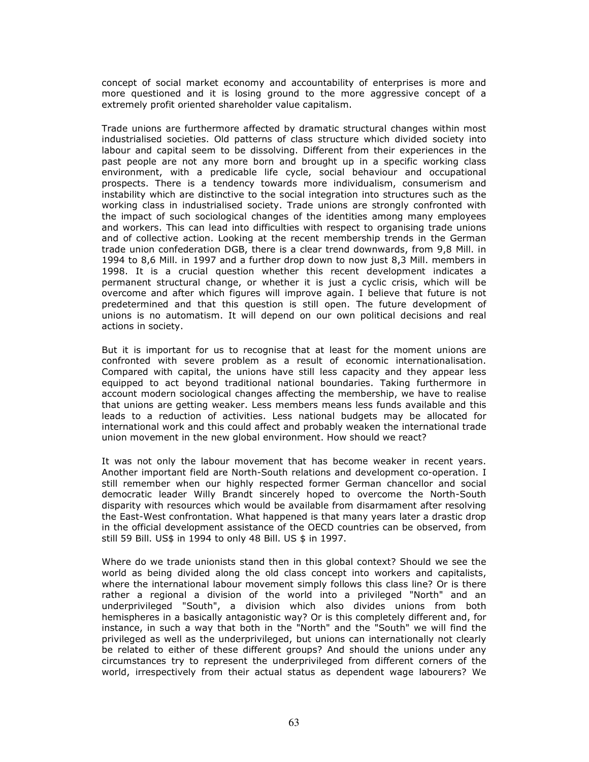concept of social market economy and accountability of enterprises is more and more questioned and it is losing ground to the more aggressive concept of a extremely profit oriented shareholder value capitalism.

Trade unions are furthermore affected by dramatic structural changes within most industrialised societies. Old patterns of class structure which divided society into labour and capital seem to be dissolving. Different from their experiences in the past people are not any more born and brought up in a specific working class environment, with a predicable life cycle, social behaviour and occupational prospects. There is a tendency towards more individualism, consumerism and instability which are distinctive to the social integration into structures such as the working class in industrialised society. Trade unions are strongly confronted with the impact of such sociological changes of the identities among many employees and workers. This can lead into difficulties with respect to organising trade unions and of collective action. Looking at the recent membership trends in the German trade union confederation DGB, there is a clear trend downwards, from 9,8 Mill. in 1994 to 8,6 Mill. in 1997 and a further drop down to now just 8,3 Mill. members in 1998. It is a crucial question whether this recent development indicates a permanent structural change, or whether it is just a cyclic crisis, which will be overcome and after which figures will improve again. I believe that future is not predetermined and that this question is still open. The future development of unions is no automatism. It will depend on our own political decisions and real actions in society.

But it is important for us to recognise that at least for the moment unions are confronted with severe problem as a result of economic internationalisation. Compared with capital, the unions have still less capacity and they appear less equipped to act beyond traditional national boundaries. Taking furthermore in account modern sociological changes affecting the membership, we have to realise that unions are getting weaker. Less members means less funds available and this leads to a reduction of activities. Less national budgets may be allocated for international work and this could affect and probably weaken the international trade union movement in the new global environment. How should we react?

It was not only the labour movement that has become weaker in recent years. Another important field are North-South relations and development co-operation. I still remember when our highly respected former German chancellor and social democratic leader Willy Brandt sincerely hoped to overcome the North-South disparity with resources which would be available from disarmament after resolving the East-West confrontation. What happened is that many years later a drastic drop in the official development assistance of the OECD countries can be observed, from still 59 Bill. US$ in 1994 to only 48 Bill. US $ in 1997.

Where do we trade unionists stand then in this global context? Should we see the world as being divided along the old class concept into workers and capitalists, where the international labour movement simply follows this class line? Or is there rather a regional a division of the world into a privileged "North" and an underprivileged "South", a division which also divides unions from both hemispheres in a basically antagonistic way? Or is this completely different and, for instance, in such a way that both in the "North" and the "South" we will find the privileged as well as the underprivileged, but unions can internationally not clearly be related to either of these different groups? And should the unions under any circumstances try to represent the underprivileged from different corners of the world, irrespectively from their actual status as dependent wage labourers? We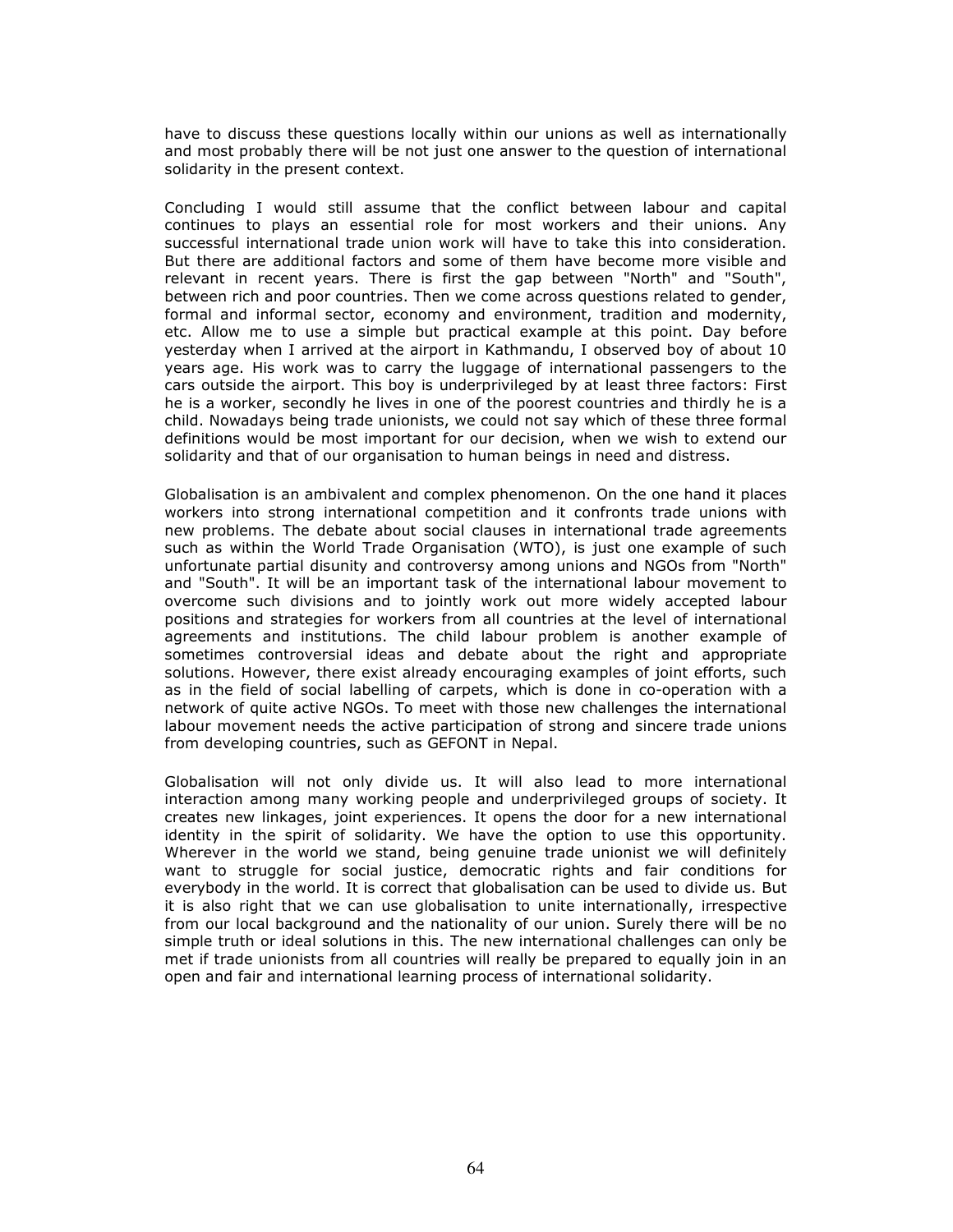have to discuss these questions locally within our unions as well as internationally and most probably there will be not just one answer to the question of international solidarity in the present context.

Concluding I would still assume that the conflict between labour and capital continues to plays an essential role for most workers and their unions. Any successful international trade union work will have to take this into consideration. But there are additional factors and some of them have become more visible and relevant in recent years. There is first the gap between "North" and "South", between rich and poor countries. Then we come across questions related to gender, formal and informal sector, economy and environment, tradition and modernity, etc. Allow me to use a simple but practical example at this point. Day before yesterday when I arrived at the airport in Kathmandu, I observed boy of about 10 years age. His work was to carry the luggage of international passengers to the cars outside the airport. This boy is underprivileged by at least three factors: First he is a worker, secondly he lives in one of the poorest countries and thirdly he is a child. Nowadays being trade unionists, we could not say which of these three formal definitions would be most important for our decision, when we wish to extend our solidarity and that of our organisation to human beings in need and distress.

Globalisation is an ambivalent and complex phenomenon. On the one hand it places workers into strong international competition and it confronts trade unions with new problems. The debate about social clauses in international trade agreements such as within the World Trade Organisation (WTO), is just one example of such unfortunate partial disunity and controversy among unions and NGOs from "North" and "South". It will be an important task of the international labour movement to overcome such divisions and to jointly work out more widely accepted labour positions and strategies for workers from all countries at the level of international agreements and institutions. The child labour problem is another example of sometimes controversial ideas and debate about the right and appropriate solutions. However, there exist already encouraging examples of joint efforts, such as in the field of social labelling of carpets, which is done in co-operation with a network of quite active NGOs. To meet with those new challenges the international labour movement needs the active participation of strong and sincere trade unions from developing countries, such as GEFONT in Nepal.

Globalisation will not only divide us. It will also lead to more international interaction among many working people and underprivileged groups of society. It creates new linkages, joint experiences. It opens the door for a new international identity in the spirit of solidarity. We have the option to use this opportunity. Wherever in the world we stand, being genuine trade unionist we will definitely want to struggle for social justice, democratic rights and fair conditions for everybody in the world. It is correct that globalisation can be used to divide us. But it is also right that we can use globalisation to unite internationally, irrespective from our local background and the nationality of our union. Surely there will be no simple truth or ideal solutions in this. The new international challenges can only be met if trade unionists from all countries will really be prepared to equally join in an open and fair and international learning process of international solidarity.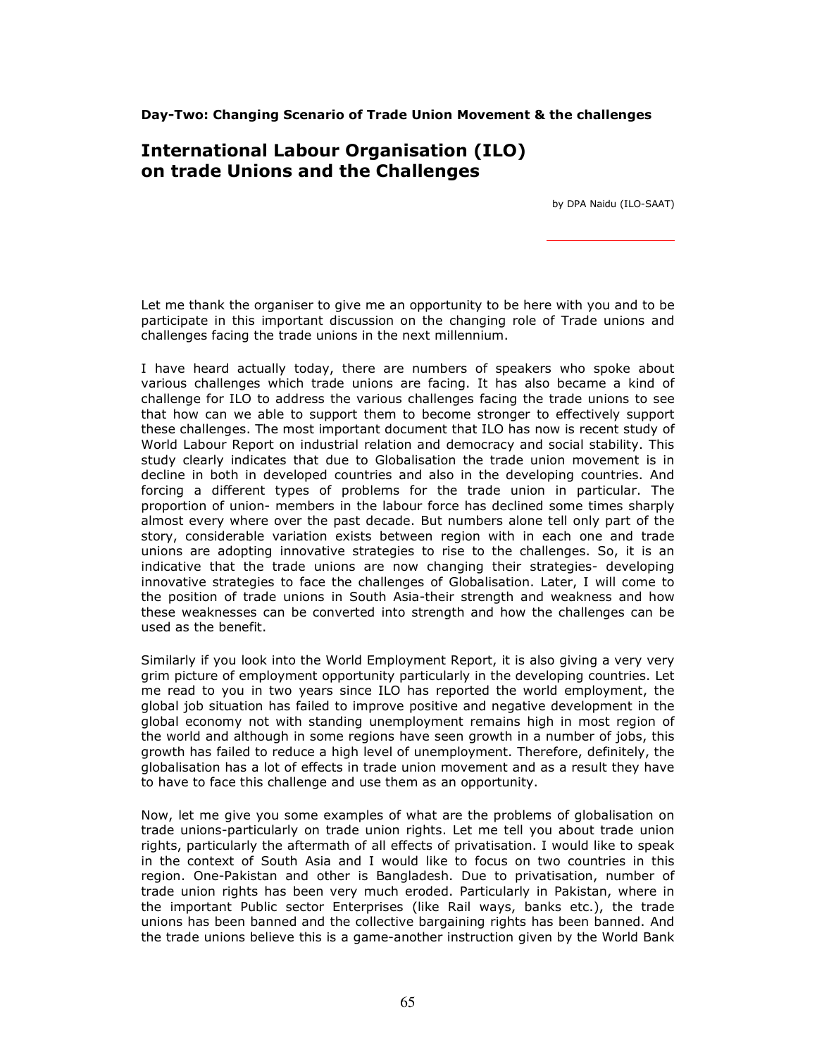**Day-Two: Changing Scenario of Trade Union Movement & the challenges**

# International Labour Organisation (ILO) on trade Unions and the Challenges

by DPA Naidu (ILO-SAAT)

---

Let me thank the organiser to give me an opportunity to be here with you and to be participate in this important discussion on the changing role of Trade unions and challenges facing the trade unions in the next millennium.

I have heard actually today, there are numbers of speakers who spoke about various challenges which trade unions are facing. It has also became a kind of challenge for ILO to address the various challenges facing the trade unions to see that how can we able to support them to become stronger to effectively support these challenges. The most important document that ILO has now is recent study of World Labour Report on industrial relation and democracy and social stability. This study clearly indicates that due to Globalisation the trade union movement is in decline in both in developed countries and also in the developing countries. And forcing a different types of problems for the trade union in particular. The proportion of union- members in the labour force has declined some times sharply almost every where over the past decade. But numbers alone tell only part of the story, considerable variation exists between region with in each one and trade unions are adopting innovative strategies to rise to the challenges. So, it is an indicative that the trade unions are now changing their strategies- developing innovative strategies to face the challenges of Globalisation. Later, I will come to the position of trade unions in South Asia-their strength and weakness and how these weaknesses can be converted into strength and how the challenges can be used as the benefit.

Similarly if you look into the World Employment Report, it is also giving a very very grim picture of employment opportunity particularly in the developing countries. Let me read to you in two years since ILO has reported the world employment, the global job situation has failed to improve positive and negative development in the global economy not with standing unemployment remains high in most region of the world and although in some regions have seen growth in a number of jobs, this growth has failed to reduce a high level of unemployment. Therefore, definitely, the globalisation has a lot of effects in trade union movement and as a result they have to have to face this challenge and use them as an opportunity.

Now, let me give you some examples of what are the problems of globalisation on trade unions-particularly on trade union rights. Let me tell you about trade union rights, particularly the aftermath of all effects of privatisation. I would like to speak in the context of South Asia and I would like to focus on two countries in this region. One-Pakistan and other is Bangladesh. Due to privatisation, number of trade union rights has been very much eroded. Particularly in Pakistan, where in the important Public sector Enterprises (like Rail ways, banks etc.), the trade unions has been banned and the collective bargaining rights has been banned. And the trade unions believe this is a game-another instruction given by the World Bank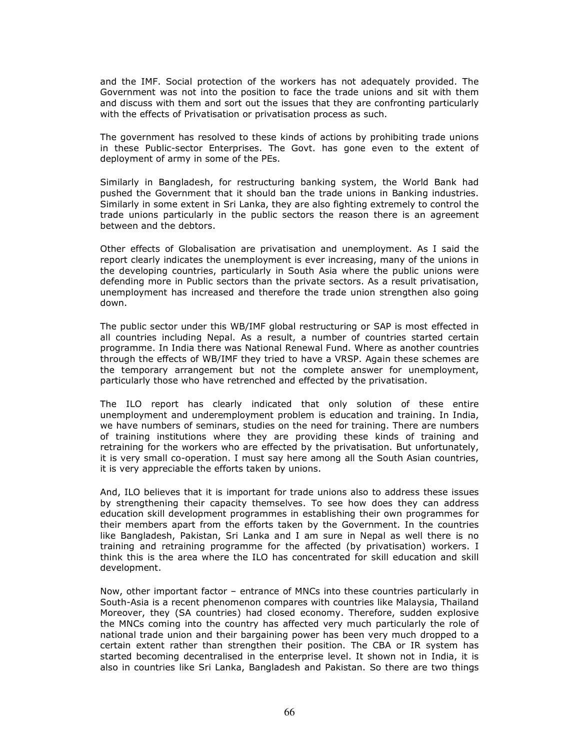and the IMF. Social protection of the workers has not adequately provided. The Government was not into the position to face the trade unions and sit with them and discuss with them and sort out the issues that they are confronting particularly with the effects of Privatisation or privatisation process as such.

The government has resolved to these kinds of actions by prohibiting trade unions in these Public-sector Enterprises. The Govt. has gone even to the extent of deployment of army in some of the PEs.

Similarly in Bangladesh, for restructuring banking system, the World Bank had pushed the Government that it should ban the trade unions in Banking industries. Similarly in some extent in Sri Lanka, they are also fighting extremely to control the trade unions particularly in the public sectors the reason there is an agreement between and the debtors.

Other effects of Globalisation are privatisation and unemployment. As I said the report clearly indicates the unemployment is ever increasing, many of the unions in the developing countries, particularly in South Asia where the public unions were defending more in Public sectors than the private sectors. As a result privatisation, unemployment has increased and therefore the trade union strengthen also going down.

The public sector under this WB/IMF global restructuring or SAP is most effected in all countries including Nepal. As a result, a number of countries started certain programme. In India there was National Renewal Fund. Where as another countries through the effects of WB/IMF they tried to have a VRSP. Again these schemes are the temporary arrangement but not the complete answer for unemployment, particularly those who have retrenched and effected by the privatisation.

The ILO report has clearly indicated that only solution of these entire unemployment and underemployment problem is education and training. In India, we have numbers of seminars, studies on the need for training. There are numbers of training institutions where they are providing these kinds of training and retraining for the workers who are effected by the privatisation. But unfortunately, it is very small co-operation. I must say here among all the South Asian countries, it is very appreciable the efforts taken by unions.

And, ILO believes that it is important for trade unions also to address these issues by strengthening their capacity themselves. To see how does they can address education skill development programmes in establishing their own programmes for their members apart from the efforts taken by the Government. In the countries like Bangladesh, Pakistan, Sri Lanka and I am sure in Nepal as well there is no training and retraining programme for the affected (by privatisation) workers. I think this is the area where the ILO has concentrated for skill education and skill development.

Now, other important factor – entrance of MNCs into these countries particularly in South-Asia is a recent phenomenon compares with countries like Malaysia, Thailand Moreover, they (SA countries) had closed economy. Therefore, sudden explosive the MNCs coming into the country has affected very much particularly the role of national trade union and their bargaining power has been very much dropped to a certain extent rather than strengthen their position. The CBA or IR system has started becoming decentralised in the enterprise level. It shown not in India, it is also in countries like Sri Lanka, Bangladesh and Pakistan. So there are two things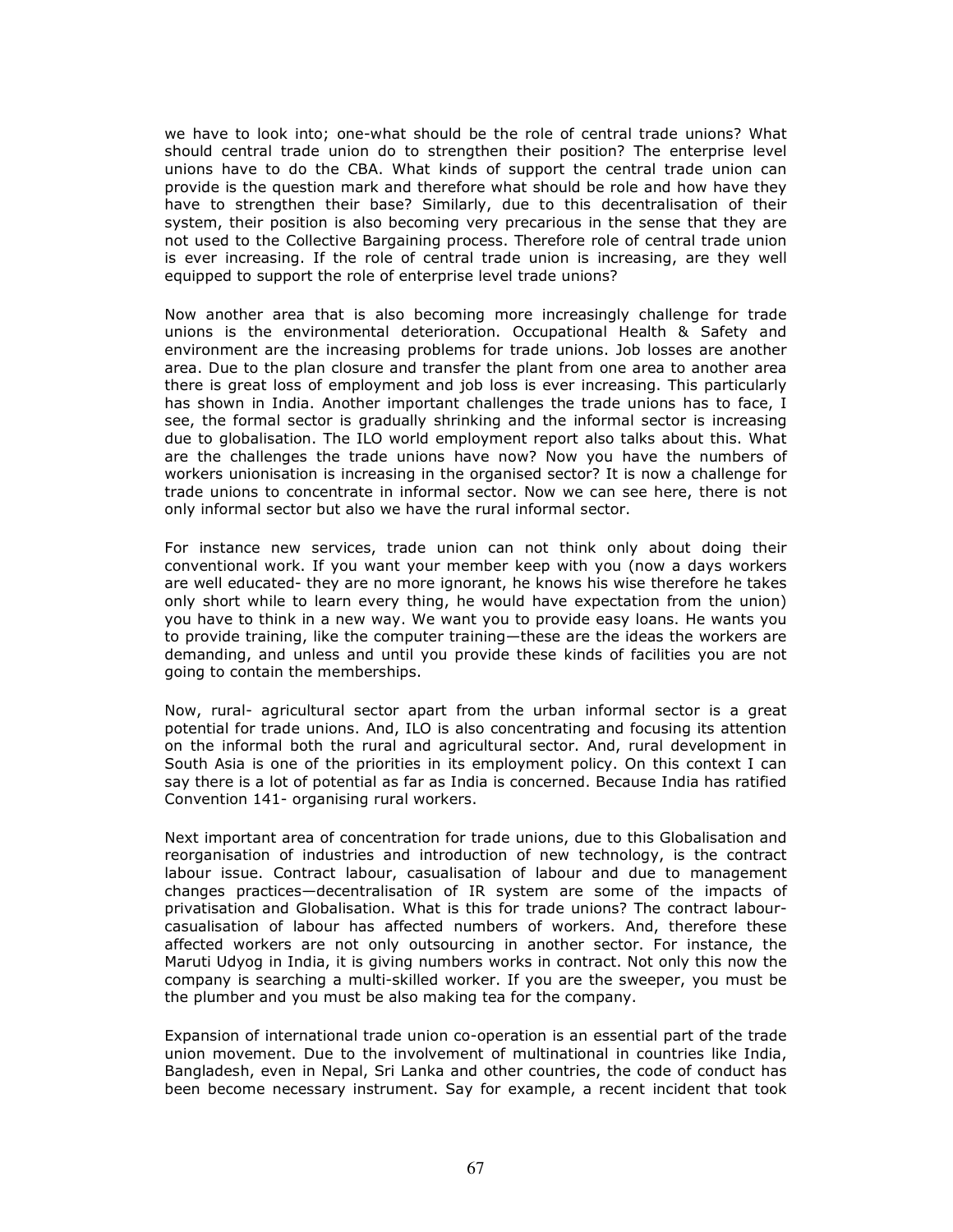we have to look into; one-what should be the role of central trade unions? What should central trade union do to strengthen their position? The enterprise level unions have to do the CBA. What kinds of support the central trade union can provide is the question mark and therefore what should be role and how have they have to strengthen their base? Similarly, due to this decentralisation of their system, their position is also becoming very precarious in the sense that they are not used to the Collective Bargaining process. Therefore role of central trade union is ever increasing. If the role of central trade union is increasing, are they well equipped to support the role of enterprise level trade unions?

Now another area that is also becoming more increasingly challenge for trade unions is the environmental deterioration. Occupational Health & Safety and environment are the increasing problems for trade unions. Job losses are another area. Due to the plan closure and transfer the plant from one area to another area there is great loss of employment and job loss is ever increasing. This particularly has shown in India. Another important challenges the trade unions has to face, I see, the formal sector is gradually shrinking and the informal sector is increasing due to globalisation. The ILO world employment report also talks about this. What are the challenges the trade unions have now? Now you have the numbers of workers unionisation is increasing in the organised sector? It is now a challenge for trade unions to concentrate in informal sector. Now we can see here, there is not only informal sector but also we have the rural informal sector.

For instance new services, trade union can not think only about doing their conventional work. If you want your member keep with you (now a days workers are well educated- they are no more ignorant, he knows his wise therefore he takes only short while to learn every thing, he would have expectation from the union) you have to think in a new way. We want you to provide easy loans. He wants you to provide training, like the computer training—these are the ideas the workers are demanding, and unless and until you provide these kinds of facilities you are not going to contain the memberships.

Now, rural- agricultural sector apart from the urban informal sector is a great potential for trade unions. And, ILO is also concentrating and focusing its attention on the informal both the rural and agricultural sector. And, rural development in South Asia is one of the priorities in its employment policy. On this context I can say there is a lot of potential as far as India is concerned. Because India has ratified Convention 141- organising rural workers.

Next important area of concentration for trade unions, due to this Globalisation and reorganisation of industries and introduction of new technology, is the contract labour issue. Contract labour, casualisation of labour and due to management changes practices—decentralisation of IR system are some of the impacts of privatisation and Globalisation. What is this for trade unions? The contract labour-casualisation of labour has affected numbers of workers. And, therefore these affected workers are not only outsourcing in another sector. For instance, the Maruti Udyog in India, it is giving numbers works in contract. Not only this now the company is searching a multi-skilled worker. If you are the sweeper, you must be the plumber and you must be also making tea for the company.

Expansion of international trade union co-operation is an essential part of the trade union movement. Due to the involvement of multinational in countries like India, Bangladesh, even in Nepal, Sri Lanka and other countries, the code of conduct has been become necessary instrument. Say for example, a recent incident that took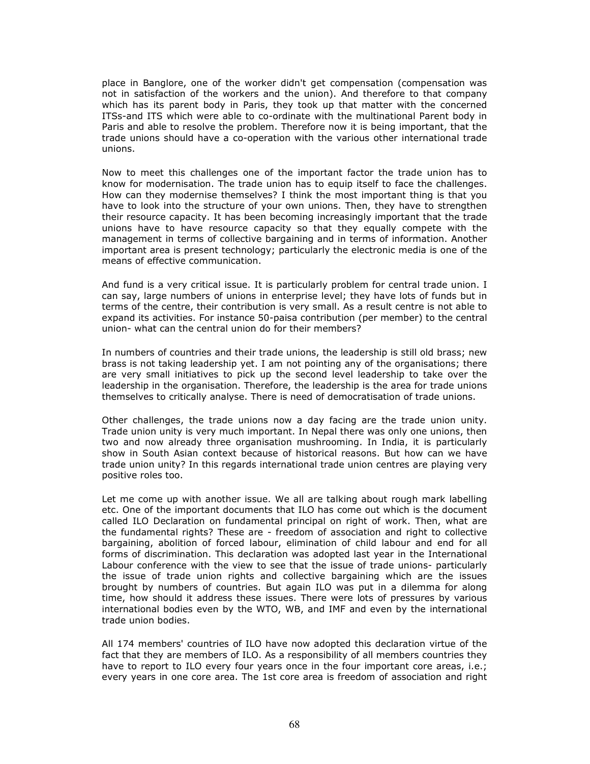place in Banglore, one of the worker didn't get compensation (compensation was not in satisfaction of the workers and the union). And therefore to that company which has its parent body in Paris, they took up that matter with the concerned ITSs-and ITS which were able to co-ordinate with the multinational Parent body in Paris and able to resolve the problem. Therefore now it is being important, that the trade unions should have a co-operation with the various other international trade unions.

Now to meet this challenges one of the important factor the trade union has to know for modernisation. The trade union has to equip itself to face the challenges. How can they modernise themselves? I think the most important thing is that you have to look into the structure of your own unions. Then, they have to strengthen their resource capacity. It has been becoming increasingly important that the trade unions have to have resource capacity so that they equally compete with the management in terms of collective bargaining and in terms of information. Another important area is present technology; particularly the electronic media is one of the means of effective communication.

And fund is a very critical issue. It is particularly problem for central trade union. I can say, large numbers of unions in enterprise level; they have lots of funds but in terms of the centre, their contribution is very small. As a result centre is not able to expand its activities. For instance 50-paisa contribution (per member) to the central union- what can the central union do for their members?

In numbers of countries and their trade unions, the leadership is still old brass; new brass is not taking leadership yet. I am not pointing any of the organisations; there are very small initiatives to pick up the second level leadership to take over the leadership in the organisation. Therefore, the leadership is the area for trade unions themselves to critically analyse. There is need of democratisation of trade unions.

Other challenges, the trade unions now a day facing are the trade union unity. Trade union unity is very much important. In Nepal there was only one unions, then two and now already three organisation mushrooming. In India, it is particularly show in South Asian context because of historical reasons. But how can we have trade union unity? In this regards international trade union centres are playing very positive roles too.

Let me come up with another issue. We all are talking about rough mark labelling etc. One of the important documents that ILO has come out which is the document called ILO Declaration on fundamental principal on right of work. Then, what are the fundamental rights? These are - freedom of association and right to collective bargaining, abolition of forced labour, elimination of child labour and end for all forms of discrimination. This declaration was adopted last year in the International Labour conference with the view to see that the issue of trade unions- particularly the issue of trade union rights and collective bargaining which are the issues brought by numbers of countries. But again ILO was put in a dilemma for along time, how should it address these issues. There were lots of pressures by various international bodies even by the WTO, WB, and IMF and even by the international trade union bodies.

All 174 members' countries of ILO have now adopted this declaration virtue of the fact that they are members of ILO. As a responsibility of all members countries they have to report to ILO every four years once in the four important core areas, i.e.; every years in one core area. The 1st core area is freedom of association and right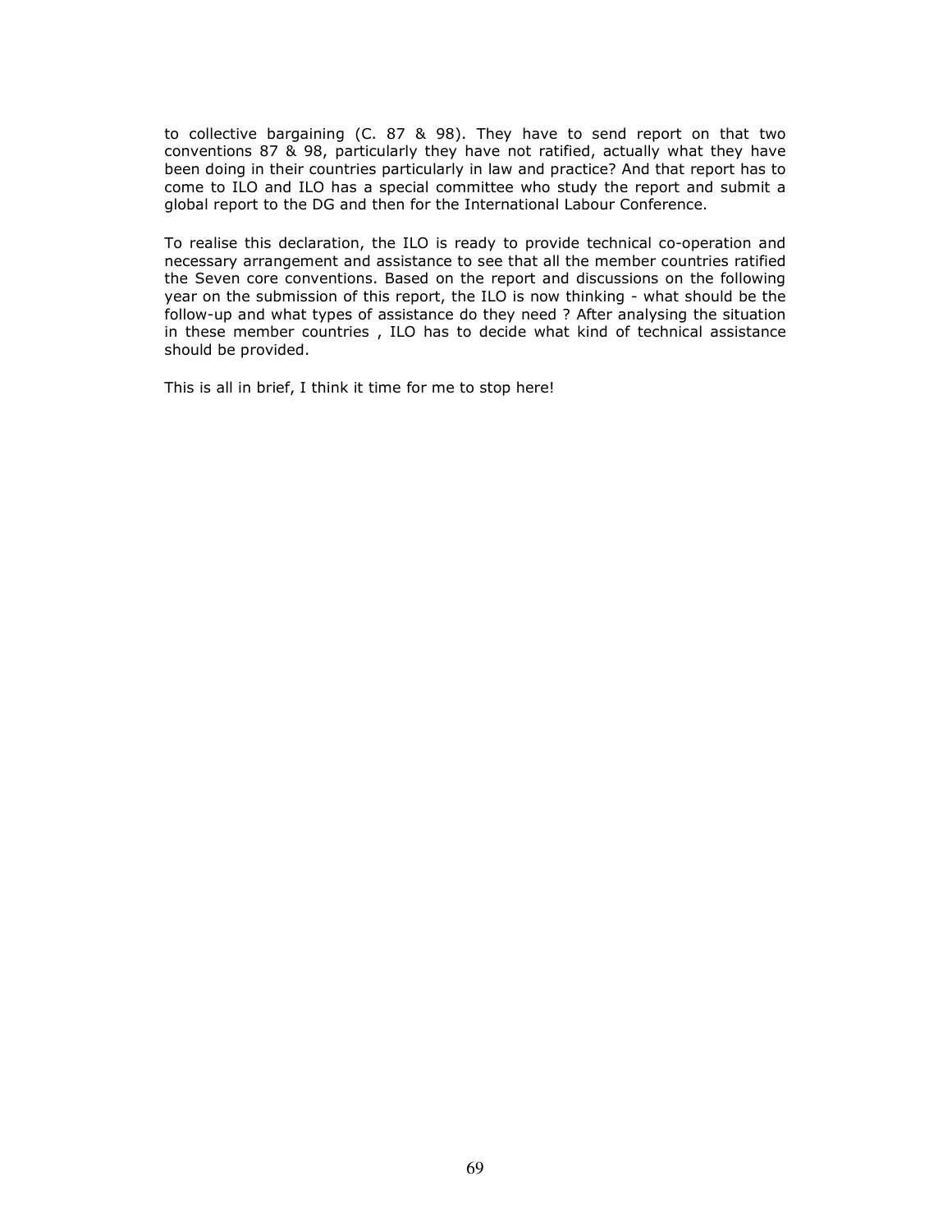to collective bargaining (C. 87 & 98). They have to send report on that two conventions 87 & 98, particularly they have not ratified, actually what they have been doing in their countries particularly in law and practice? And that report has to come to ILO and ILO has a special committee who study the report and submit a global report to the DG and then for the International Labour Conference.

To realise this declaration, the ILO is ready to provide technical co-operation and necessary arrangement and assistance to see that all the member countries ratified the Seven core conventions. Based on the report and discussions on the following year on the submission of this report, the ILO is now thinking - what should be the follow-up and what types of assistance do they need ? After analysing the situation in these member countries , ILO has to decide what kind of technical assistance should be provided.

This is all in brief, I think it time for me to stop here!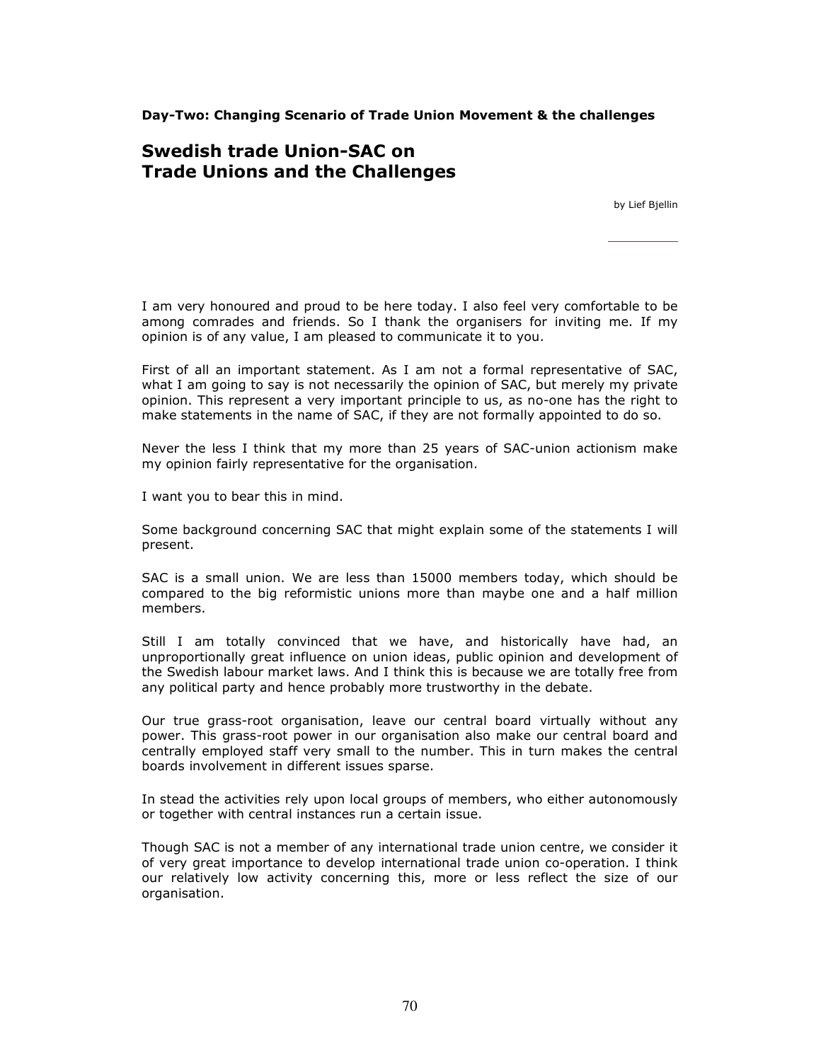**Day-Two: Changing Scenario of Trade Union Movement & the challenges**

# Swedish trade Union-SAC on Trade Unions and the Challenges

by Lief Bjellin

I am very honoured and proud to be here today. I also feel very comfortable to be among comrades and friends. So I thank the organisers for inviting me. If my opinion is of any value, I am pleased to communicate it to you.

First of all an important statement. As I am not a formal representative of SAC, what I am going to say is not necessarily the opinion of SAC, but merely my private opinion. This represent a very important principle to us, as no-one has the right to make statements in the name of SAC, if they are not formally appointed to do so.

Never the less I think that my more than 25 years of SAC-union actionism make my opinion fairly representative for the organisation.

I want you to bear this in mind.

Some background concerning SAC that might explain some of the statements I will present.

SAC is a small union. We are less than 15000 members today, which should be compared to the big reformistic unions more than maybe one and a half million members.

Still I am totally convinced that we have, and historically have had, an unproportionally great influence on union ideas, public opinion and development of the Swedish labour market laws. And I think this is because we are totally free from any political party and hence probably more trustworthy in the debate.

Our true grass-root organisation, leave our central board virtually without any power. This grass-root power in our organisation also make our central board and centrally employed staff very small to the number. This in turn makes the central boards involvement in different issues sparse.

In stead the activities rely upon local groups of members, who either autonomously or together with central instances run a certain issue.

Though SAC is not a member of any international trade union centre, we consider it of very great importance to develop international trade union co-operation. I think our relatively low activity concerning this, more or less reflect the size of our organisation.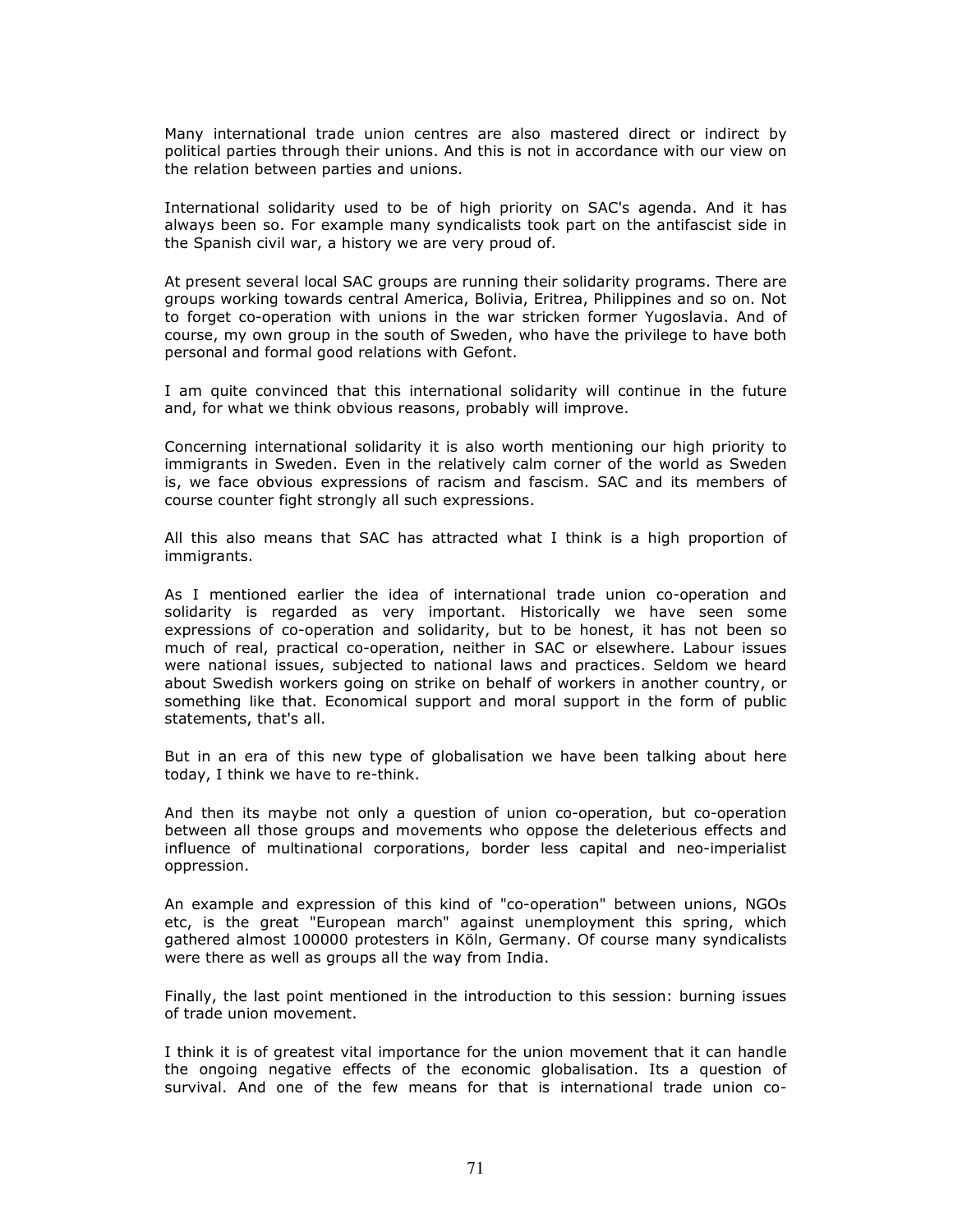Many international trade union centres are also mastered direct or indirect by political parties through their unions. And this is not in accordance with our view on the relation between parties and unions.

International solidarity used to be of high priority on SAC's agenda. And it has always been so. For example many syndicalists took part on the antifascist side in the Spanish civil war, a history we are very proud of.

At present several local SAC groups are running their solidarity programs. There are groups working towards central America, Bolivia, Eritrea, Philippines and so on. Not to forget co-operation with unions in the war stricken former Yugoslavia. And of course, my own group in the south of Sweden, who have the privilege to have both personal and formal good relations with Gefont.

I am quite convinced that this international solidarity will continue in the future and, for what we think obvious reasons, probably will improve.

Concerning international solidarity it is also worth mentioning our high priority to immigrants in Sweden. Even in the relatively calm corner of the world as Sweden is, we face obvious expressions of racism and fascism. SAC and its members of course counter fight strongly all such expressions.

All this also means that SAC has attracted what I think is a high proportion of immigrants.

As I mentioned earlier the idea of international trade union co-operation and solidarity is regarded as very important. Historically we have seen some expressions of co-operation and solidarity, but to be honest, it has not been so much of real, practical co-operation, neither in SAC or elsewhere. Labour issues were national issues, subjected to national laws and practices. Seldom we heard about Swedish workers going on strike on behalf of workers in another country, or something like that. Economical support and moral support in the form of public statements, that's all.

But in an era of this new type of globalisation we have been talking about here today, I think we have to re-think.

And then its maybe not only a question of union co-operation, but co-operation between all those groups and movements who oppose the deleterious effects and influence of multinational corporations, border less capital and neo-imperialist oppression.

An example and expression of this kind of "co-operation" between unions, NGOs etc, is the great "European march" against unemployment this spring, which gathered almost 100000 protesters in Köln, Germany. Of course many syndicalists were there as well as groups all the way from India.

Finally, the last point mentioned in the introduction to this session: burning issues of trade union movement.

I think it is of greatest vital importance for the union movement that it can handle the ongoing negative effects of the economic globalisation. Its a question of survival. And one of the few means for that is international trade union co-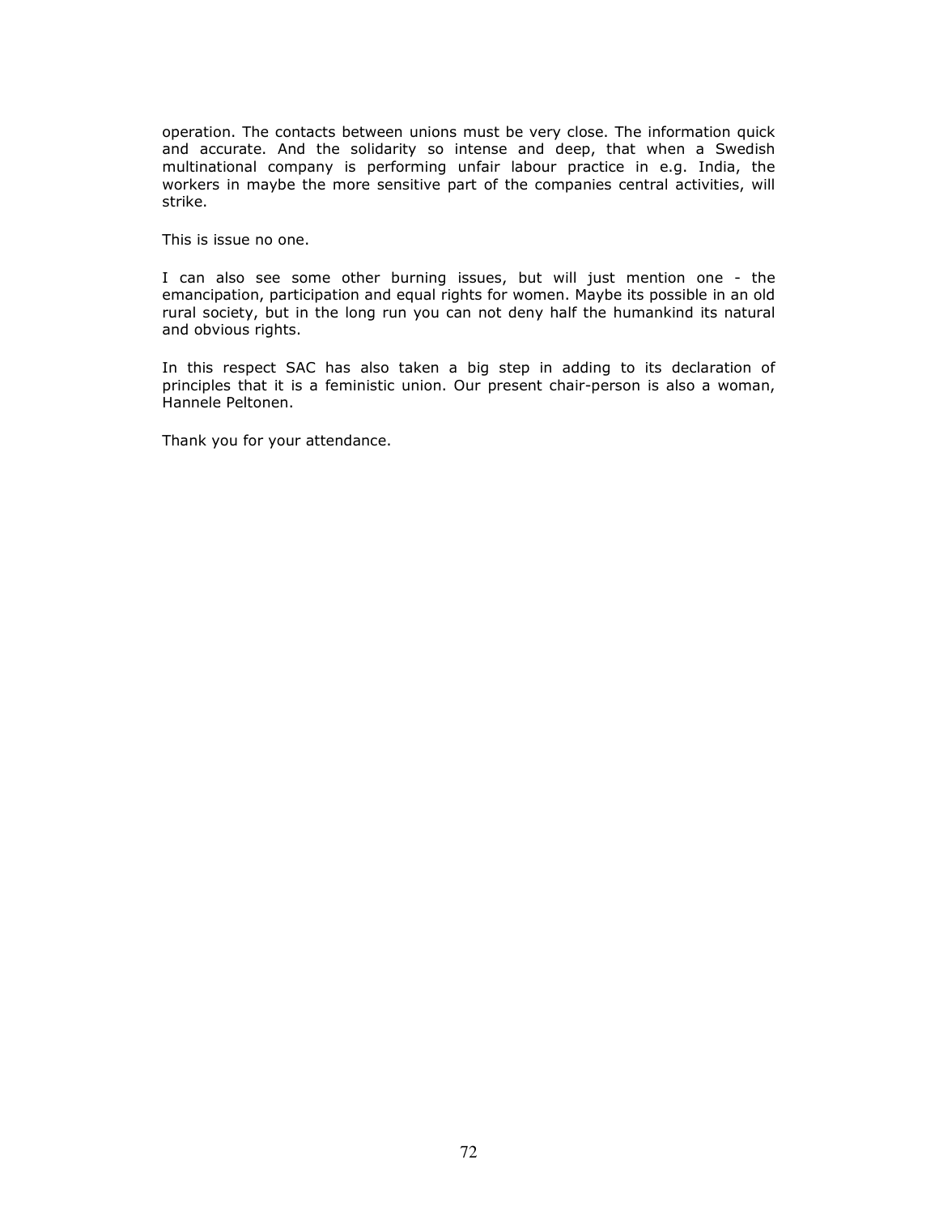operation. The contacts between unions must be very close. The information quick and accurate. And the solidarity so intense and deep, that when a Swedish multinational company is performing unfair labour practice in e.g. India, the workers in maybe the more sensitive part of the companies central activities, will strike.

This is issue no one.

I can also see some other burning issues, but will just mention one - the emancipation, participation and equal rights for women. Maybe its possible in an old rural society, but in the long run you can not deny half the humankind its natural and obvious rights.

In this respect SAC has also taken a big step in adding to its declaration of principles that it is a feministic union. Our present chair-person is also a woman, Hannele Peltonen.

Thank you for your attendance.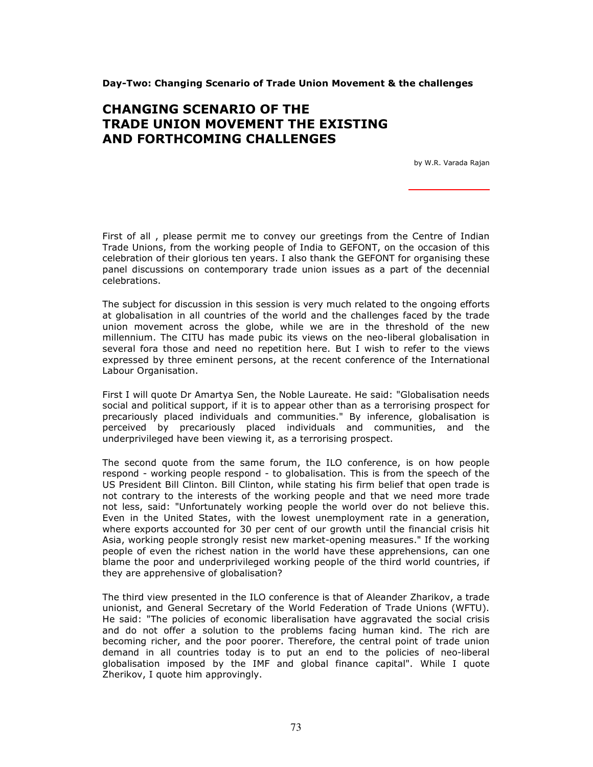**Day-Two: Changing Scenario of Trade Union Movement & the challenges**

# CHANGING SCENARIO OF THE TRADE UNION MOVEMENT THE EXISTING AND FORTHCOMING CHALLENGES

by W.R. Varada Rajan

First of all , please permit me to convey our greetings from the Centre of Indian Trade Unions, from the working people of India to GEFONT, on the occasion of this celebration of their glorious ten years. I also thank the GEFONT for organising these panel discussions on contemporary trade union issues as a part of the decennial celebrations.

The subject for discussion in this session is very much related to the ongoing efforts at globalisation in all countries of the world and the challenges faced by the trade union movement across the globe, while we are in the threshold of the new millennium. The CITU has made pubic its views on the neo-liberal globalisation in several fora those and need no repetition here. But I wish to refer to the views expressed by three eminent persons, at the recent conference of the International Labour Organisation.

First I will quote Dr Amartya Sen, the Noble Laureate. He said: "Globalisation needs social and political support, if it is to appear other than as a terrorising prospect for precariously placed individuals and communities." By inference, globalisation is perceived by precariously placed individuals and communities, and the underprivileged have been viewing it, as a terrorising prospect.

The second quote from the same forum, the ILO conference, is on how people respond - working people respond - to globalisation. This is from the speech of the US President Bill Clinton. Bill Clinton, while stating his firm belief that open trade is not contrary to the interests of the working people and that we need more trade not less, said: "Unfortunately working people the world over do not believe this. Even in the United States, with the lowest unemployment rate in a generation, where exports accounted for 30 per cent of our growth until the financial crisis hit Asia, working people strongly resist new market-opening measures." If the working people of even the richest nation in the world have these apprehensions, can one blame the poor and underprivileged working people of the third world countries, if they are apprehensive of globalisation?

The third view presented in the ILO conference is that of Aleander Zharikov, a trade unionist, and General Secretary of the World Federation of Trade Unions (WFTU). He said: "The policies of economic liberalisation have aggravated the social crisis and do not offer a solution to the problems facing human kind. The rich are becoming richer, and the poor poorer. Therefore, the central point of trade union demand in all countries today is to put an end to the policies of neo-liberal globalisation imposed by the IMF and global finance capital". While I quote Zherikov, I quote him approvingly.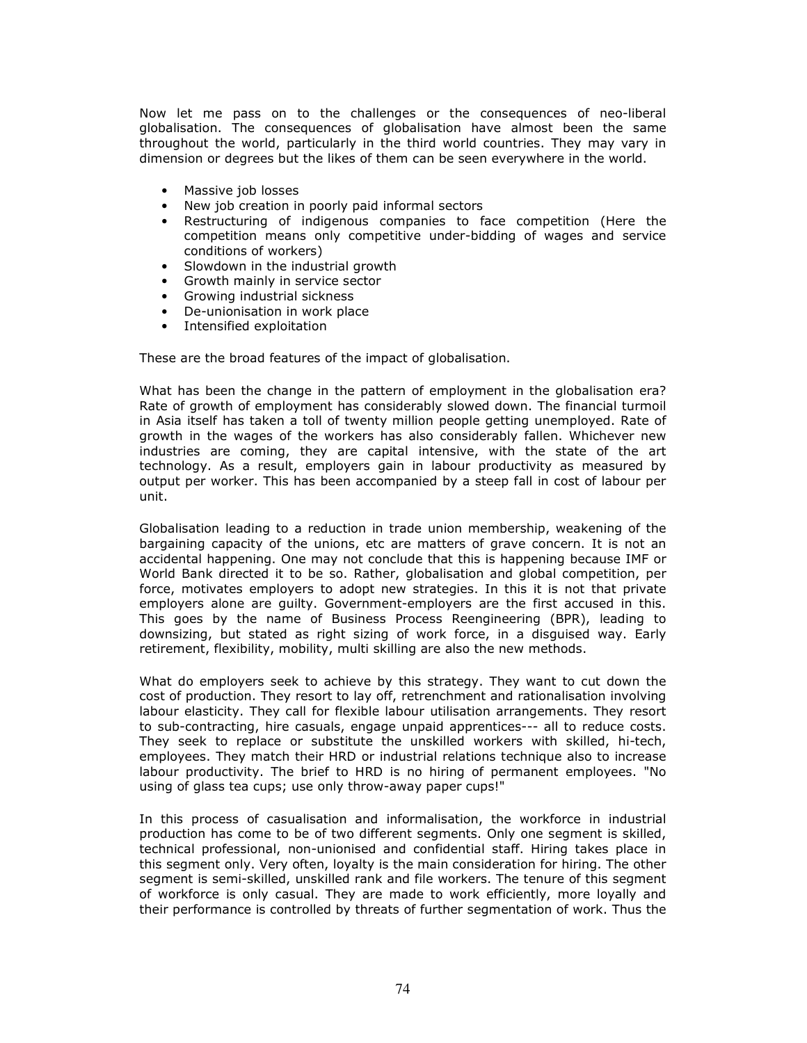Now let me pass on to the challenges or the consequences of neo-liberal globalisation. The consequences of globalisation have almost been the same throughout the world, particularly in the third world countries. They may vary in dimension or degrees but the likes of them can be seen everywhere in the world.

- Massive job losses
- New job creation in poorly paid informal sectors
- Restructuring of indigenous companies to face competition (Here the competition means only competitive under-bidding of wages and service conditions of workers)
- Slowdown in the industrial growth
- Growth mainly in service sector
- Growing industrial sickness
- De-unionisation in work place
- Intensified exploitation

These are the broad features of the impact of globalisation.

What has been the change in the pattern of employment in the globalisation era? Rate of growth of employment has considerably slowed down. The financial turmoil in Asia itself has taken a toll of twenty million people getting unemployed. Rate of growth in the wages of the workers has also considerably fallen. Whichever new industries are coming, they are capital intensive, with the state of the art technology. As a result, employers gain in labour productivity as measured by output per worker. This has been accompanied by a steep fall in cost of labour per unit.

Globalisation leading to a reduction in trade union membership, weakening of the bargaining capacity of the unions, etc are matters of grave concern. It is not an accidental happening. One may not conclude that this is happening because IMF or World Bank directed it to be so. Rather, globalisation and global competition, per force, motivates employers to adopt new strategies. In this it is not that private employers alone are guilty. Government-employers are the first accused in this. This goes by the name of Business Process Reengineering (BPR), leading to downsizing, but stated as right sizing of work force, in a disguised way. Early retirement, flexibility, mobility, multi skilling are also the new methods.

What do employers seek to achieve by this strategy. They want to cut down the cost of production. They resort to lay off, retrenchment and rationalisation involving labour elasticity. They call for flexible labour utilisation arrangements. They resort to sub-contracting, hire casuals, engage unpaid apprentices--- all to reduce costs. They seek to replace or substitute the unskilled workers with skilled, hi-tech, employees. They match their HRD or industrial relations technique also to increase labour productivity. The brief to HRD is no hiring of permanent employees. "No using of glass tea cups; use only throw-away paper cups!"

In this process of casualisation and informalisation, the workforce in industrial production has come to be of two different segments. Only one segment is skilled, technical professional, non-unionised and confidential staff. Hiring takes place in this segment only. Very often, loyalty is the main consideration for hiring. The other segment is semi-skilled, unskilled rank and file workers. The tenure of this segment of workforce is only casual. They are made to work efficiently, more loyally and their performance is controlled by threats of further segmentation of work. Thus the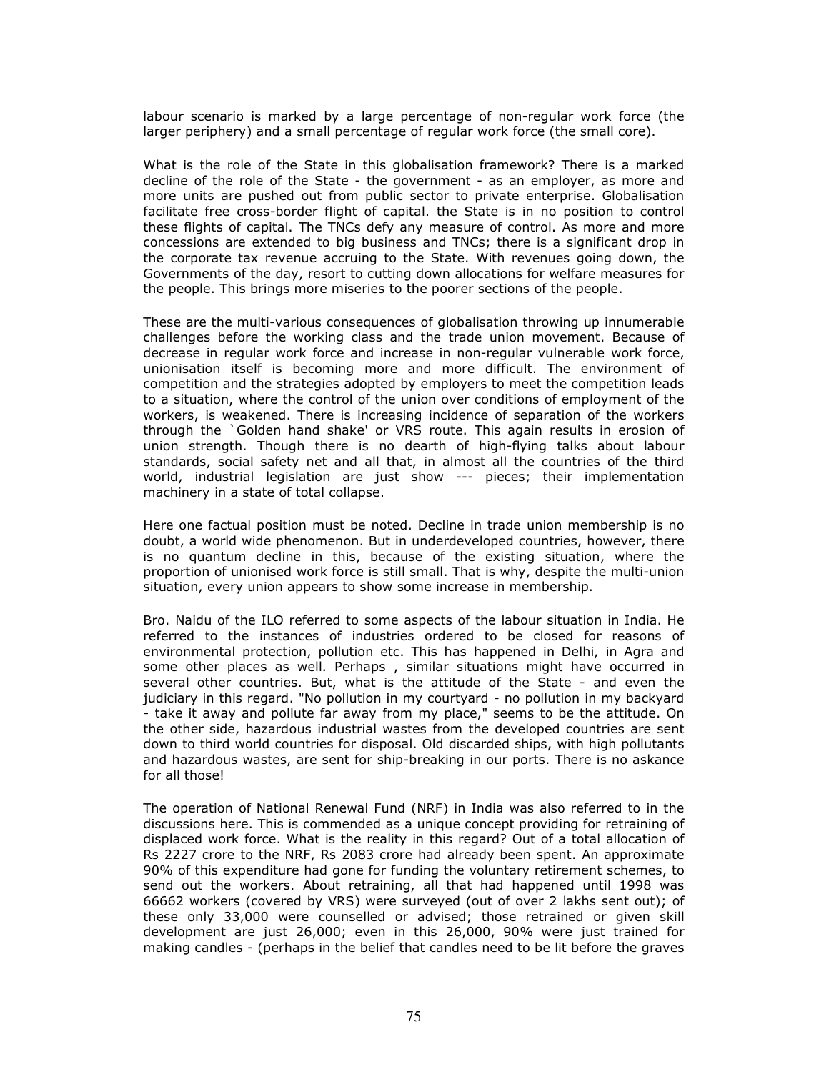labour scenario is marked by a large percentage of non-regular work force (the larger periphery) and a small percentage of regular work force (the small core).

What is the role of the State in this globalisation framework? There is a marked decline of the role of the State - the government - as an employer, as more and more units are pushed out from public sector to private enterprise. Globalisation facilitate free cross-border flight of capital. the State is in no position to control these flights of capital. The TNCs defy any measure of control. As more and more concessions are extended to big business and TNCs; there is a significant drop in the corporate tax revenue accruing to the State. With revenues going down, the Governments of the day, resort to cutting down allocations for welfare measures for the people. This brings more miseries to the poorer sections of the people.

These are the multi-various consequences of globalisation throwing up innumerable challenges before the working class and the trade union movement. Because of decrease in regular work force and increase in non-regular vulnerable work force, unionisation itself is becoming more and more difficult. The environment of competition and the strategies adopted by employers to meet the competition leads to a situation, where the control of the union over conditions of employment of the workers, is weakened. There is increasing incidence of separation of the workers through the `Golden hand shake' or VRS route. This again results in erosion of union strength. Though there is no dearth of high-flying talks about labour standards, social safety net and all that, in almost all the countries of the third world, industrial legislation are just show --- pieces; their implementation machinery in a state of total collapse.

Here one factual position must be noted. Decline in trade union membership is no doubt, a world wide phenomenon. But in underdeveloped countries, however, there is no quantum decline in this, because of the existing situation, where the proportion of unionised work force is still small. That is why, despite the multi-union situation, every union appears to show some increase in membership.

Bro. Naidu of the ILO referred to some aspects of the labour situation in India. He referred to the instances of industries ordered to be closed for reasons of environmental protection, pollution etc. This has happened in Delhi, in Agra and some other places as well. Perhaps , similar situations might have occurred in several other countries. But, what is the attitude of the State - and even the judiciary in this regard. "No pollution in my courtyard - no pollution in my backyard - take it away and pollute far away from my place," seems to be the attitude. On the other side, hazardous industrial wastes from the developed countries are sent down to third world countries for disposal. Old discarded ships, with high pollutants and hazardous wastes, are sent for ship-breaking in our ports. There is no askance for all those!

The operation of National Renewal Fund (NRF) in India was also referred to in the discussions here. This is commended as a unique concept providing for retraining of displaced work force. What is the reality in this regard? Out of a total allocation of Rs 2227 crore to the NRF, Rs 2083 crore had already been spent. An approximate 90% of this expenditure had gone for funding the voluntary retirement schemes, to send out the workers. About retraining, all that had happened until 1998 was 66662 workers (covered by VRS) were surveyed (out of over 2 lakhs sent out); of these only 33,000 were counselled or advised; those retrained or given skill development are just 26,000; even in this 26,000, 90% were just trained for making candles - (perhaps in the belief that candles need to be lit before the graves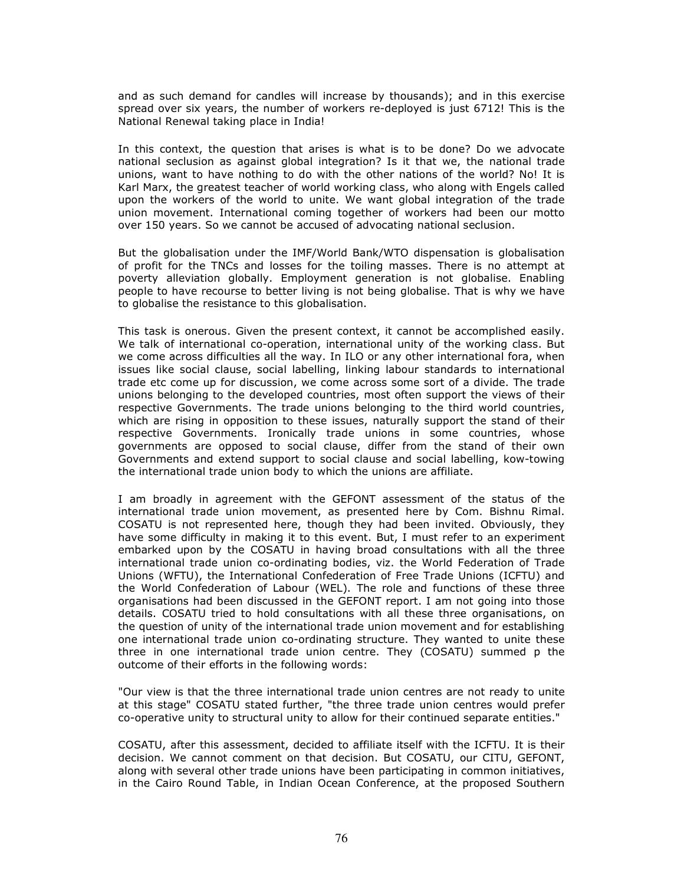and as such demand for candles will increase by thousands); and in this exercise spread over six years, the number of workers re-deployed is just 6712! This is the National Renewal taking place in India!

In this context, the question that arises is what is to be done? Do we advocate national seclusion as against global integration? Is it that we, the national trade unions, want to have nothing to do with the other nations of the world? No! It is Karl Marx, the greatest teacher of world working class, who along with Engels called upon the workers of the world to unite. We want global integration of the trade union movement. International coming together of workers had been our motto over 150 years. So we cannot be accused of advocating national seclusion.

But the globalisation under the IMF/World Bank/WTO dispensation is globalisation of profit for the TNCs and losses for the toiling masses. There is no attempt at poverty alleviation globally. Employment generation is not globalise. Enabling people to have recourse to better living is not being globalise. That is why we have to globalise the resistance to this globalisation.

This task is onerous. Given the present context, it cannot be accomplished easily. We talk of international co-operation, international unity of the working class. But we come across difficulties all the way. In ILO or any other international fora, when issues like social clause, social labelling, linking labour standards to international trade etc come up for discussion, we come across some sort of a divide. The trade unions belonging to the developed countries, most often support the views of their respective Governments. The trade unions belonging to the third world countries, which are rising in opposition to these issues, naturally support the stand of their respective Governments. Ironically trade unions in some countries, whose governments are opposed to social clause, differ from the stand of their own Governments and extend support to social clause and social labelling, kow-towing the international trade union body to which the unions are affiliate.

I am broadly in agreement with the GEFONT assessment of the status of the international trade union movement, as presented here by Com. Bishnu Rimal. COSATU is not represented here, though they had been invited. Obviously, they have some difficulty in making it to this event. But, I must refer to an experiment embarked upon by the COSATU in having broad consultations with all the three international trade union co-ordinating bodies, viz. the World Federation of Trade Unions (WFTU), the International Confederation of Free Trade Unions (ICFTU) and the World Confederation of Labour (WEL). The role and functions of these three organisations had been discussed in the GEFONT report. I am not going into those details. COSATU tried to hold consultations with all these three organisations, on the question of unity of the international trade union movement and for establishing one international trade union co-ordinating structure. They wanted to unite these three in one international trade union centre. They (COSATU) summed p the outcome of their efforts in the following words:

"Our view is that the three international trade union centres are not ready to unite at this stage" COSATU stated further, "the three trade union centres would prefer co-operative unity to structural unity to allow for their continued separate entities."

COSATU, after this assessment, decided to affiliate itself with the ICFTU. It is their decision. We cannot comment on that decision. But COSATU, our CITU, GEFONT, along with several other trade unions have been participating in common initiatives, in the Cairo Round Table, in Indian Ocean Conference, at the proposed Southern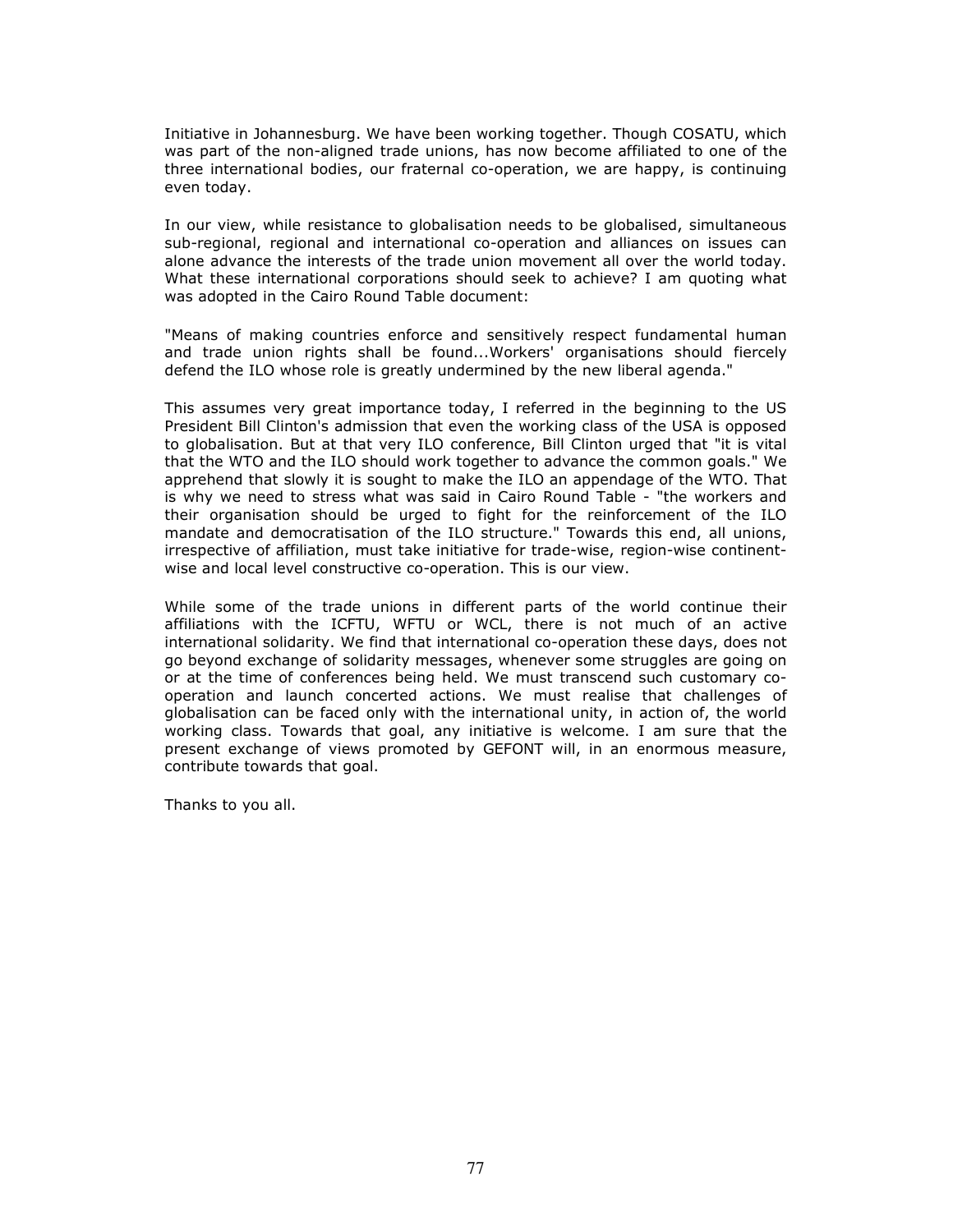Initiative in Johannesburg. We have been working together. Though COSATU, which was part of the non-aligned trade unions, has now become affiliated to one of the three international bodies, our fraternal co-operation, we are happy, is continuing even today.

In our view, while resistance to globalisation needs to be globalised, simultaneous sub-regional, regional and international co-operation and alliances on issues can alone advance the interests of the trade union movement all over the world today. What these international corporations should seek to achieve? I am quoting what was adopted in the Cairo Round Table document:

"Means of making countries enforce and sensitively respect fundamental human and trade union rights shall be found...Workers' organisations should fiercely defend the ILO whose role is greatly undermined by the new liberal agenda."

This assumes very great importance today, I referred in the beginning to the US President Bill Clinton's admission that even the working class of the USA is opposed to globalisation. But at that very ILO conference, Bill Clinton urged that "it is vital that the WTO and the ILO should work together to advance the common goals." We apprehend that slowly it is sought to make the ILO an appendage of the WTO. That is why we need to stress what was said in Cairo Round Table - "the workers and their organisation should be urged to fight for the reinforcement of the ILO mandate and democratisation of the ILO structure." Towards this end, all unions, irrespective of affiliation, must take initiative for trade-wise, region-wise continent-wise and local level constructive co-operation. This is our view.

While some of the trade unions in different parts of the world continue their affiliations with the ICFTU, WFTU or WCL, there is not much of an active international solidarity. We find that international co-operation these days, does not go beyond exchange of solidarity messages, whenever some struggles are going on or at the time of conferences being held. We must transcend such customary co-operation and launch concerted actions. We must realise that challenges of globalisation can be faced only with the international unity, in action of, the world working class. Towards that goal, any initiative is welcome. I am sure that the present exchange of views promoted by GEFONT will, in an enormous measure, contribute towards that goal.

Thanks to you all.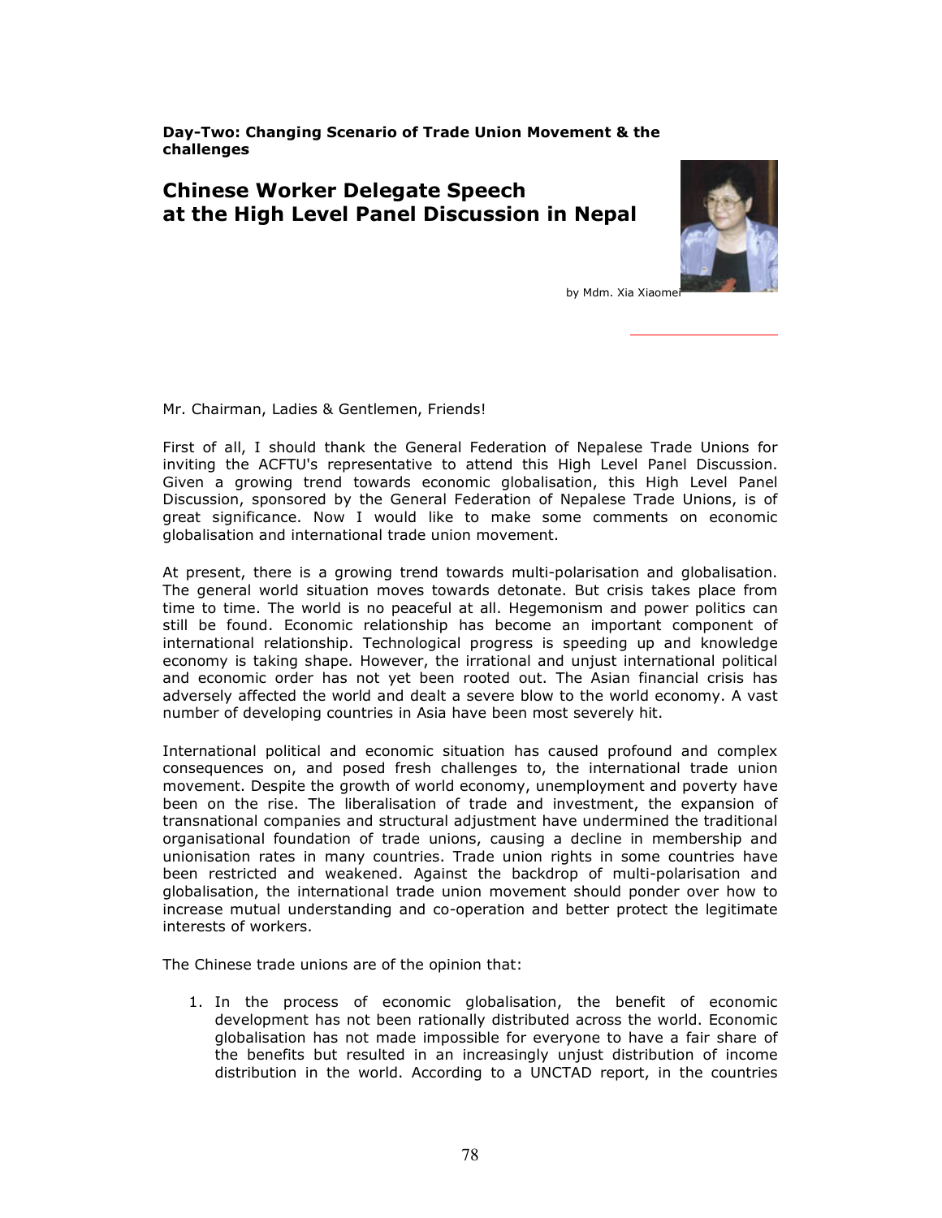**Day-Two: Changing Scenario of Trade Union Movement & the challenges**

## Chinese Worker Delegate Speech at the High Level Panel Discussion in Nepal

by Mdm. Xia Xiaomei

Mr. Chairman, Ladies & Gentlemen, Friends!

First of all, I should thank the General Federation of Nepalese Trade Unions for inviting the ACFTU's representative to attend this High Level Panel Discussion. Given a growing trend towards economic globalisation, this High Level Panel Discussion, sponsored by the General Federation of Nepalese Trade Unions, is of great significance. Now I would like to make some comments on economic globalisation and international trade union movement.

At present, there is a growing trend towards multi-polarisation and globalisation. The general world situation moves towards detonate. But crisis takes place from time to time. The world is no peaceful at all. Hegemonism and power politics can still be found. Economic relationship has become an important component of international relationship. Technological progress is speeding up and knowledge economy is taking shape. However, the irrational and unjust international political and economic order has not yet been rooted out. The Asian financial crisis has adversely affected the world and dealt a severe blow to the world economy. A vast number of developing countries in Asia have been most severely hit.

International political and economic situation has caused profound and complex consequences on, and posed fresh challenges to, the international trade union movement. Despite the growth of world economy, unemployment and poverty have been on the rise. The liberalisation of trade and investment, the expansion of transnational companies and structural adjustment have undermined the traditional organisational foundation of trade unions, causing a decline in membership and unionisation rates in many countries. Trade union rights in some countries have been restricted and weakened. Against the backdrop of multi-polarisation and globalisation, the international trade union movement should ponder over how to increase mutual understanding and co-operation and better protect the legitimate interests of workers.

The Chinese trade unions are of the opinion that:

1. In the process of economic globalisation, the benefit of economic development has not been rationally distributed across the world. Economic globalisation has not made impossible for everyone to have a fair share of the benefits but resulted in an increasingly unjust distribution of income distribution in the world. According to a UNCTAD report, in the countries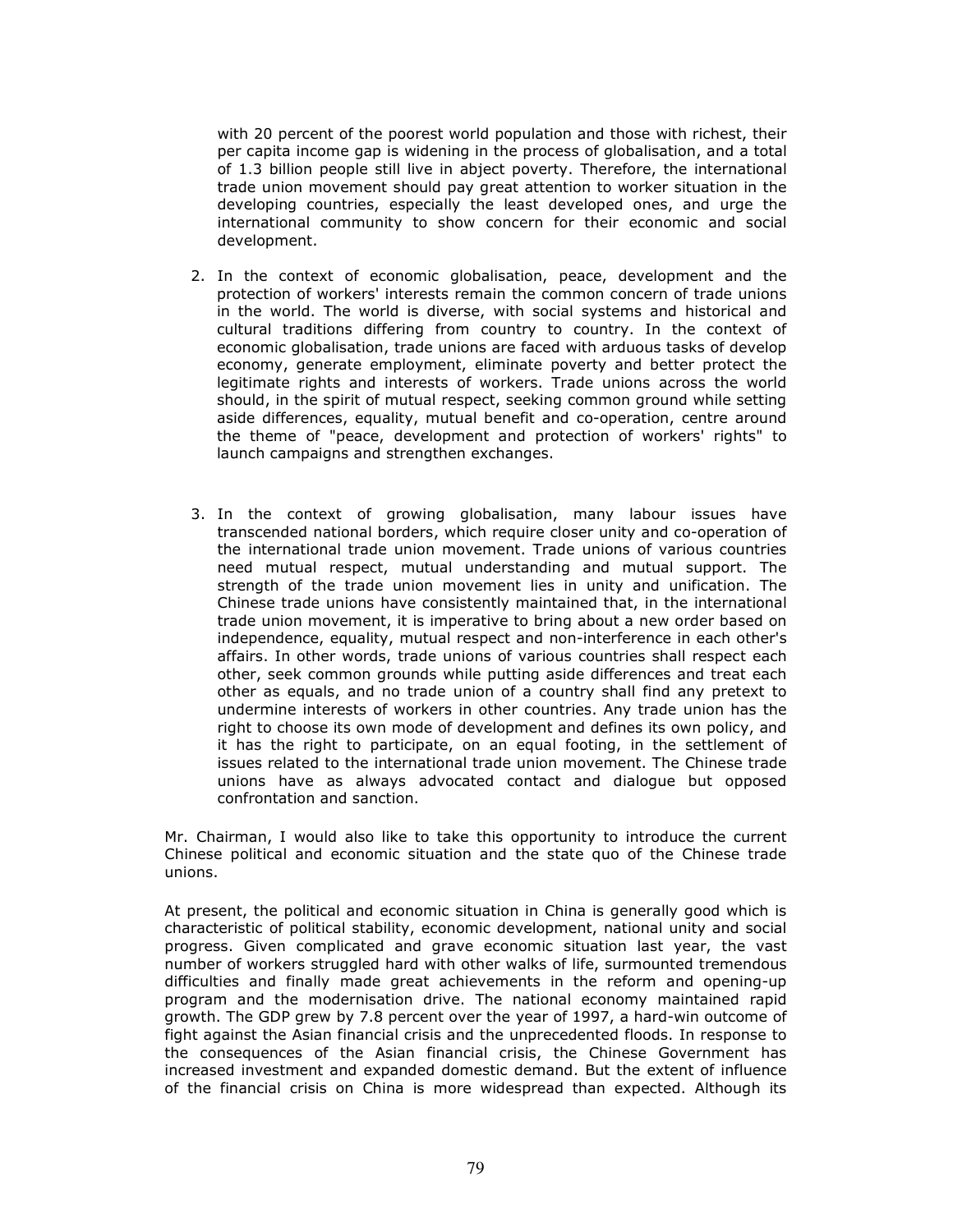with 20 percent of the poorest world population and those with richest, their per capita income gap is widening in the process of globalisation, and a total of 1.3 billion people still live in abject poverty. Therefore, the international trade union movement should pay great attention to worker situation in the developing countries, especially the least developed ones, and urge the international community to show concern for their economic and social development.

2. In the context of economic globalisation, peace, development and the protection of workers' interests remain the common concern of trade unions in the world. The world is diverse, with social systems and historical and cultural traditions differing from country to country. In the context of economic globalisation, trade unions are faced with arduous tasks of develop economy, generate employment, eliminate poverty and better protect the legitimate rights and interests of workers. Trade unions across the world should, in the spirit of mutual respect, seeking common ground while setting aside differences, equality, mutual benefit and co-operation, centre around the theme of "peace, development and protection of workers' rights" to launch campaigns and strengthen exchanges.

3. In the context of growing globalisation, many labour issues have transcended national borders, which require closer unity and co-operation of the international trade union movement. Trade unions of various countries need mutual respect, mutual understanding and mutual support. The strength of the trade union movement lies in unity and unification. The Chinese trade unions have consistently maintained that, in the international trade union movement, it is imperative to bring about a new order based on independence, equality, mutual respect and non-interference in each other's affairs. In other words, trade unions of various countries shall respect each other, seek common grounds while putting aside differences and treat each other as equals, and no trade union of a country shall find any pretext to undermine interests of workers in other countries. Any trade union has the right to choose its own mode of development and defines its own policy, and it has the right to participate, on an equal footing, in the settlement of issues related to the international trade union movement. The Chinese trade unions have as always advocated contact and dialogue but opposed confrontation and sanction.

Mr. Chairman, I would also like to take this opportunity to introduce the current Chinese political and economic situation and the state quo of the Chinese trade unions.

At present, the political and economic situation in China is generally good which is characteristic of political stability, economic development, national unity and social progress. Given complicated and grave economic situation last year, the vast number of workers struggled hard with other walks of life, surmounted tremendous difficulties and finally made great achievements in the reform and opening-up program and the modernisation drive. The national economy maintained rapid growth. The GDP grew by 7.8 percent over the year of 1997, a hard-win outcome of fight against the Asian financial crisis and the unprecedented floods. In response to the consequences of the Asian financial crisis, the Chinese Government has increased investment and expanded domestic demand. But the extent of influence of the financial crisis on China is more widespread than expected. Although its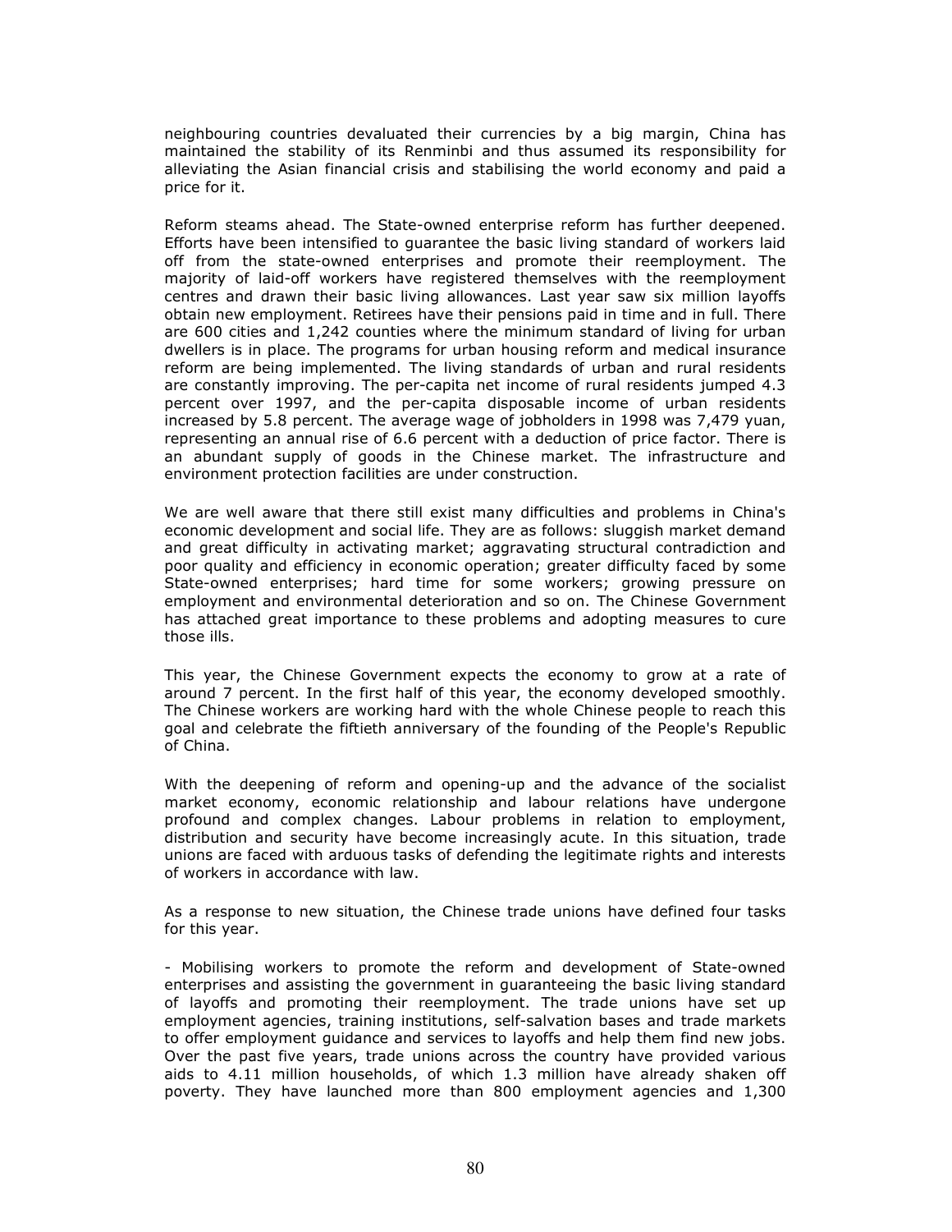neighbouring countries devaluated their currencies by a big margin, China has maintained the stability of its Renminbi and thus assumed its responsibility for alleviating the Asian financial crisis and stabilising the world economy and paid a price for it.

Reform steams ahead. The State-owned enterprise reform has further deepened. Efforts have been intensified to guarantee the basic living standard of workers laid off from the state-owned enterprises and promote their reemployment. The majority of laid-off workers have registered themselves with the reemployment centres and drawn their basic living allowances. Last year saw six million layoffs obtain new employment. Retirees have their pensions paid in time and in full. There are 600 cities and 1,242 counties where the minimum standard of living for urban dwellers is in place. The programs for urban housing reform and medical insurance reform are being implemented. The living standards of urban and rural residents are constantly improving. The per-capita net income of rural residents jumped 4.3 percent over 1997, and the per-capita disposable income of urban residents increased by 5.8 percent. The average wage of jobholders in 1998 was 7,479 yuan, representing an annual rise of 6.6 percent with a deduction of price factor. There is an abundant supply of goods in the Chinese market. The infrastructure and environment protection facilities are under construction.

We are well aware that there still exist many difficulties and problems in China's economic development and social life. They are as follows: sluggish market demand and great difficulty in activating market; aggravating structural contradiction and poor quality and efficiency in economic operation; greater difficulty faced by some State-owned enterprises; hard time for some workers; growing pressure on employment and environmental deterioration and so on. The Chinese Government has attached great importance to these problems and adopting measures to cure those ills.

This year, the Chinese Government expects the economy to grow at a rate of around 7 percent. In the first half of this year, the economy developed smoothly. The Chinese workers are working hard with the whole Chinese people to reach this goal and celebrate the fiftieth anniversary of the founding of the People's Republic of China.

With the deepening of reform and opening-up and the advance of the socialist market economy, economic relationship and labour relations have undergone profound and complex changes. Labour problems in relation to employment, distribution and security have become increasingly acute. In this situation, trade unions are faced with arduous tasks of defending the legitimate rights and interests of workers in accordance with law.

As a response to new situation, the Chinese trade unions have defined four tasks for this year.

- Mobilising workers to promote the reform and development of State-owned enterprises and assisting the government in guaranteeing the basic living standard of layoffs and promoting their reemployment. The trade unions have set up employment agencies, training institutions, self-salvation bases and trade markets to offer employment guidance and services to layoffs and help them find new jobs. Over the past five years, trade unions across the country have provided various aids to 4.11 million households, of which 1.3 million have already shaken off poverty. They have launched more than 800 employment agencies and 1,300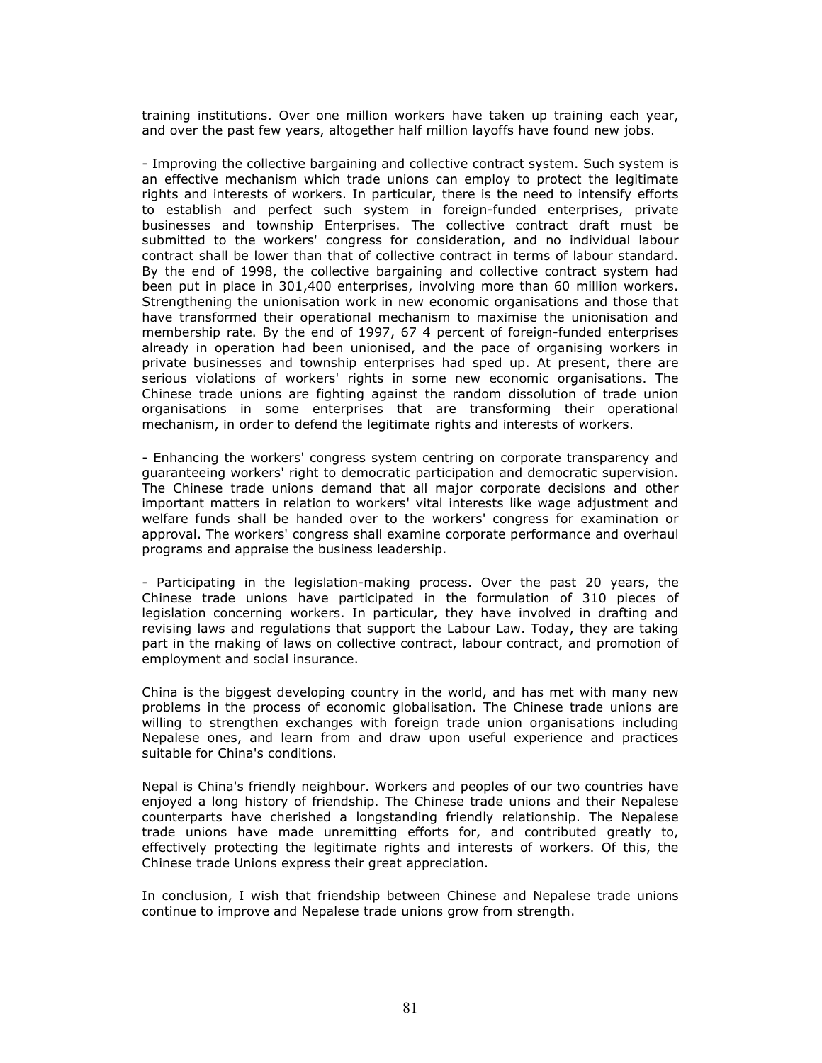training institutions. Over one million workers have taken up training each year, and over the past few years, altogether half million layoffs have found new jobs.

- Improving the collective bargaining and collective contract system. Such system is an effective mechanism which trade unions can employ to protect the legitimate rights and interests of workers. In particular, there is the need to intensify efforts to establish and perfect such system in foreign-funded enterprises, private businesses and township Enterprises. The collective contract draft must be submitted to the workers' congress for consideration, and no individual labour contract shall be lower than that of collective contract in terms of labour standard. By the end of 1998, the collective bargaining and collective contract system had been put in place in 301,400 enterprises, involving more than 60 million workers. Strengthening the unionisation work in new economic organisations and those that have transformed their operational mechanism to maximise the unionisation and membership rate. By the end of 1997, 67 4 percent of foreign-funded enterprises already in operation had been unionised, and the pace of organising workers in private businesses and township enterprises had sped up. At present, there are serious violations of workers' rights in some new economic organisations. The Chinese trade unions are fighting against the random dissolution of trade union organisations in some enterprises that are transforming their operational mechanism, in order to defend the legitimate rights and interests of workers.

- Enhancing the workers' congress system centring on corporate transparency and guaranteeing workers' right to democratic participation and democratic supervision. The Chinese trade unions demand that all major corporate decisions and other important matters in relation to workers' vital interests like wage adjustment and welfare funds shall be handed over to the workers' congress for examination or approval. The workers' congress shall examine corporate performance and overhaul programs and appraise the business leadership.

- Participating in the legislation-making process. Over the past 20 years, the Chinese trade unions have participated in the formulation of 310 pieces of legislation concerning workers. In particular, they have involved in drafting and revising laws and regulations that support the Labour Law. Today, they are taking part in the making of laws on collective contract, labour contract, and promotion of employment and social insurance.

China is the biggest developing country in the world, and has met with many new problems in the process of economic globalisation. The Chinese trade unions are willing to strengthen exchanges with foreign trade union organisations including Nepalese ones, and learn from and draw upon useful experience and practices suitable for China's conditions.

Nepal is China's friendly neighbour. Workers and peoples of our two countries have enjoyed a long history of friendship. The Chinese trade unions and their Nepalese counterparts have cherished a longstanding friendly relationship. The Nepalese trade unions have made unremitting efforts for, and contributed greatly to, effectively protecting the legitimate rights and interests of workers. Of this, the Chinese trade Unions express their great appreciation.

In conclusion, I wish that friendship between Chinese and Nepalese trade unions continue to improve and Nepalese trade unions grow from strength.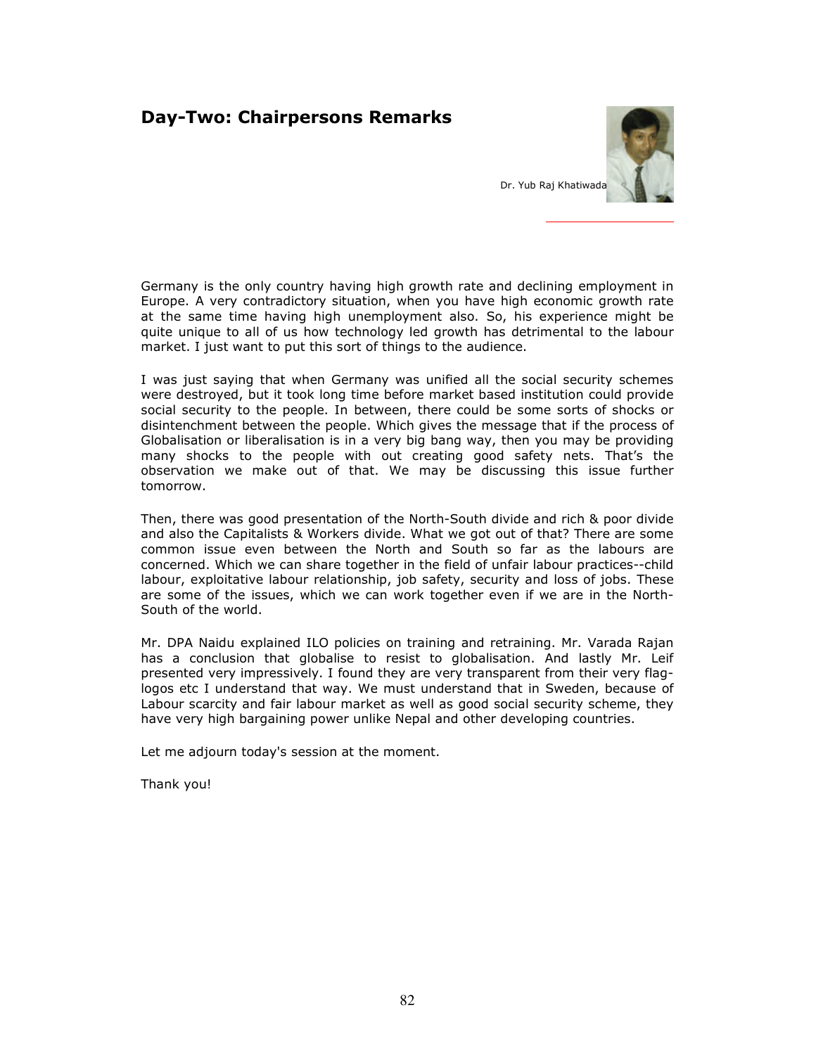## Day-Two: Chairpersons Remarks

Dr. Yub Raj Khatiwada

Germany is the only country having high growth rate and declining employment in Europe. A very contradictory situation, when you have high economic growth rate at the same time having high unemployment also. So, his experience might be quite unique to all of us how technology led growth has detrimental to the labour market. I just want to put this sort of things to the audience.

I was just saying that when Germany was unified all the social security schemes were destroyed, but it took long time before market based institution could provide social security to the people. In between, there could be some sorts of shocks or disintenchment between the people. Which gives the message that if the process of Globalisation or liberalisation is in a very big bang way, then you may be providing many shocks to the people with out creating good safety nets. That's the observation we make out of that. We may be discussing this issue further tomorrow.

Then, there was good presentation of the North-South divide and rich & poor divide and also the Capitalists & Workers divide. What we got out of that? There are some common issue even between the North and South so far as the labours are concerned. Which we can share together in the field of unfair labour practices--child labour, exploitative labour relationship, job safety, security and loss of jobs. These are some of the issues, which we can work together even if we are in the North-South of the world.

Mr. DPA Naidu explained ILO policies on training and retraining. Mr. Varada Rajan has a conclusion that globalise to resist to globalisation. And lastly Mr. Leif presented very impressively. I found they are very transparent from their very flag-logos etc I understand that way. We must understand that in Sweden, because of Labour scarcity and fair labour market as well as good social security scheme, they have very high bargaining power unlike Nepal and other developing countries.

Let me adjourn today's session at the moment.

Thank you!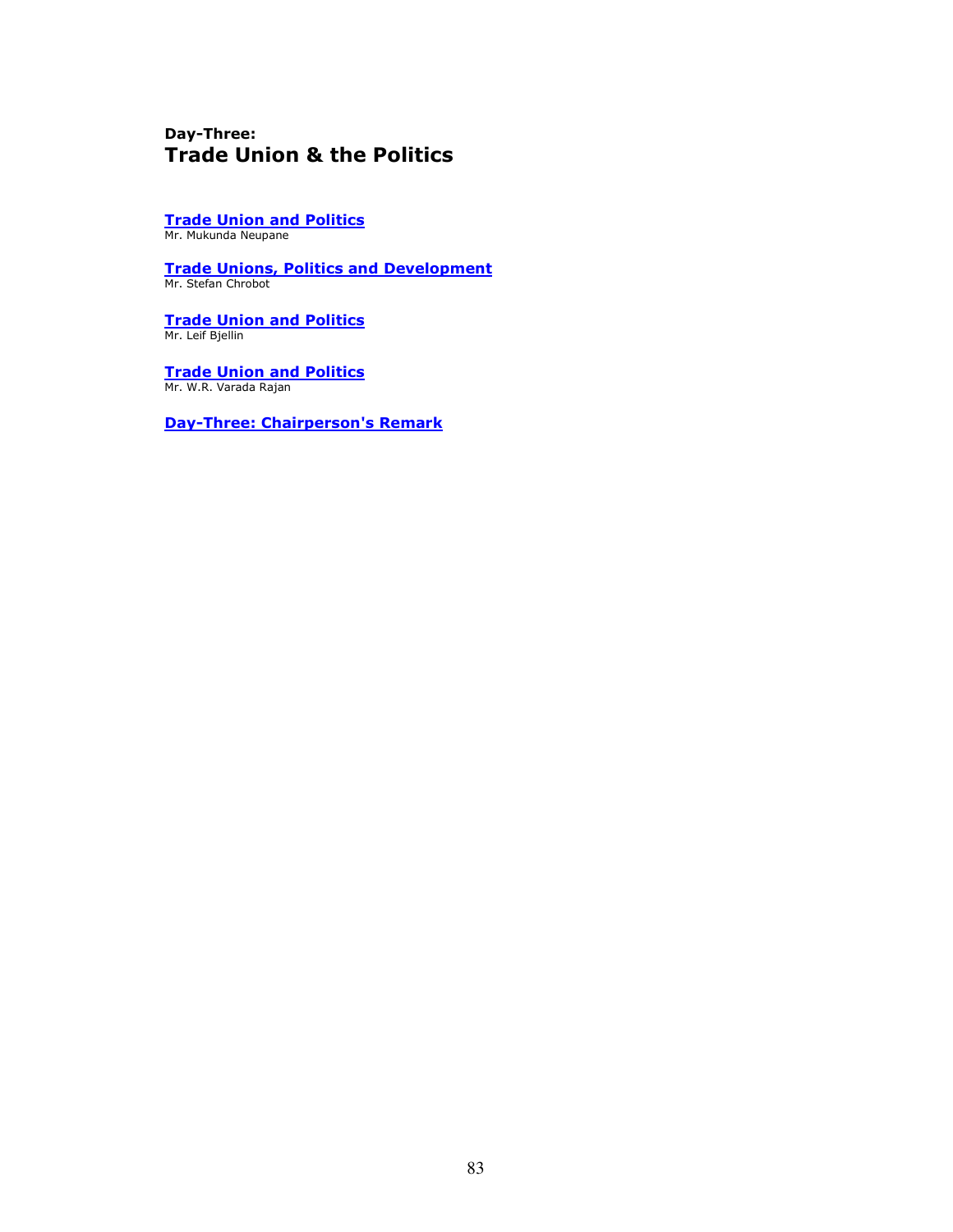## Day-Three:
# Trade Union & the Politics

**Trade Union and Politics**
Mr. Mukunda Neupane

**Trade Unions, Politics and Development**
Mr. Stefan Chrobot

**Trade Union and Politics**
Mr. Leif Bjellin

**Trade Union and Politics**
Mr. W.R. Varada Rajan

**Day-Three: Chairperson's Remark**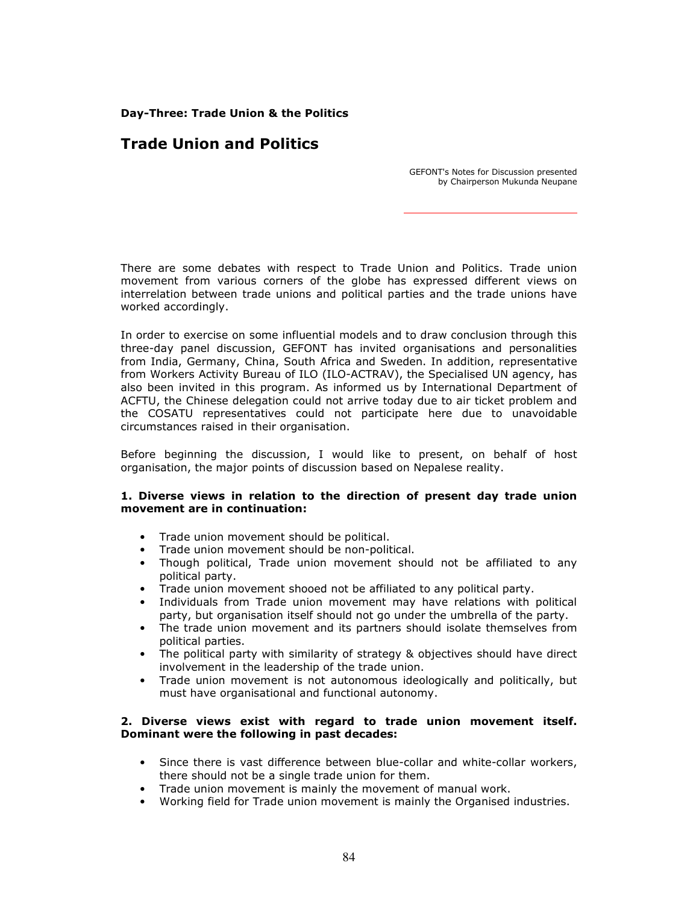**Day-Three: Trade Union & the Politics**

# Trade Union and Politics

GEFONT's Notes for Discussion presented by Chairperson Mukunda Neupane

There are some debates with respect to Trade Union and Politics. Trade union movement from various corners of the globe has expressed different views on interrelation between trade unions and political parties and the trade unions have worked accordingly.

In order to exercise on some influential models and to draw conclusion through this three-day panel discussion, GEFONT has invited organisations and personalities from India, Germany, China, South Africa and Sweden. In addition, representative from Workers Activity Bureau of ILO (ILO-ACTRAV), the Specialised UN agency, has also been invited in this program. As informed us by International Department of ACFTU, the Chinese delegation could not arrive today due to air ticket problem and the COSATU representatives could not participate here due to unavoidable circumstances raised in their organisation.

Before beginning the discussion, I would like to present, on behalf of host organisation, the major points of discussion based on Nepalese reality.

**1. Diverse views in relation to the direction of present day trade union movement are in continuation:**

- Trade union movement should be political.
- Trade union movement should be non-political.
- Though political, Trade union movement should not be affiliated to any political party.
- Trade union movement shooed not be affiliated to any political party.
- Individuals from Trade union movement may have relations with political party, but organisation itself should not go under the umbrella of the party.
- The trade union movement and its partners should isolate themselves from political parties.
- The political party with similarity of strategy & objectives should have direct involvement in the leadership of the trade union.
- Trade union movement is not autonomous ideologically and politically, but must have organisational and functional autonomy.

**2. Diverse views exist with regard to trade union movement itself. Dominant were the following in past decades:**

- Since there is vast difference between blue-collar and white-collar workers, there should not be a single trade union for them.
- Trade union movement is mainly the movement of manual work.
- Working field for Trade union movement is mainly the Organised industries.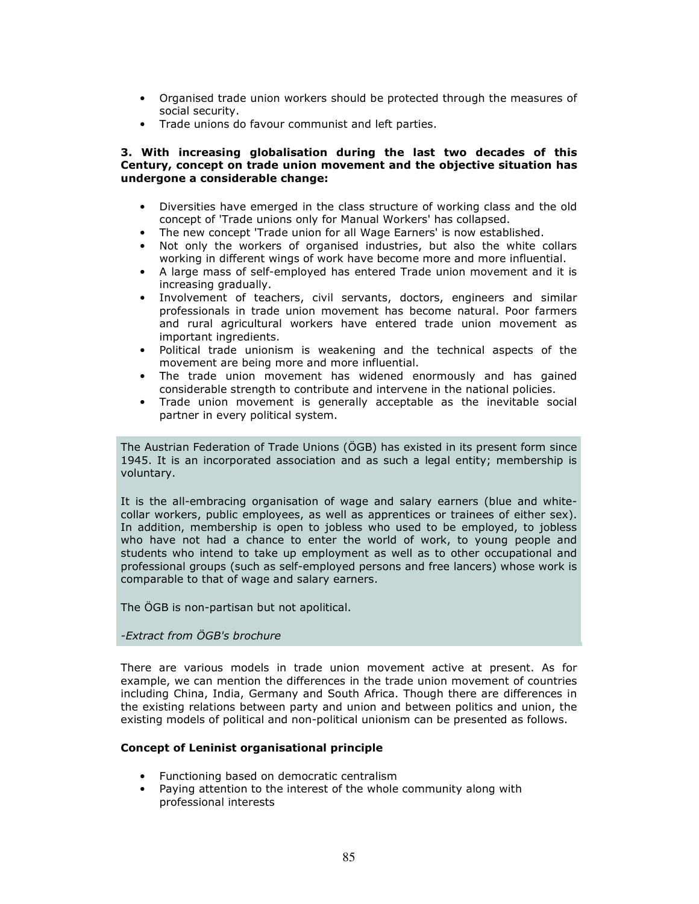- Organised trade union workers should be protected through the measures of social security.
- Trade unions do favour communist and left parties.

**3. With increasing globalisation during the last two decades of this Century, concept on trade union movement and the objective situation has undergone a considerable change:**

- Diversities have emerged in the class structure of working class and the old concept of 'Trade unions only for Manual Workers' has collapsed.
- The new concept 'Trade union for all Wage Earners' is now established.
- Not only the workers of organised industries, but also the white collars working in different wings of work have become more and more influential.
- A large mass of self-employed has entered Trade union movement and it is increasing gradually.
- Involvement of teachers, civil servants, doctors, engineers and similar professionals in trade union movement has become natural. Poor farmers and rural agricultural workers have entered trade union movement as important ingredients.
- Political trade unionism is weakening and the technical aspects of the movement are being more and more influential.
- The trade union movement has widened enormously and has gained considerable strength to contribute and intervene in the national policies.
- Trade union movement is generally acceptable as the inevitable social partner in every political system.

> The Austrian Federation of Trade Unions (ÖGB) has existed in its present form since 1945. It is an incorporated association and as such a legal entity; membership is voluntary.
>
> It is the all-embracing organisation of wage and salary earners (blue and white-collar workers, public employees, as well as apprentices or trainees of either sex). In addition, membership is open to jobless who used to be employed, to jobless who have not had a chance to enter the world of work, to young people and students who intend to take up employment as well as to other occupational and professional groups (such as self-employed persons and free lancers) whose work is comparable to that of wage and salary earners.
>
> The ÖGB is non-partisan but not apolitical.
>
> *-Extract from ÖGB's brochure*

There are various models in trade union movement active at present. As for example, we can mention the differences in the trade union movement of countries including China, India, Germany and South Africa. Though there are differences in the existing relations between party and union and between politics and union, the existing models of political and non-political unionism can be presented as follows.

**Concept of Leninist organisational principle**

- Functioning based on democratic centralism
- Paying attention to the interest of the whole community along with professional interests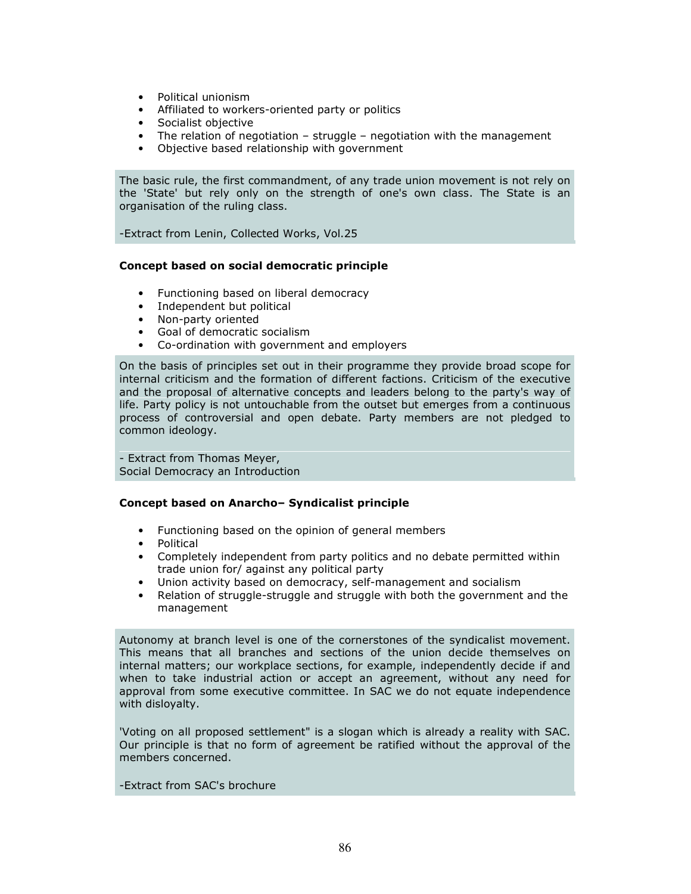- Political unionism
- Affiliated to workers-oriented party or politics
- Socialist objective
- The relation of negotiation – struggle – negotiation with the management
- Objective based relationship with government

> The basic rule, the first commandment, of any trade union movement is not rely on the 'State' but rely only on the strength of one's own class. The State is an organisation of the ruling class.
>
> -Extract from Lenin, Collected Works, Vol.25

**Concept based on social democratic principle**

- Functioning based on liberal democracy
- Independent but political
- Non-party oriented
- Goal of democratic socialism
- Co-ordination with government and employers

> On the basis of principles set out in their programme they provide broad scope for internal criticism and the formation of different factions. Criticism of the executive and the proposal of alternative concepts and leaders belong to the party's way of life. Party policy is not untouchable from the outset but emerges from a continuous process of controversial and open debate. Party members are not pledged to common ideology.
>
> - Extract from Thomas Meyer,
> Social Democracy an Introduction

**Concept based on Anarcho– Syndicalist principle**

- Functioning based on the opinion of general members
- Political
- Completely independent from party politics and no debate permitted within trade union for/ against any political party
- Union activity based on democracy, self-management and socialism
- Relation of struggle-struggle and struggle with both the government and the management

> Autonomy at branch level is one of the cornerstones of the syndicalist movement. This means that all branches and sections of the union decide themselves on internal matters; our workplace sections, for example, independently decide if and when to take industrial action or accept an agreement, without any need for approval from some executive committee. In SAC we do not equate independence with disloyalty.
>
> 'Voting on all proposed settlement" is a slogan which is already a reality with SAC. Our principle is that no form of agreement be ratified without the approval of the members concerned.
>
> -Extract from SAC's brochure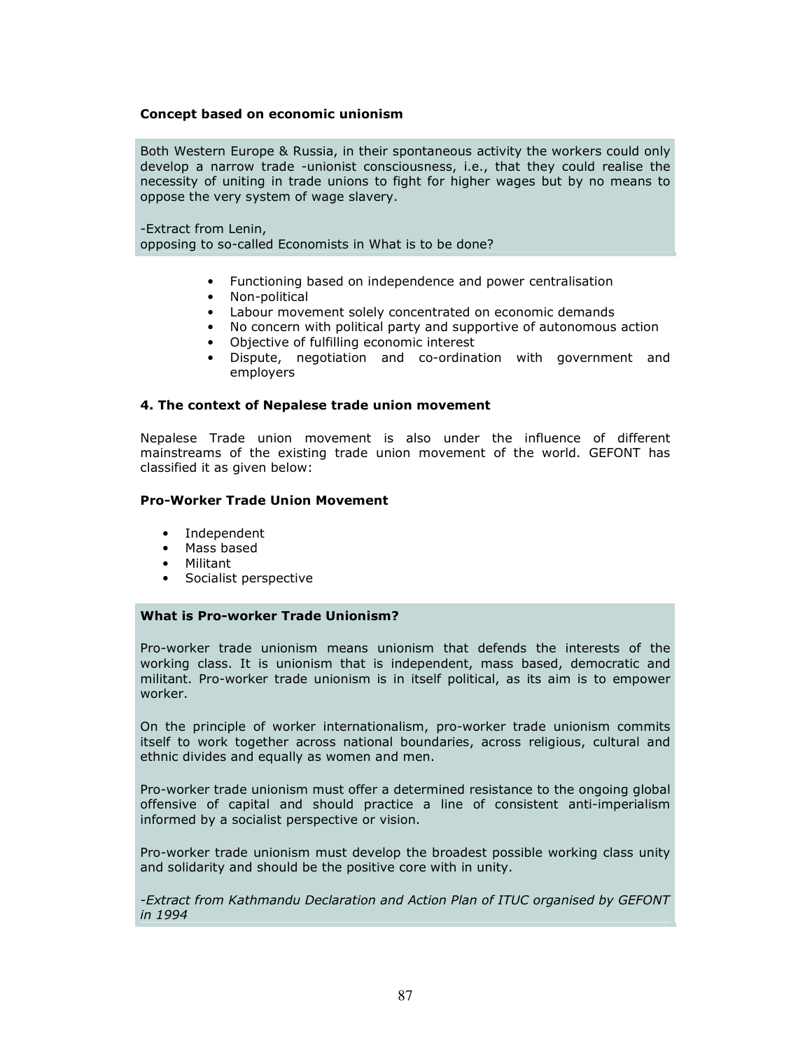**Concept based on economic unionism**

> Both Western Europe & Russia, in their spontaneous activity the workers could only develop a narrow trade -unionist consciousness, i.e., that they could realise the necessity of uniting in trade unions to fight for higher wages but by no means to oppose the very system of wage slavery.
>
> -Extract from Lenin,
> opposing to so-called Economists in What is to be done?

- Functioning based on independence and power centralisation
- Non-political
- Labour movement solely concentrated on economic demands
- No concern with political party and supportive of autonomous action
- Objective of fulfilling economic interest
- Dispute, negotiation and co-ordination with government and employers

### 4. The context of Nepalese trade union movement

Nepalese Trade union movement is also under the influence of different mainstreams of the existing trade union movement of the world. GEFONT has classified it as given below:

**Pro-Worker Trade Union Movement**

- Independent
- Mass based
- Militant
- Socialist perspective

> **What is Pro-worker Trade Unionism?**
>
> Pro-worker trade unionism means unionism that defends the interests of the working class. It is unionism that is independent, mass based, democratic and militant. Pro-worker trade unionism is in itself political, as its aim is to empower worker.
>
> On the principle of worker internationalism, pro-worker trade unionism commits itself to work together across national boundaries, across religious, cultural and ethnic divides and equally as women and men.
>
> Pro-worker trade unionism must offer a determined resistance to the ongoing global offensive of capital and should practice a line of consistent anti-imperialism informed by a socialist perspective or vision.
>
> Pro-worker trade unionism must develop the broadest possible working class unity and solidarity and should be the positive core with in unity.
>
> *-Extract from Kathmandu Declaration and Action Plan of ITUC organised by GEFONT in 1994*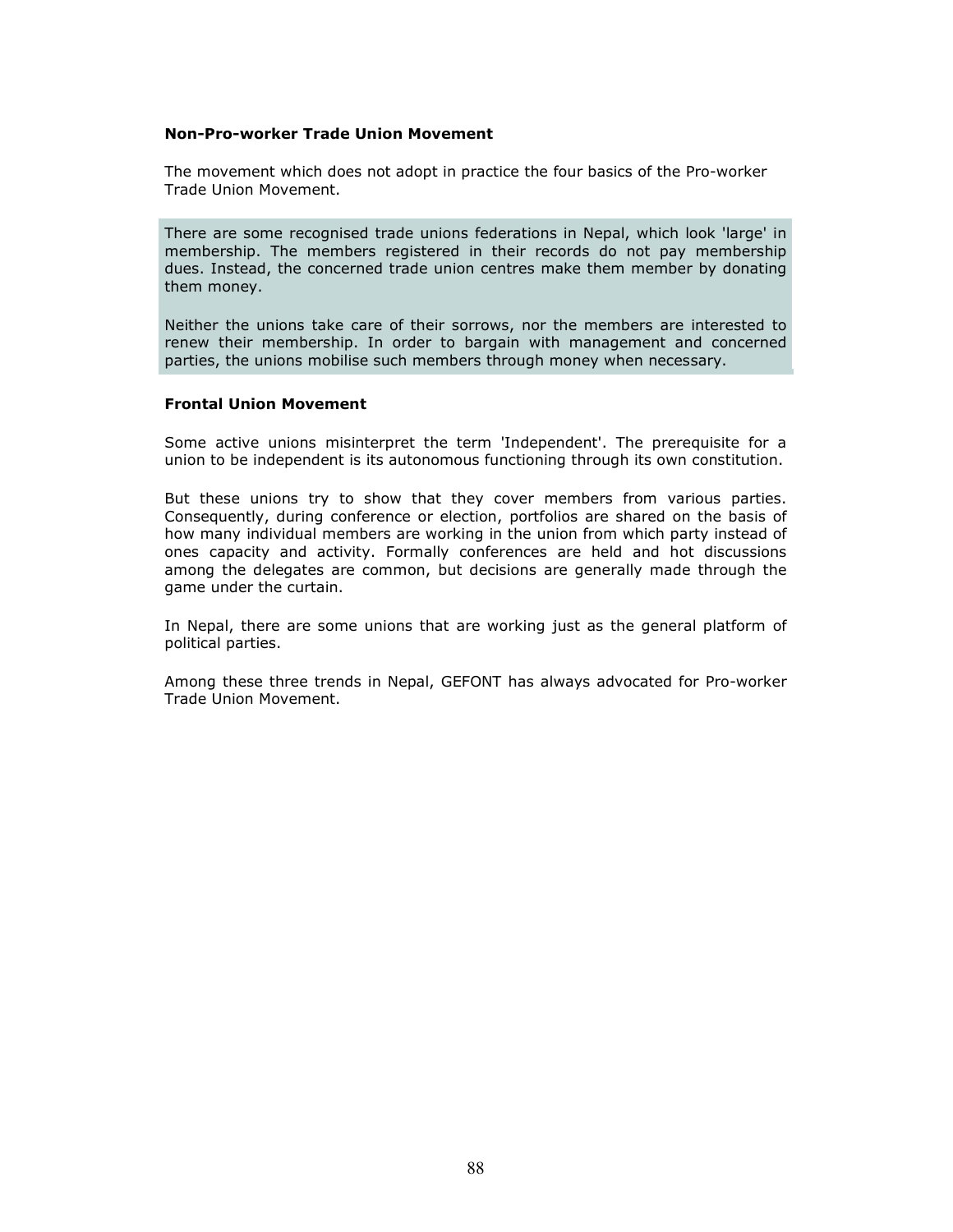### Non-Pro-worker Trade Union Movement

The movement which does not adopt in practice the four basics of the Pro-worker Trade Union Movement.

> There are some recognised trade unions federations in Nepal, which look 'large' in membership. The members registered in their records do not pay membership dues. Instead, the concerned trade union centres make them member by donating them money.
>
> Neither the unions take care of their sorrows, nor the members are interested to renew their membership. In order to bargain with management and concerned parties, the unions mobilise such members through money when necessary.

### Frontal Union Movement

Some active unions misinterpret the term 'Independent'. The prerequisite for a union to be independent is its autonomous functioning through its own constitution.

But these unions try to show that they cover members from various parties. Consequently, during conference or election, portfolios are shared on the basis of how many individual members are working in the union from which party instead of ones capacity and activity. Formally conferences are held and hot discussions among the delegates are common, but decisions are generally made through the game under the curtain.

In Nepal, there are some unions that are working just as the general platform of political parties.

Among these three trends in Nepal, GEFONT has always advocated for Pro-worker Trade Union Movement.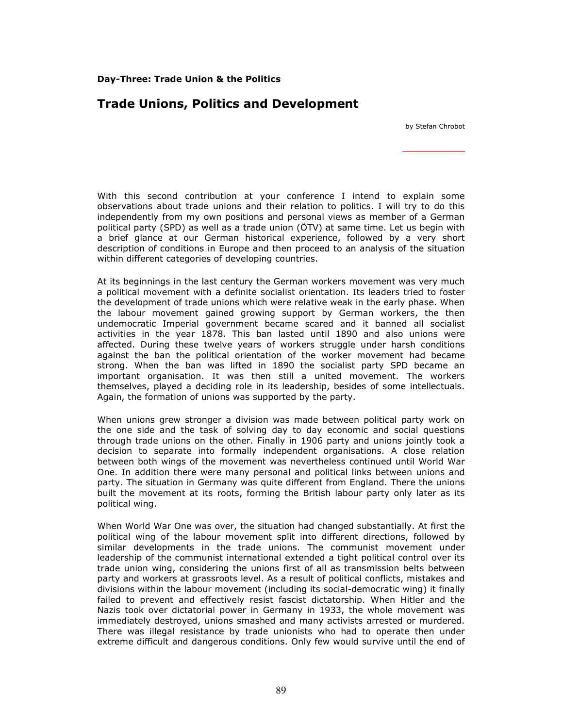**Day-Three: Trade Union & the Politics**

# Trade Unions, Politics and Development

by Stefan Chrobot

With this second contribution at your conference I intend to explain some observations about trade unions and their relation to politics. I will try to do this independently from my own positions and personal views as member of a German political party (SPD) as well as a trade union (ÖTV) at same time. Let us begin with a brief glance at our German historical experience, followed by a very short description of conditions in Europe and then proceed to an analysis of the situation within different categories of developing countries.

At its beginnings in the last century the German workers movement was very much a political movement with a definite socialist orientation. Its leaders tried to foster the development of trade unions which were relative weak in the early phase. When the labour movement gained growing support by German workers, the then undemocratic Imperial government became scared and it banned all socialist activities in the year 1878. This ban lasted until 1890 and also unions were affected. During these twelve years of workers struggle under harsh conditions against the ban the political orientation of the worker movement had became strong. When the ban was lifted in 1890 the socialist party SPD became an important organisation. It was then still a united movement. The workers themselves, played a deciding role in its leadership, besides of some intellectuals. Again, the formation of unions was supported by the party.

When unions grew stronger a division was made between political party work on the one side and the task of solving day to day economic and social questions through trade unions on the other. Finally in 1906 party and unions jointly took a decision to separate into formally independent organisations. A close relation between both wings of the movement was nevertheless continued until World War One. In addition there were many personal and political links between unions and party. The situation in Germany was quite different from England. There the unions built the movement at its roots, forming the British labour party only later as its political wing.

When World War One was over, the situation had changed substantially. At first the political wing of the labour movement split into different directions, followed by similar developments in the trade unions. The communist movement under leadership of the communist international extended a tight political control over its trade union wing, considering the unions first of all as transmission belts between party and workers at grassroots level. As a result of political conflicts, mistakes and divisions within the labour movement (including its social-democratic wing) it finally failed to prevent and effectively resist fascist dictatorship. When Hitler and the Nazis took over dictatorial power in Germany in 1933, the whole movement was immediately destroyed, unions smashed and many activists arrested or murdered. There was illegal resistance by trade unionists who had to operate then under extreme difficult and dangerous conditions. Only few would survive until the end of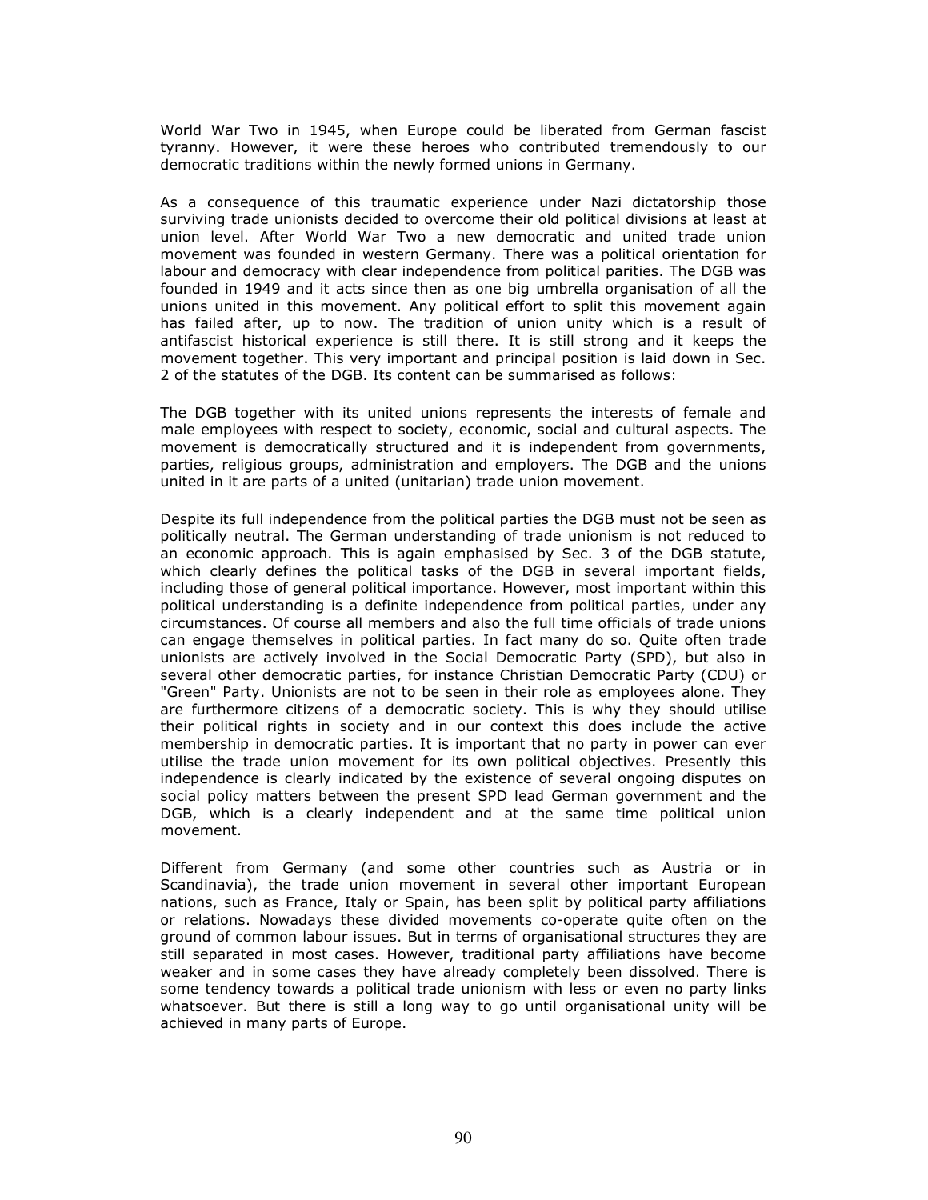World War Two in 1945, when Europe could be liberated from German fascist tyranny. However, it were these heroes who contributed tremendously to our democratic traditions within the newly formed unions in Germany.

As a consequence of this traumatic experience under Nazi dictatorship those surviving trade unionists decided to overcome their old political divisions at least at union level. After World War Two a new democratic and united trade union movement was founded in western Germany. There was a political orientation for labour and democracy with clear independence from political parities. The DGB was founded in 1949 and it acts since then as one big umbrella organisation of all the unions united in this movement. Any political effort to split this movement again has failed after, up to now. The tradition of union unity which is a result of antifascist historical experience is still there. It is still strong and it keeps the movement together. This very important and principal position is laid down in Sec. 2 of the statutes of the DGB. Its content can be summarised as follows:

The DGB together with its united unions represents the interests of female and male employees with respect to society, economic, social and cultural aspects. The movement is democratically structured and it is independent from governments, parties, religious groups, administration and employers. The DGB and the unions united in it are parts of a united (unitarian) trade union movement.

Despite its full independence from the political parties the DGB must not be seen as politically neutral. The German understanding of trade unionism is not reduced to an economic approach. This is again emphasised by Sec. 3 of the DGB statute, which clearly defines the political tasks of the DGB in several important fields, including those of general political importance. However, most important within this political understanding is a definite independence from political parties, under any circumstances. Of course all members and also the full time officials of trade unions can engage themselves in political parties. In fact many do so. Quite often trade unionists are actively involved in the Social Democratic Party (SPD), but also in several other democratic parties, for instance Christian Democratic Party (CDU) or "Green" Party. Unionists are not to be seen in their role as employees alone. They are furthermore citizens of a democratic society. This is why they should utilise their political rights in society and in our context this does include the active membership in democratic parties. It is important that no party in power can ever utilise the trade union movement for its own political objectives. Presently this independence is clearly indicated by the existence of several ongoing disputes on social policy matters between the present SPD lead German government and the DGB, which is a clearly independent and at the same time political union movement.

Different from Germany (and some other countries such as Austria or in Scandinavia), the trade union movement in several other important European nations, such as France, Italy or Spain, has been split by political party affiliations or relations. Nowadays these divided movements co-operate quite often on the ground of common labour issues. But in terms of organisational structures they are still separated in most cases. However, traditional party affiliations have become weaker and in some cases they have already completely been dissolved. There is some tendency towards a political trade unionism with less or even no party links whatsoever. But there is still a long way to go until organisational unity will be achieved in many parts of Europe.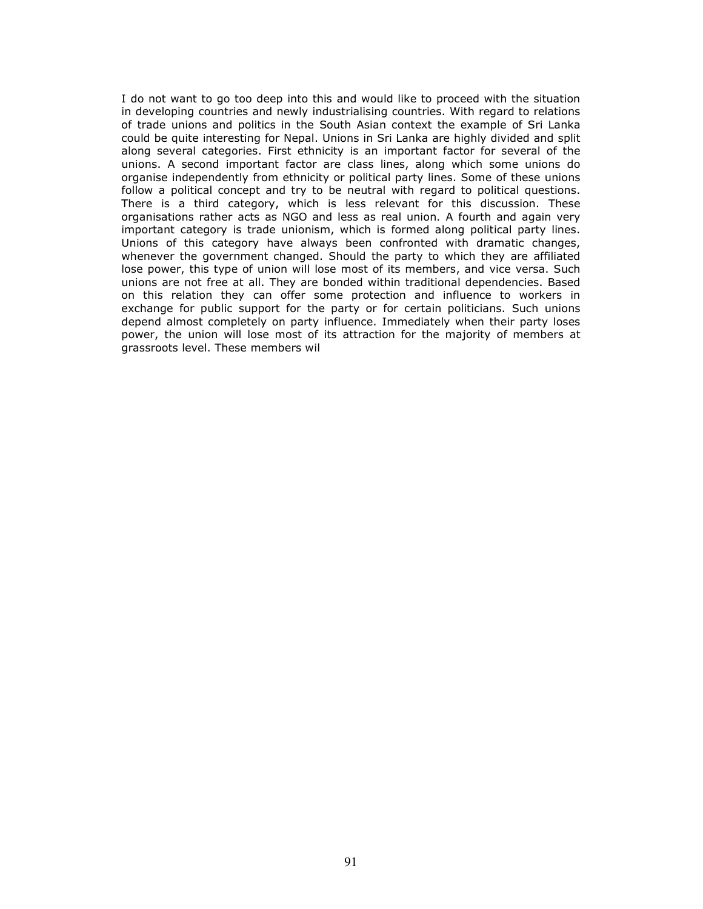I do not want to go too deep into this and would like to proceed with the situation in developing countries and newly industrialising countries. With regard to relations of trade unions and politics in the South Asian context the example of Sri Lanka could be quite interesting for Nepal. Unions in Sri Lanka are highly divided and split along several categories. First ethnicity is an important factor for several of the unions. A second important factor are class lines, along which some unions do organise independently from ethnicity or political party lines. Some of these unions follow a political concept and try to be neutral with regard to political questions. There is a third category, which is less relevant for this discussion. These organisations rather acts as NGO and less as real union. A fourth and again very important category is trade unionism, which is formed along political party lines. Unions of this category have always been confronted with dramatic changes, whenever the government changed. Should the party to which they are affiliated lose power, this type of union will lose most of its members, and vice versa. Such unions are not free at all. They are bonded within traditional dependencies. Based on this relation they can offer some protection and influence to workers in exchange for public support for the party or for certain politicians. Such unions depend almost completely on party influence. Immediately when their party loses power, the union will lose most of its attraction for the majority of members at grassroots level. These members wil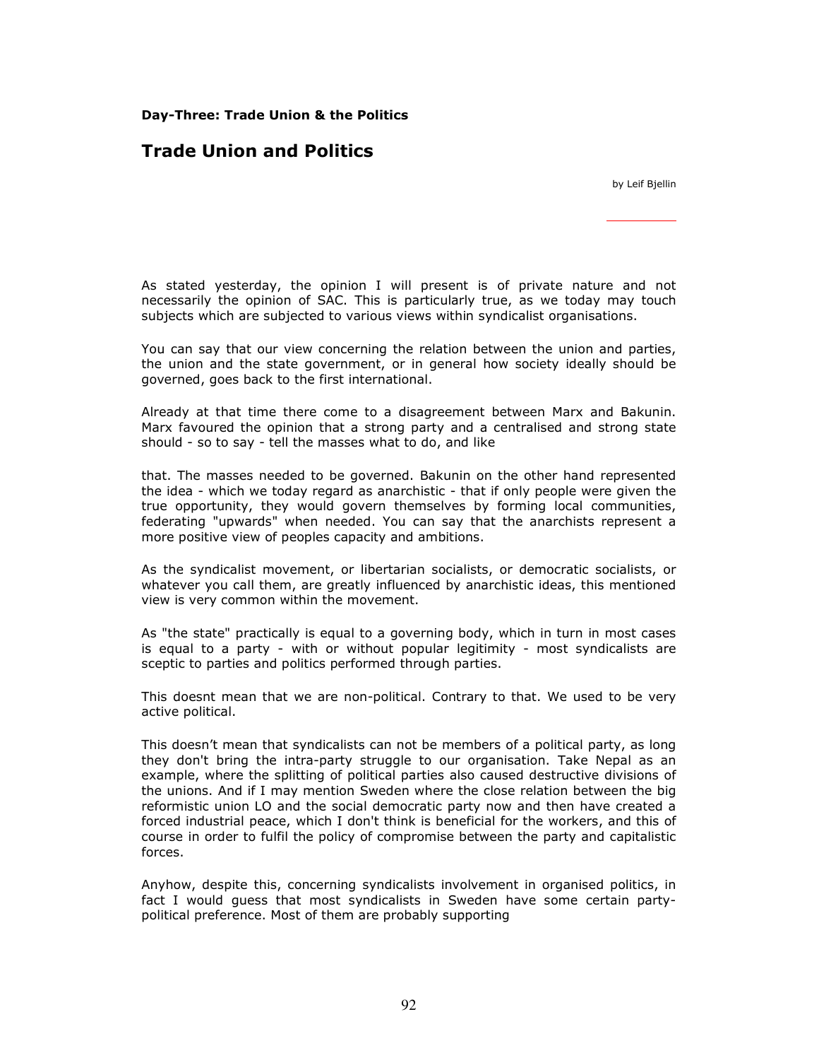**Day-Three: Trade Union & the Politics**

## Trade Union and Politics

by Leif Bjellin

As stated yesterday, the opinion I will present is of private nature and not necessarily the opinion of SAC. This is particularly true, as we today may touch subjects which are subjected to various views within syndicalist organisations.

You can say that our view concerning the relation between the union and parties, the union and the state government, or in general how society ideally should be governed, goes back to the first international.

Already at that time there come to a disagreement between Marx and Bakunin. Marx favoured the opinion that a strong party and a centralised and strong state should - so to say - tell the masses what to do, and like

that. The masses needed to be governed. Bakunin on the other hand represented the idea - which we today regard as anarchistic - that if only people were given the true opportunity, they would govern themselves by forming local communities, federating "upwards" when needed. You can say that the anarchists represent a more positive view of peoples capacity and ambitions.

As the syndicalist movement, or libertarian socialists, or democratic socialists, or whatever you call them, are greatly influenced by anarchistic ideas, this mentioned view is very common within the movement.

As "the state" practically is equal to a governing body, which in turn in most cases is equal to a party - with or without popular legitimity - most syndicalists are sceptic to parties and politics performed through parties.

This doesnt mean that we are non-political. Contrary to that. We used to be very active political.

This doesn't mean that syndicalists can not be members of a political party, as long they don't bring the intra-party struggle to our organisation. Take Nepal as an example, where the splitting of political parties also caused destructive divisions of the unions. And if I may mention Sweden where the close relation between the big reformistic union LO and the social democratic party now and then have created a forced industrial peace, which I don't think is beneficial for the workers, and this of course in order to fulfil the policy of compromise between the party and capitalistic forces.

Anyhow, despite this, concerning syndicalists involvement in organised politics, in fact I would guess that most syndicalists in Sweden have some certain party-political preference. Most of them are probably supporting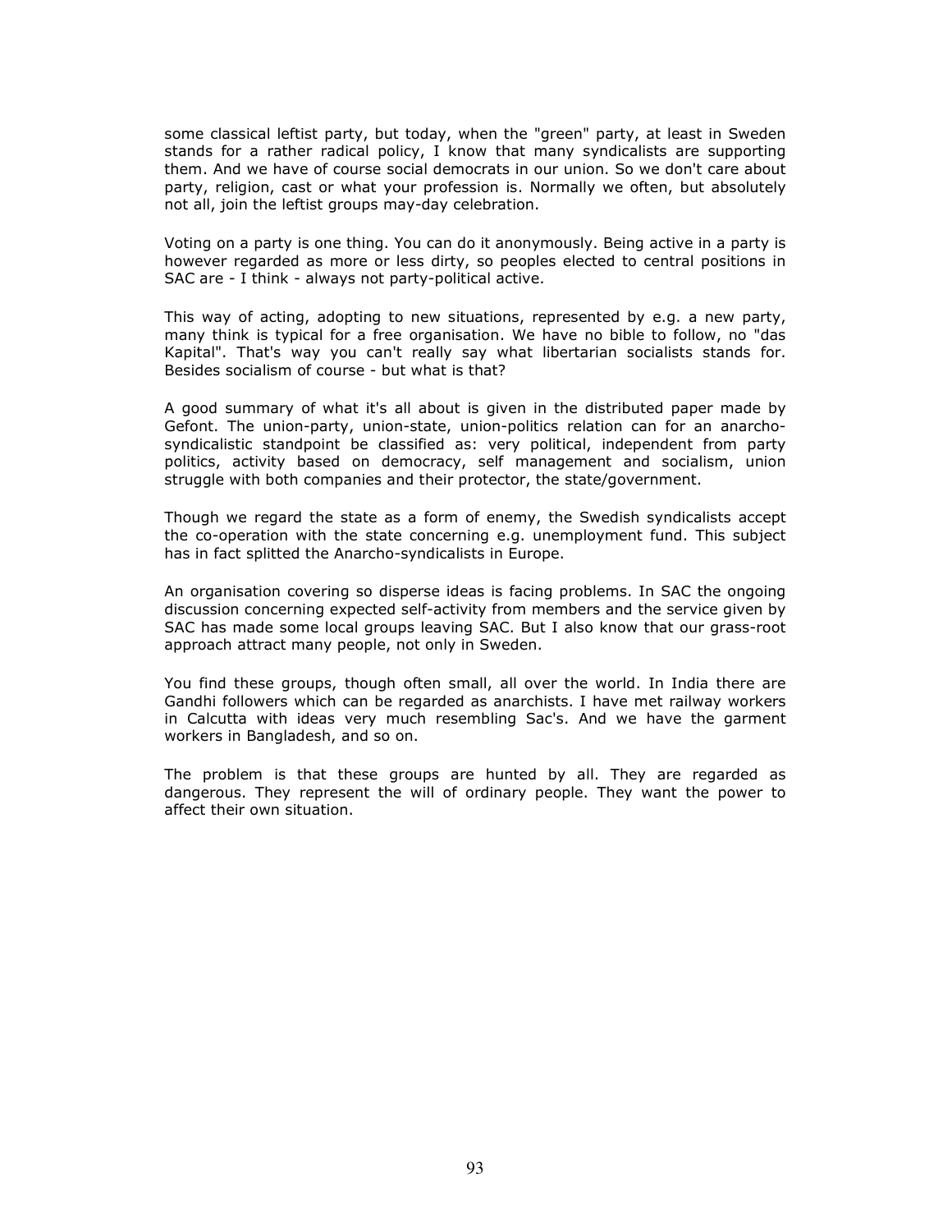some classical leftist party, but today, when the "green" party, at least in Sweden stands for a rather radical policy, I know that many syndicalists are supporting them. And we have of course social democrats in our union. So we don't care about party, religion, cast or what your profession is. Normally we often, but absolutely not all, join the leftist groups may-day celebration.

Voting on a party is one thing. You can do it anonymously. Being active in a party is however regarded as more or less dirty, so peoples elected to central positions in SAC are - I think - always not party-political active.

This way of acting, adopting to new situations, represented by e.g. a new party, many think is typical for a free organisation. We have no bible to follow, no "das Kapital". That's way you can't really say what libertarian socialists stands for. Besides socialism of course - but what is that?

A good summary of what it's all about is given in the distributed paper made by Gefont. The union-party, union-state, union-politics relation can for an anarcho-syndicalistic standpoint be classified as: very political, independent from party politics, activity based on democracy, self management and socialism, union struggle with both companies and their protector, the state/government.

Though we regard the state as a form of enemy, the Swedish syndicalists accept the co-operation with the state concerning e.g. unemployment fund. This subject has in fact splitted the Anarcho-syndicalists in Europe.

An organisation covering so disperse ideas is facing problems. In SAC the ongoing discussion concerning expected self-activity from members and the service given by SAC has made some local groups leaving SAC. But I also know that our grass-root approach attract many people, not only in Sweden.

You find these groups, though often small, all over the world. In India there are Gandhi followers which can be regarded as anarchists. I have met railway workers in Calcutta with ideas very much resembling Sac's. And we have the garment workers in Bangladesh, and so on.

The problem is that these groups are hunted by all. They are regarded as dangerous. They represent the will of ordinary people. They want the power to affect their own situation.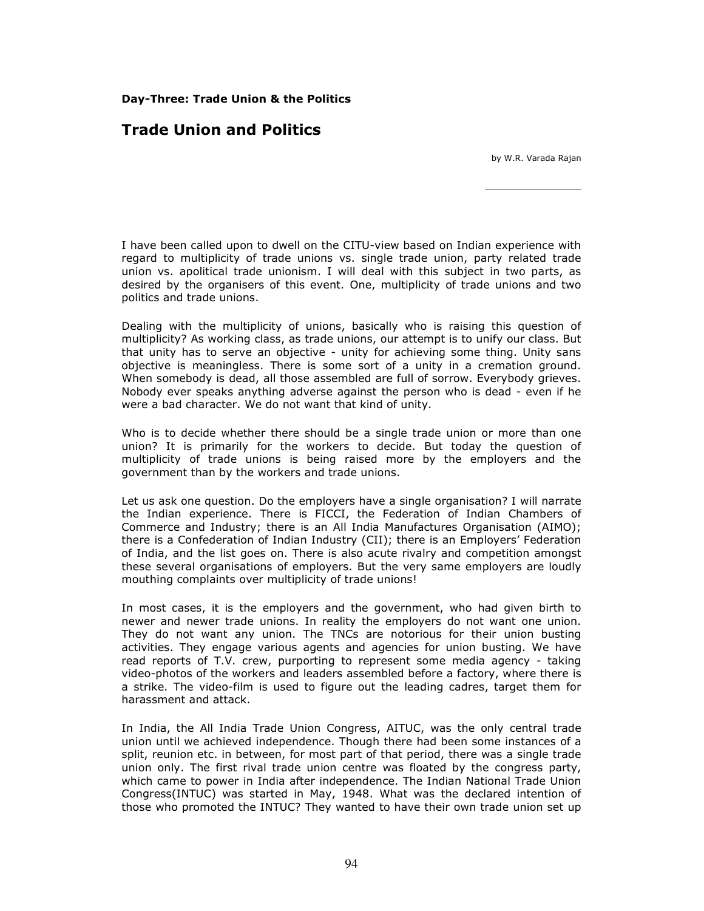**Day-Three: Trade Union & the Politics**

# Trade Union and Politics

by W.R. Varada Rajan

I have been called upon to dwell on the CITU-view based on Indian experience with regard to multiplicity of trade unions vs. single trade union, party related trade union vs. apolitical trade unionism. I will deal with this subject in two parts, as desired by the organisers of this event. One, multiplicity of trade unions and two politics and trade unions.

Dealing with the multiplicity of unions, basically who is raising this question of multiplicity? As working class, as trade unions, our attempt is to unify our class. But that unity has to serve an objective - unity for achieving some thing. Unity sans objective is meaningless. There is some sort of a unity in a cremation ground. When somebody is dead, all those assembled are full of sorrow. Everybody grieves. Nobody ever speaks anything adverse against the person who is dead - even if he were a bad character. We do not want that kind of unity.

Who is to decide whether there should be a single trade union or more than one union? It is primarily for the workers to decide. But today the question of multiplicity of trade unions is being raised more by the employers and the government than by the workers and trade unions.

Let us ask one question. Do the employers have a single organisation? I will narrate the Indian experience. There is FICCI, the Federation of Indian Chambers of Commerce and Industry; there is an All India Manufactures Organisation (AIMO); there is a Confederation of Indian Industry (CII); there is an Employers' Federation of India, and the list goes on. There is also acute rivalry and competition amongst these several organisations of employers. But the very same employers are loudly mouthing complaints over multiplicity of trade unions!

In most cases, it is the employers and the government, who had given birth to newer and newer trade unions. In reality the employers do not want one union. They do not want any union. The TNCs are notorious for their union busting activities. They engage various agents and agencies for union busting. We have read reports of T.V. crew, purporting to represent some media agency - taking video-photos of the workers and leaders assembled before a factory, where there is a strike. The video-film is used to figure out the leading cadres, target them for harassment and attack.

In India, the All India Trade Union Congress, AITUC, was the only central trade union until we achieved independence. Though there had been some instances of a split, reunion etc. in between, for most part of that period, there was a single trade union only. The first rival trade union centre was floated by the congress party, which came to power in India after independence. The Indian National Trade Union Congress(INTUC) was started in May, 1948. What was the declared intention of those who promoted the INTUC? They wanted to have their own trade union set up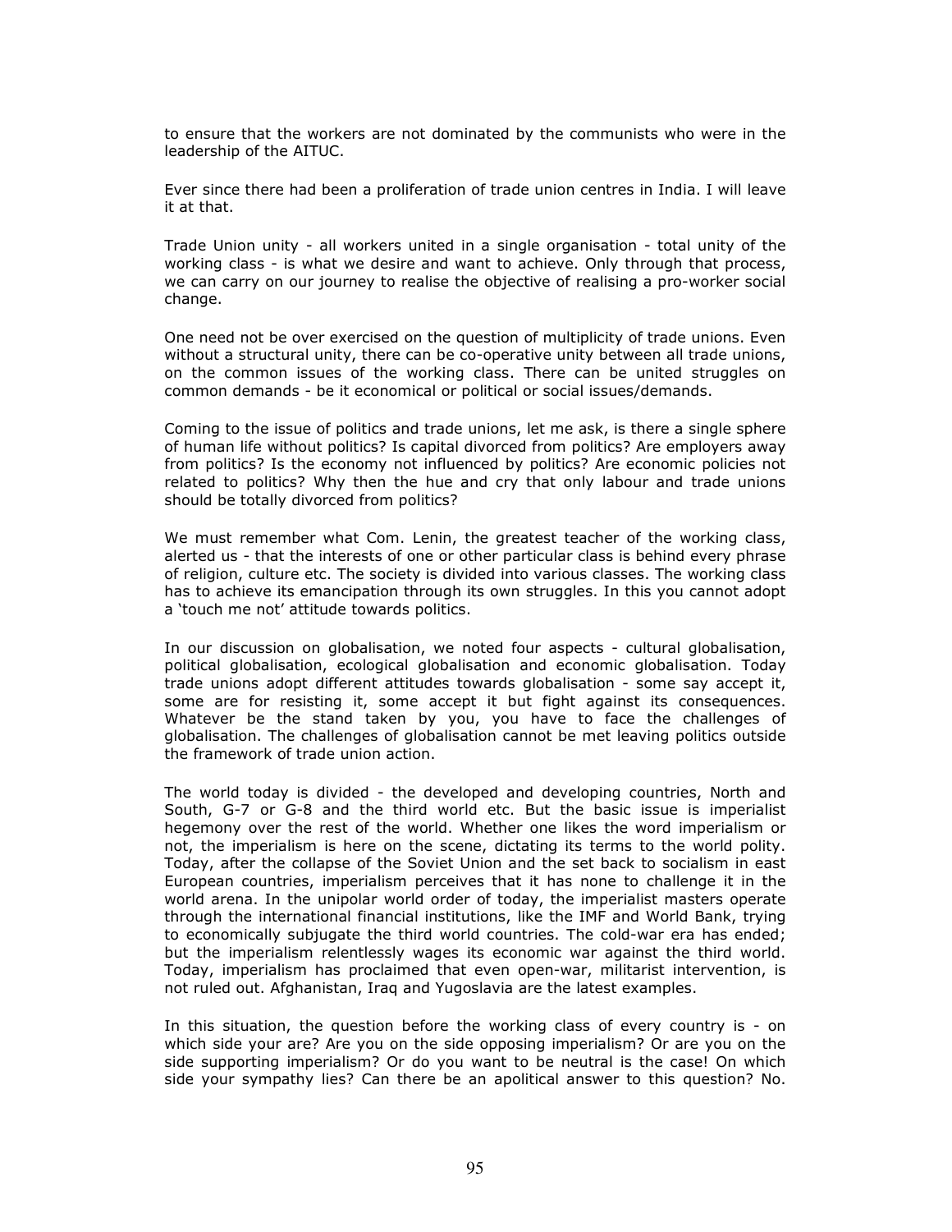to ensure that the workers are not dominated by the communists who were in the leadership of the AITUC.

Ever since there had been a proliferation of trade union centres in India. I will leave it at that.

Trade Union unity - all workers united in a single organisation - total unity of the working class - is what we desire and want to achieve. Only through that process, we can carry on our journey to realise the objective of realising a pro-worker social change.

One need not be over exercised on the question of multiplicity of trade unions. Even without a structural unity, there can be co-operative unity between all trade unions, on the common issues of the working class. There can be united struggles on common demands - be it economical or political or social issues/demands.

Coming to the issue of politics and trade unions, let me ask, is there a single sphere of human life without politics? Is capital divorced from politics? Are employers away from politics? Is the economy not influenced by politics? Are economic policies not related to politics? Why then the hue and cry that only labour and trade unions should be totally divorced from politics?

We must remember what Com. Lenin, the greatest teacher of the working class, alerted us - that the interests of one or other particular class is behind every phrase of religion, culture etc. The society is divided into various classes. The working class has to achieve its emancipation through its own struggles. In this you cannot adopt a 'touch me not' attitude towards politics.

In our discussion on globalisation, we noted four aspects - cultural globalisation, political globalisation, ecological globalisation and economic globalisation. Today trade unions adopt different attitudes towards globalisation - some say accept it, some are for resisting it, some accept it but fight against its consequences. Whatever be the stand taken by you, you have to face the challenges of globalisation. The challenges of globalisation cannot be met leaving politics outside the framework of trade union action.

The world today is divided - the developed and developing countries, North and South, G-7 or G-8 and the third world etc. But the basic issue is imperialist hegemony over the rest of the world. Whether one likes the word imperialism or not, the imperialism is here on the scene, dictating its terms to the world polity. Today, after the collapse of the Soviet Union and the set back to socialism in east European countries, imperialism perceives that it has none to challenge it in the world arena. In the unipolar world order of today, the imperialist masters operate through the international financial institutions, like the IMF and World Bank, trying to economically subjugate the third world countries. The cold-war era has ended; but the imperialism relentlessly wages its economic war against the third world. Today, imperialism has proclaimed that even open-war, militarist intervention, is not ruled out. Afghanistan, Iraq and Yugoslavia are the latest examples.

In this situation, the question before the working class of every country is - on which side your are? Are you on the side opposing imperialism? Or are you on the side supporting imperialism? Or do you want to be neutral is the case! On which side your sympathy lies? Can there be an apolitical answer to this question? No.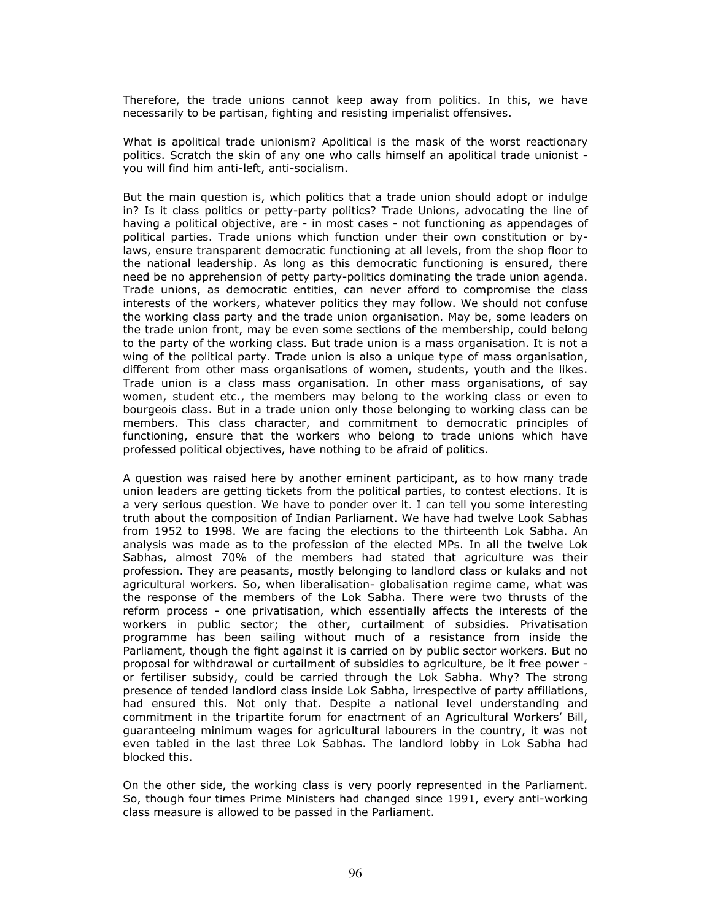Therefore, the trade unions cannot keep away from politics. In this, we have necessarily to be partisan, fighting and resisting imperialist offensives.

What is apolitical trade unionism? Apolitical is the mask of the worst reactionary politics. Scratch the skin of any one who calls himself an apolitical trade unionist - you will find him anti-left, anti-socialism.

But the main question is, which politics that a trade union should adopt or indulge in? Is it class politics or petty-party politics? Trade Unions, advocating the line of having a political objective, are - in most cases - not functioning as appendages of political parties. Trade unions which function under their own constitution or by-laws, ensure transparent democratic functioning at all levels, from the shop floor to the national leadership. As long as this democratic functioning is ensured, there need be no apprehension of petty party-politics dominating the trade union agenda. Trade unions, as democratic entities, can never afford to compromise the class interests of the workers, whatever politics they may follow. We should not confuse the working class party and the trade union organisation. May be, some leaders on the trade union front, may be even some sections of the membership, could belong to the party of the working class. But trade union is a mass organisation. It is not a wing of the political party. Trade union is also a unique type of mass organisation, different from other mass organisations of women, students, youth and the likes. Trade union is a class mass organisation. In other mass organisations, of say women, student etc., the members may belong to the working class or even to bourgeois class. But in a trade union only those belonging to working class can be members. This class character, and commitment to democratic principles of functioning, ensure that the workers who belong to trade unions which have professed political objectives, have nothing to be afraid of politics.

A question was raised here by another eminent participant, as to how many trade union leaders are getting tickets from the political parties, to contest elections. It is a very serious question. We have to ponder over it. I can tell you some interesting truth about the composition of Indian Parliament. We have had twelve Look Sabhas from 1952 to 1998. We are facing the elections to the thirteenth Lok Sabha. An analysis was made as to the profession of the elected MPs. In all the twelve Lok Sabhas, almost 70% of the members had stated that agriculture was their profession. They are peasants, mostly belonging to landlord class or kulaks and not agricultural workers. So, when liberalisation- globalisation regime came, what was the response of the members of the Lok Sabha. There were two thrusts of the reform process - one privatisation, which essentially affects the interests of the workers in public sector; the other, curtailment of subsidies. Privatisation programme has been sailing without much of a resistance from inside the Parliament, though the fight against it is carried on by public sector workers. But no proposal for withdrawal or curtailment of subsidies to agriculture, be it free power - or fertiliser subsidy, could be carried through the Lok Sabha. Why? The strong presence of tended landlord class inside Lok Sabha, irrespective of party affiliations, had ensured this. Not only that. Despite a national level understanding and commitment in the tripartite forum for enactment of an Agricultural Workers' Bill, guaranteeing minimum wages for agricultural labourers in the country, it was not even tabled in the last three Lok Sabhas. The landlord lobby in Lok Sabha had blocked this.

On the other side, the working class is very poorly represented in the Parliament. So, though four times Prime Ministers had changed since 1991, every anti-working class measure is allowed to be passed in the Parliament.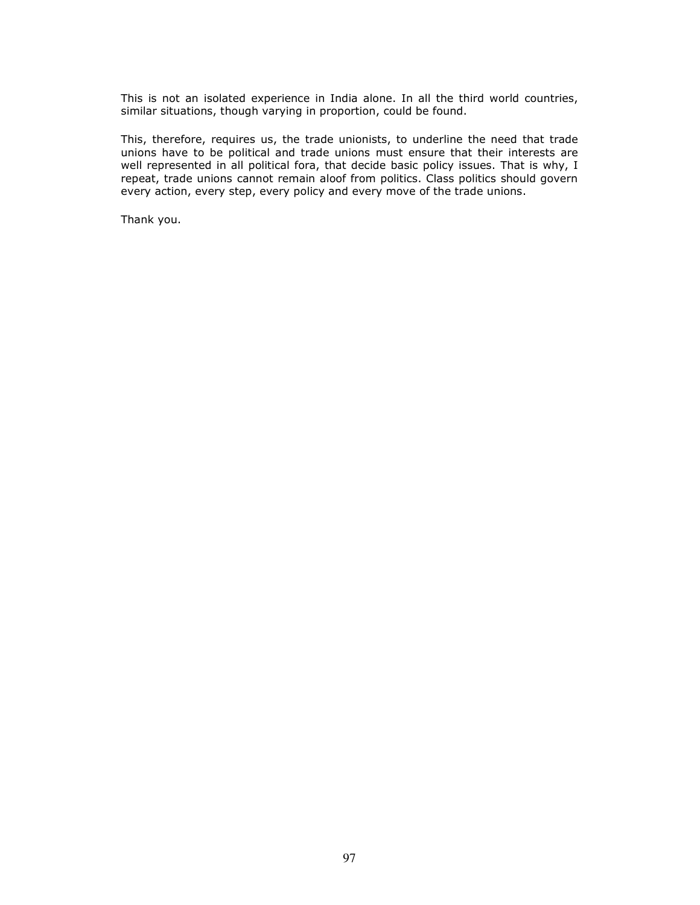This is not an isolated experience in India alone. In all the third world countries, similar situations, though varying in proportion, could be found.

This, therefore, requires us, the trade unionists, to underline the need that trade unions have to be political and trade unions must ensure that their interests are well represented in all political fora, that decide basic policy issues. That is why, I repeat, trade unions cannot remain aloof from politics. Class politics should govern every action, every step, every policy and every move of the trade unions.

Thank you.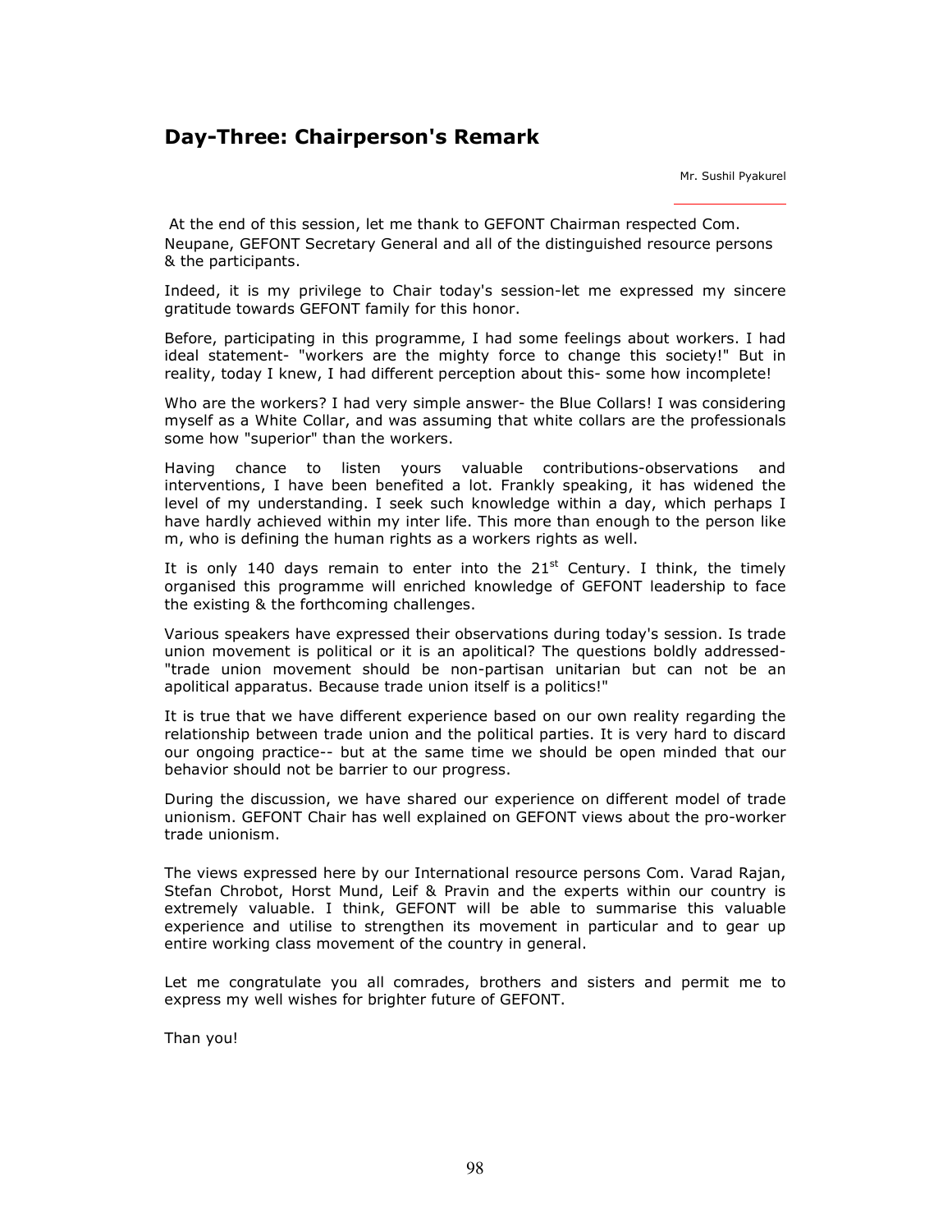## Day-Three: Chairperson's Remark

Mr. Sushil Pyakurel

At the end of this session, let me thank to GEFONT Chairman respected Com. Neupane, GEFONT Secretary General and all of the distinguished resource persons & the participants.

Indeed, it is my privilege to Chair today's session-let me expressed my sincere gratitude towards GEFONT family for this honor.

Before, participating in this programme, I had some feelings about workers. I had ideal statement- "workers are the mighty force to change this society!" But in reality, today I knew, I had different perception about this- some how incomplete!

Who are the workers? I had very simple answer- the Blue Collars! I was considering myself as a White Collar, and was assuming that white collars are the professionals some how "superior" than the workers.

Having chance to listen yours valuable contributions-observations and interventions, I have been benefited a lot. Frankly speaking, it has widened the level of my understanding. I seek such knowledge within a day, which perhaps I have hardly achieved within my inter life. This more than enough to the person like m, who is defining the human rights as a workers rights as well.

It is only 140 days remain to enter into the 21st Century. I think, the timely organised this programme will enriched knowledge of GEFONT leadership to face the existing & the forthcoming challenges.

Various speakers have expressed their observations during today's session. Is trade union movement is political or it is an apolitical? The questions boldly addressed- "trade union movement should be non-partisan unitarian but can not be an apolitical apparatus. Because trade union itself is a politics!"

It is true that we have different experience based on our own reality regarding the relationship between trade union and the political parties. It is very hard to discard our ongoing practice-- but at the same time we should be open minded that our behavior should not be barrier to our progress.

During the discussion, we have shared our experience on different model of trade unionism. GEFONT Chair has well explained on GEFONT views about the pro-worker trade unionism.

The views expressed here by our International resource persons Com. Varad Rajan, Stefan Chrobot, Horst Mund, Leif & Pravin and the experts within our country is extremely valuable. I think, GEFONT will be able to summarise this valuable experience and utilise to strengthen its movement in particular and to gear up entire working class movement of the country in general.

Let me congratulate you all comrades, brothers and sisters and permit me to express my well wishes for brighter future of GEFONT.

Than you!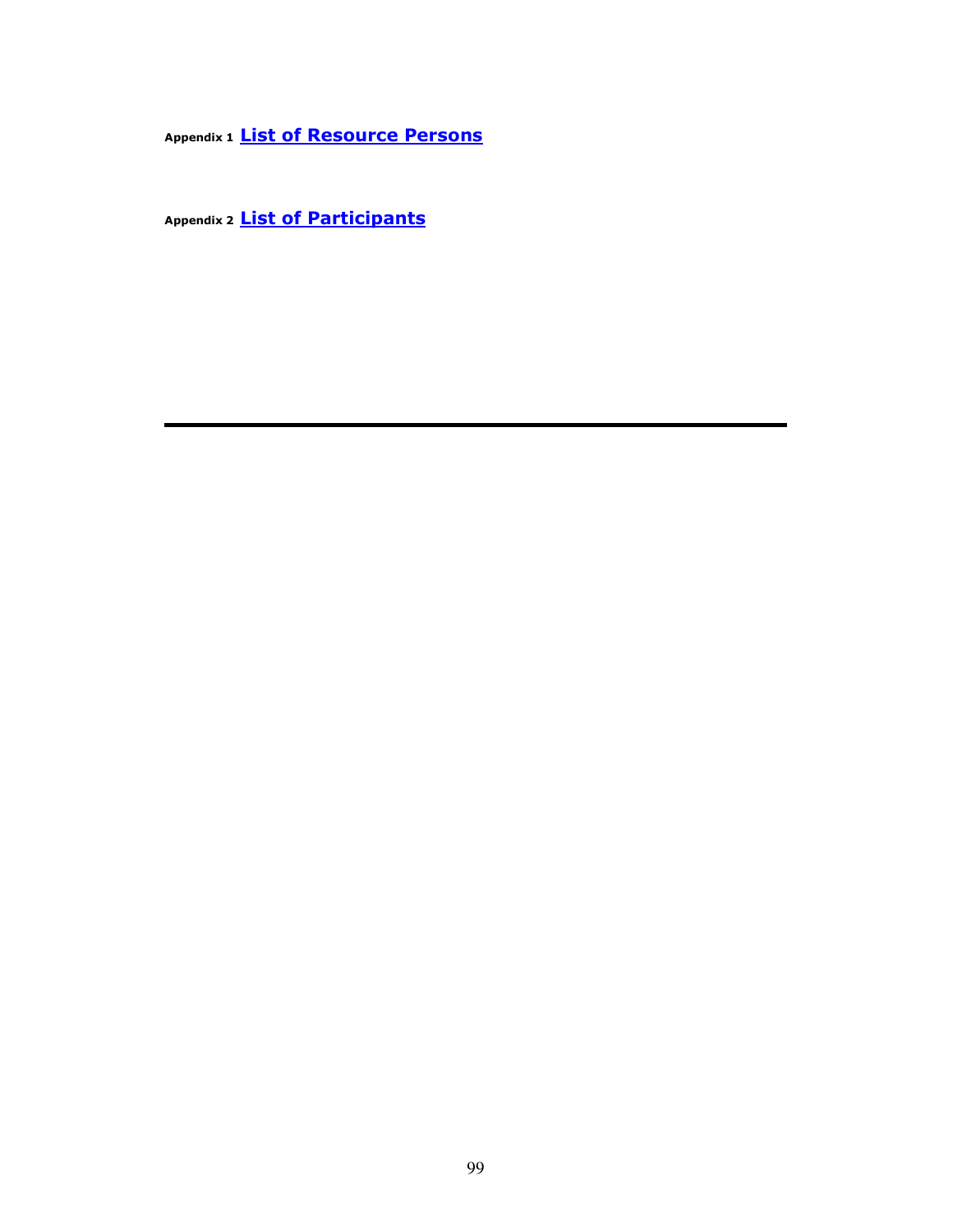**Appendix 1** **List of Resource Persons**

**Appendix 2** **List of Participants**

---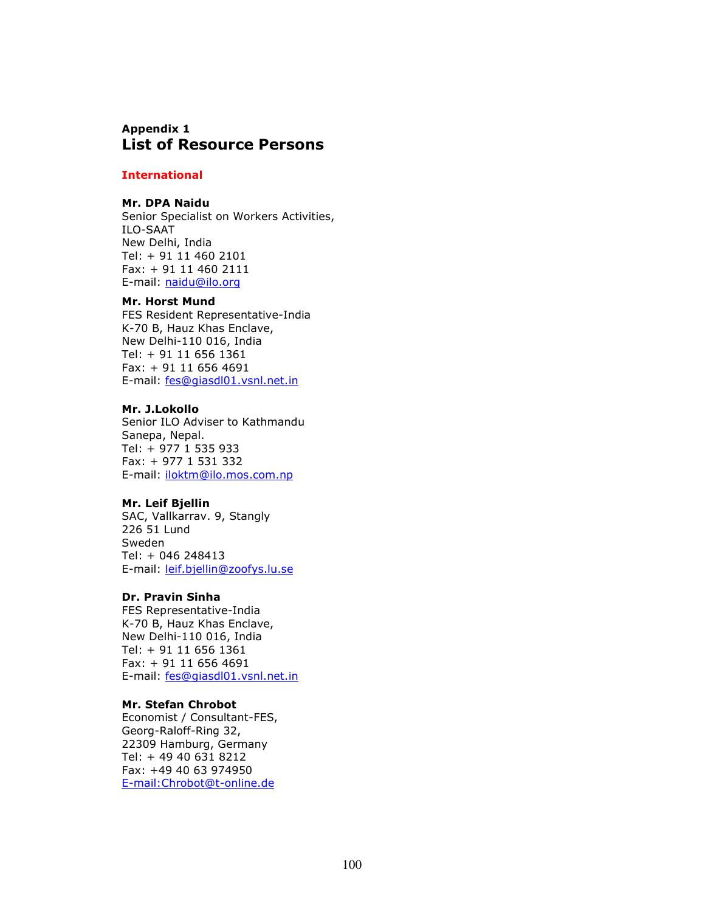**Appendix 1**

# List of Resource Persons

## International

**Mr. DPA Naidu**
Senior Specialist on Workers Activities,
ILO-SAAT
New Delhi, India
Tel: + 91 11 460 2101
Fax: + 91 11 460 2111
E-mail: naidu@ilo.org

**Mr. Horst Mund**
FES Resident Representative-India
K-70 B, Hauz Khas Enclave,
New Delhi-110 016, India
Tel: + 91 11 656 1361
Fax: + 91 11 656 4691
E-mail: fes@giasdl01.vsnl.net.in

**Mr. J.Lokollo**
Senior ILO Adviser to Kathmandu
Sanepa, Nepal.
Tel: + 977 1 535 933
Fax: + 977 1 531 332
E-mail: iloktm@ilo.mos.com.np

**Mr. Leif Bjellin**
SAC, Vallkarrav. 9, Stangly
226 51 Lund
Sweden
Tel: + 046 248413
E-mail: leif.bjellin@zoofys.lu.se

**Dr. Pravin Sinha**
FES Representative-India
K-70 B, Hauz Khas Enclave,
New Delhi-110 016, India
Tel: + 91 11 656 1361
Fax: + 91 11 656 4691
E-mail: fes@giasdl01.vsnl.net.in

**Mr. Stefan Chrobot**
Economist / Consultant-FES,
Georg-Raloff-Ring 32,
22309 Hamburg, Germany
Tel: + 49 40 631 8212
Fax: +49 40 63 974950
E-mail:Chrobot@t-online.de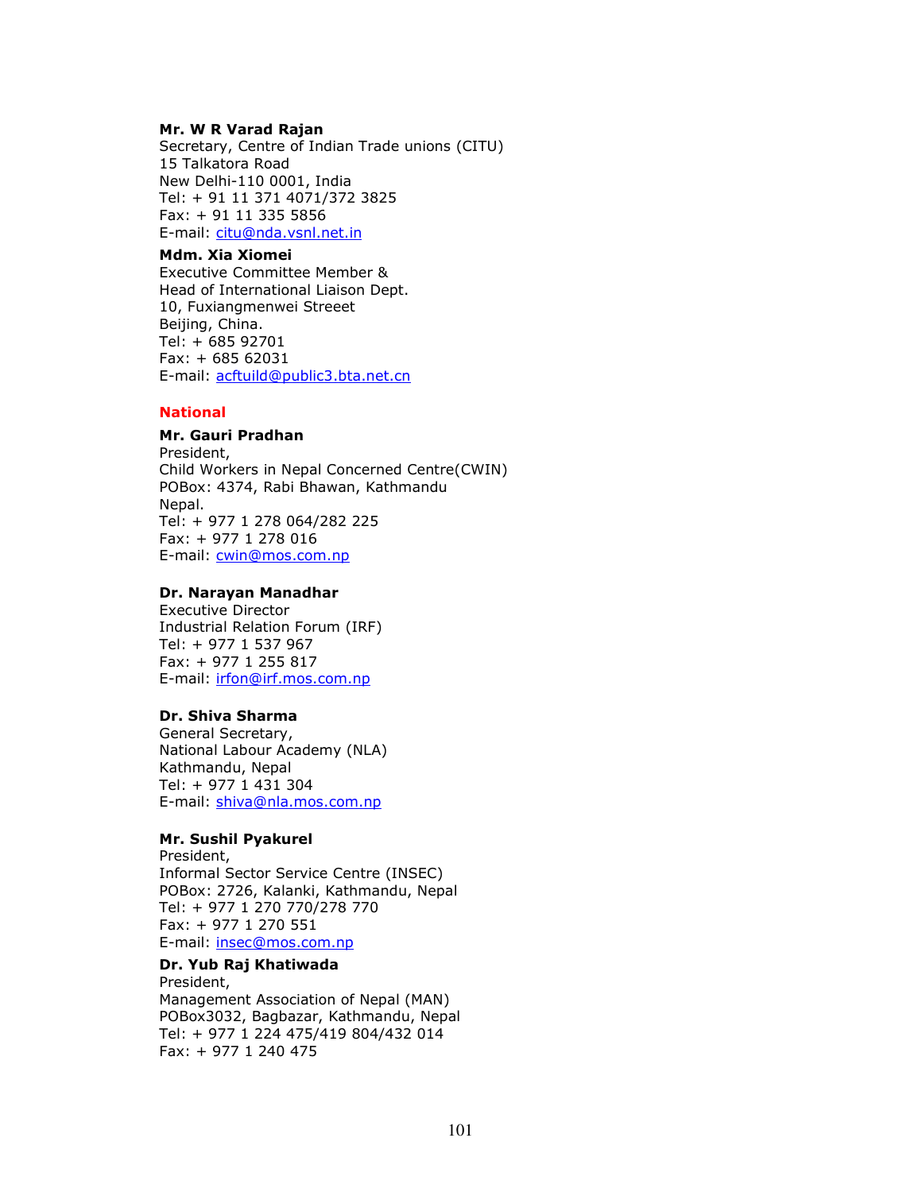**Mr. W R Varad Rajan**
Secretary, Centre of Indian Trade unions (CITU)
15 Talkatora Road
New Delhi-110 0001, India
Tel: + 91 11 371 4071/372 3825
Fax: + 91 11 335 5856
E-mail: citu@nda.vsnl.net.in

**Mdm. Xia Xiomei**
Executive Committee Member &
Head of International Liaison Dept.
10, Fuxiangmenwei Streeet
Beijing, China.
Tel: + 685 92701
Fax: + 685 62031
E-mail: acftuild@public3.bta.net.cn

**National**

**Mr. Gauri Pradhan**
President,
Child Workers in Nepal Concerned Centre(CWIN)
POBox: 4374, Rabi Bhawan, Kathmandu
Nepal.
Tel: + 977 1 278 064/282 225
Fax: + 977 1 278 016
E-mail: cwin@mos.com.np

**Dr. Narayan Manadhar**
Executive Director
Industrial Relation Forum (IRF)
Tel: + 977 1 537 967
Fax: + 977 1 255 817
E-mail: irfon@irf.mos.com.np

**Dr. Shiva Sharma**
General Secretary,
National Labour Academy (NLA)
Kathmandu, Nepal
Tel: + 977 1 431 304
E-mail: shiva@nla.mos.com.np

**Mr. Sushil Pyakurel**
President,
Informal Sector Service Centre (INSEC)
POBox: 2726, Kalanki, Kathmandu, Nepal
Tel: + 977 1 270 770/278 770
Fax: + 977 1 270 551
E-mail: insec@mos.com.np

**Dr. Yub Raj Khatiwada**
President,
Management Association of Nepal (MAN)
POBox3032, Bagbazar, Kathmandu, Nepal
Tel: + 977 1 224 475/419 804/432 014
Fax: + 977 1 240 475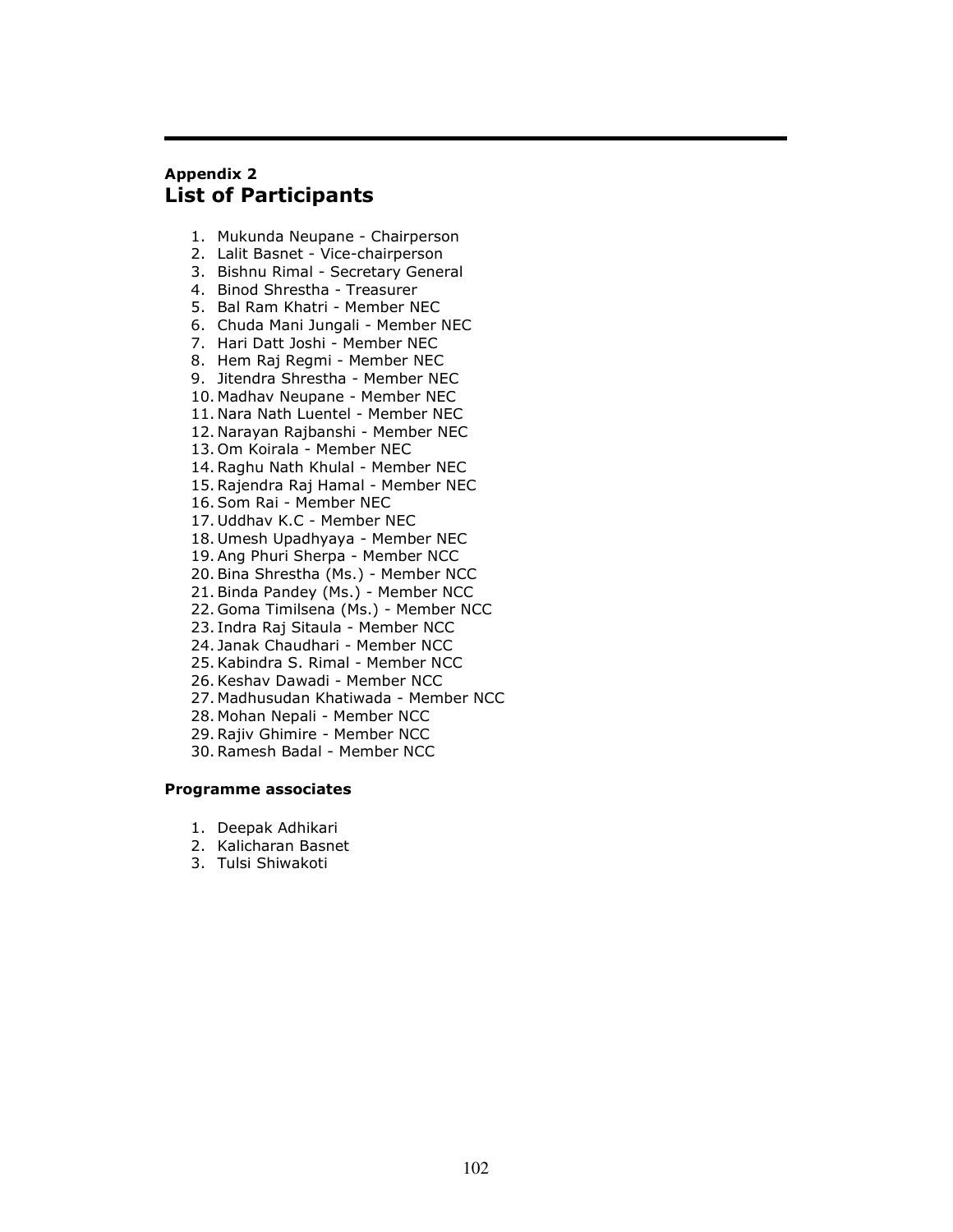**Appendix 2**

# List of Participants

1. Mukunda Neupane - Chairperson
2. Lalit Basnet - Vice-chairperson
3. Bishnu Rimal - Secretary General
4. Binod Shrestha - Treasurer
5. Bal Ram Khatri - Member NEC
6. Chuda Mani Jungali - Member NEC
7. Hari Datt Joshi - Member NEC
8. Hem Raj Regmi - Member NEC
9. Jitendra Shrestha - Member NEC
10. Madhav Neupane - Member NEC
11. Nara Nath Luentel - Member NEC
12. Narayan Rajbanshi - Member NEC
13. Om Koirala - Member NEC
14. Raghu Nath Khulal - Member NEC
15. Rajendra Raj Hamal - Member NEC
16. Som Rai - Member NEC
17. Uddhav K.C - Member NEC
18. Umesh Upadhyaya - Member NEC
19. Ang Phuri Sherpa - Member NCC
20. Bina Shrestha (Ms.) - Member NCC
21. Binda Pandey (Ms.) - Member NCC
22. Goma Timilsena (Ms.) - Member NCC
23. Indra Raj Sitaula - Member NCC
24. Janak Chaudhari - Member NCC
25. Kabindra S. Rimal - Member NCC
26. Keshav Dawadi - Member NCC
27. Madhusudan Khatiwada - Member NCC
28. Mohan Nepali - Member NCC
29. Rajiv Ghimire - Member NCC
30. Ramesh Badal - Member NCC

**Programme associates**

1. Deepak Adhikari
2. Kalicharan Basnet
3. Tulsi Shiwakoti